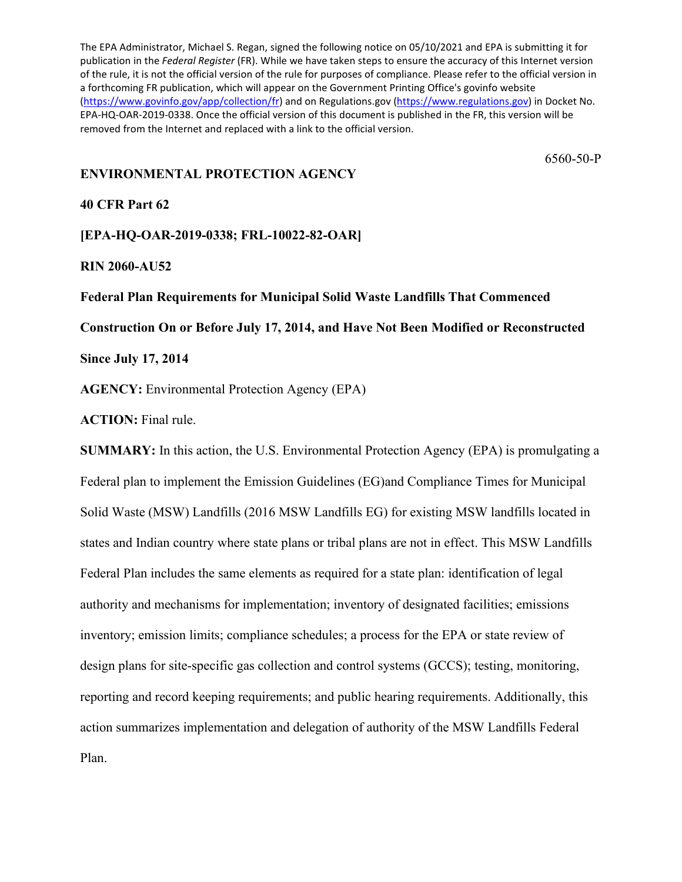The EPA Administrator, Michael S. Regan, signed the following notice on 05/10/2021 and EPA is submitting it for publication in the *Federal Register* (FR). While we have taken steps to ensure the accuracy of this Internet version of the rule, it is not the official version of the rule for purposes of compliance. Please refer to the official version in a forthcoming FR publication, which will appear on the Government Printing Office's govinfo website (https://www.govinfo.gov/app/collection/fr) and on Regulations.gov (https://www.regulations.gov) in Docket No. EPA-HQ-OAR-2019-0338. Once the official version of this document is published in the FR, this version will be removed from the Internet and replaced with a link to the official version.

6560-50-P

**ENVIRONMENTAL PROTECTION AGENCY**

**40 CFR Part 62**

**[EPA-HQ-OAR-2019-0338; FRL-10022-82-OAR]**

**RIN 2060-AU52**

**Federal Plan Requirements for Municipal Solid Waste Landfills That Commenced Construction On or Before July 17, 2014, and Have Not Been Modified or Reconstructed Since July 17, 2014**

**AGENCY:** Environmental Protection Agency (EPA)

**ACTION:** Final rule.

**SUMMARY:** In this action, the U.S. Environmental Protection Agency (EPA) is promulgating a Federal plan to implement the Emission Guidelines (EG)and Compliance Times for Municipal Solid Waste (MSW) Landfills (2016 MSW Landfills EG) for existing MSW landfills located in states and Indian country where state plans or tribal plans are not in effect. This MSW Landfills Federal Plan includes the same elements as required for a state plan: identification of legal authority and mechanisms for implementation; inventory of designated facilities; emissions inventory; emission limits; compliance schedules; a process for the EPA or state review of design plans for site-specific gas collection and control systems (GCCS); testing, monitoring, reporting and record keeping requirements; and public hearing requirements. Additionally, this action summarizes implementation and delegation of authority of the MSW Landfills Federal Plan.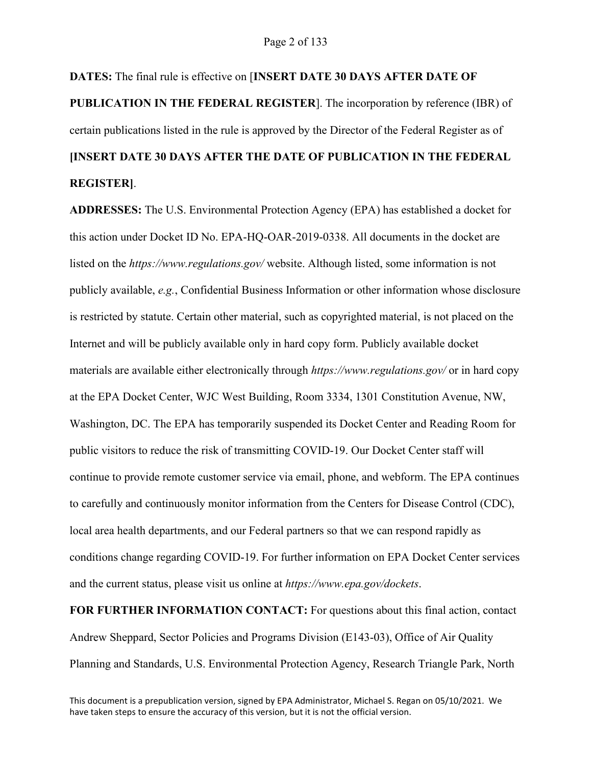**DATES:** The final rule is effective on [**INSERT DATE 30 DAYS AFTER DATE OF PUBLICATION IN THE FEDERAL REGISTER**]. The incorporation by reference (IBR) of certain publications listed in the rule is approved by the Director of the Federal Register as of **[INSERT DATE 30 DAYS AFTER THE DATE OF PUBLICATION IN THE FEDERAL REGISTER]**.

**ADDRESSES:** The U.S. Environmental Protection Agency (EPA) has established a docket for this action under Docket ID No. EPA-HQ-OAR-2019-0338. All documents in the docket are listed on the *https://www.regulations.gov/* website. Although listed, some information is not publicly available, *e.g.*, Confidential Business Information or other information whose disclosure is restricted by statute. Certain other material, such as copyrighted material, is not placed on the Internet and will be publicly available only in hard copy form. Publicly available docket materials are available either electronically through *https://www.regulations.gov/* or in hard copy at the EPA Docket Center, WJC West Building, Room 3334, 1301 Constitution Avenue, NW, Washington, DC. The EPA has temporarily suspended its Docket Center and Reading Room for public visitors to reduce the risk of transmitting COVID-19. Our Docket Center staff will continue to provide remote customer service via email, phone, and webform. The EPA continues to carefully and continuously monitor information from the Centers for Disease Control (CDC), local area health departments, and our Federal partners so that we can respond rapidly as conditions change regarding COVID-19. For further information on EPA Docket Center services and the current status, please visit us online at *https://www.epa.gov/dockets*.

**FOR FURTHER INFORMATION CONTACT:** For questions about this final action, contact Andrew Sheppard, Sector Policies and Programs Division (E143-03), Office of Air Quality Planning and Standards, U.S. Environmental Protection Agency, Research Triangle Park, North

This document is a prepublication version, signed by EPA Administrator, Michael S. Regan on 05/10/2021. We have taken steps to ensure the accuracy of this version, but it is not the official version.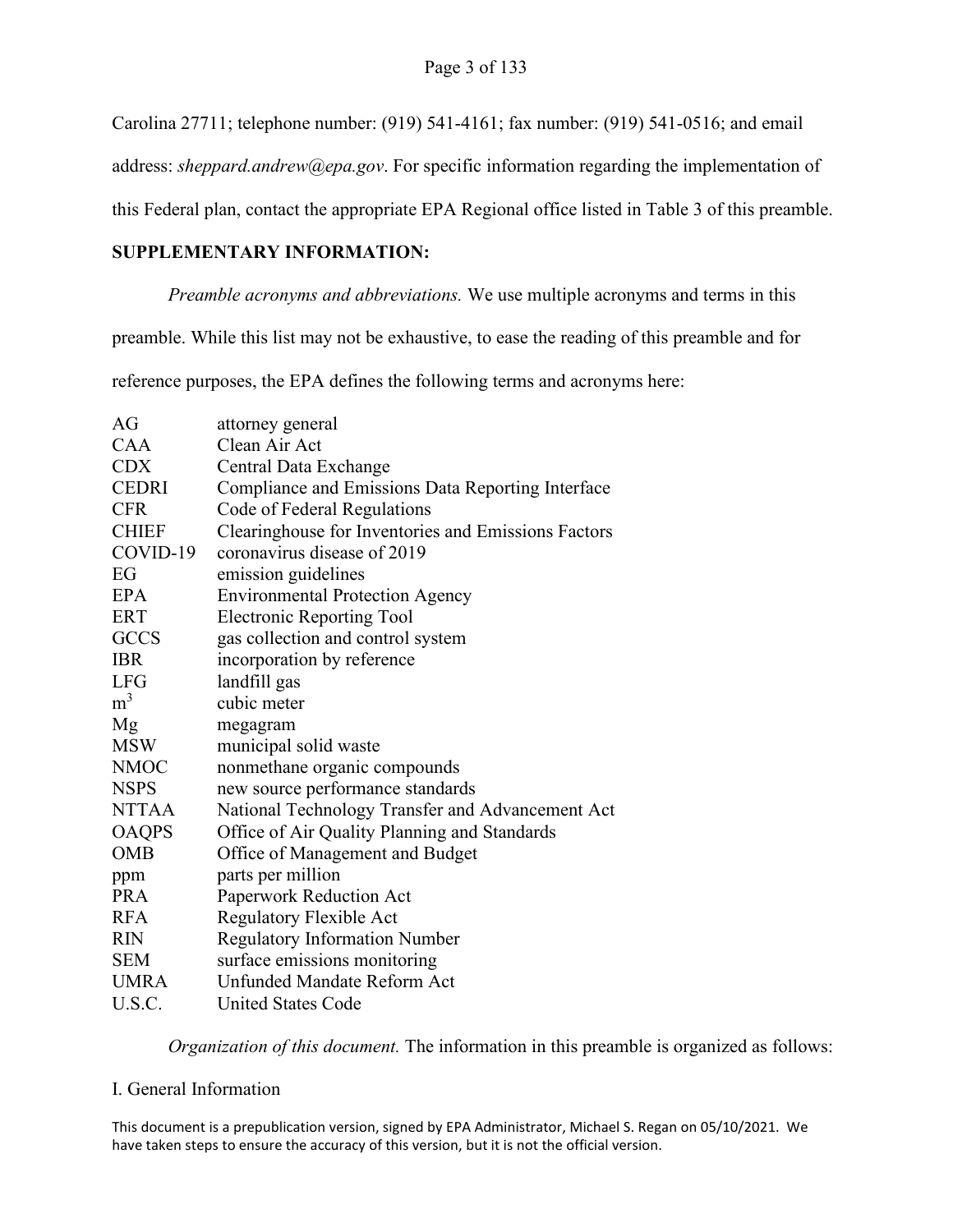Carolina 27711; telephone number: (919) 541-4161; fax number: (919) 541-0516; and email address: *sheppard.andrew@epa.gov*. For specific information regarding the implementation of this Federal plan, contact the appropriate EPA Regional office listed in Table 3 of this preamble.

**SUPPLEMENTARY INFORMATION:**

*Preamble acronyms and abbreviations.* We use multiple acronyms and terms in this preamble. While this list may not be exhaustive, to ease the reading of this preamble and for reference purposes, the EPA defines the following terms and acronyms here:

| | |
|---|---|
| AG | attorney general |
| CAA | Clean Air Act |
| CDX | Central Data Exchange |
| CEDRI | Compliance and Emissions Data Reporting Interface |
| CFR | Code of Federal Regulations |
| CHIEF | Clearinghouse for Inventories and Emissions Factors |
| COVID-19 | coronavirus disease of 2019 |
| EG | emission guidelines |
| EPA | Environmental Protection Agency |
| ERT | Electronic Reporting Tool |
| GCCS | gas collection and control system |
| IBR | incorporation by reference |
| LFG | landfill gas |
| $m^3$ | cubic meter |
| Mg | megagram |
| MSW | municipal solid waste |
| NMOC | nonmethane organic compounds |
| NSPS | new source performance standards |
| NTTAA | National Technology Transfer and Advancement Act |
| OAQPS | Office of Air Quality Planning and Standards |
| OMB | Office of Management and Budget |
| ppm | parts per million |
| PRA | Paperwork Reduction Act |
| RFA | Regulatory Flexible Act |
| RIN | Regulatory Information Number |
| SEM | surface emissions monitoring |
| UMRA | Unfunded Mandate Reform Act |
| U.S.C. | United States Code |

*Organization of this document.* The information in this preamble is organized as follows:

I. General Information

This document is a prepublication version, signed by EPA Administrator, Michael S. Regan on 05/10/2021. We have taken steps to ensure the accuracy of this version, but it is not the official version.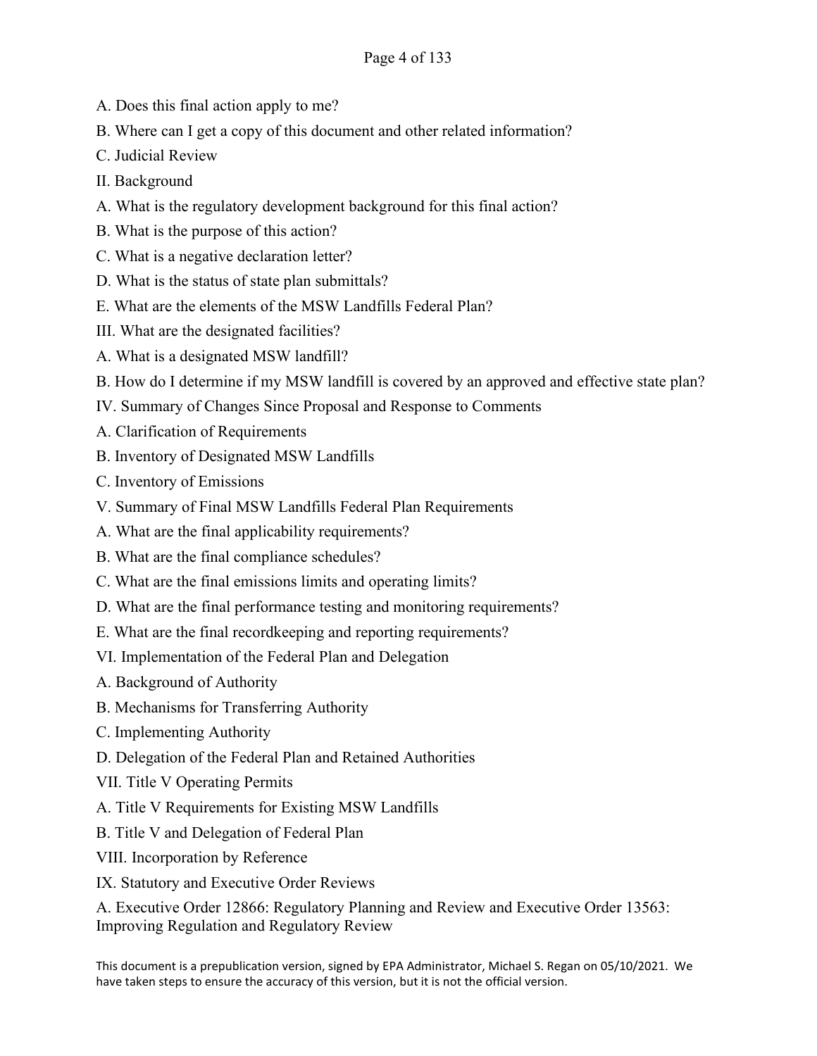A. Does this final action apply to me?

B. Where can I get a copy of this document and other related information?

C. Judicial Review

II. Background

A. What is the regulatory development background for this final action?

B. What is the purpose of this action?

C. What is a negative declaration letter?

D. What is the status of state plan submittals?

E. What are the elements of the MSW Landfills Federal Plan?

III. What are the designated facilities?

A. What is a designated MSW landfill?

B. How do I determine if my MSW landfill is covered by an approved and effective state plan?

IV. Summary of Changes Since Proposal and Response to Comments

A. Clarification of Requirements

B. Inventory of Designated MSW Landfills

C. Inventory of Emissions

V. Summary of Final MSW Landfills Federal Plan Requirements

A. What are the final applicability requirements?

B. What are the final compliance schedules?

C. What are the final emissions limits and operating limits?

D. What are the final performance testing and monitoring requirements?

E. What are the final recordkeeping and reporting requirements?

VI. Implementation of the Federal Plan and Delegation

A. Background of Authority

B. Mechanisms for Transferring Authority

C. Implementing Authority

D. Delegation of the Federal Plan and Retained Authorities

VII. Title V Operating Permits

A. Title V Requirements for Existing MSW Landfills

B. Title V and Delegation of Federal Plan

VIII. Incorporation by Reference

IX. Statutory and Executive Order Reviews

A. Executive Order 12866: Regulatory Planning and Review and Executive Order 13563: Improving Regulation and Regulatory Review

This document is a prepublication version, signed by EPA Administrator, Michael S. Regan on 05/10/2021. We have taken steps to ensure the accuracy of this version, but it is not the official version.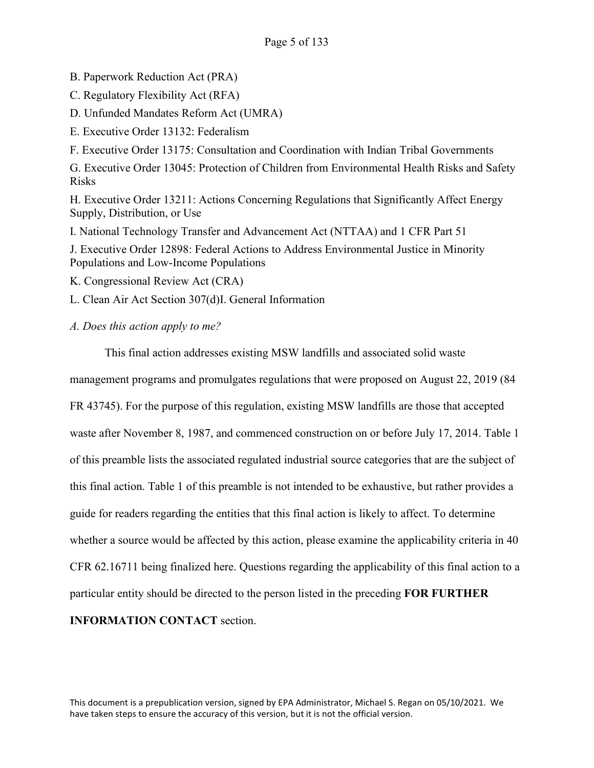B. Paperwork Reduction Act (PRA)

C. Regulatory Flexibility Act (RFA)

D. Unfunded Mandates Reform Act (UMRA)

E. Executive Order 13132: Federalism

F. Executive Order 13175: Consultation and Coordination with Indian Tribal Governments

G. Executive Order 13045: Protection of Children from Environmental Health Risks and Safety Risks

H. Executive Order 13211: Actions Concerning Regulations that Significantly Affect Energy Supply, Distribution, or Use

I. National Technology Transfer and Advancement Act (NTTAA) and 1 CFR Part 51

J. Executive Order 12898: Federal Actions to Address Environmental Justice in Minority Populations and Low-Income Populations

K. Congressional Review Act (CRA)

L. Clean Air Act Section 307(d)I. General Information

*A. Does this action apply to me?*

This final action addresses existing MSW landfills and associated solid waste management programs and promulgates regulations that were proposed on August 22, 2019 (84 FR 43745). For the purpose of this regulation, existing MSW landfills are those that accepted waste after November 8, 1987, and commenced construction on or before July 17, 2014. Table 1 of this preamble lists the associated regulated industrial source categories that are the subject of this final action. Table 1 of this preamble is not intended to be exhaustive, but rather provides a guide for readers regarding the entities that this final action is likely to affect. To determine whether a source would be affected by this action, please examine the applicability criteria in 40 CFR 62.16711 being finalized here. Questions regarding the applicability of this final action to a particular entity should be directed to the person listed in the preceding **FOR FURTHER INFORMATION CONTACT** section.

This document is a prepublication version, signed by EPA Administrator, Michael S. Regan on 05/10/2021. We have taken steps to ensure the accuracy of this version, but it is not the official version.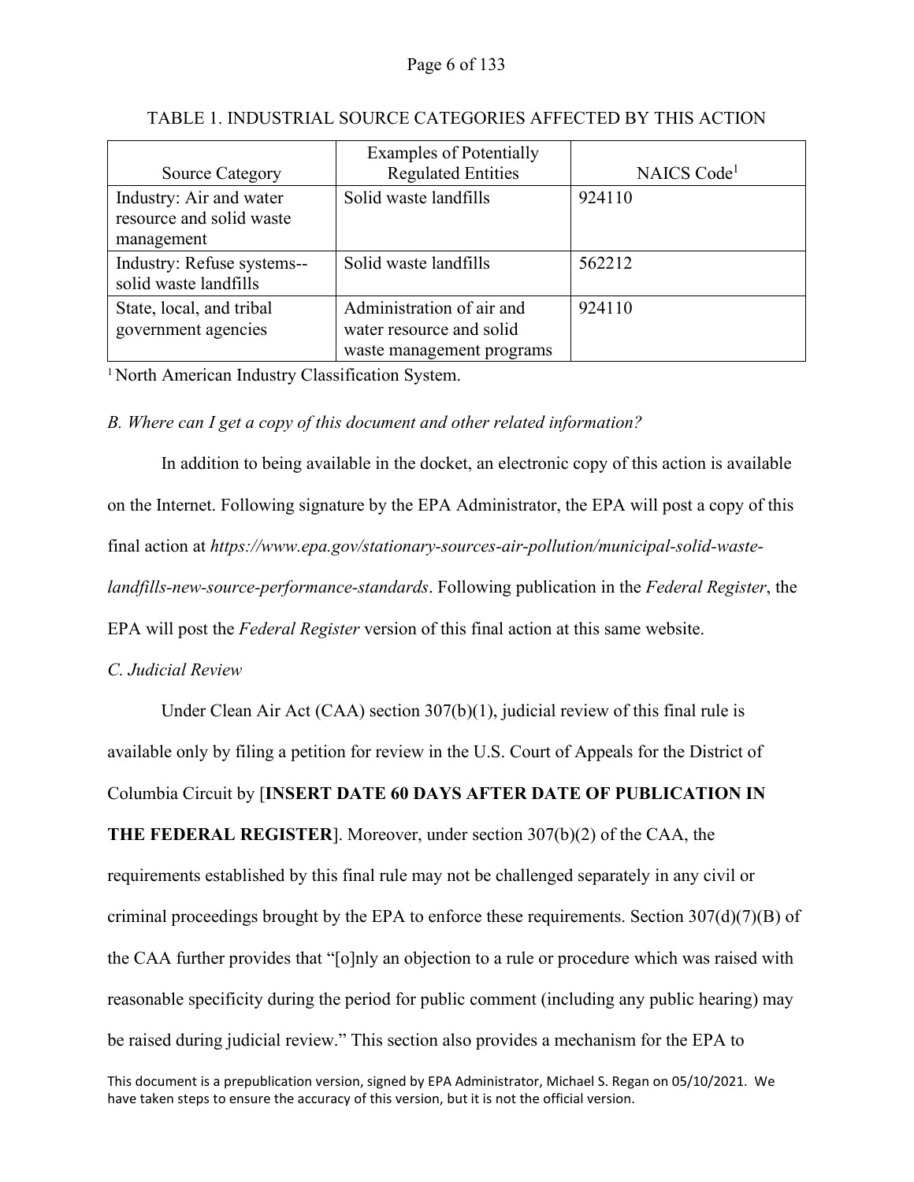TABLE 1. INDUSTRIAL SOURCE CATEGORIES AFFECTED BY THIS ACTION

| Source Category | Examples of Potentially Regulated Entities | NAICS Code[1] |
|---|---|---|
| Industry: Air and water resource and solid waste management | Solid waste landfills | 924110 |
| Industry: Refuse systems--solid waste landfills | Solid waste landfills | 562212 |
| State, local, and tribal government agencies | Administration of air and water resource and solid waste management programs | 924110 |

[1] North American Industry Classification System.

*B. Where can I get a copy of this document and other related information?*

In addition to being available in the docket, an electronic copy of this action is available on the Internet. Following signature by the EPA Administrator, the EPA will post a copy of this final action at *https://www.epa.gov/stationary-sources-air-pollution/municipal-solid-waste-landfills-new-source-performance-standards*. Following publication in the *Federal Register*, the EPA will post the *Federal Register* version of this final action at this same website.

*C. Judicial Review*

Under Clean Air Act (CAA) section 307(b)(1), judicial review of this final rule is available only by filing a petition for review in the U.S. Court of Appeals for the District of Columbia Circuit by [**INSERT DATE 60 DAYS AFTER DATE OF PUBLICATION IN THE FEDERAL REGISTER**]. Moreover, under section 307(b)(2) of the CAA, the requirements established by this final rule may not be challenged separately in any civil or criminal proceedings brought by the EPA to enforce these requirements. Section 307(d)(7)(B) of the CAA further provides that "[o]nly an objection to a rule or procedure which was raised with reasonable specificity during the period for public comment (including any public hearing) may be raised during judicial review." This section also provides a mechanism for the EPA to

This document is a prepublication version, signed by EPA Administrator, Michael S. Regan on 05/10/2021. We have taken steps to ensure the accuracy of this version, but it is not the official version.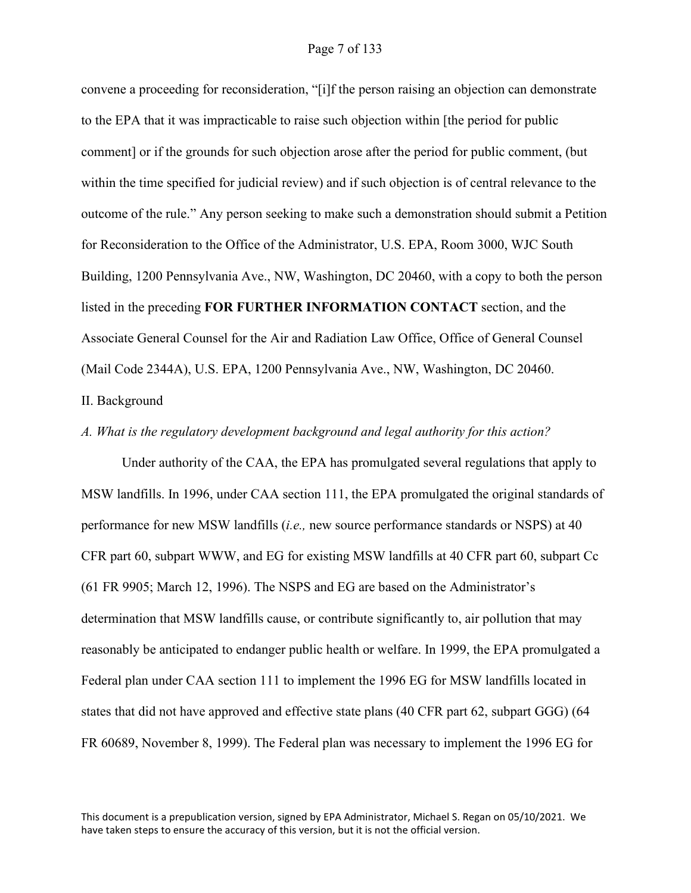convene a proceeding for reconsideration, "[i]f the person raising an objection can demonstrate to the EPA that it was impracticable to raise such objection within [the period for public comment] or if the grounds for such objection arose after the period for public comment, (but within the time specified for judicial review) and if such objection is of central relevance to the outcome of the rule." Any person seeking to make such a demonstration should submit a Petition for Reconsideration to the Office of the Administrator, U.S. EPA, Room 3000, WJC South Building, 1200 Pennsylvania Ave., NW, Washington, DC 20460, with a copy to both the person listed in the preceding **FOR FURTHER INFORMATION CONTACT** section, and the Associate General Counsel for the Air and Radiation Law Office, Office of General Counsel (Mail Code 2344A), U.S. EPA, 1200 Pennsylvania Ave., NW, Washington, DC 20460.

## II. Background

### *A. What is the regulatory development background and legal authority for this action?*

Under authority of the CAA, the EPA has promulgated several regulations that apply to MSW landfills. In 1996, under CAA section 111, the EPA promulgated the original standards of performance for new MSW landfills (*i.e.,* new source performance standards or NSPS) at 40 CFR part 60, subpart WWW, and EG for existing MSW landfills at 40 CFR part 60, subpart Cc (61 FR 9905; March 12, 1996). The NSPS and EG are based on the Administrator's determination that MSW landfills cause, or contribute significantly to, air pollution that may reasonably be anticipated to endanger public health or welfare. In 1999, the EPA promulgated a Federal plan under CAA section 111 to implement the 1996 EG for MSW landfills located in states that did not have approved and effective state plans (40 CFR part 62, subpart GGG) (64 FR 60689, November 8, 1999). The Federal plan was necessary to implement the 1996 EG for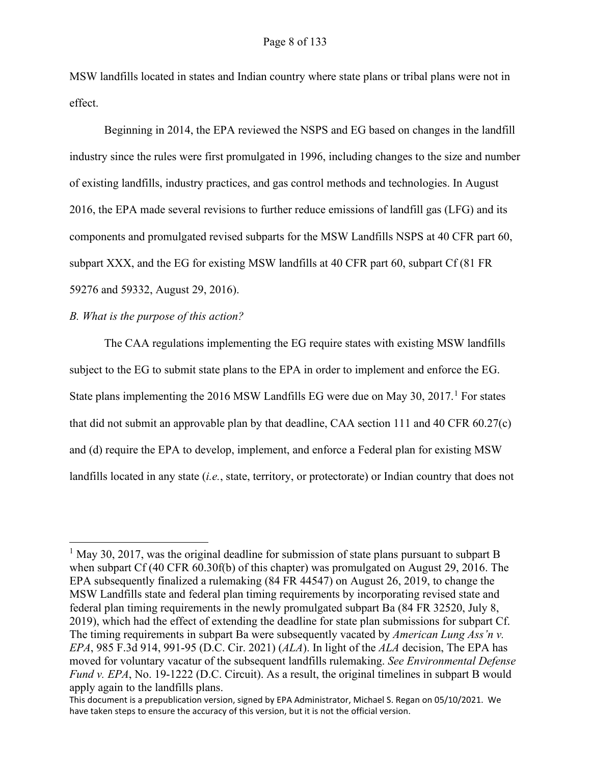MSW landfills located in states and Indian country where state plans or tribal plans were not in effect.

Beginning in 2014, the EPA reviewed the NSPS and EG based on changes in the landfill industry since the rules were first promulgated in 1996, including changes to the size and number of existing landfills, industry practices, and gas control methods and technologies. In August 2016, the EPA made several revisions to further reduce emissions of landfill gas (LFG) and its components and promulgated revised subparts for the MSW Landfills NSPS at 40 CFR part 60, subpart XXX, and the EG for existing MSW landfills at 40 CFR part 60, subpart Cf (81 FR 59276 and 59332, August 29, 2016).

*B. What is the purpose of this action?*

The CAA regulations implementing the EG require states with existing MSW landfills subject to the EG to submit state plans to the EPA in order to implement and enforce the EG. State plans implementing the 2016 MSW Landfills EG were due on May 30, 2017.[1] For states that did not submit an approvable plan by that deadline, CAA section 111 and 40 CFR 60.27(c) and (d) require the EPA to develop, implement, and enforce a Federal plan for existing MSW landfills located in any state (*i.e.*, state, territory, or protectorate) or Indian country that does not

[1] May 30, 2017, was the original deadline for submission of state plans pursuant to subpart B when subpart Cf (40 CFR 60.30f(b) of this chapter) was promulgated on August 29, 2016. The EPA subsequently finalized a rulemaking (84 FR 44547) on August 26, 2019, to change the MSW Landfills state and federal plan timing requirements by incorporating revised state and federal plan timing requirements in the newly promulgated subpart Ba (84 FR 32520, July 8, 2019), which had the effect of extending the deadline for state plan submissions for subpart Cf. The timing requirements in subpart Ba were subsequently vacated by *American Lung Ass'n v. EPA*, 985 F.3d 914, 991-95 (D.C. Cir. 2021) (*ALA*). In light of the *ALA* decision, The EPA has moved for voluntary vacatur of the subsequent landfills rulemaking. *See Environmental Defense Fund v. EPA*, No. 19-1222 (D.C. Circuit). As a result, the original timelines in subpart B would apply again to the landfills plans.

This document is a prepublication version, signed by EPA Administrator, Michael S. Regan on 05/10/2021. We have taken steps to ensure the accuracy of this version, but it is not the official version.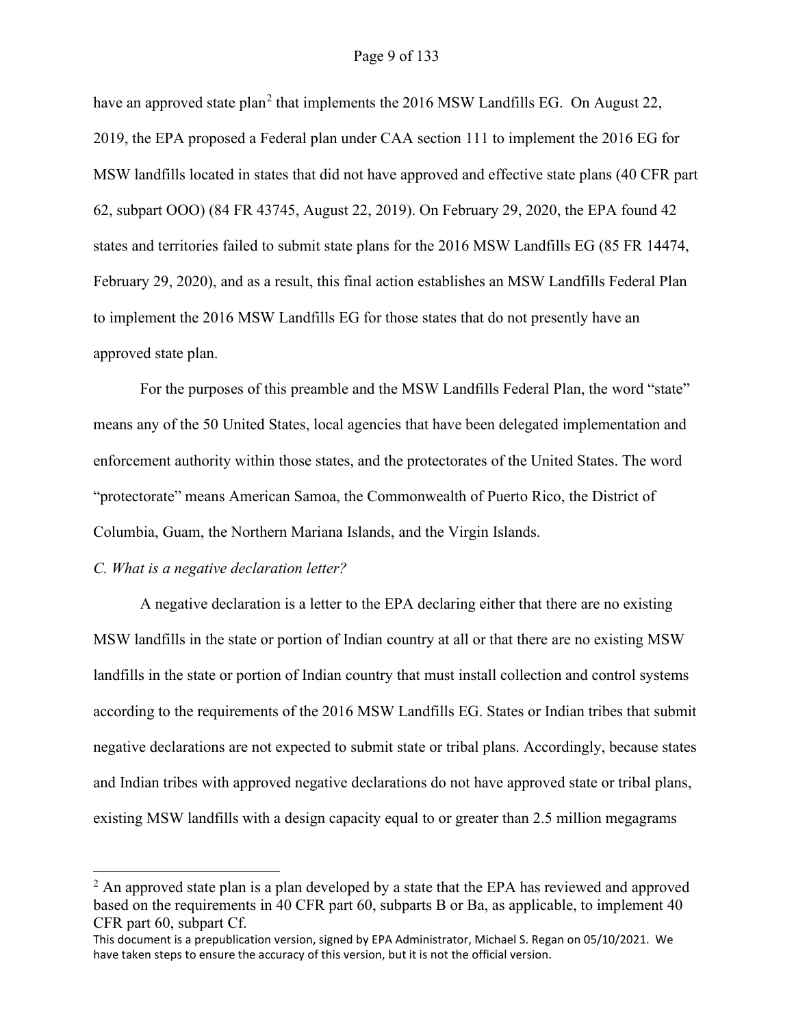have an approved state plan[2] that implements the 2016 MSW Landfills EG. On August 22, 2019, the EPA proposed a Federal plan under CAA section 111 to implement the 2016 EG for MSW landfills located in states that did not have approved and effective state plans (40 CFR part 62, subpart OOO) (84 FR 43745, August 22, 2019). On February 29, 2020, the EPA found 42 states and territories failed to submit state plans for the 2016 MSW Landfills EG (85 FR 14474, February 29, 2020), and as a result, this final action establishes an MSW Landfills Federal Plan to implement the 2016 MSW Landfills EG for those states that do not presently have an approved state plan.

For the purposes of this preamble and the MSW Landfills Federal Plan, the word "state" means any of the 50 United States, local agencies that have been delegated implementation and enforcement authority within those states, and the protectorates of the United States. The word "protectorate" means American Samoa, the Commonwealth of Puerto Rico, the District of Columbia, Guam, the Northern Mariana Islands, and the Virgin Islands.

*C. What is a negative declaration letter?*

A negative declaration is a letter to the EPA declaring either that there are no existing MSW landfills in the state or portion of Indian country at all or that there are no existing MSW landfills in the state or portion of Indian country that must install collection and control systems according to the requirements of the 2016 MSW Landfills EG. States or Indian tribes that submit negative declarations are not expected to submit state or tribal plans. Accordingly, because states and Indian tribes with approved negative declarations do not have approved state or tribal plans, existing MSW landfills with a design capacity equal to or greater than 2.5 million megagrams

[2] An approved state plan is a plan developed by a state that the EPA has reviewed and approved based on the requirements in 40 CFR part 60, subparts B or Ba, as applicable, to implement 40 CFR part 60, subpart Cf.

This document is a prepublication version, signed by EPA Administrator, Michael S. Regan on 05/10/2021. We have taken steps to ensure the accuracy of this version, but it is not the official version.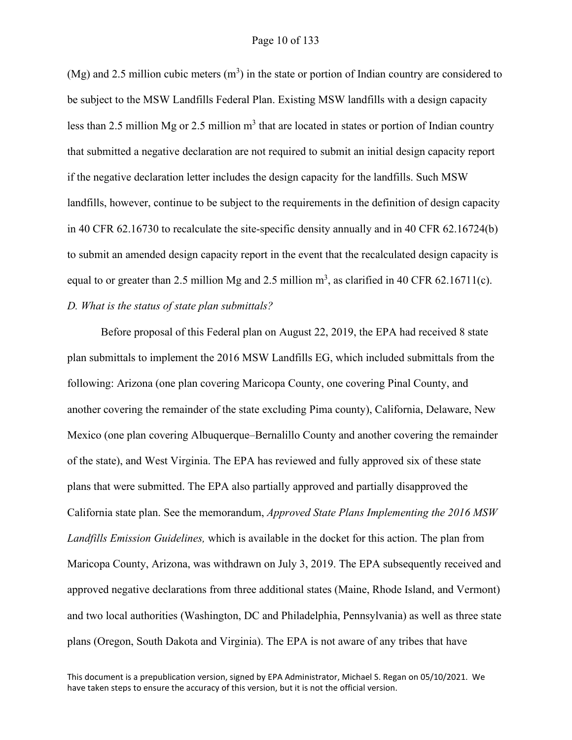(Mg) and 2.5 million cubic meters ($m^3$) in the state or portion of Indian country are considered to be subject to the MSW Landfills Federal Plan. Existing MSW landfills with a design capacity less than 2.5 million Mg or 2.5 million $m^3$ that are located in states or portion of Indian country that submitted a negative declaration are not required to submit an initial design capacity report if the negative declaration letter includes the design capacity for the landfills. Such MSW landfills, however, continue to be subject to the requirements in the definition of design capacity in 40 CFR 62.16730 to recalculate the site-specific density annually and in 40 CFR 62.16724(b) to submit an amended design capacity report in the event that the recalculated design capacity is equal to or greater than 2.5 million Mg and 2.5 million $m^3$, as clarified in 40 CFR 62.16711(c).

*D. What is the status of state plan submittals?*

Before proposal of this Federal plan on August 22, 2019, the EPA had received 8 state plan submittals to implement the 2016 MSW Landfills EG, which included submittals from the following: Arizona (one plan covering Maricopa County, one covering Pinal County, and another covering the remainder of the state excluding Pima county), California, Delaware, New Mexico (one plan covering Albuquerque–Bernalillo County and another covering the remainder of the state), and West Virginia. The EPA has reviewed and fully approved six of these state plans that were submitted. The EPA also partially approved and partially disapproved the California state plan. See the memorandum, *Approved State Plans Implementing the 2016 MSW Landfills Emission Guidelines,* which is available in the docket for this action. The plan from Maricopa County, Arizona, was withdrawn on July 3, 2019. The EPA subsequently received and approved negative declarations from three additional states (Maine, Rhode Island, and Vermont) and two local authorities (Washington, DC and Philadelphia, Pennsylvania) as well as three state plans (Oregon, South Dakota and Virginia). The EPA is not aware of any tribes that have

This document is a prepublication version, signed by EPA Administrator, Michael S. Regan on 05/10/2021. We have taken steps to ensure the accuracy of this version, but it is not the official version.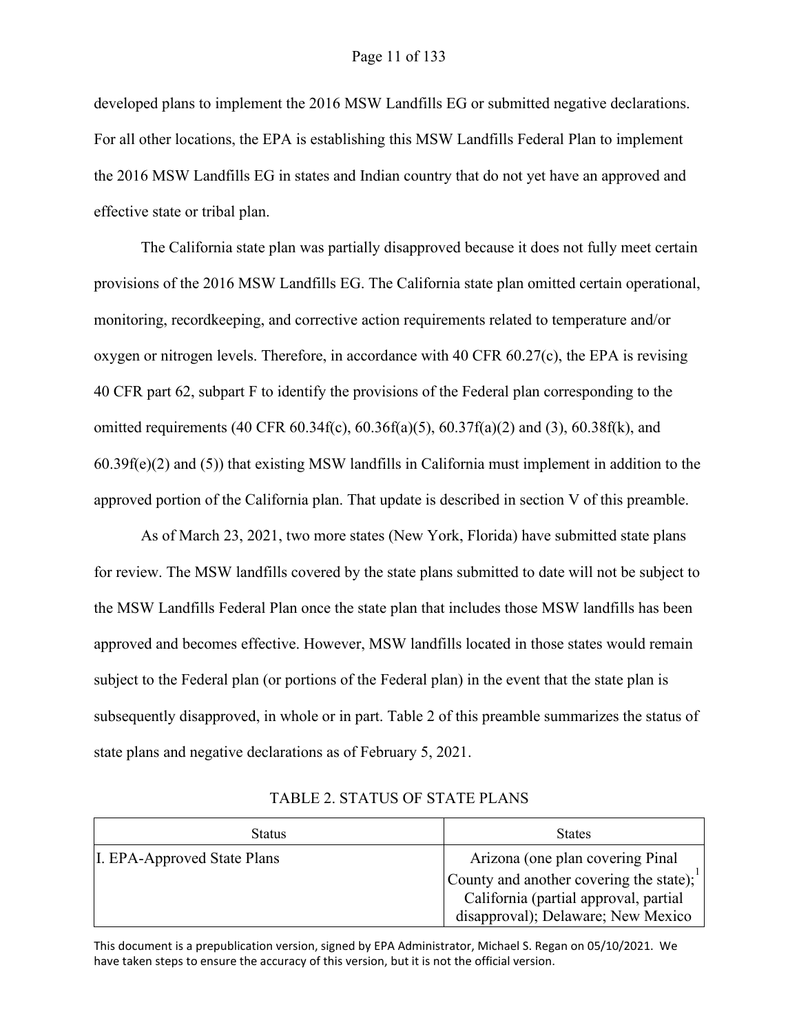developed plans to implement the 2016 MSW Landfills EG or submitted negative declarations. For all other locations, the EPA is establishing this MSW Landfills Federal Plan to implement the 2016 MSW Landfills EG in states and Indian country that do not yet have an approved and effective state or tribal plan.

The California state plan was partially disapproved because it does not fully meet certain provisions of the 2016 MSW Landfills EG. The California state plan omitted certain operational, monitoring, recordkeeping, and corrective action requirements related to temperature and/or oxygen or nitrogen levels. Therefore, in accordance with 40 CFR 60.27(c), the EPA is revising 40 CFR part 62, subpart F to identify the provisions of the Federal plan corresponding to the omitted requirements (40 CFR 60.34f(c), 60.36f(a)(5), 60.37f(a)(2) and (3), 60.38f(k), and 60.39f(e)(2) and (5)) that existing MSW landfills in California must implement in addition to the approved portion of the California plan. That update is described in section V of this preamble.

As of March 23, 2021, two more states (New York, Florida) have submitted state plans for review. The MSW landfills covered by the state plans submitted to date will not be subject to the MSW Landfills Federal Plan once the state plan that includes those MSW landfills has been approved and becomes effective. However, MSW landfills located in those states would remain subject to the Federal plan (or portions of the Federal plan) in the event that the state plan is subsequently disapproved, in whole or in part. Table 2 of this preamble summarizes the status of state plans and negative declarations as of February 5, 2021.

TABLE 2. STATUS OF STATE PLANS

| Status | States |
| --- | --- |
| I. EPA-Approved State Plans | Arizona (one plan covering Pinal County and another covering the state);[1] California (partial approval, partial disapproval); Delaware; New Mexico |

This document is a prepublication version, signed by EPA Administrator, Michael S. Regan on 05/10/2021. We have taken steps to ensure the accuracy of this version, but it is not the official version.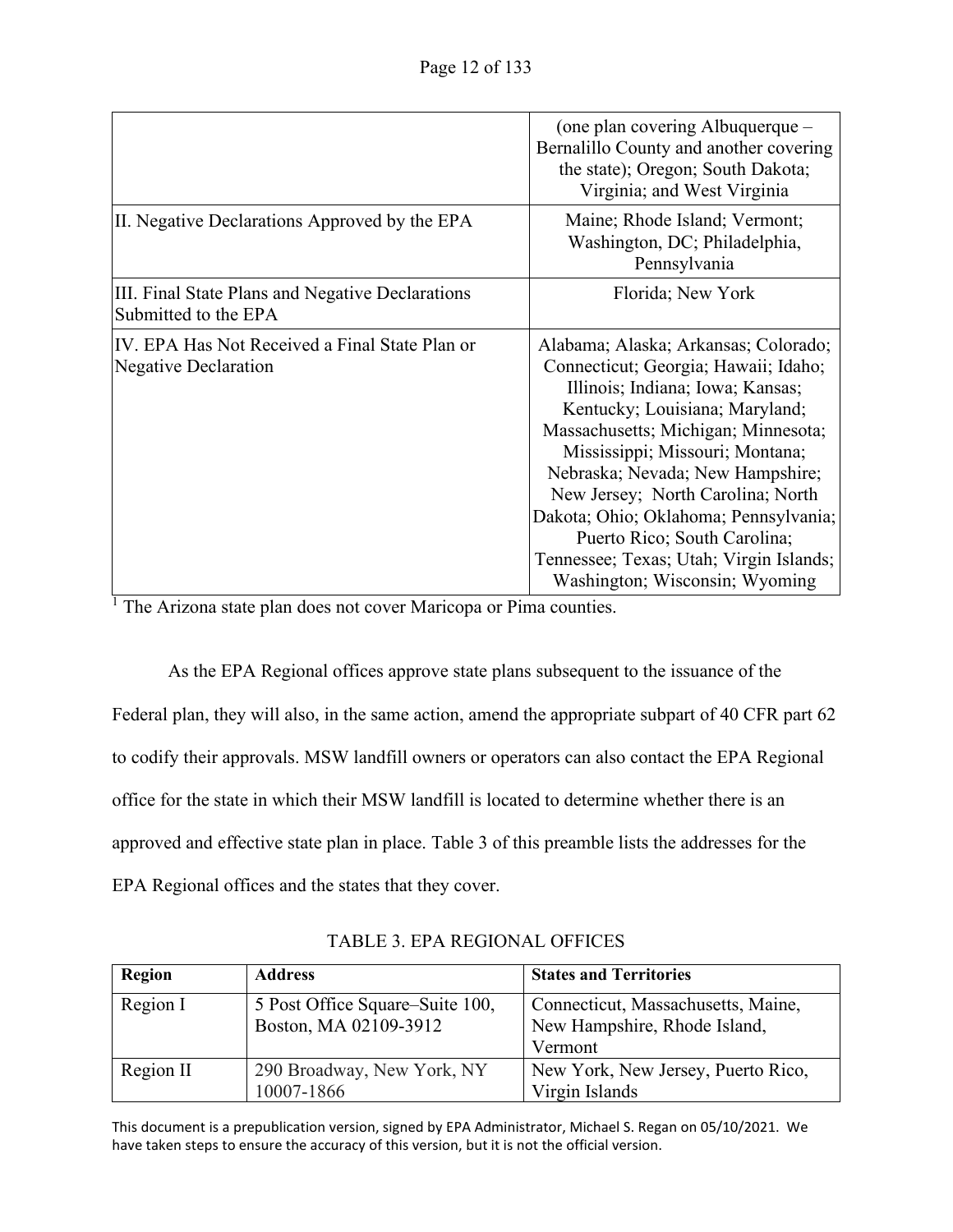| | |
|---|---|
| | (one plan covering Albuquerque – Bernalillo County and another covering the state); Oregon; South Dakota; Virginia; and West Virginia |
| II. Negative Declarations Approved by the EPA | Maine; Rhode Island; Vermont; Washington, DC; Philadelphia, Pennsylvania |
| III. Final State Plans and Negative Declarations Submitted to the EPA | Florida; New York |
| IV. EPA Has Not Received a Final State Plan or Negative Declaration | Alabama; Alaska; Arkansas; Colorado; Connecticut; Georgia; Hawaii; Idaho; Illinois; Indiana; Iowa; Kansas; Kentucky; Louisiana; Maryland; Massachusetts; Michigan; Minnesota; Mississippi; Missouri; Montana; Nebraska; Nevada; New Hampshire; New Jersey; North Carolina; North Dakota; Ohio; Oklahoma; Pennsylvania; Puerto Rico; South Carolina; Tennessee; Texas; Utah; Virgin Islands; Washington; Wisconsin; Wyoming |

[1] The Arizona state plan does not cover Maricopa or Pima counties.

As the EPA Regional offices approve state plans subsequent to the issuance of the Federal plan, they will also, in the same action, amend the appropriate subpart of 40 CFR part 62 to codify their approvals. MSW landfill owners or operators can also contact the EPA Regional office for the state in which their MSW landfill is located to determine whether there is an approved and effective state plan in place. Table 3 of this preamble lists the addresses for the EPA Regional offices and the states that they cover.

TABLE 3. EPA REGIONAL OFFICES

| **Region** | **Address** | **States and Territories** |
|---|---|---|
| Region I | 5 Post Office Square–Suite 100, Boston, MA 02109-3912 | Connecticut, Massachusetts, Maine, New Hampshire, Rhode Island, Vermont |
| Region II | 290 Broadway, New York, NY 10007-1866 | New York, New Jersey, Puerto Rico, Virgin Islands |

This document is a prepublication version, signed by EPA Administrator, Michael S. Regan on 05/10/2021. We have taken steps to ensure the accuracy of this version, but it is not the official version.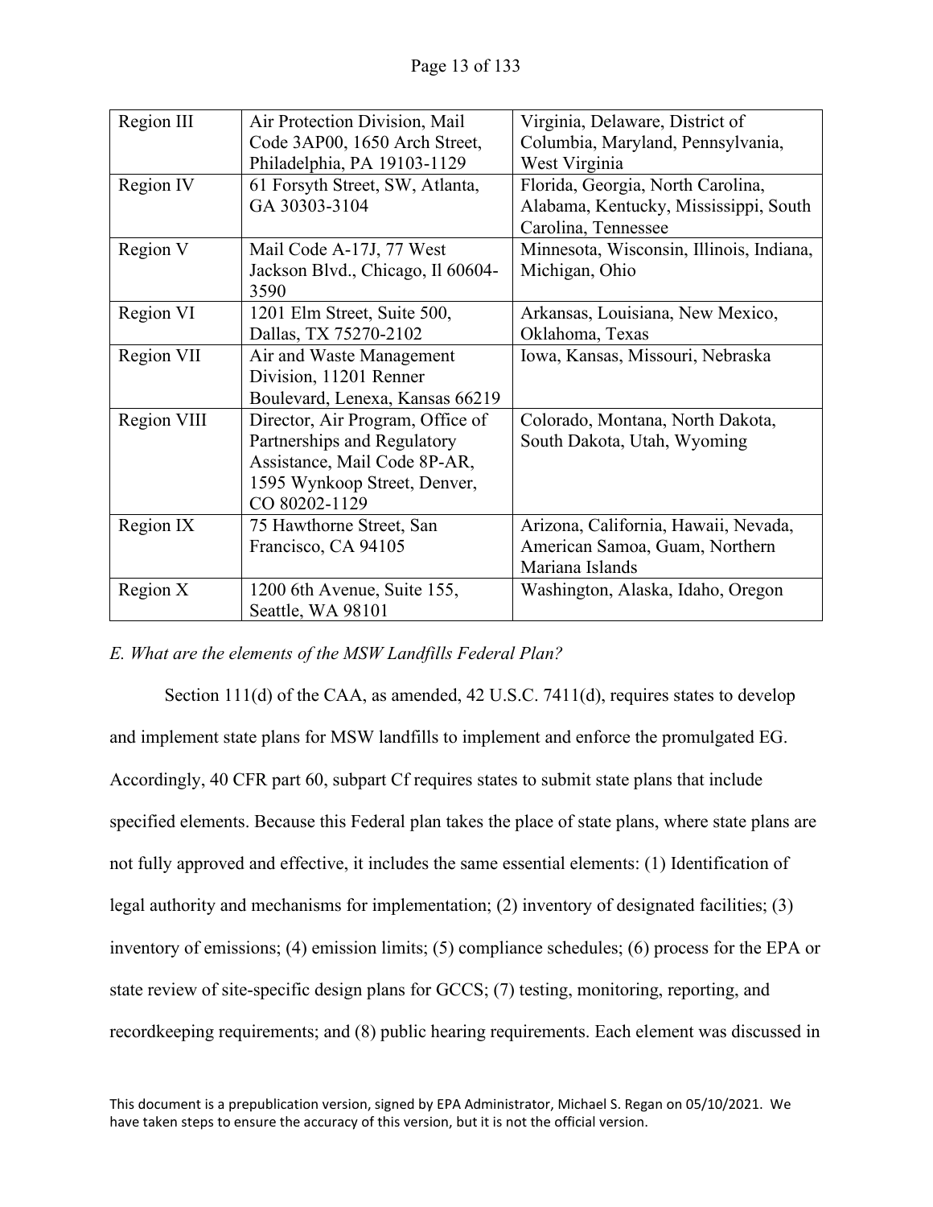| Region III | Air Protection Division, Mail Code 3AP00, 1650 Arch Street, Philadelphia, PA 19103-1129 | Virginia, Delaware, District of Columbia, Maryland, Pennsylvania, West Virginia |
|---|---|---|
| Region IV | 61 Forsyth Street, SW, Atlanta, GA 30303-3104 | Florida, Georgia, North Carolina, Alabama, Kentucky, Mississippi, South Carolina, Tennessee |
| Region V | Mail Code A-17J, 77 West Jackson Blvd., Chicago, Il 60604-3590 | Minnesota, Wisconsin, Illinois, Indiana, Michigan, Ohio |
| Region VI | 1201 Elm Street, Suite 500, Dallas, TX 75270-2102 | Arkansas, Louisiana, New Mexico, Oklahoma, Texas |
| Region VII | Air and Waste Management Division, 11201 Renner Boulevard, Lenexa, Kansas 66219 | Iowa, Kansas, Missouri, Nebraska |
| Region VIII | Director, Air Program, Office of Partnerships and Regulatory Assistance, Mail Code 8P-AR, 1595 Wynkoop Street, Denver, CO 80202-1129 | Colorado, Montana, North Dakota, South Dakota, Utah, Wyoming |
| Region IX | 75 Hawthorne Street, San Francisco, CA 94105 | Arizona, California, Hawaii, Nevada, American Samoa, Guam, Northern Mariana Islands |
| Region X | 1200 6th Avenue, Suite 155, Seattle, WA 98101 | Washington, Alaska, Idaho, Oregon |

*E. What are the elements of the MSW Landfills Federal Plan?*

Section 111(d) of the CAA, as amended, 42 U.S.C. 7411(d), requires states to develop and implement state plans for MSW landfills to implement and enforce the promulgated EG. Accordingly, 40 CFR part 60, subpart Cf requires states to submit state plans that include specified elements. Because this Federal plan takes the place of state plans, where state plans are not fully approved and effective, it includes the same essential elements: (1) Identification of legal authority and mechanisms for implementation; (2) inventory of designated facilities; (3) inventory of emissions; (4) emission limits; (5) compliance schedules; (6) process for the EPA or state review of site-specific design plans for GCCS; (7) testing, monitoring, reporting, and recordkeeping requirements; and (8) public hearing requirements. Each element was discussed in

This document is a prepublication version, signed by EPA Administrator, Michael S. Regan on 05/10/2021. We have taken steps to ensure the accuracy of this version, but it is not the official version.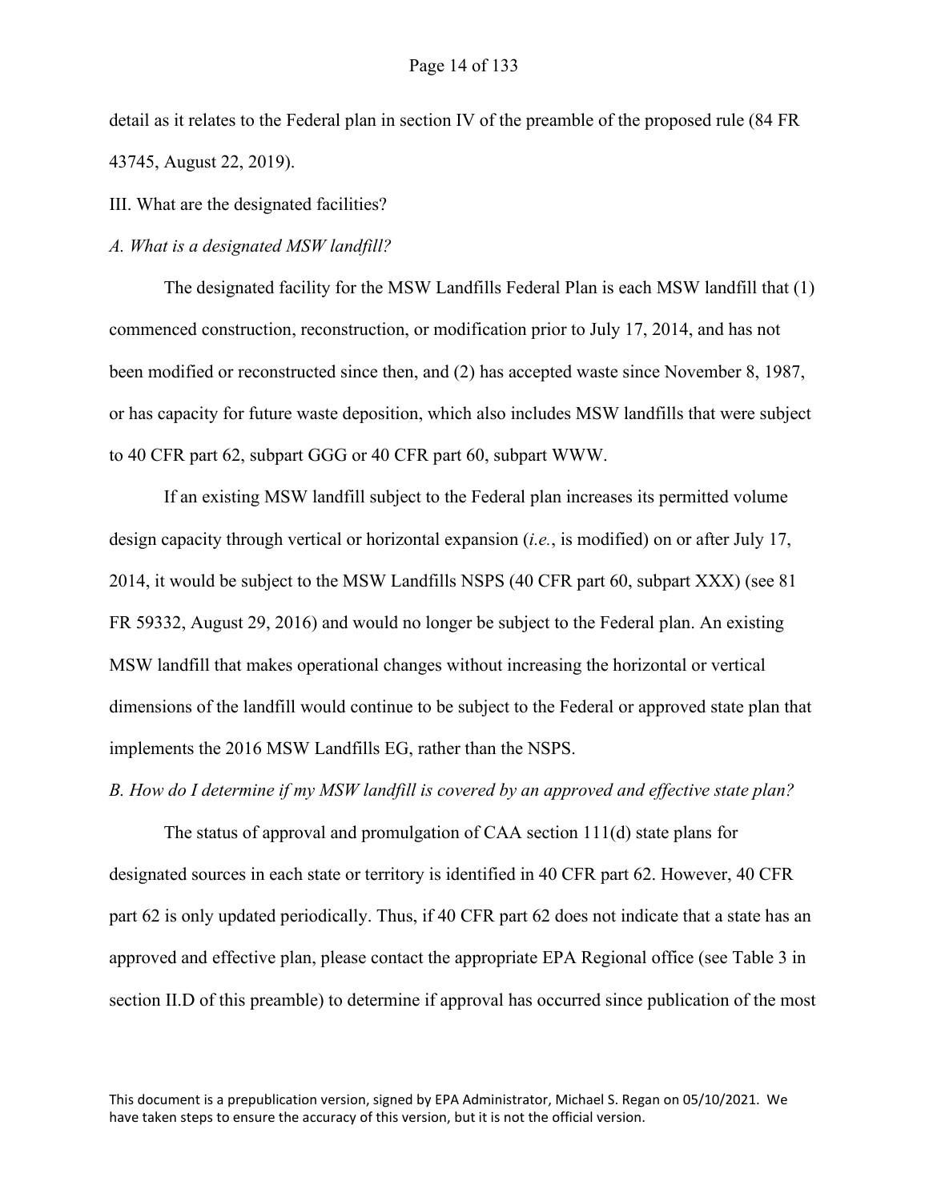detail as it relates to the Federal plan in section IV of the preamble of the proposed rule (84 FR 43745, August 22, 2019).

## III. What are the designated facilities?

### *A. What is a designated MSW landfill?*

The designated facility for the MSW Landfills Federal Plan is each MSW landfill that (1) commenced construction, reconstruction, or modification prior to July 17, 2014, and has not been modified or reconstructed since then, and (2) has accepted waste since November 8, 1987, or has capacity for future waste deposition, which also includes MSW landfills that were subject to 40 CFR part 62, subpart GGG or 40 CFR part 60, subpart WWW.

If an existing MSW landfill subject to the Federal plan increases its permitted volume design capacity through vertical or horizontal expansion (*i.e.*, is modified) on or after July 17, 2014, it would be subject to the MSW Landfills NSPS (40 CFR part 60, subpart XXX) (see 81 FR 59332, August 29, 2016) and would no longer be subject to the Federal plan. An existing MSW landfill that makes operational changes without increasing the horizontal or vertical dimensions of the landfill would continue to be subject to the Federal or approved state plan that implements the 2016 MSW Landfills EG, rather than the NSPS.

### *B. How do I determine if my MSW landfill is covered by an approved and effective state plan?*

The status of approval and promulgation of CAA section 111(d) state plans for designated sources in each state or territory is identified in 40 CFR part 62. However, 40 CFR part 62 is only updated periodically. Thus, if 40 CFR part 62 does not indicate that a state has an approved and effective plan, please contact the appropriate EPA Regional office (see Table 3 in section II.D of this preamble) to determine if approval has occurred since publication of the most

This document is a prepublication version, signed by EPA Administrator, Michael S. Regan on 05/10/2021. We have taken steps to ensure the accuracy of this version, but it is not the official version.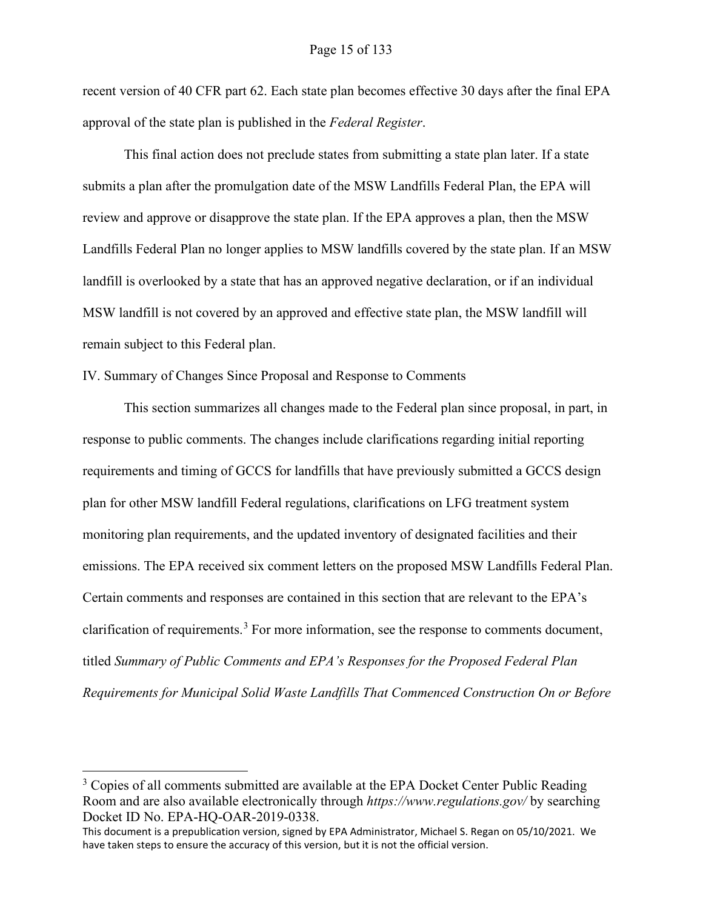recent version of 40 CFR part 62. Each state plan becomes effective 30 days after the final EPA approval of the state plan is published in the *Federal Register*.

This final action does not preclude states from submitting a state plan later. If a state submits a plan after the promulgation date of the MSW Landfills Federal Plan, the EPA will review and approve or disapprove the state plan. If the EPA approves a plan, then the MSW Landfills Federal Plan no longer applies to MSW landfills covered by the state plan. If an MSW landfill is overlooked by a state that has an approved negative declaration, or if an individual MSW landfill is not covered by an approved and effective state plan, the MSW landfill will remain subject to this Federal plan.

## IV. Summary of Changes Since Proposal and Response to Comments

This section summarizes all changes made to the Federal plan since proposal, in part, in response to public comments. The changes include clarifications regarding initial reporting requirements and timing of GCCS for landfills that have previously submitted a GCCS design plan for other MSW landfill Federal regulations, clarifications on LFG treatment system monitoring plan requirements, and the updated inventory of designated facilities and their emissions. The EPA received six comment letters on the proposed MSW Landfills Federal Plan. Certain comments and responses are contained in this section that are relevant to the EPA's clarification of requirements.[3] For more information, see the response to comments document, titled *Summary of Public Comments and EPA's Responses for the Proposed Federal Plan Requirements for Municipal Solid Waste Landfills That Commenced Construction On or Before*

[3] Copies of all comments submitted are available at the EPA Docket Center Public Reading Room and are also available electronically through *https://www.regulations.gov/* by searching Docket ID No. EPA-HQ-OAR-2019-0338.

This document is a prepublication version, signed by EPA Administrator, Michael S. Regan on 05/10/2021. We have taken steps to ensure the accuracy of this version, but it is not the official version.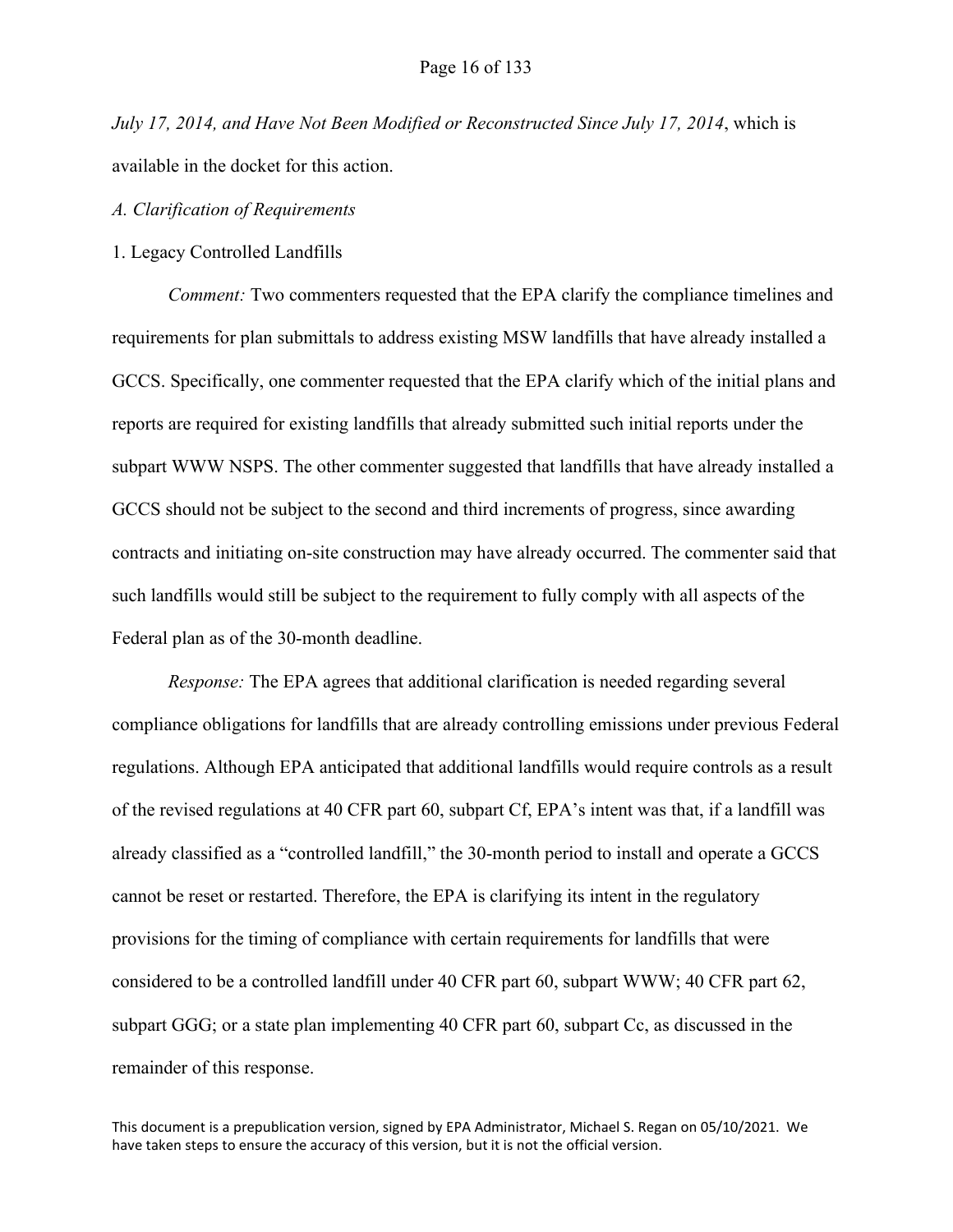*July 17, 2014, and Have Not Been Modified or Reconstructed Since July 17, 2014*, which is available in the docket for this action.

*A. Clarification of Requirements*

1. Legacy Controlled Landfills

*Comment:* Two commenters requested that the EPA clarify the compliance timelines and requirements for plan submittals to address existing MSW landfills that have already installed a GCCS. Specifically, one commenter requested that the EPA clarify which of the initial plans and reports are required for existing landfills that already submitted such initial reports under the subpart WWW NSPS. The other commenter suggested that landfills that have already installed a GCCS should not be subject to the second and third increments of progress, since awarding contracts and initiating on-site construction may have already occurred. The commenter said that such landfills would still be subject to the requirement to fully comply with all aspects of the Federal plan as of the 30-month deadline.

*Response:* The EPA agrees that additional clarification is needed regarding several compliance obligations for landfills that are already controlling emissions under previous Federal regulations. Although EPA anticipated that additional landfills would require controls as a result of the revised regulations at 40 CFR part 60, subpart Cf, EPA's intent was that, if a landfill was already classified as a "controlled landfill," the 30-month period to install and operate a GCCS cannot be reset or restarted. Therefore, the EPA is clarifying its intent in the regulatory provisions for the timing of compliance with certain requirements for landfills that were considered to be a controlled landfill under 40 CFR part 60, subpart WWW; 40 CFR part 62, subpart GGG; or a state plan implementing 40 CFR part 60, subpart Cc, as discussed in the remainder of this response.

This document is a prepublication version, signed by EPA Administrator, Michael S. Regan on 05/10/2021. We have taken steps to ensure the accuracy of this version, but it is not the official version.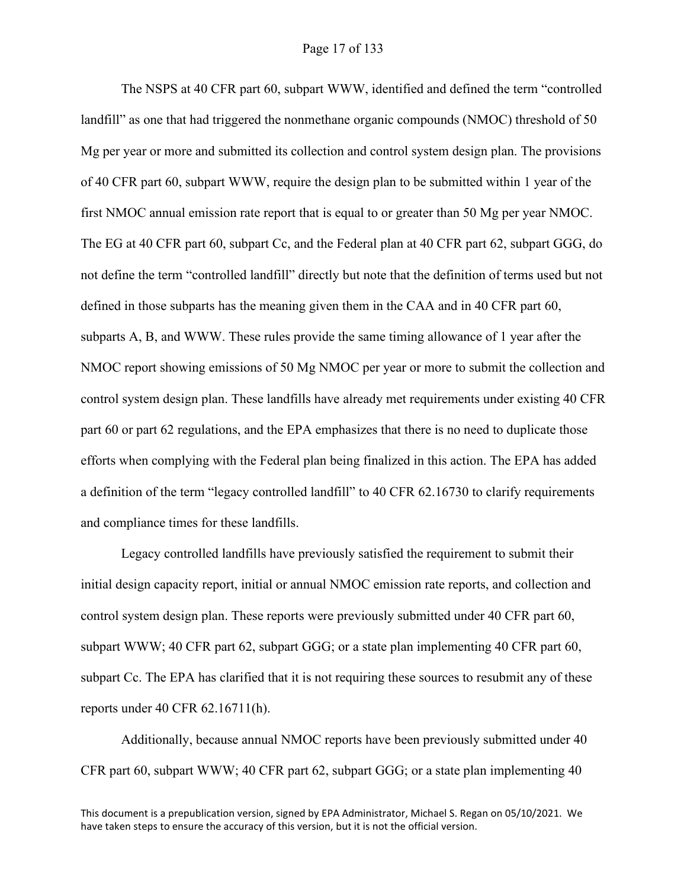The NSPS at 40 CFR part 60, subpart WWW, identified and defined the term "controlled landfill" as one that had triggered the nonmethane organic compounds (NMOC) threshold of 50 Mg per year or more and submitted its collection and control system design plan. The provisions of 40 CFR part 60, subpart WWW, require the design plan to be submitted within 1 year of the first NMOC annual emission rate report that is equal to or greater than 50 Mg per year NMOC. The EG at 40 CFR part 60, subpart Cc, and the Federal plan at 40 CFR part 62, subpart GGG, do not define the term "controlled landfill" directly but note that the definition of terms used but not defined in those subparts has the meaning given them in the CAA and in 40 CFR part 60, subparts A, B, and WWW. These rules provide the same timing allowance of 1 year after the NMOC report showing emissions of 50 Mg NMOC per year or more to submit the collection and control system design plan. These landfills have already met requirements under existing 40 CFR part 60 or part 62 regulations, and the EPA emphasizes that there is no need to duplicate those efforts when complying with the Federal plan being finalized in this action. The EPA has added a definition of the term "legacy controlled landfill" to 40 CFR 62.16730 to clarify requirements and compliance times for these landfills.

Legacy controlled landfills have previously satisfied the requirement to submit their initial design capacity report, initial or annual NMOC emission rate reports, and collection and control system design plan. These reports were previously submitted under 40 CFR part 60, subpart WWW; 40 CFR part 62, subpart GGG; or a state plan implementing 40 CFR part 60, subpart Cc. The EPA has clarified that it is not requiring these sources to resubmit any of these reports under 40 CFR 62.16711(h).

Additionally, because annual NMOC reports have been previously submitted under 40 CFR part 60, subpart WWW; 40 CFR part 62, subpart GGG; or a state plan implementing 40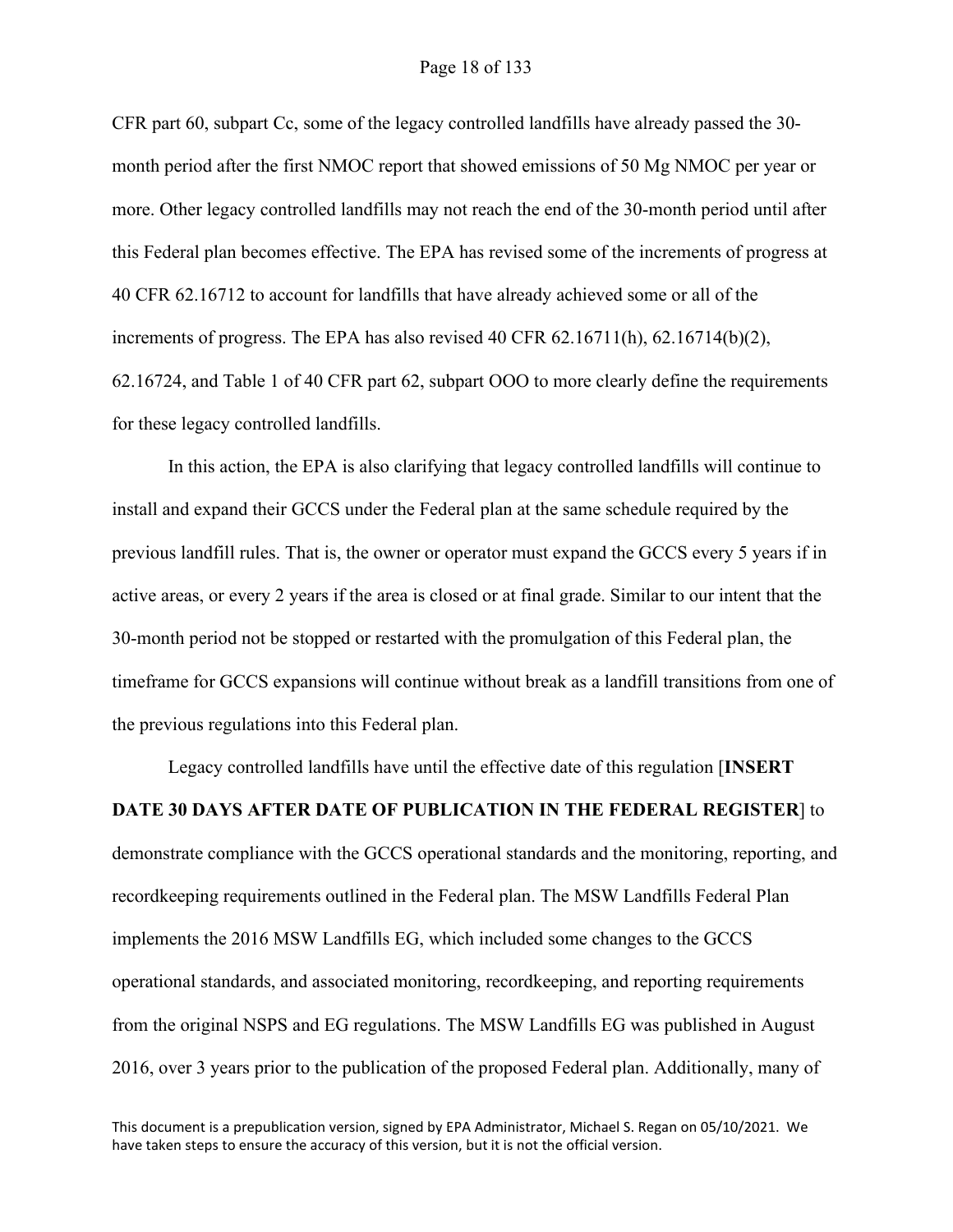CFR part 60, subpart Cc, some of the legacy controlled landfills have already passed the 30-month period after the first NMOC report that showed emissions of 50 Mg NMOC per year or more. Other legacy controlled landfills may not reach the end of the 30-month period until after this Federal plan becomes effective. The EPA has revised some of the increments of progress at 40 CFR 62.16712 to account for landfills that have already achieved some or all of the increments of progress. The EPA has also revised 40 CFR 62.16711(h), 62.16714(b)(2), 62.16724, and Table 1 of 40 CFR part 62, subpart OOO to more clearly define the requirements for these legacy controlled landfills.

In this action, the EPA is also clarifying that legacy controlled landfills will continue to install and expand their GCCS under the Federal plan at the same schedule required by the previous landfill rules. That is, the owner or operator must expand the GCCS every 5 years if in active areas, or every 2 years if the area is closed or at final grade. Similar to our intent that the 30-month period not be stopped or restarted with the promulgation of this Federal plan, the timeframe for GCCS expansions will continue without break as a landfill transitions from one of the previous regulations into this Federal plan.

Legacy controlled landfills have until the effective date of this regulation [**INSERT DATE 30 DAYS AFTER DATE OF PUBLICATION IN THE FEDERAL REGISTER**] to demonstrate compliance with the GCCS operational standards and the monitoring, reporting, and recordkeeping requirements outlined in the Federal plan. The MSW Landfills Federal Plan implements the 2016 MSW Landfills EG, which included some changes to the GCCS operational standards, and associated monitoring, recordkeeping, and reporting requirements from the original NSPS and EG regulations. The MSW Landfills EG was published in August 2016, over 3 years prior to the publication of the proposed Federal plan. Additionally, many of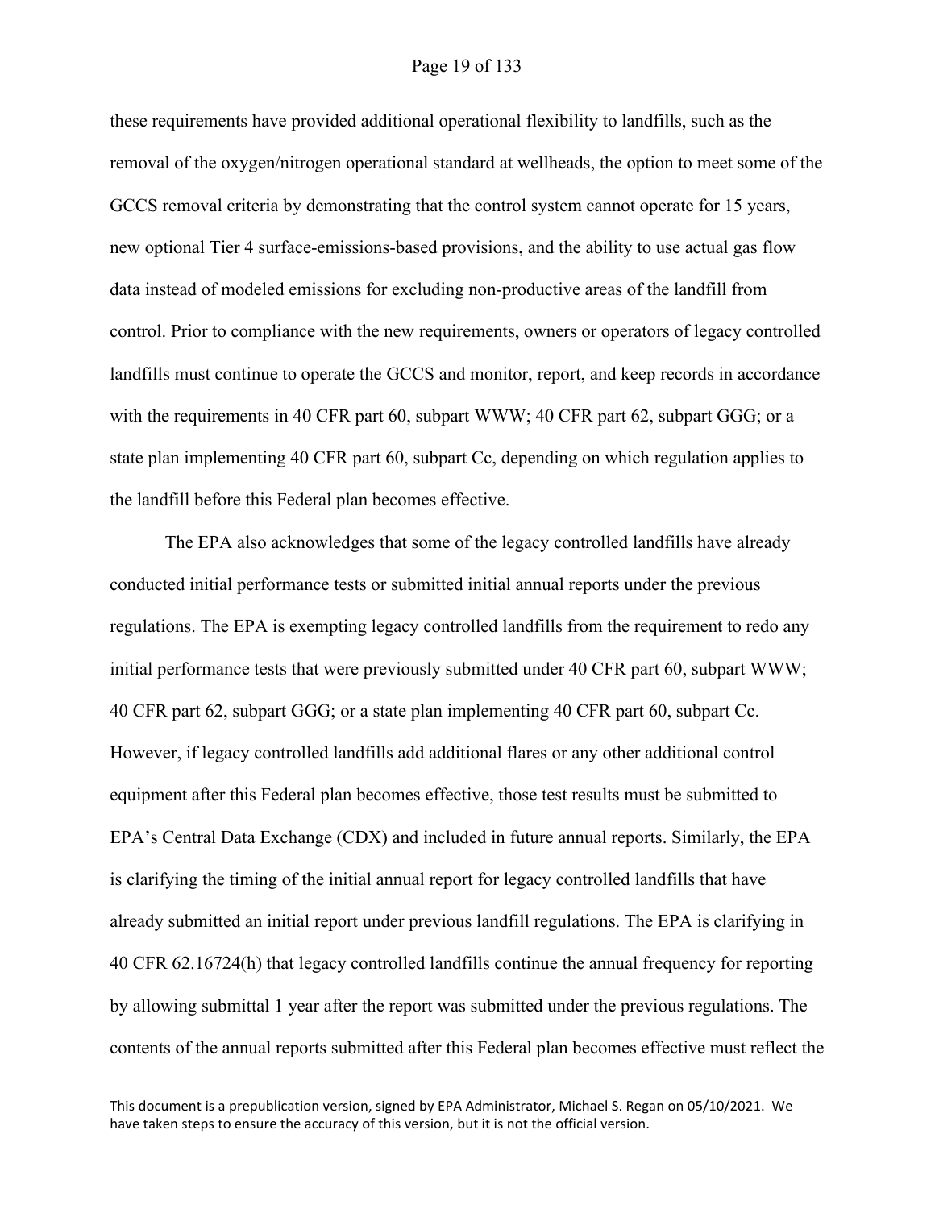these requirements have provided additional operational flexibility to landfills, such as the removal of the oxygen/nitrogen operational standard at wellheads, the option to meet some of the GCCS removal criteria by demonstrating that the control system cannot operate for 15 years, new optional Tier 4 surface-emissions-based provisions, and the ability to use actual gas flow data instead of modeled emissions for excluding non-productive areas of the landfill from control. Prior to compliance with the new requirements, owners or operators of legacy controlled landfills must continue to operate the GCCS and monitor, report, and keep records in accordance with the requirements in 40 CFR part 60, subpart WWW; 40 CFR part 62, subpart GGG; or a state plan implementing 40 CFR part 60, subpart Cc, depending on which regulation applies to the landfill before this Federal plan becomes effective.

The EPA also acknowledges that some of the legacy controlled landfills have already conducted initial performance tests or submitted initial annual reports under the previous regulations. The EPA is exempting legacy controlled landfills from the requirement to redo any initial performance tests that were previously submitted under 40 CFR part 60, subpart WWW; 40 CFR part 62, subpart GGG; or a state plan implementing 40 CFR part 60, subpart Cc. However, if legacy controlled landfills add additional flares or any other additional control equipment after this Federal plan becomes effective, those test results must be submitted to EPA's Central Data Exchange (CDX) and included in future annual reports. Similarly, the EPA is clarifying the timing of the initial annual report for legacy controlled landfills that have already submitted an initial report under previous landfill regulations. The EPA is clarifying in 40 CFR 62.16724(h) that legacy controlled landfills continue the annual frequency for reporting by allowing submittal 1 year after the report was submitted under the previous regulations. The contents of the annual reports submitted after this Federal plan becomes effective must reflect the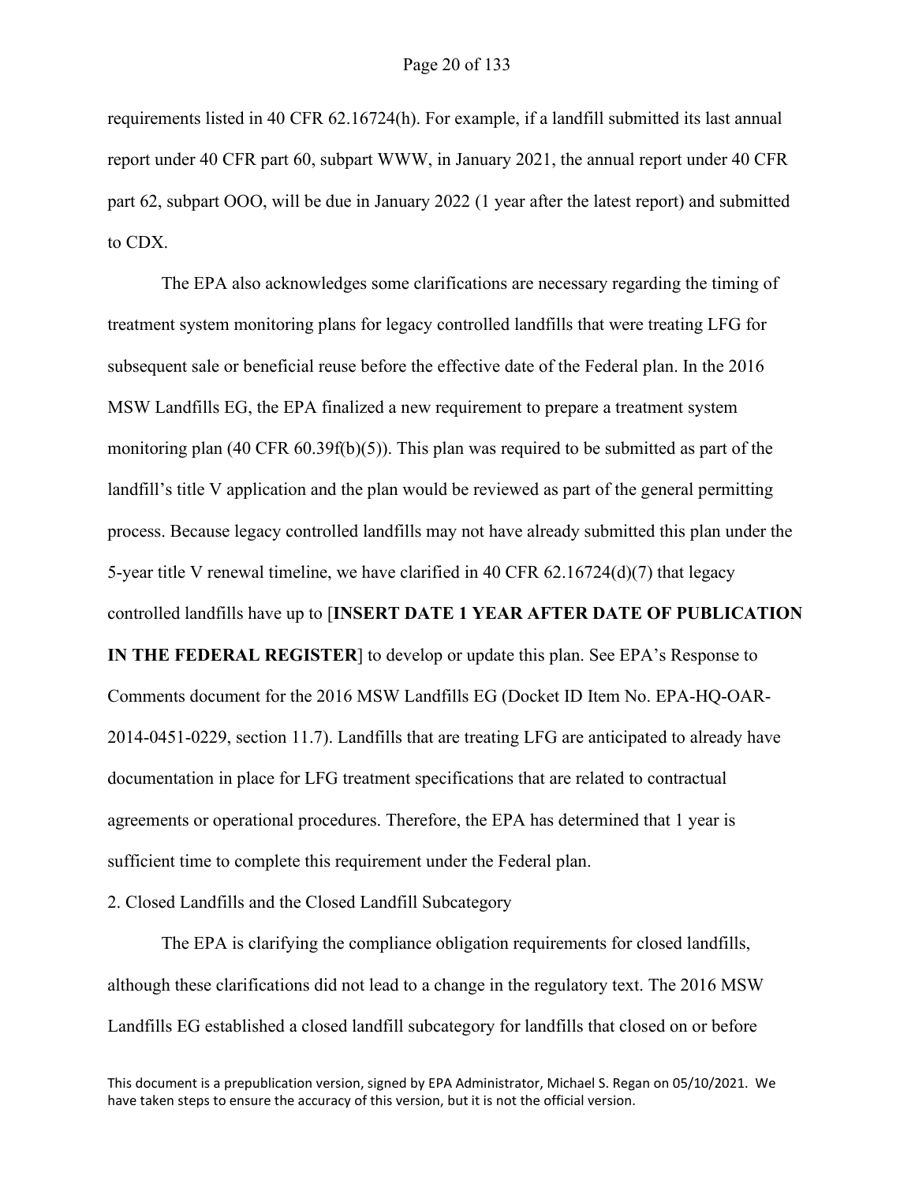requirements listed in 40 CFR 62.16724(h). For example, if a landfill submitted its last annual report under 40 CFR part 60, subpart WWW, in January 2021, the annual report under 40 CFR part 62, subpart OOO, will be due in January 2022 (1 year after the latest report) and submitted to CDX.

The EPA also acknowledges some clarifications are necessary regarding the timing of treatment system monitoring plans for legacy controlled landfills that were treating LFG for subsequent sale or beneficial reuse before the effective date of the Federal plan. In the 2016 MSW Landfills EG, the EPA finalized a new requirement to prepare a treatment system monitoring plan (40 CFR 60.39f(b)(5)). This plan was required to be submitted as part of the landfill's title V application and the plan would be reviewed as part of the general permitting process. Because legacy controlled landfills may not have already submitted this plan under the 5-year title V renewal timeline, we have clarified in 40 CFR 62.16724(d)(7) that legacy controlled landfills have up to [**INSERT DATE 1 YEAR AFTER DATE OF PUBLICATION IN THE FEDERAL REGISTER**] to develop or update this plan. See EPA's Response to Comments document for the 2016 MSW Landfills EG (Docket ID Item No. EPA-HQ-OAR-2014-0451-0229, section 11.7). Landfills that are treating LFG are anticipated to already have documentation in place for LFG treatment specifications that are related to contractual agreements or operational procedures. Therefore, the EPA has determined that 1 year is sufficient time to complete this requirement under the Federal plan.

2. Closed Landfills and the Closed Landfill Subcategory

The EPA is clarifying the compliance obligation requirements for closed landfills, although these clarifications did not lead to a change in the regulatory text. The 2016 MSW Landfills EG established a closed landfill subcategory for landfills that closed on or before

This document is a prepublication version, signed by EPA Administrator, Michael S. Regan on 05/10/2021. We have taken steps to ensure the accuracy of this version, but it is not the official version.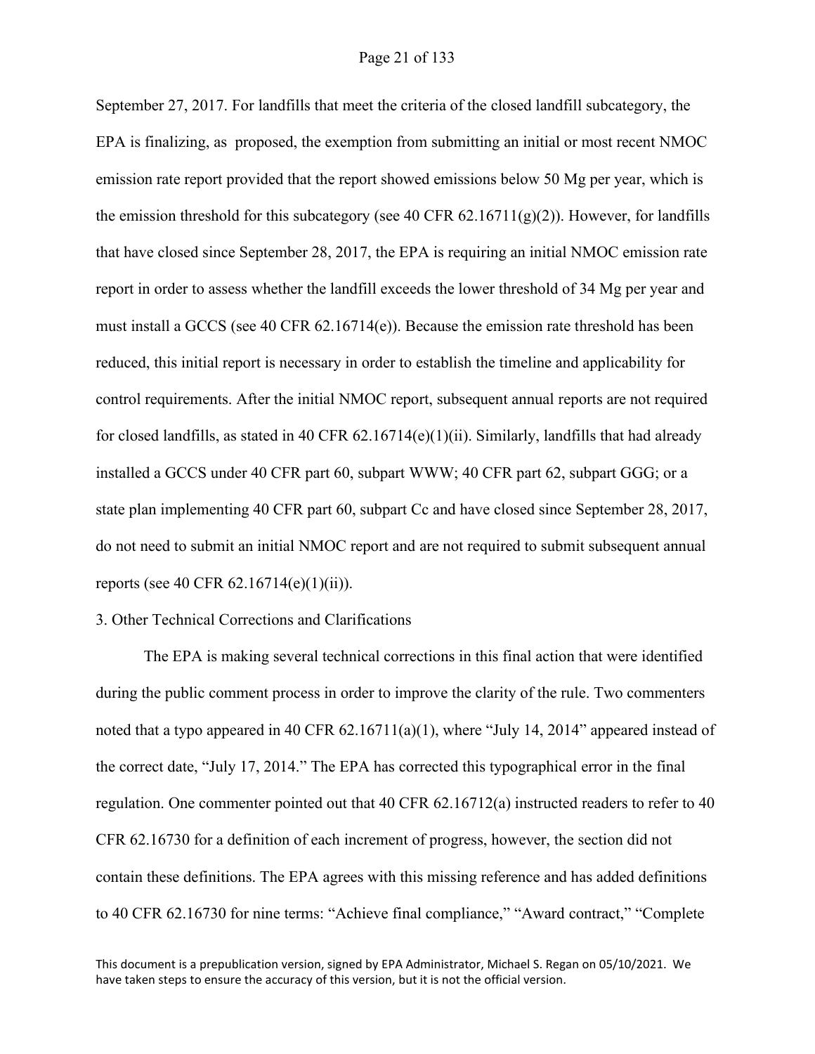September 27, 2017. For landfills that meet the criteria of the closed landfill subcategory, the EPA is finalizing, as proposed, the exemption from submitting an initial or most recent NMOC emission rate report provided that the report showed emissions below 50 Mg per year, which is the emission threshold for this subcategory (see 40 CFR 62.16711(g)(2)). However, for landfills that have closed since September 28, 2017, the EPA is requiring an initial NMOC emission rate report in order to assess whether the landfill exceeds the lower threshold of 34 Mg per year and must install a GCCS (see 40 CFR 62.16714(e)). Because the emission rate threshold has been reduced, this initial report is necessary in order to establish the timeline and applicability for control requirements. After the initial NMOC report, subsequent annual reports are not required for closed landfills, as stated in 40 CFR 62.16714(e)(1)(ii). Similarly, landfills that had already installed a GCCS under 40 CFR part 60, subpart WWW; 40 CFR part 62, subpart GGG; or a state plan implementing 40 CFR part 60, subpart Cc and have closed since September 28, 2017, do not need to submit an initial NMOC report and are not required to submit subsequent annual reports (see 40 CFR 62.16714(e)(1)(ii)).

3. Other Technical Corrections and Clarifications

The EPA is making several technical corrections in this final action that were identified during the public comment process in order to improve the clarity of the rule. Two commenters noted that a typo appeared in 40 CFR 62.16711(a)(1), where "July 14, 2014" appeared instead of the correct date, "July 17, 2014." The EPA has corrected this typographical error in the final regulation. One commenter pointed out that 40 CFR 62.16712(a) instructed readers to refer to 40 CFR 62.16730 for a definition of each increment of progress, however, the section did not contain these definitions. The EPA agrees with this missing reference and has added definitions to 40 CFR 62.16730 for nine terms: "Achieve final compliance," "Award contract," "Complete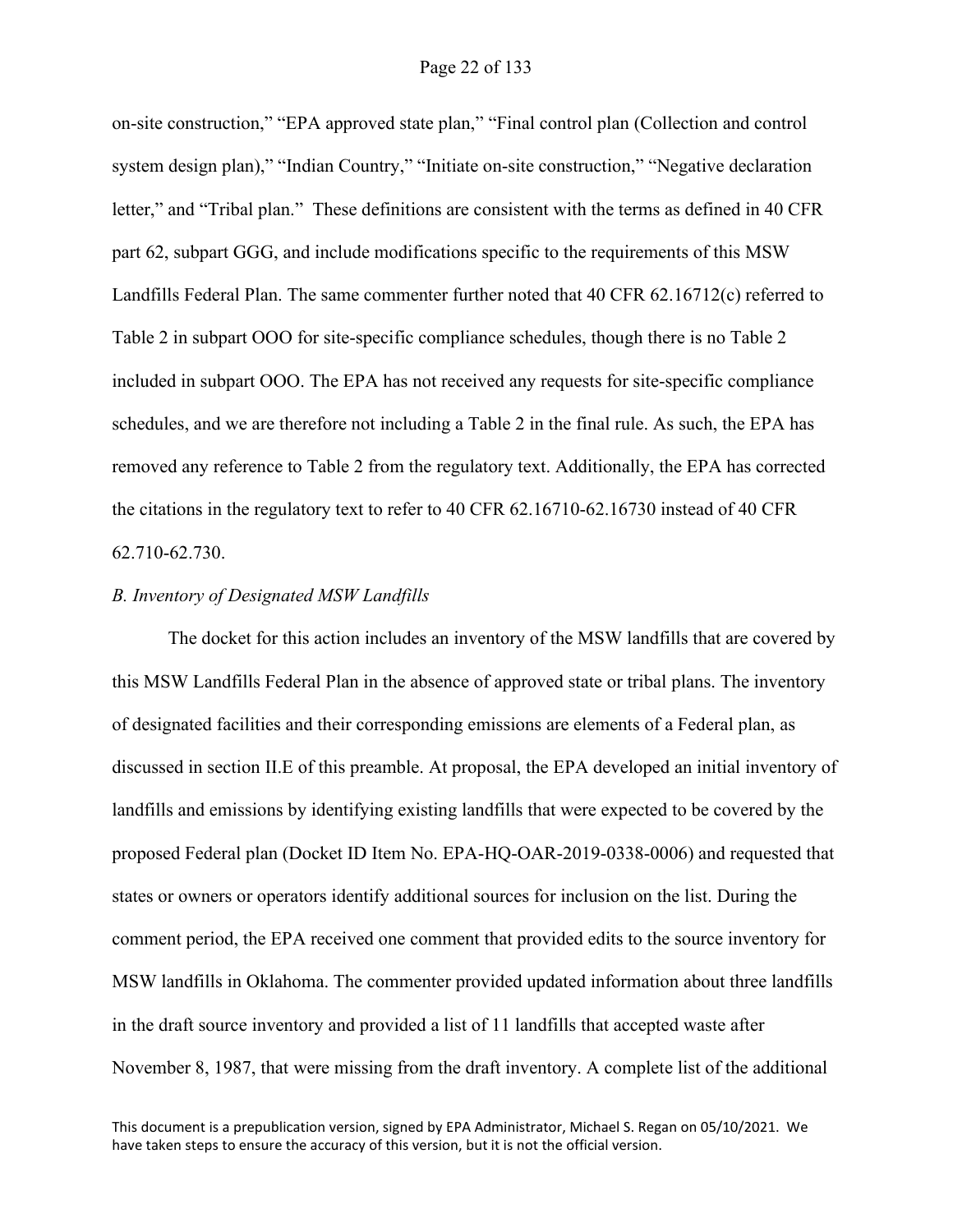on-site construction," "EPA approved state plan," "Final control plan (Collection and control system design plan)," "Indian Country," "Initiate on-site construction," "Negative declaration letter," and "Tribal plan." These definitions are consistent with the terms as defined in 40 CFR part 62, subpart GGG, and include modifications specific to the requirements of this MSW Landfills Federal Plan. The same commenter further noted that 40 CFR 62.16712(c) referred to Table 2 in subpart OOO for site-specific compliance schedules, though there is no Table 2 included in subpart OOO. The EPA has not received any requests for site-specific compliance schedules, and we are therefore not including a Table 2 in the final rule. As such, the EPA has removed any reference to Table 2 from the regulatory text. Additionally, the EPA has corrected the citations in the regulatory text to refer to 40 CFR 62.16710-62.16730 instead of 40 CFR 62.710-62.730.

*B. Inventory of Designated MSW Landfills*

The docket for this action includes an inventory of the MSW landfills that are covered by this MSW Landfills Federal Plan in the absence of approved state or tribal plans. The inventory of designated facilities and their corresponding emissions are elements of a Federal plan, as discussed in section II.E of this preamble. At proposal, the EPA developed an initial inventory of landfills and emissions by identifying existing landfills that were expected to be covered by the proposed Federal plan (Docket ID Item No. EPA-HQ-OAR-2019-0338-0006) and requested that states or owners or operators identify additional sources for inclusion on the list. During the comment period, the EPA received one comment that provided edits to the source inventory for MSW landfills in Oklahoma. The commenter provided updated information about three landfills in the draft source inventory and provided a list of 11 landfills that accepted waste after November 8, 1987, that were missing from the draft inventory. A complete list of the additional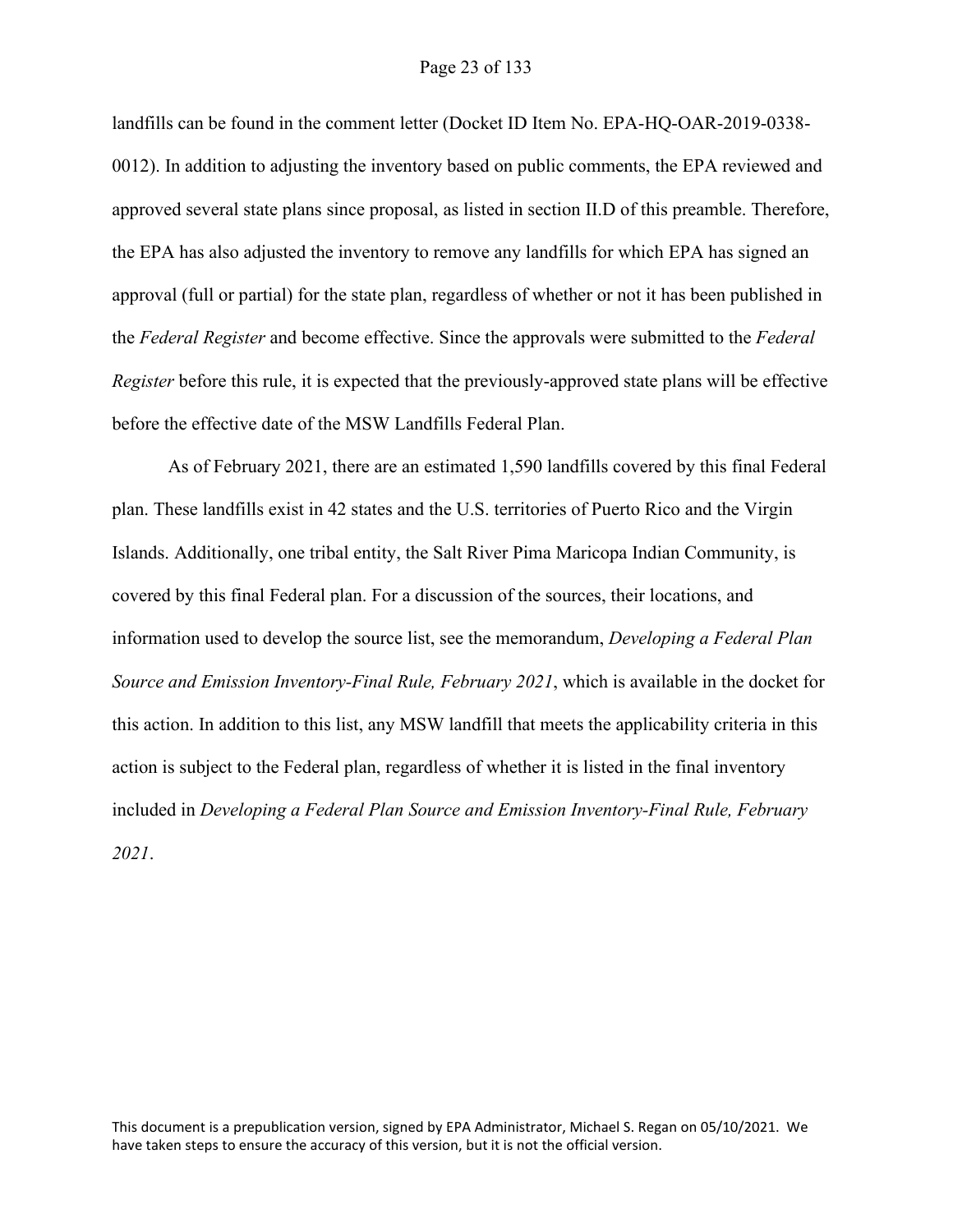landfills can be found in the comment letter (Docket ID Item No. EPA-HQ-OAR-2019-0338-0012). In addition to adjusting the inventory based on public comments, the EPA reviewed and approved several state plans since proposal, as listed in section II.D of this preamble. Therefore, the EPA has also adjusted the inventory to remove any landfills for which EPA has signed an approval (full or partial) for the state plan, regardless of whether or not it has been published in the *Federal Register* and become effective. Since the approvals were submitted to the *Federal Register* before this rule, it is expected that the previously-approved state plans will be effective before the effective date of the MSW Landfills Federal Plan.

As of February 2021, there are an estimated 1,590 landfills covered by this final Federal plan. These landfills exist in 42 states and the U.S. territories of Puerto Rico and the Virgin Islands. Additionally, one tribal entity, the Salt River Pima Maricopa Indian Community, is covered by this final Federal plan. For a discussion of the sources, their locations, and information used to develop the source list, see the memorandum, *Developing a Federal Plan Source and Emission Inventory-Final Rule, February 2021*, which is available in the docket for this action. In addition to this list, any MSW landfill that meets the applicability criteria in this action is subject to the Federal plan, regardless of whether it is listed in the final inventory included in *Developing a Federal Plan Source and Emission Inventory-Final Rule, February 2021*.

This document is a prepublication version, signed by EPA Administrator, Michael S. Regan on 05/10/2021. We have taken steps to ensure the accuracy of this version, but it is not the official version.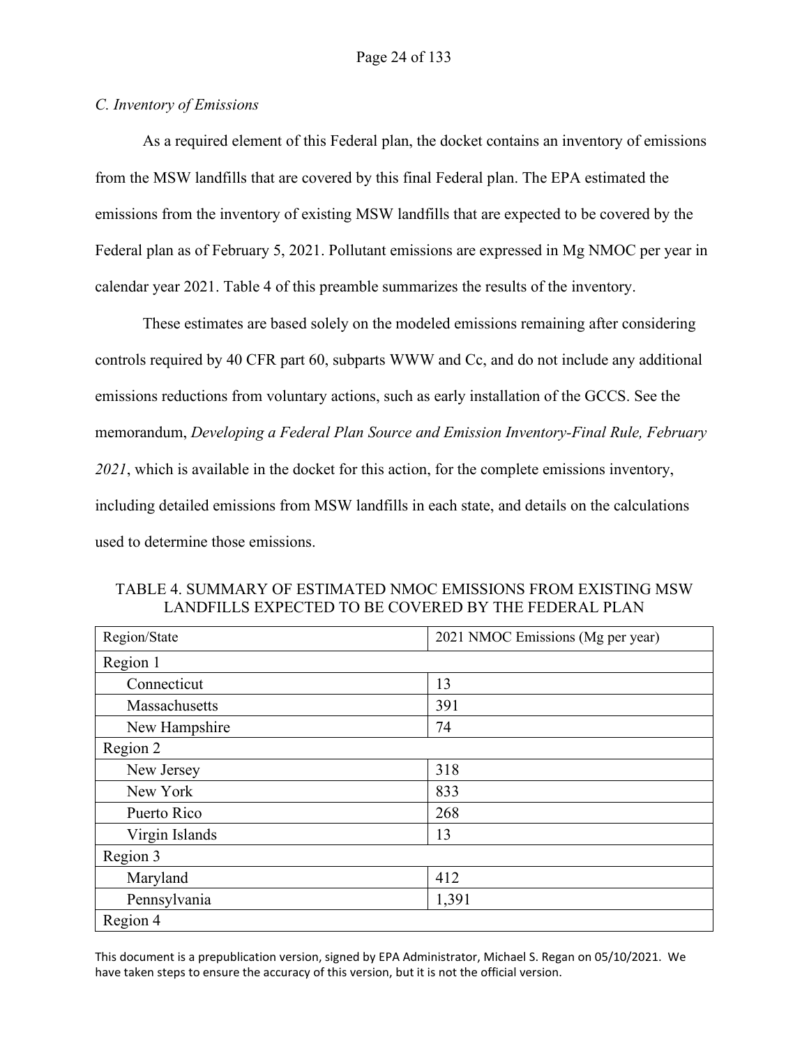*C. Inventory of Emissions*

As a required element of this Federal plan, the docket contains an inventory of emissions from the MSW landfills that are covered by this final Federal plan. The EPA estimated the emissions from the inventory of existing MSW landfills that are expected to be covered by the Federal plan as of February 5, 2021. Pollutant emissions are expressed in Mg NMOC per year in calendar year 2021. Table 4 of this preamble summarizes the results of the inventory.

These estimates are based solely on the modeled emissions remaining after considering controls required by 40 CFR part 60, subparts WWW and Cc, and do not include any additional emissions reductions from voluntary actions, such as early installation of the GCCS. See the memorandum, *Developing a Federal Plan Source and Emission Inventory-Final Rule, February 2021*, which is available in the docket for this action, for the complete emissions inventory, including detailed emissions from MSW landfills in each state, and details on the calculations used to determine those emissions.

TABLE 4. SUMMARY OF ESTIMATED NMOC EMISSIONS FROM EXISTING MSW LANDFILLS EXPECTED TO BE COVERED BY THE FEDERAL PLAN

| Region/State | 2021 NMOC Emissions (Mg per year) |
|---|---|
| Region 1 | |
| Connecticut | 13 |
| Massachusetts | 391 |
| New Hampshire | 74 |
| Region 2 | |
| New Jersey | 318 |
| New York | 833 |
| Puerto Rico | 268 |
| Virgin Islands | 13 |
| Region 3 | |
| Maryland | 412 |
| Pennsylvania | 1,391 |
| Region 4 | |

This document is a prepublication version, signed by EPA Administrator, Michael S. Regan on 05/10/2021. We have taken steps to ensure the accuracy of this version, but it is not the official version.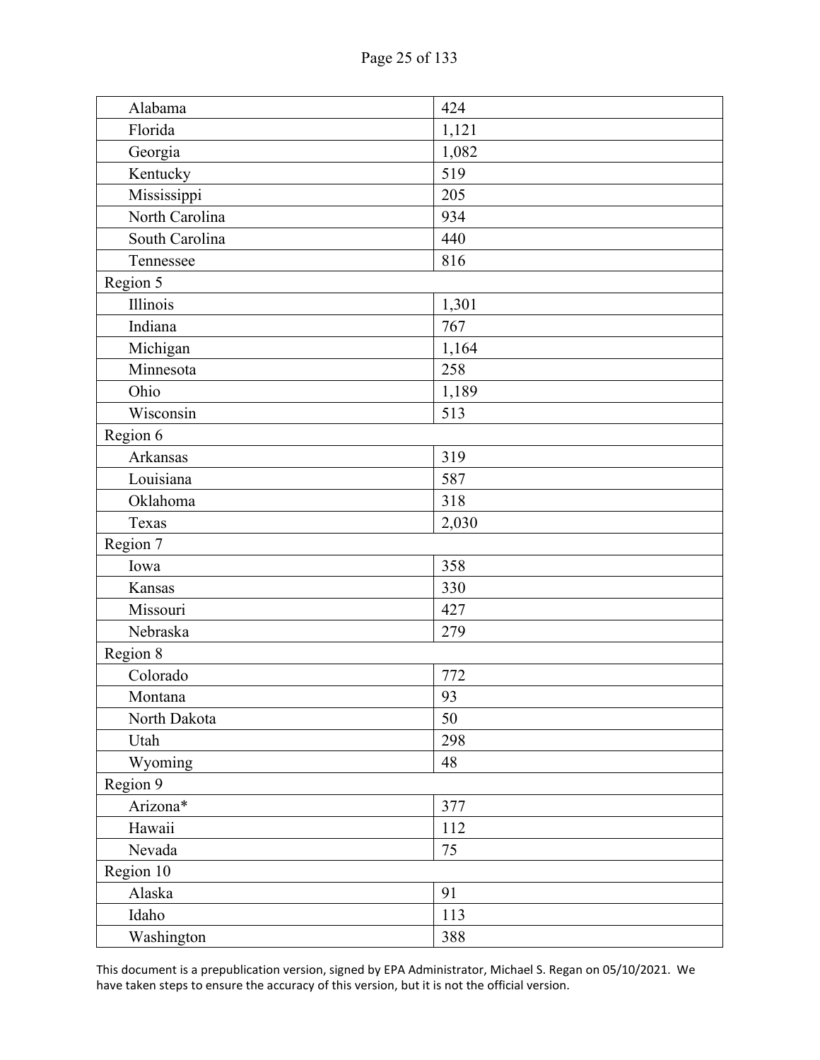| | |
|---|---|
| Alabama | 424 |
| Florida | 1,121 |
| Georgia | 1,082 |
| Kentucky | 519 |
| Mississippi | 205 |
| North Carolina | 934 |
| South Carolina | 440 |
| Tennessee | 816 |
| Region 5 | |
| Illinois | 1,301 |
| Indiana | 767 |
| Michigan | 1,164 |
| Minnesota | 258 |
| Ohio | 1,189 |
| Wisconsin | 513 |
| Region 6 | |
| Arkansas | 319 |
| Louisiana | 587 |
| Oklahoma | 318 |
| Texas | 2,030 |
| Region 7 | |
| Iowa | 358 |
| Kansas | 330 |
| Missouri | 427 |
| Nebraska | 279 |
| Region 8 | |
| Colorado | 772 |
| Montana | 93 |
| North Dakota | 50 |
| Utah | 298 |
| Wyoming | 48 |
| Region 9 | |
| Arizona* | 377 |
| Hawaii | 112 |
| Nevada | 75 |
| Region 10 | |
| Alaska | 91 |
| Idaho | 113 |
| Washington | 388 |

This document is a prepublication version, signed by EPA Administrator, Michael S. Regan on 05/10/2021. We have taken steps to ensure the accuracy of this version, but it is not the official version.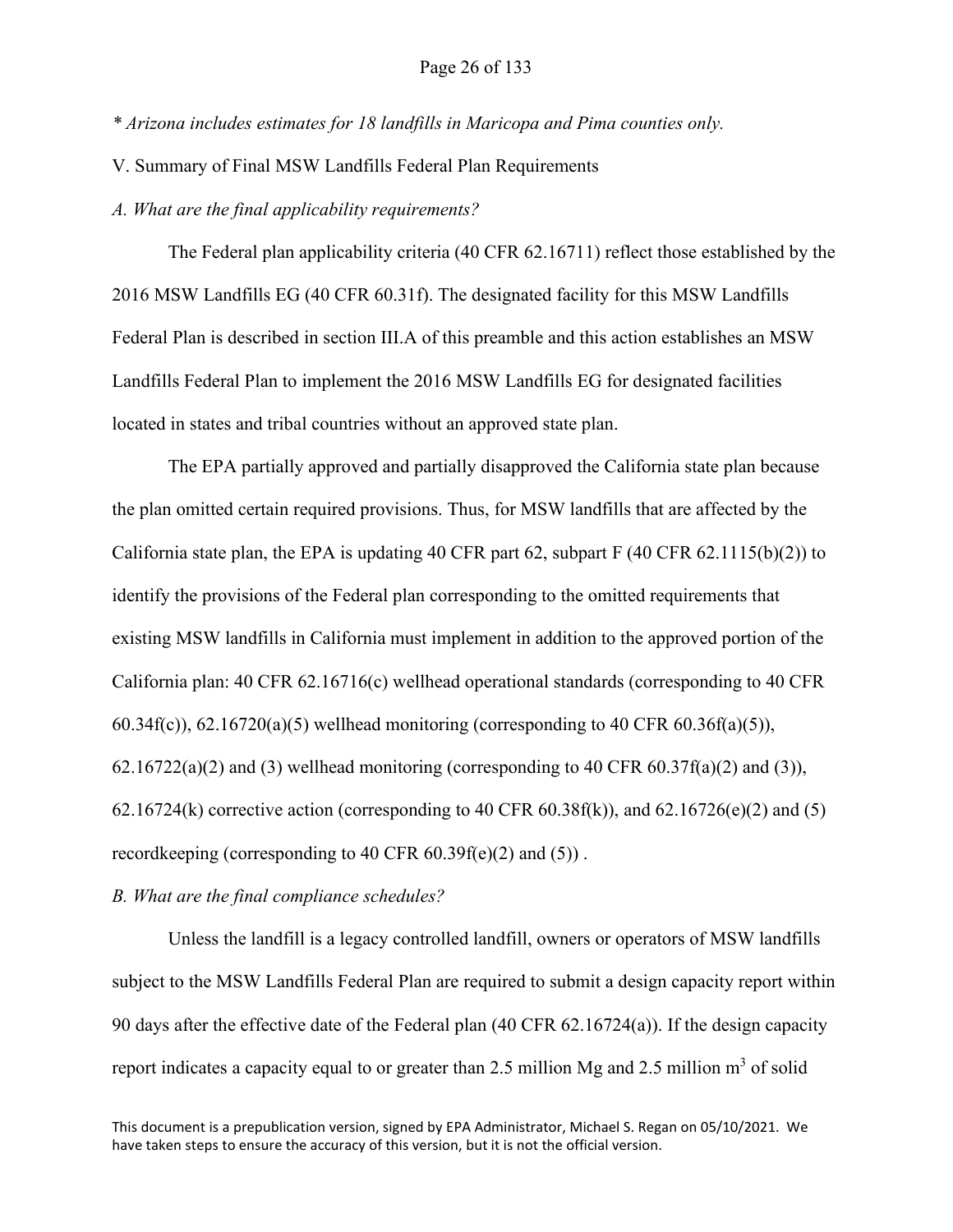*\* Arizona includes estimates for 18 landfills in Maricopa and Pima counties only.*

## V. Summary of Final MSW Landfills Federal Plan Requirements

### *A. What are the final applicability requirements?*

The Federal plan applicability criteria (40 CFR 62.16711) reflect those established by the 2016 MSW Landfills EG (40 CFR 60.31f). The designated facility for this MSW Landfills Federal Plan is described in section III.A of this preamble and this action establishes an MSW Landfills Federal Plan to implement the 2016 MSW Landfills EG for designated facilities located in states and tribal countries without an approved state plan.

The EPA partially approved and partially disapproved the California state plan because the plan omitted certain required provisions. Thus, for MSW landfills that are affected by the California state plan, the EPA is updating 40 CFR part 62, subpart F (40 CFR 62.1115(b)(2)) to identify the provisions of the Federal plan corresponding to the omitted requirements that existing MSW landfills in California must implement in addition to the approved portion of the California plan: 40 CFR 62.16716(c) wellhead operational standards (corresponding to 40 CFR 60.34f(c)), 62.16720(a)(5) wellhead monitoring (corresponding to 40 CFR 60.36f(a)(5)), 62.16722(a)(2) and (3) wellhead monitoring (corresponding to 40 CFR 60.37f(a)(2) and (3)), 62.16724(k) corrective action (corresponding to 40 CFR 60.38f(k)), and 62.16726(e)(2) and (5) recordkeeping (corresponding to 40 CFR 60.39f(e)(2) and (5)) .

### *B. What are the final compliance schedules?*

Unless the landfill is a legacy controlled landfill, owners or operators of MSW landfills subject to the MSW Landfills Federal Plan are required to submit a design capacity report within 90 days after the effective date of the Federal plan (40 CFR 62.16724(a)). If the design capacity report indicates a capacity equal to or greater than 2.5 million Mg and 2.5 million $m^3$ of solid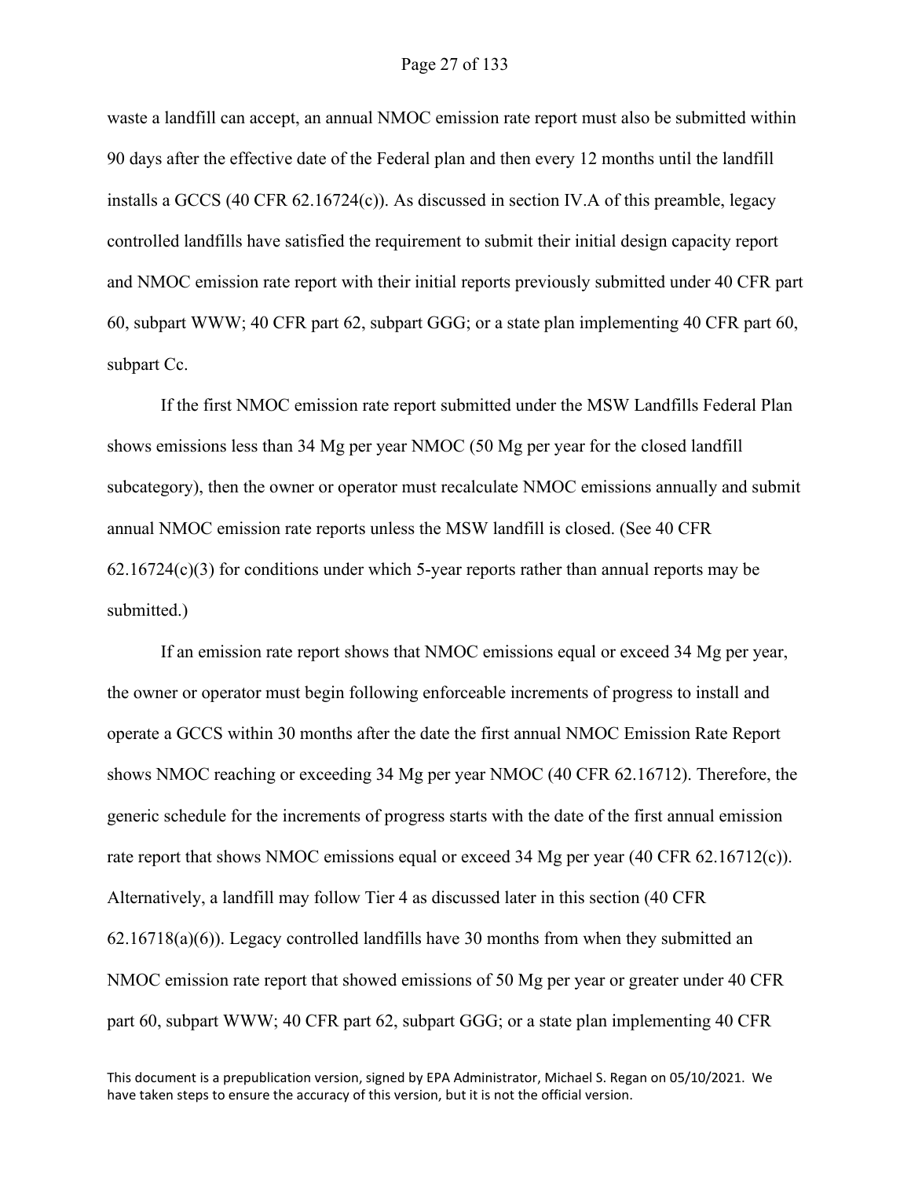waste a landfill can accept, an annual NMOC emission rate report must also be submitted within 90 days after the effective date of the Federal plan and then every 12 months until the landfill installs a GCCS (40 CFR 62.16724(c)). As discussed in section IV.A of this preamble, legacy controlled landfills have satisfied the requirement to submit their initial design capacity report and NMOC emission rate report with their initial reports previously submitted under 40 CFR part 60, subpart WWW; 40 CFR part 62, subpart GGG; or a state plan implementing 40 CFR part 60, subpart Cc.

If the first NMOC emission rate report submitted under the MSW Landfills Federal Plan shows emissions less than 34 Mg per year NMOC (50 Mg per year for the closed landfill subcategory), then the owner or operator must recalculate NMOC emissions annually and submit annual NMOC emission rate reports unless the MSW landfill is closed. (See 40 CFR 62.16724(c)(3) for conditions under which 5-year reports rather than annual reports may be submitted.)

If an emission rate report shows that NMOC emissions equal or exceed 34 Mg per year, the owner or operator must begin following enforceable increments of progress to install and operate a GCCS within 30 months after the date the first annual NMOC Emission Rate Report shows NMOC reaching or exceeding 34 Mg per year NMOC (40 CFR 62.16712). Therefore, the generic schedule for the increments of progress starts with the date of the first annual emission rate report that shows NMOC emissions equal or exceed 34 Mg per year (40 CFR 62.16712(c)). Alternatively, a landfill may follow Tier 4 as discussed later in this section (40 CFR 62.16718(a)(6)). Legacy controlled landfills have 30 months from when they submitted an NMOC emission rate report that showed emissions of 50 Mg per year or greater under 40 CFR part 60, subpart WWW; 40 CFR part 62, subpart GGG; or a state plan implementing 40 CFR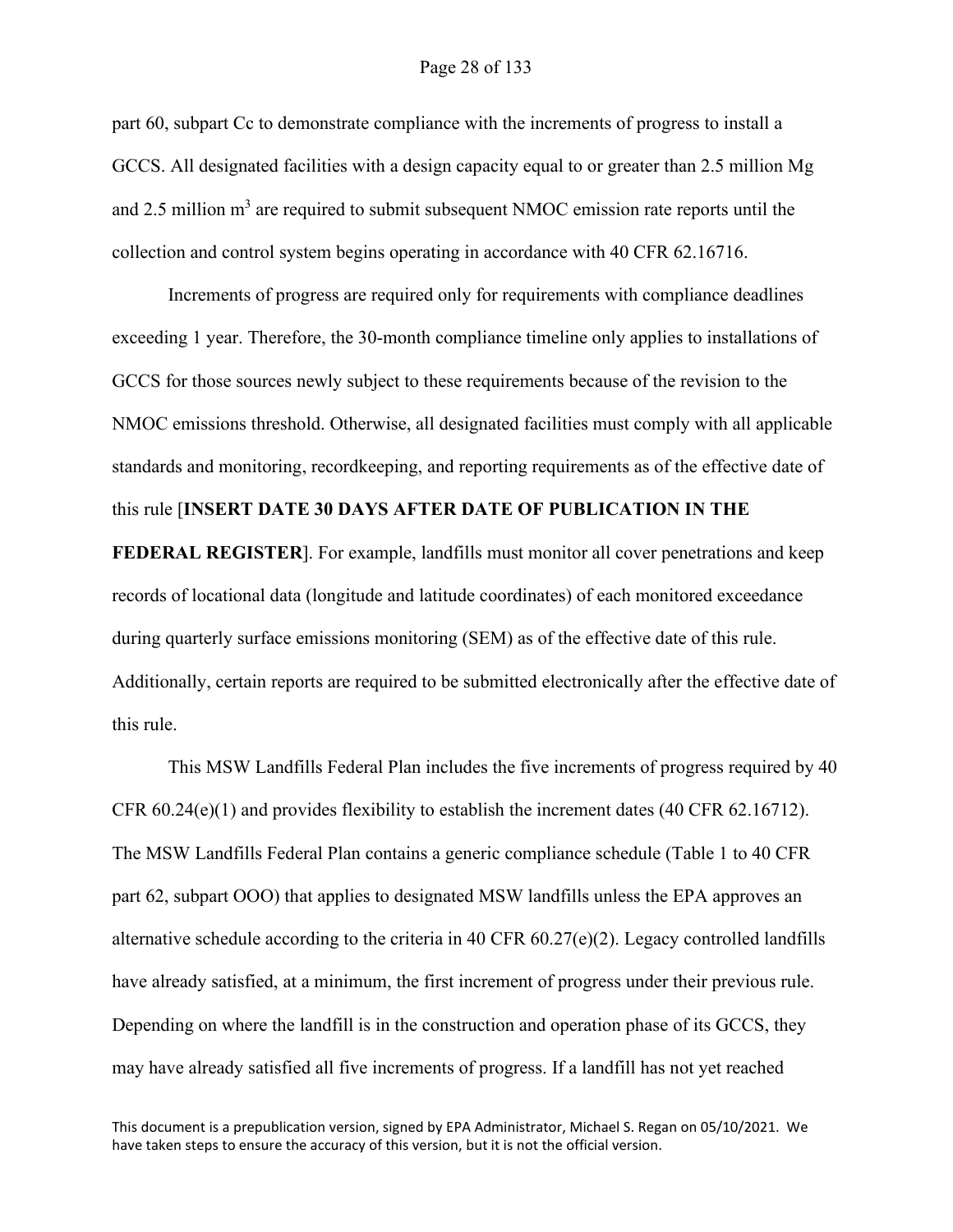part 60, subpart Cc to demonstrate compliance with the increments of progress to install a GCCS. All designated facilities with a design capacity equal to or greater than 2.5 million Mg and 2.5 million $m^3$ are required to submit subsequent NMOC emission rate reports until the collection and control system begins operating in accordance with 40 CFR 62.16716.

Increments of progress are required only for requirements with compliance deadlines exceeding 1 year. Therefore, the 30-month compliance timeline only applies to installations of GCCS for those sources newly subject to these requirements because of the revision to the NMOC emissions threshold. Otherwise, all designated facilities must comply with all applicable standards and monitoring, recordkeeping, and reporting requirements as of the effective date of this rule [**INSERT DATE 30 DAYS AFTER DATE OF PUBLICATION IN THE FEDERAL REGISTER**]. For example, landfills must monitor all cover penetrations and keep records of locational data (longitude and latitude coordinates) of each monitored exceedance during quarterly surface emissions monitoring (SEM) as of the effective date of this rule. Additionally, certain reports are required to be submitted electronically after the effective date of this rule.

This MSW Landfills Federal Plan includes the five increments of progress required by 40 CFR 60.24(e)(1) and provides flexibility to establish the increment dates (40 CFR 62.16712). The MSW Landfills Federal Plan contains a generic compliance schedule (Table 1 to 40 CFR part 62, subpart OOO) that applies to designated MSW landfills unless the EPA approves an alternative schedule according to the criteria in 40 CFR 60.27(e)(2). Legacy controlled landfills have already satisfied, at a minimum, the first increment of progress under their previous rule. Depending on where the landfill is in the construction and operation phase of its GCCS, they may have already satisfied all five increments of progress. If a landfill has not yet reached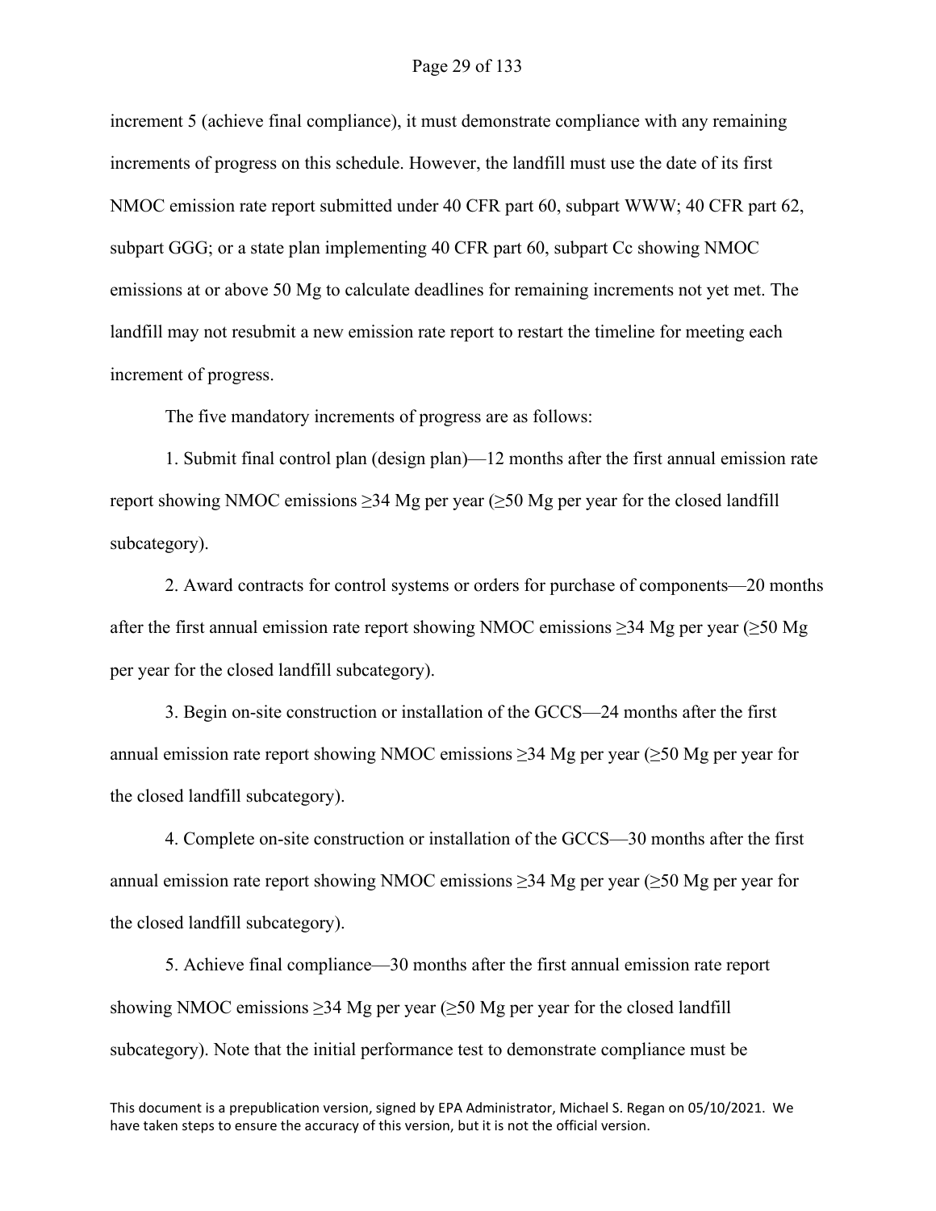increment 5 (achieve final compliance), it must demonstrate compliance with any remaining increments of progress on this schedule. However, the landfill must use the date of its first NMOC emission rate report submitted under 40 CFR part 60, subpart WWW; 40 CFR part 62, subpart GGG; or a state plan implementing 40 CFR part 60, subpart Cc showing NMOC emissions at or above 50 Mg to calculate deadlines for remaining increments not yet met. The landfill may not resubmit a new emission rate report to restart the timeline for meeting each increment of progress.

The five mandatory increments of progress are as follows:

1. Submit final control plan (design plan)—12 months after the first annual emission rate report showing NMOC emissions ≥34 Mg per year (≥50 Mg per year for the closed landfill subcategory).

2. Award contracts for control systems or orders for purchase of components—20 months after the first annual emission rate report showing NMOC emissions ≥34 Mg per year (≥50 Mg per year for the closed landfill subcategory).

3. Begin on-site construction or installation of the GCCS—24 months after the first annual emission rate report showing NMOC emissions ≥34 Mg per year (≥50 Mg per year for the closed landfill subcategory).

4. Complete on-site construction or installation of the GCCS—30 months after the first annual emission rate report showing NMOC emissions ≥34 Mg per year (≥50 Mg per year for the closed landfill subcategory).

5. Achieve final compliance—30 months after the first annual emission rate report showing NMOC emissions ≥34 Mg per year (≥50 Mg per year for the closed landfill subcategory). Note that the initial performance test to demonstrate compliance must be

This document is a prepublication version, signed by EPA Administrator, Michael S. Regan on 05/10/2021. We have taken steps to ensure the accuracy of this version, but it is not the official version.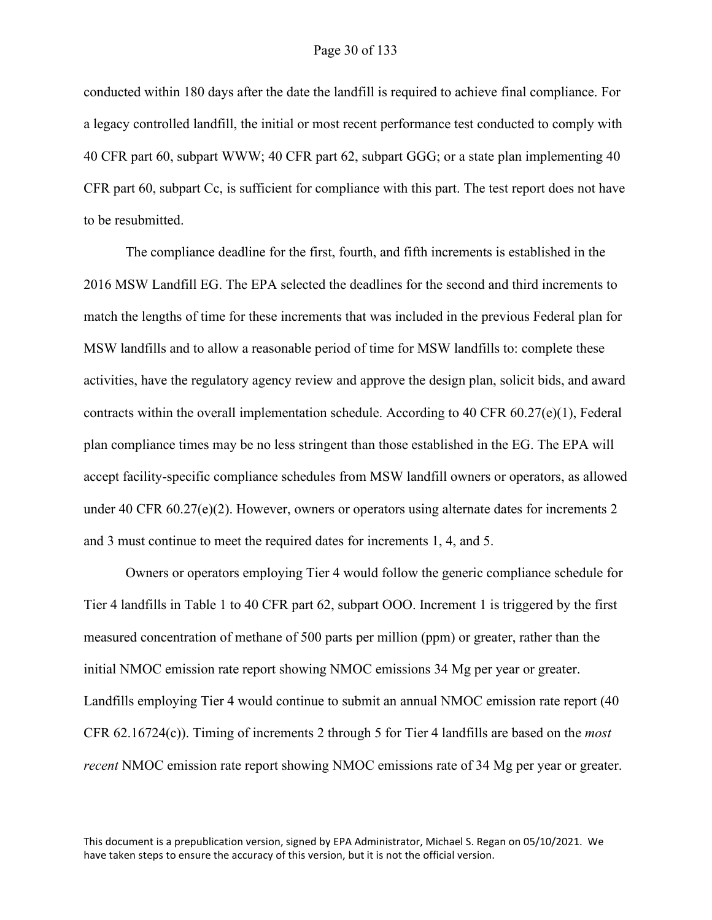conducted within 180 days after the date the landfill is required to achieve final compliance. For a legacy controlled landfill, the initial or most recent performance test conducted to comply with 40 CFR part 60, subpart WWW; 40 CFR part 62, subpart GGG; or a state plan implementing 40 CFR part 60, subpart Cc, is sufficient for compliance with this part. The test report does not have to be resubmitted.

The compliance deadline for the first, fourth, and fifth increments is established in the 2016 MSW Landfill EG. The EPA selected the deadlines for the second and third increments to match the lengths of time for these increments that was included in the previous Federal plan for MSW landfills and to allow a reasonable period of time for MSW landfills to: complete these activities, have the regulatory agency review and approve the design plan, solicit bids, and award contracts within the overall implementation schedule. According to 40 CFR 60.27(e)(1), Federal plan compliance times may be no less stringent than those established in the EG. The EPA will accept facility-specific compliance schedules from MSW landfill owners or operators, as allowed under 40 CFR 60.27(e)(2). However, owners or operators using alternate dates for increments 2 and 3 must continue to meet the required dates for increments 1, 4, and 5.

Owners or operators employing Tier 4 would follow the generic compliance schedule for Tier 4 landfills in Table 1 to 40 CFR part 62, subpart OOO. Increment 1 is triggered by the first measured concentration of methane of 500 parts per million (ppm) or greater, rather than the initial NMOC emission rate report showing NMOC emissions 34 Mg per year or greater. Landfills employing Tier 4 would continue to submit an annual NMOC emission rate report (40 CFR 62.16724(c)). Timing of increments 2 through 5 for Tier 4 landfills are based on the *most recent* NMOC emission rate report showing NMOC emissions rate of 34 Mg per year or greater.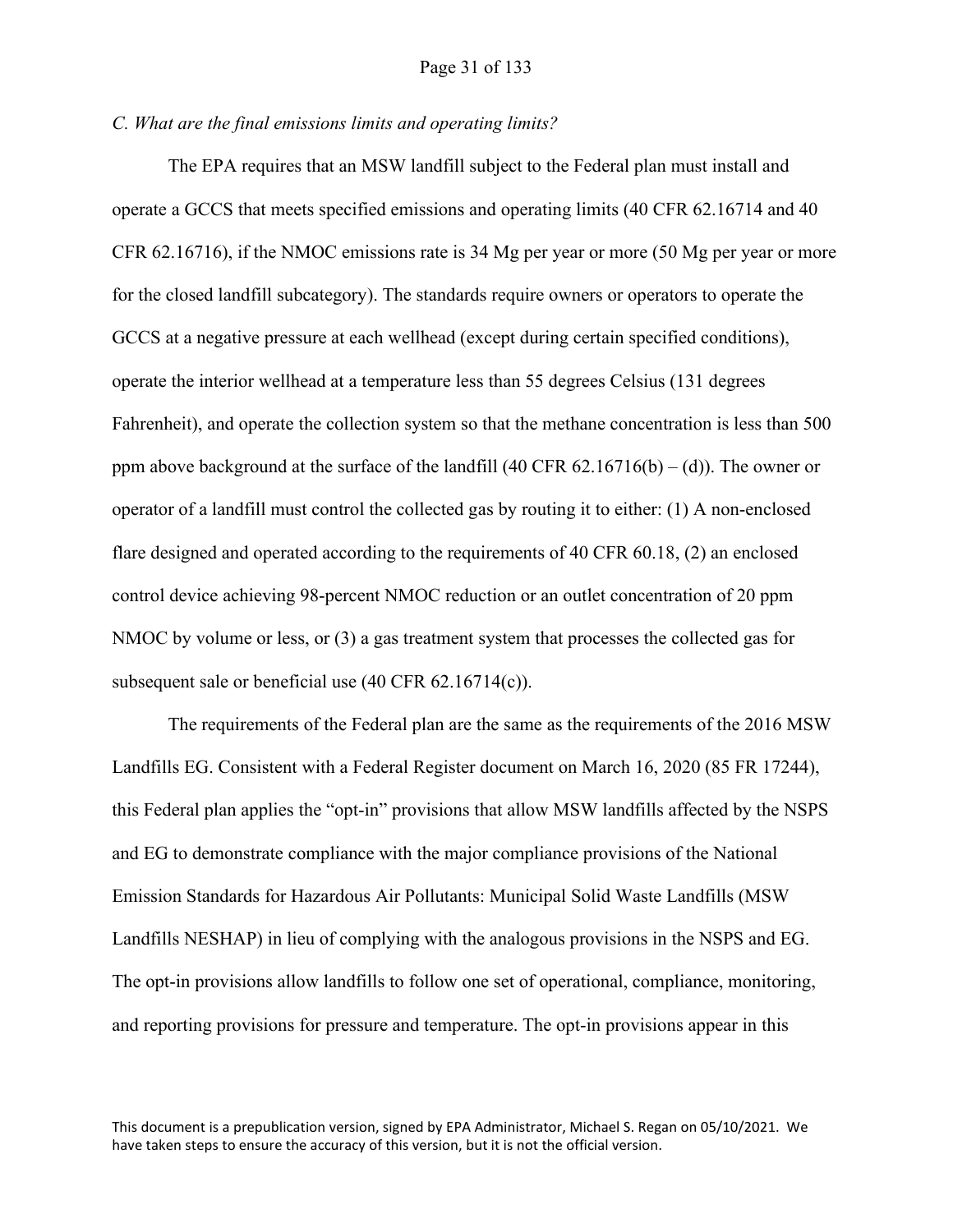*C. What are the final emissions limits and operating limits?*

The EPA requires that an MSW landfill subject to the Federal plan must install and operate a GCCS that meets specified emissions and operating limits (40 CFR 62.16714 and 40 CFR 62.16716), if the NMOC emissions rate is 34 Mg per year or more (50 Mg per year or more for the closed landfill subcategory). The standards require owners or operators to operate the GCCS at a negative pressure at each wellhead (except during certain specified conditions), operate the interior wellhead at a temperature less than 55 degrees Celsius (131 degrees Fahrenheit), and operate the collection system so that the methane concentration is less than 500 ppm above background at the surface of the landfill (40 CFR 62.16716(b) – (d)). The owner or operator of a landfill must control the collected gas by routing it to either: (1) A non-enclosed flare designed and operated according to the requirements of 40 CFR 60.18, (2) an enclosed control device achieving 98-percent NMOC reduction or an outlet concentration of 20 ppm NMOC by volume or less, or (3) a gas treatment system that processes the collected gas for subsequent sale or beneficial use (40 CFR 62.16714(c)).

The requirements of the Federal plan are the same as the requirements of the 2016 MSW Landfills EG. Consistent with a Federal Register document on March 16, 2020 (85 FR 17244), this Federal plan applies the "opt-in" provisions that allow MSW landfills affected by the NSPS and EG to demonstrate compliance with the major compliance provisions of the National Emission Standards for Hazardous Air Pollutants: Municipal Solid Waste Landfills (MSW Landfills NESHAP) in lieu of complying with the analogous provisions in the NSPS and EG. The opt-in provisions allow landfills to follow one set of operational, compliance, monitoring, and reporting provisions for pressure and temperature. The opt-in provisions appear in this

This document is a prepublication version, signed by EPA Administrator, Michael S. Regan on 05/10/2021. We have taken steps to ensure the accuracy of this version, but it is not the official version.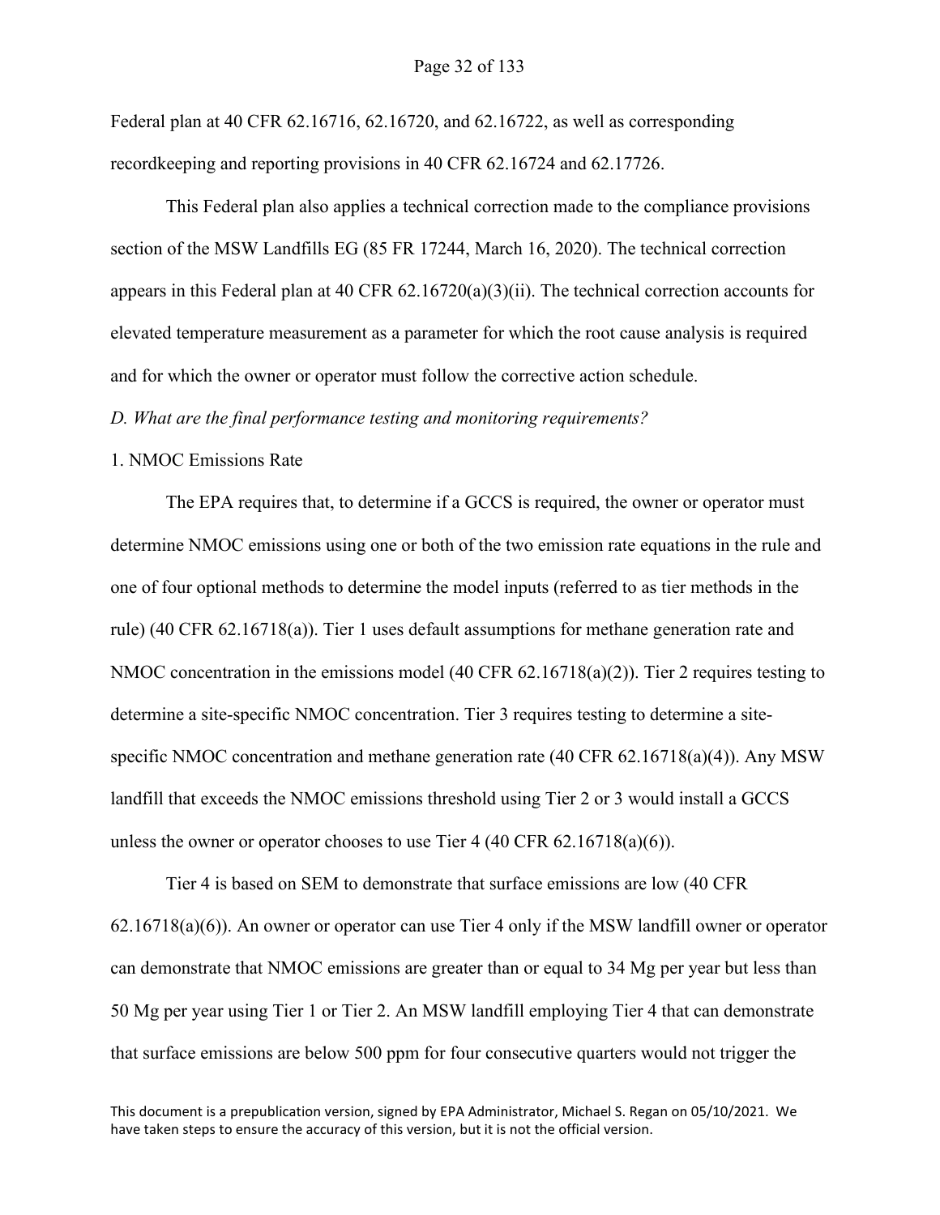Federal plan at 40 CFR 62.16716, 62.16720, and 62.16722, as well as corresponding recordkeeping and reporting provisions in 40 CFR 62.16724 and 62.17726.

This Federal plan also applies a technical correction made to the compliance provisions section of the MSW Landfills EG (85 FR 17244, March 16, 2020). The technical correction appears in this Federal plan at 40 CFR 62.16720(a)(3)(ii). The technical correction accounts for elevated temperature measurement as a parameter for which the root cause analysis is required and for which the owner or operator must follow the corrective action schedule.

*D. What are the final performance testing and monitoring requirements?*

1. NMOC Emissions Rate

The EPA requires that, to determine if a GCCS is required, the owner or operator must determine NMOC emissions using one or both of the two emission rate equations in the rule and one of four optional methods to determine the model inputs (referred to as tier methods in the rule) (40 CFR 62.16718(a)). Tier 1 uses default assumptions for methane generation rate and NMOC concentration in the emissions model (40 CFR 62.16718(a)(2)). Tier 2 requires testing to determine a site-specific NMOC concentration. Tier 3 requires testing to determine a site-specific NMOC concentration and methane generation rate (40 CFR 62.16718(a)(4)). Any MSW landfill that exceeds the NMOC emissions threshold using Tier 2 or 3 would install a GCCS unless the owner or operator chooses to use Tier 4 (40 CFR 62.16718(a)(6)).

Tier 4 is based on SEM to demonstrate that surface emissions are low (40 CFR 62.16718(a)(6)). An owner or operator can use Tier 4 only if the MSW landfill owner or operator can demonstrate that NMOC emissions are greater than or equal to 34 Mg per year but less than 50 Mg per year using Tier 1 or Tier 2. An MSW landfill employing Tier 4 that can demonstrate that surface emissions are below 500 ppm for four consecutive quarters would not trigger the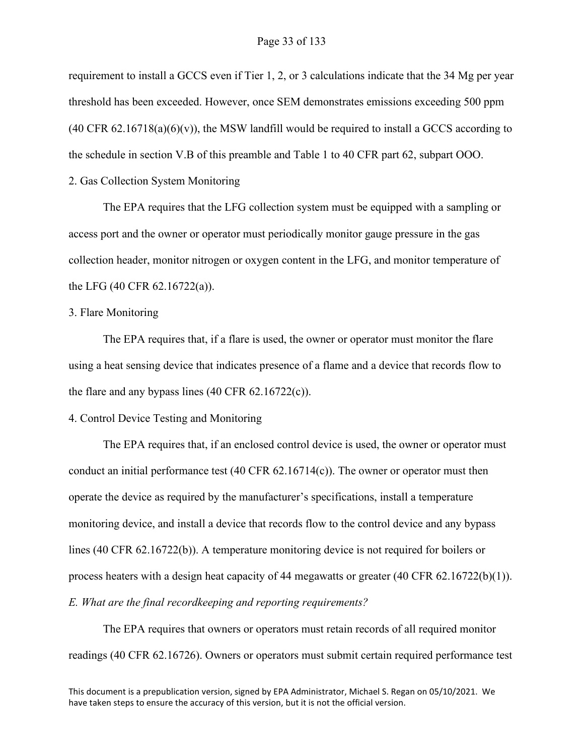requirement to install a GCCS even if Tier 1, 2, or 3 calculations indicate that the 34 Mg per year threshold has been exceeded. However, once SEM demonstrates emissions exceeding 500 ppm (40 CFR 62.16718(a)(6)(v)), the MSW landfill would be required to install a GCCS according to the schedule in section V.B of this preamble and Table 1 to 40 CFR part 62, subpart OOO.

2. Gas Collection System Monitoring

The EPA requires that the LFG collection system must be equipped with a sampling or access port and the owner or operator must periodically monitor gauge pressure in the gas collection header, monitor nitrogen or oxygen content in the LFG, and monitor temperature of the LFG (40 CFR 62.16722(a)).

3. Flare Monitoring

The EPA requires that, if a flare is used, the owner or operator must monitor the flare using a heat sensing device that indicates presence of a flame and a device that records flow to the flare and any bypass lines (40 CFR 62.16722(c)).

4. Control Device Testing and Monitoring

The EPA requires that, if an enclosed control device is used, the owner or operator must conduct an initial performance test (40 CFR 62.16714(c)). The owner or operator must then operate the device as required by the manufacturer's specifications, install a temperature monitoring device, and install a device that records flow to the control device and any bypass lines (40 CFR 62.16722(b)). A temperature monitoring device is not required for boilers or process heaters with a design heat capacity of 44 megawatts or greater (40 CFR 62.16722(b)(1)).

*E. What are the final recordkeeping and reporting requirements?*

The EPA requires that owners or operators must retain records of all required monitor readings (40 CFR 62.16726). Owners or operators must submit certain required performance test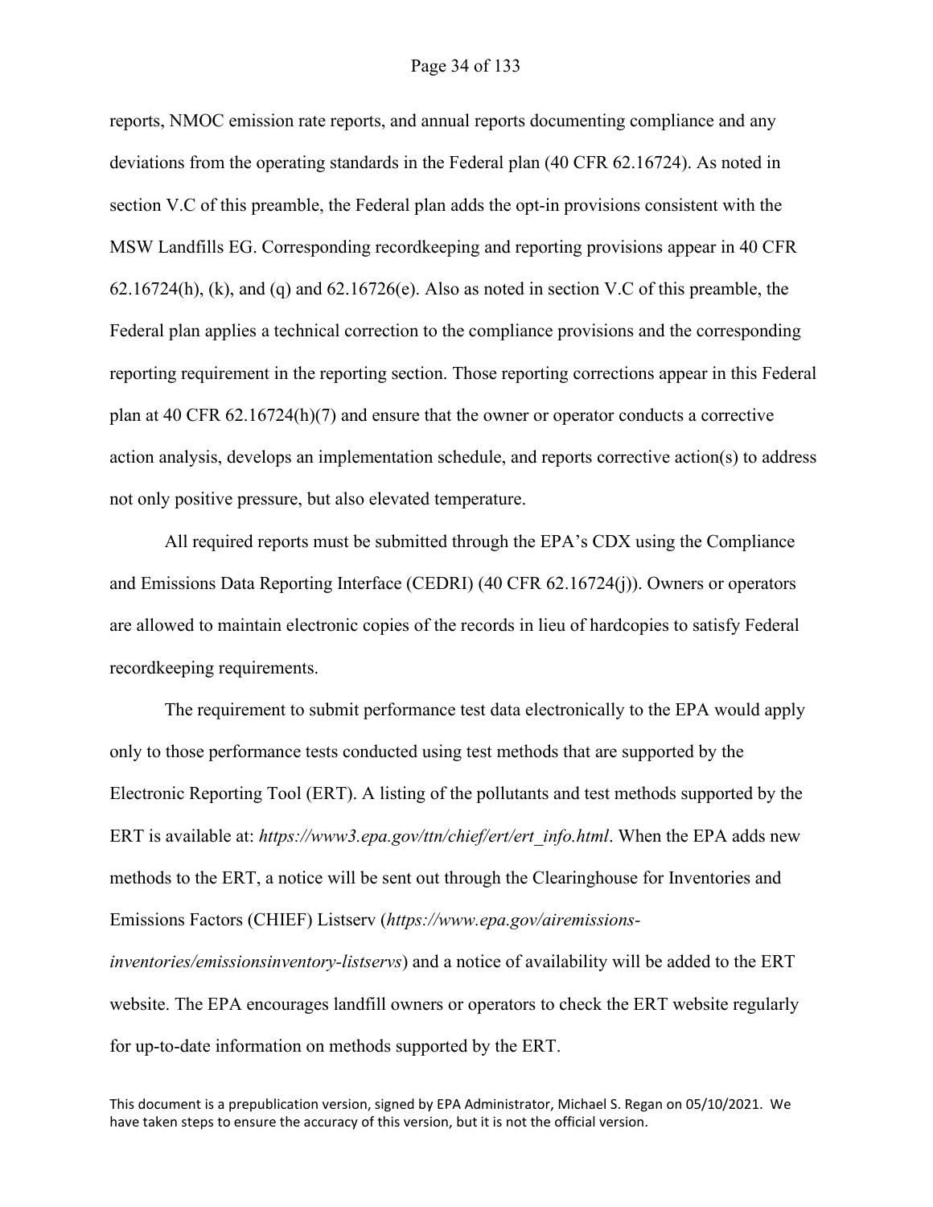reports, NMOC emission rate reports, and annual reports documenting compliance and any deviations from the operating standards in the Federal plan (40 CFR 62.16724). As noted in section V.C of this preamble, the Federal plan adds the opt-in provisions consistent with the MSW Landfills EG. Corresponding recordkeeping and reporting provisions appear in 40 CFR 62.16724(h), (k), and (q) and 62.16726(e). Also as noted in section V.C of this preamble, the Federal plan applies a technical correction to the compliance provisions and the corresponding reporting requirement in the reporting section. Those reporting corrections appear in this Federal plan at 40 CFR 62.16724(h)(7) and ensure that the owner or operator conducts a corrective action analysis, develops an implementation schedule, and reports corrective action(s) to address not only positive pressure, but also elevated temperature.

All required reports must be submitted through the EPA's CDX using the Compliance and Emissions Data Reporting Interface (CEDRI) (40 CFR 62.16724(j)). Owners or operators are allowed to maintain electronic copies of the records in lieu of hardcopies to satisfy Federal recordkeeping requirements.

The requirement to submit performance test data electronically to the EPA would apply only to those performance tests conducted using test methods that are supported by the Electronic Reporting Tool (ERT). A listing of the pollutants and test methods supported by the ERT is available at: *https://www3.epa.gov/ttn/chief/ert/ert_info.html*. When the EPA adds new methods to the ERT, a notice will be sent out through the Clearinghouse for Inventories and Emissions Factors (CHIEF) Listserv (*https://www.epa.gov/airemissions-inventories/emissionsinventory-listservs*) and a notice of availability will be added to the ERT website. The EPA encourages landfill owners or operators to check the ERT website regularly for up-to-date information on methods supported by the ERT.

This document is a prepublication version, signed by EPA Administrator, Michael S. Regan on 05/10/2021. We have taken steps to ensure the accuracy of this version, but it is not the official version.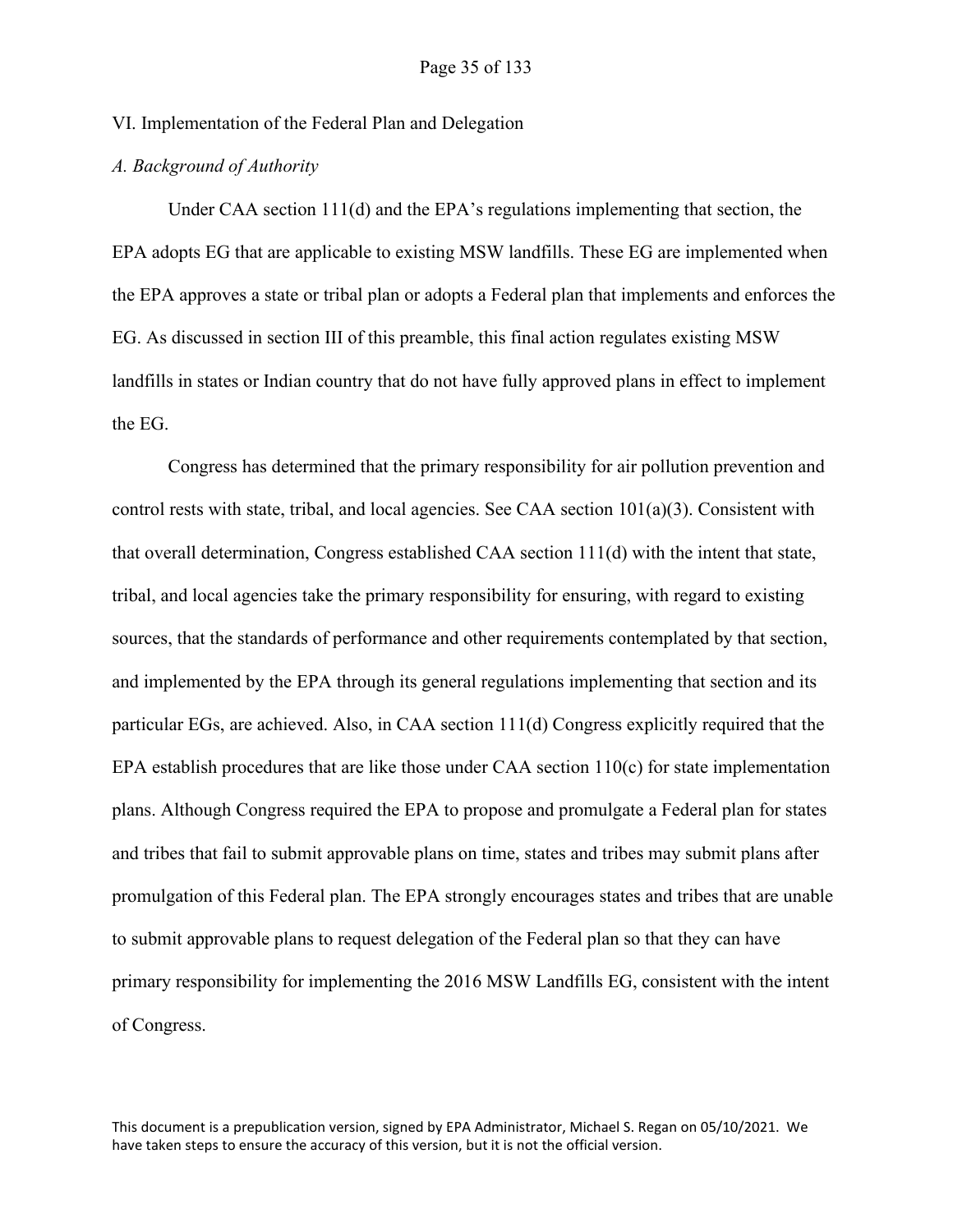## VI. Implementation of the Federal Plan and Delegation

### *A. Background of Authority*

Under CAA section 111(d) and the EPA's regulations implementing that section, the EPA adopts EG that are applicable to existing MSW landfills. These EG are implemented when the EPA approves a state or tribal plan or adopts a Federal plan that implements and enforces the EG. As discussed in section III of this preamble, this final action regulates existing MSW landfills in states or Indian country that do not have fully approved plans in effect to implement the EG.

Congress has determined that the primary responsibility for air pollution prevention and control rests with state, tribal, and local agencies. See CAA section 101(a)(3). Consistent with that overall determination, Congress established CAA section 111(d) with the intent that state, tribal, and local agencies take the primary responsibility for ensuring, with regard to existing sources, that the standards of performance and other requirements contemplated by that section, and implemented by the EPA through its general regulations implementing that section and its particular EGs, are achieved. Also, in CAA section 111(d) Congress explicitly required that the EPA establish procedures that are like those under CAA section 110(c) for state implementation plans. Although Congress required the EPA to propose and promulgate a Federal plan for states and tribes that fail to submit approvable plans on time, states and tribes may submit plans after promulgation of this Federal plan. The EPA strongly encourages states and tribes that are unable to submit approvable plans to request delegation of the Federal plan so that they can have primary responsibility for implementing the 2016 MSW Landfills EG, consistent with the intent of Congress.

This document is a prepublication version, signed by EPA Administrator, Michael S. Regan on 05/10/2021. We have taken steps to ensure the accuracy of this version, but it is not the official version.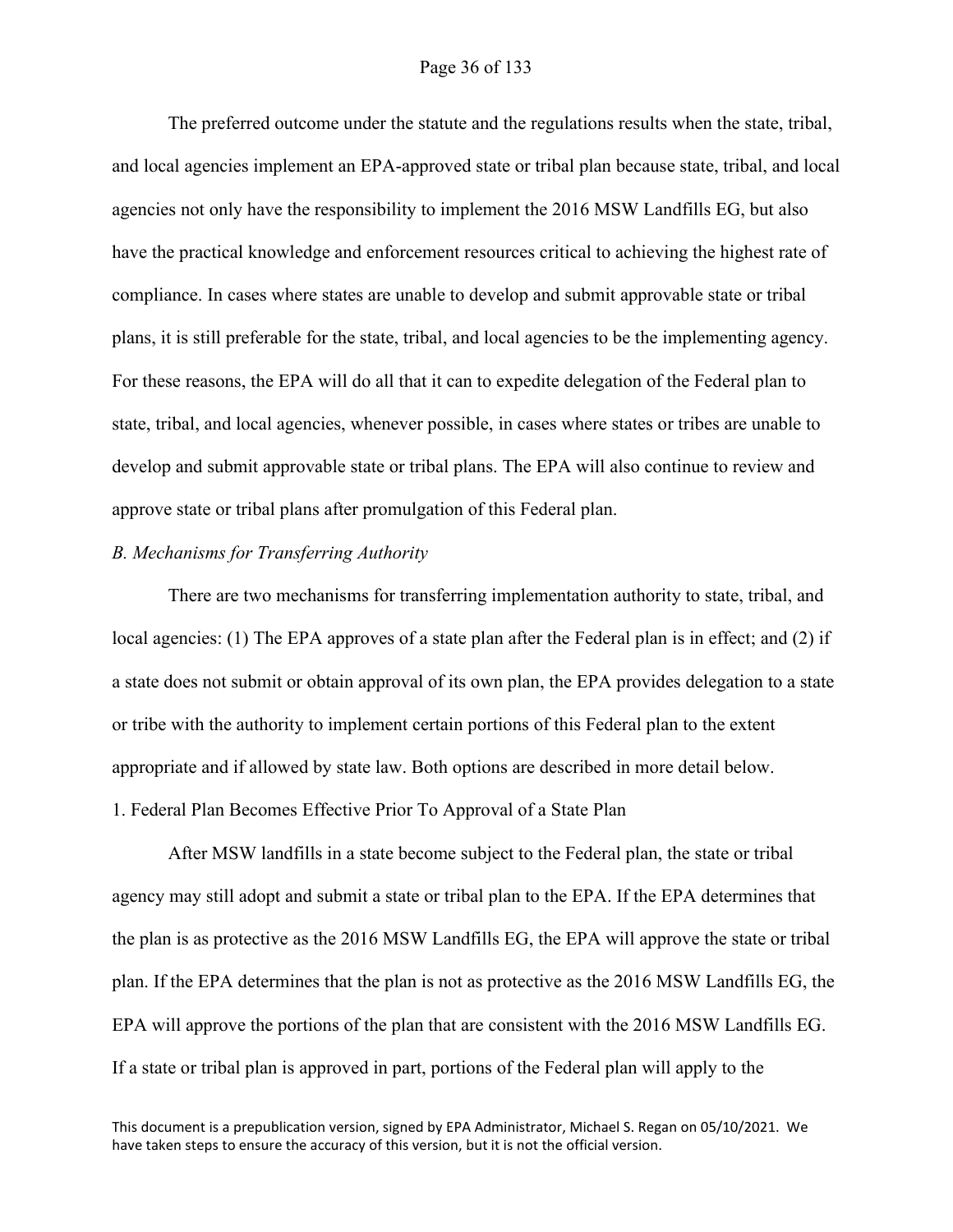The preferred outcome under the statute and the regulations results when the state, tribal, and local agencies implement an EPA-approved state or tribal plan because state, tribal, and local agencies not only have the responsibility to implement the 2016 MSW Landfills EG, but also have the practical knowledge and enforcement resources critical to achieving the highest rate of compliance. In cases where states are unable to develop and submit approvable state or tribal plans, it is still preferable for the state, tribal, and local agencies to be the implementing agency. For these reasons, the EPA will do all that it can to expedite delegation of the Federal plan to state, tribal, and local agencies, whenever possible, in cases where states or tribes are unable to develop and submit approvable state or tribal plans. The EPA will also continue to review and approve state or tribal plans after promulgation of this Federal plan.

*B. Mechanisms for Transferring Authority*

There are two mechanisms for transferring implementation authority to state, tribal, and local agencies: (1) The EPA approves of a state plan after the Federal plan is in effect; and (2) if a state does not submit or obtain approval of its own plan, the EPA provides delegation to a state or tribe with the authority to implement certain portions of this Federal plan to the extent appropriate and if allowed by state law. Both options are described in more detail below.

1. Federal Plan Becomes Effective Prior To Approval of a State Plan

After MSW landfills in a state become subject to the Federal plan, the state or tribal agency may still adopt and submit a state or tribal plan to the EPA. If the EPA determines that the plan is as protective as the 2016 MSW Landfills EG, the EPA will approve the state or tribal plan. If the EPA determines that the plan is not as protective as the 2016 MSW Landfills EG, the EPA will approve the portions of the plan that are consistent with the 2016 MSW Landfills EG. If a state or tribal plan is approved in part, portions of the Federal plan will apply to the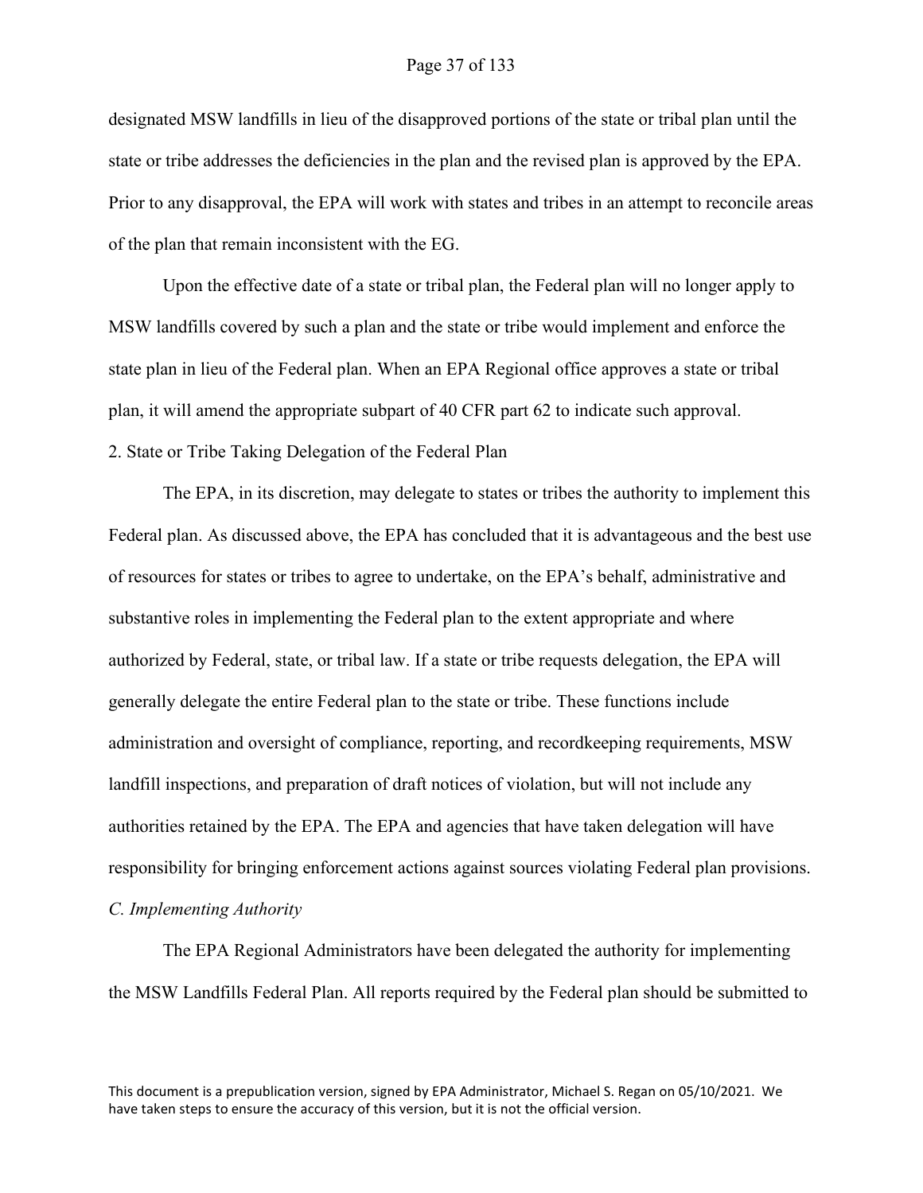designated MSW landfills in lieu of the disapproved portions of the state or tribal plan until the state or tribe addresses the deficiencies in the plan and the revised plan is approved by the EPA. Prior to any disapproval, the EPA will work with states and tribes in an attempt to reconcile areas of the plan that remain inconsistent with the EG.

Upon the effective date of a state or tribal plan, the Federal plan will no longer apply to MSW landfills covered by such a plan and the state or tribe would implement and enforce the state plan in lieu of the Federal plan. When an EPA Regional office approves a state or tribal plan, it will amend the appropriate subpart of 40 CFR part 62 to indicate such approval.

2. State or Tribe Taking Delegation of the Federal Plan

The EPA, in its discretion, may delegate to states or tribes the authority to implement this Federal plan. As discussed above, the EPA has concluded that it is advantageous and the best use of resources for states or tribes to agree to undertake, on the EPA's behalf, administrative and substantive roles in implementing the Federal plan to the extent appropriate and where authorized by Federal, state, or tribal law. If a state or tribe requests delegation, the EPA will generally delegate the entire Federal plan to the state or tribe. These functions include administration and oversight of compliance, reporting, and recordkeeping requirements, MSW landfill inspections, and preparation of draft notices of violation, but will not include any authorities retained by the EPA. The EPA and agencies that have taken delegation will have responsibility for bringing enforcement actions against sources violating Federal plan provisions.

*C. Implementing Authority*

The EPA Regional Administrators have been delegated the authority for implementing the MSW Landfills Federal Plan. All reports required by the Federal plan should be submitted to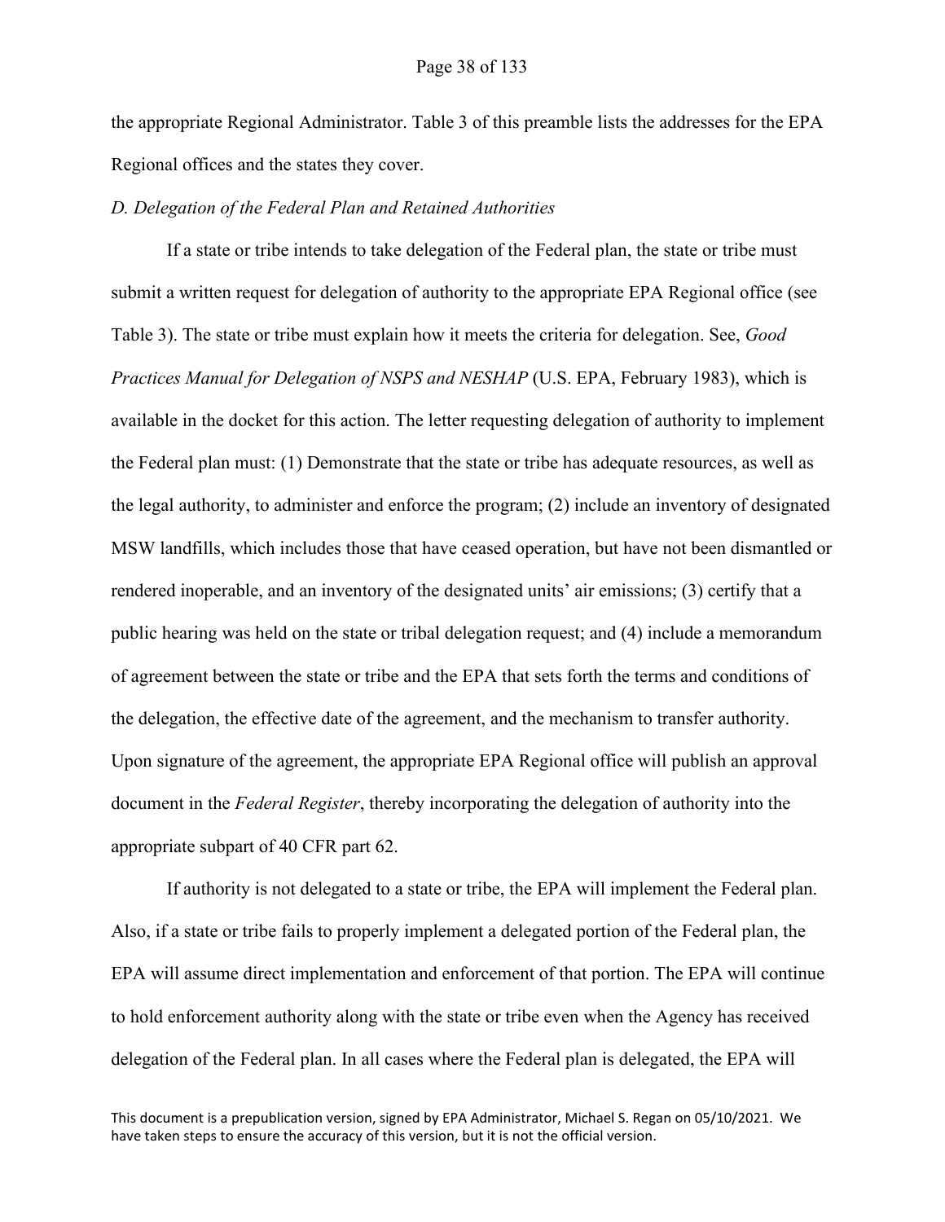the appropriate Regional Administrator. Table 3 of this preamble lists the addresses for the EPA Regional offices and the states they cover.

*D. Delegation of the Federal Plan and Retained Authorities*

If a state or tribe intends to take delegation of the Federal plan, the state or tribe must submit a written request for delegation of authority to the appropriate EPA Regional office (see Table 3). The state or tribe must explain how it meets the criteria for delegation. See, *Good Practices Manual for Delegation of NSPS and NESHAP* (U.S. EPA, February 1983), which is available in the docket for this action. The letter requesting delegation of authority to implement the Federal plan must: (1) Demonstrate that the state or tribe has adequate resources, as well as the legal authority, to administer and enforce the program; (2) include an inventory of designated MSW landfills, which includes those that have ceased operation, but have not been dismantled or rendered inoperable, and an inventory of the designated units' air emissions; (3) certify that a public hearing was held on the state or tribal delegation request; and (4) include a memorandum of agreement between the state or tribe and the EPA that sets forth the terms and conditions of the delegation, the effective date of the agreement, and the mechanism to transfer authority. Upon signature of the agreement, the appropriate EPA Regional office will publish an approval document in the *Federal Register*, thereby incorporating the delegation of authority into the appropriate subpart of 40 CFR part 62.

If authority is not delegated to a state or tribe, the EPA will implement the Federal plan. Also, if a state or tribe fails to properly implement a delegated portion of the Federal plan, the EPA will assume direct implementation and enforcement of that portion. The EPA will continue to hold enforcement authority along with the state or tribe even when the Agency has received delegation of the Federal plan. In all cases where the Federal plan is delegated, the EPA will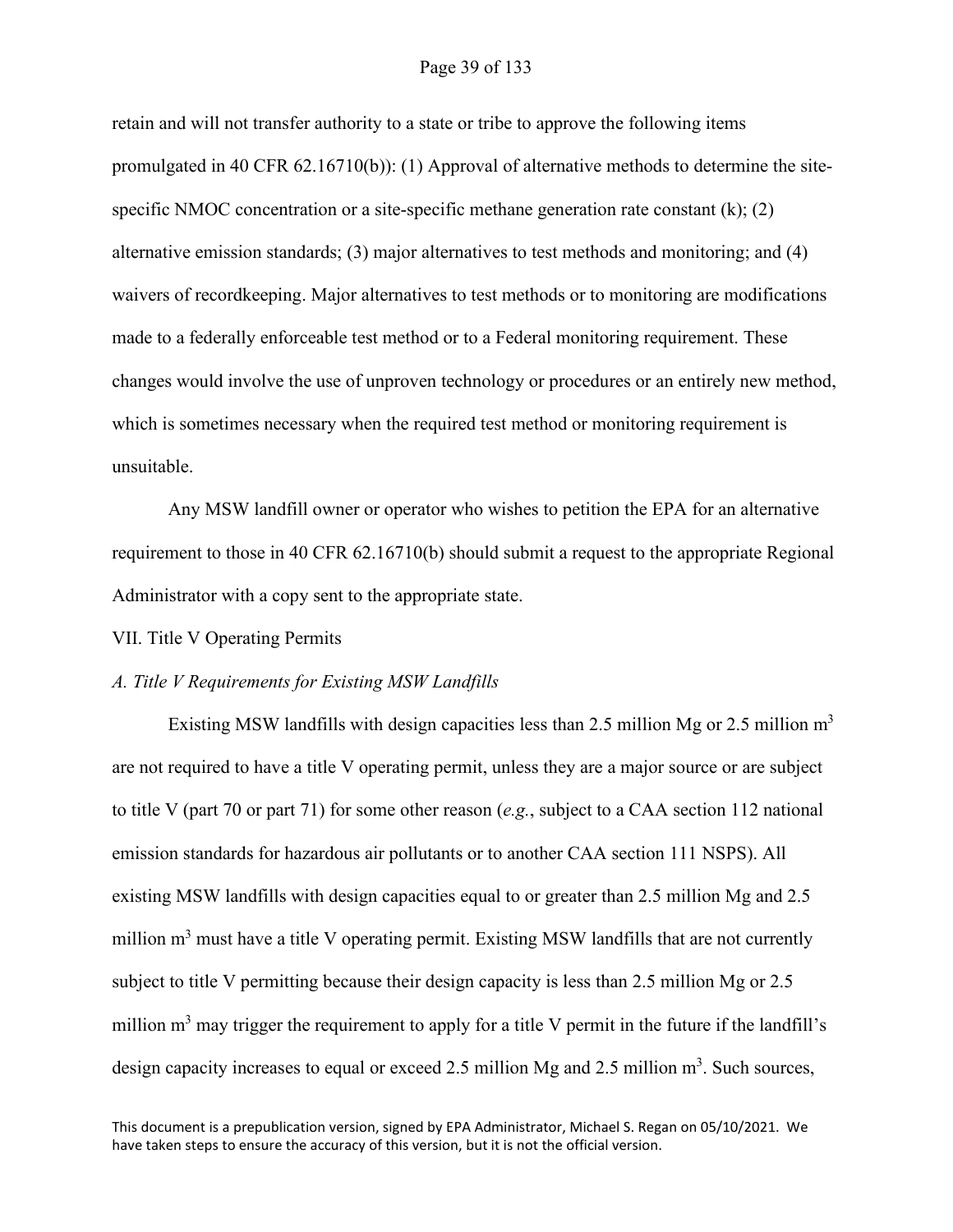retain and will not transfer authority to a state or tribe to approve the following items promulgated in 40 CFR 62.16710(b)): (1) Approval of alternative methods to determine the site-specific NMOC concentration or a site-specific methane generation rate constant (k); (2) alternative emission standards; (3) major alternatives to test methods and monitoring; and (4) waivers of recordkeeping. Major alternatives to test methods or to monitoring are modifications made to a federally enforceable test method or to a Federal monitoring requirement. These changes would involve the use of unproven technology or procedures or an entirely new method, which is sometimes necessary when the required test method or monitoring requirement is unsuitable.

Any MSW landfill owner or operator who wishes to petition the EPA for an alternative requirement to those in 40 CFR 62.16710(b) should submit a request to the appropriate Regional Administrator with a copy sent to the appropriate state.

## VII. Title V Operating Permits

### *A. Title V Requirements for Existing MSW Landfills*

Existing MSW landfills with design capacities less than 2.5 million Mg or 2.5 million $m^3$ are not required to have a title V operating permit, unless they are a major source or are subject to title V (part 70 or part 71) for some other reason (*e.g.*, subject to a CAA section 112 national emission standards for hazardous air pollutants or to another CAA section 111 NSPS). All existing MSW landfills with design capacities equal to or greater than 2.5 million Mg and 2.5 million $m^3$ must have a title V operating permit. Existing MSW landfills that are not currently subject to title V permitting because their design capacity is less than 2.5 million Mg or 2.5 million $m^3$ may trigger the requirement to apply for a title V permit in the future if the landfill's design capacity increases to equal or exceed 2.5 million Mg and 2.5 million $m^3$. Such sources,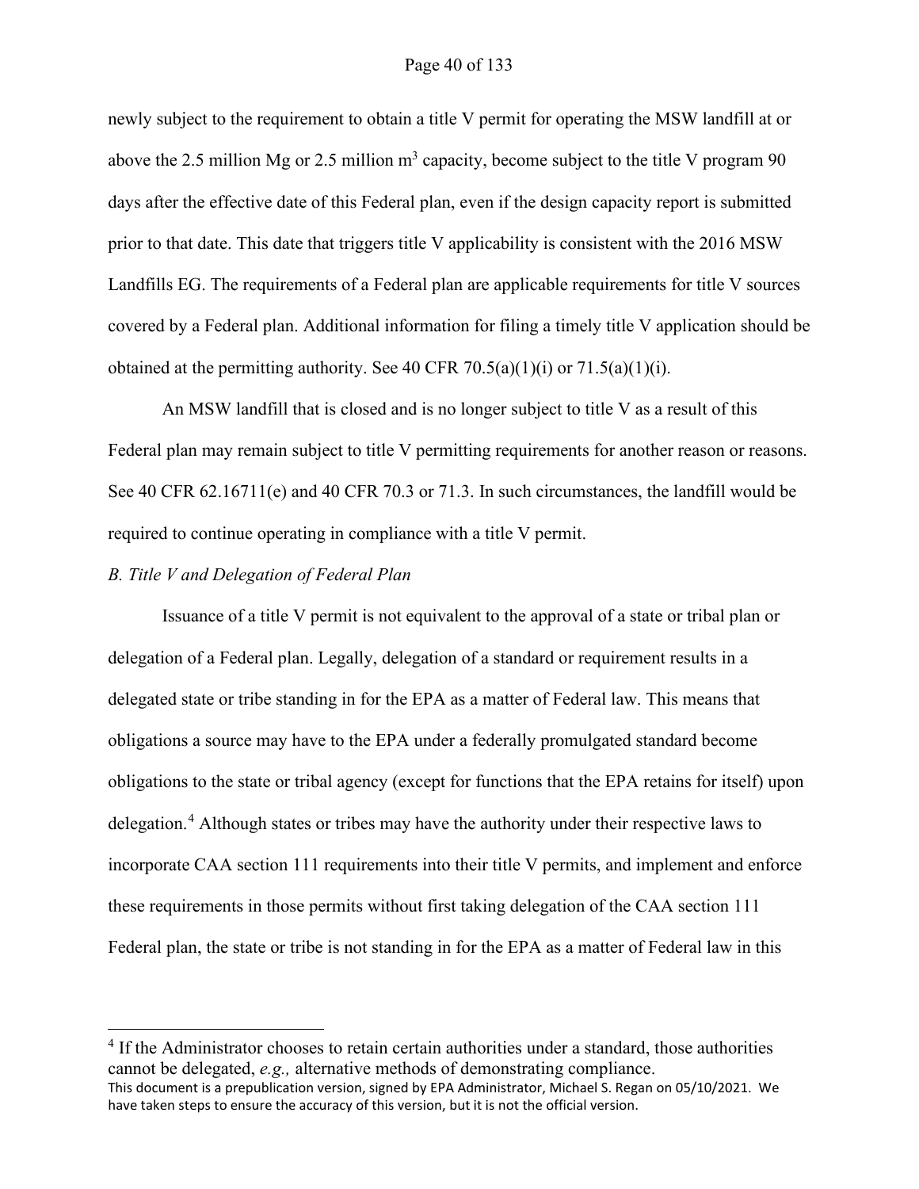newly subject to the requirement to obtain a title V permit for operating the MSW landfill at or above the 2.5 million Mg or 2.5 million $m^3$ capacity, become subject to the title V program 90 days after the effective date of this Federal plan, even if the design capacity report is submitted prior to that date. This date that triggers title V applicability is consistent with the 2016 MSW Landfills EG. The requirements of a Federal plan are applicable requirements for title V sources covered by a Federal plan. Additional information for filing a timely title V application should be obtained at the permitting authority. See 40 CFR 70.5(a)(1)(i) or 71.5(a)(1)(i).

An MSW landfill that is closed and is no longer subject to title V as a result of this Federal plan may remain subject to title V permitting requirements for another reason or reasons. See 40 CFR 62.16711(e) and 40 CFR 70.3 or 71.3. In such circumstances, the landfill would be required to continue operating in compliance with a title V permit.

*B. Title V and Delegation of Federal Plan*

Issuance of a title V permit is not equivalent to the approval of a state or tribal plan or delegation of a Federal plan. Legally, delegation of a standard or requirement results in a delegated state or tribe standing in for the EPA as a matter of Federal law. This means that obligations a source may have to the EPA under a federally promulgated standard become obligations to the state or tribal agency (except for functions that the EPA retains for itself) upon delegation.[4] Although states or tribes may have the authority under their respective laws to incorporate CAA section 111 requirements into their title V permits, and implement and enforce these requirements in those permits without first taking delegation of the CAA section 111 Federal plan, the state or tribe is not standing in for the EPA as a matter of Federal law in this

[4] If the Administrator chooses to retain certain authorities under a standard, those authorities cannot be delegated, *e.g.,* alternative methods of demonstrating compliance.

This document is a prepublication version, signed by EPA Administrator, Michael S. Regan on 05/10/2021. We have taken steps to ensure the accuracy of this version, but it is not the official version.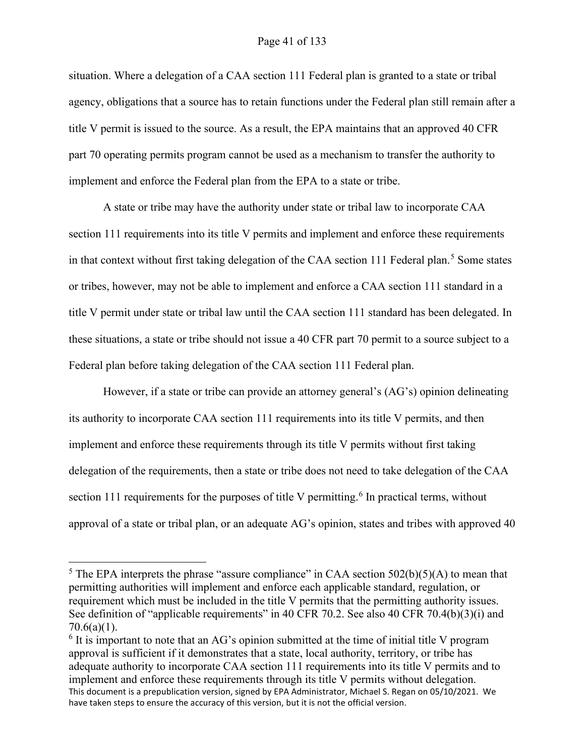situation. Where a delegation of a CAA section 111 Federal plan is granted to a state or tribal agency, obligations that a source has to retain functions under the Federal plan still remain after a title V permit is issued to the source. As a result, the EPA maintains that an approved 40 CFR part 70 operating permits program cannot be used as a mechanism to transfer the authority to implement and enforce the Federal plan from the EPA to a state or tribe.

A state or tribe may have the authority under state or tribal law to incorporate CAA section 111 requirements into its title V permits and implement and enforce these requirements in that context without first taking delegation of the CAA section 111 Federal plan.[5] Some states or tribes, however, may not be able to implement and enforce a CAA section 111 standard in a title V permit under state or tribal law until the CAA section 111 standard has been delegated. In these situations, a state or tribe should not issue a 40 CFR part 70 permit to a source subject to a Federal plan before taking delegation of the CAA section 111 Federal plan.

However, if a state or tribe can provide an attorney general's (AG's) opinion delineating its authority to incorporate CAA section 111 requirements into its title V permits, and then implement and enforce these requirements through its title V permits without first taking delegation of the requirements, then a state or tribe does not need to take delegation of the CAA section 111 requirements for the purposes of title V permitting.[6] In practical terms, without approval of a state or tribal plan, or an adequate AG's opinion, states and tribes with approved 40

[5] The EPA interprets the phrase "assure compliance" in CAA section 502(b)(5)(A) to mean that permitting authorities will implement and enforce each applicable standard, regulation, or requirement which must be included in the title V permits that the permitting authority issues. See definition of "applicable requirements" in 40 CFR 70.2. See also 40 CFR 70.4(b)(3)(i) and 70.6(a)(1).

[6] It is important to note that an AG's opinion submitted at the time of initial title V program approval is sufficient if it demonstrates that a state, local authority, territory, or tribe has adequate authority to incorporate CAA section 111 requirements into its title V permits and to implement and enforce these requirements through its title V permits without delegation.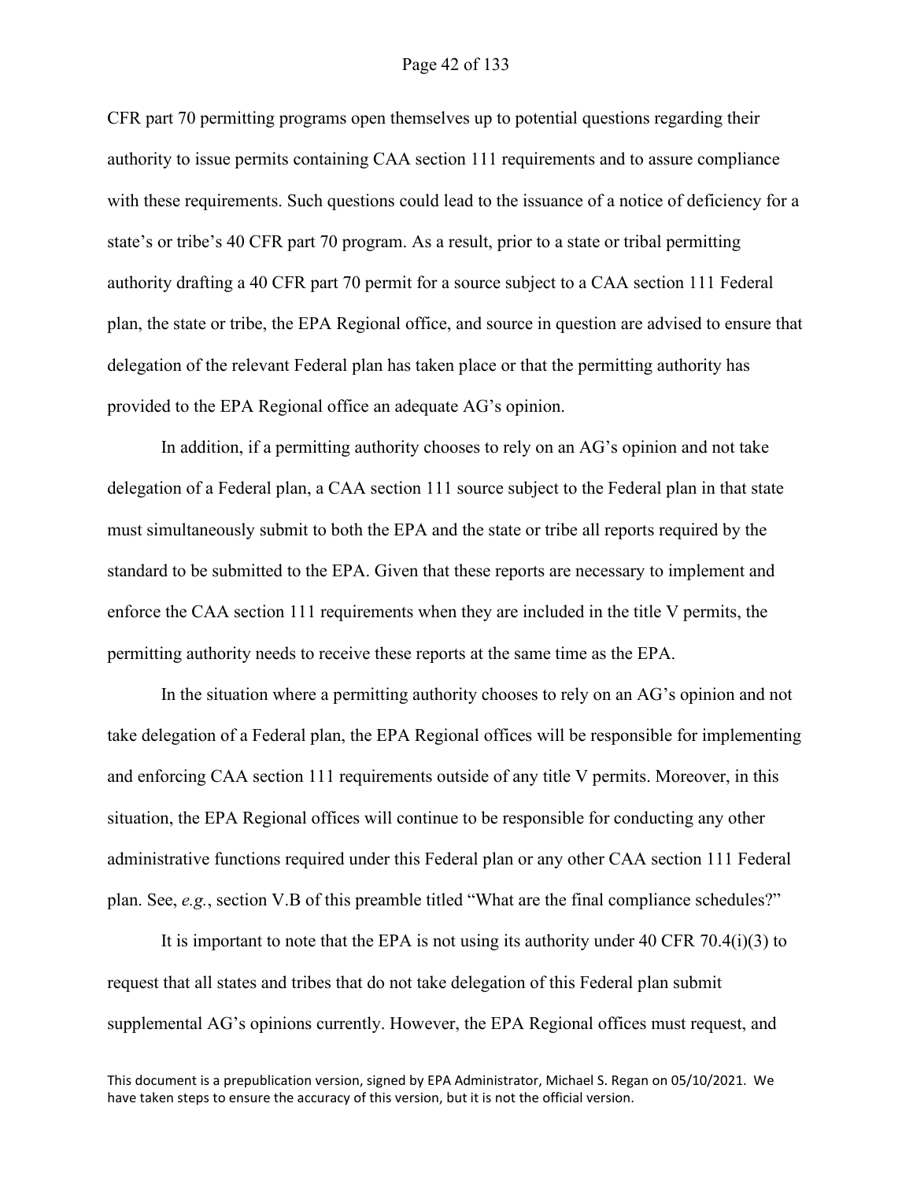CFR part 70 permitting programs open themselves up to potential questions regarding their authority to issue permits containing CAA section 111 requirements and to assure compliance with these requirements. Such questions could lead to the issuance of a notice of deficiency for a state's or tribe's 40 CFR part 70 program. As a result, prior to a state or tribal permitting authority drafting a 40 CFR part 70 permit for a source subject to a CAA section 111 Federal plan, the state or tribe, the EPA Regional office, and source in question are advised to ensure that delegation of the relevant Federal plan has taken place or that the permitting authority has provided to the EPA Regional office an adequate AG's opinion.

In addition, if a permitting authority chooses to rely on an AG's opinion and not take delegation of a Federal plan, a CAA section 111 source subject to the Federal plan in that state must simultaneously submit to both the EPA and the state or tribe all reports required by the standard to be submitted to the EPA. Given that these reports are necessary to implement and enforce the CAA section 111 requirements when they are included in the title V permits, the permitting authority needs to receive these reports at the same time as the EPA.

In the situation where a permitting authority chooses to rely on an AG's opinion and not take delegation of a Federal plan, the EPA Regional offices will be responsible for implementing and enforcing CAA section 111 requirements outside of any title V permits. Moreover, in this situation, the EPA Regional offices will continue to be responsible for conducting any other administrative functions required under this Federal plan or any other CAA section 111 Federal plan. See, *e.g.*, section V.B of this preamble titled "What are the final compliance schedules?"

It is important to note that the EPA is not using its authority under 40 CFR 70.4(i)(3) to request that all states and tribes that do not take delegation of this Federal plan submit supplemental AG's opinions currently. However, the EPA Regional offices must request, and

This document is a prepublication version, signed by EPA Administrator, Michael S. Regan on 05/10/2021. We have taken steps to ensure the accuracy of this version, but it is not the official version.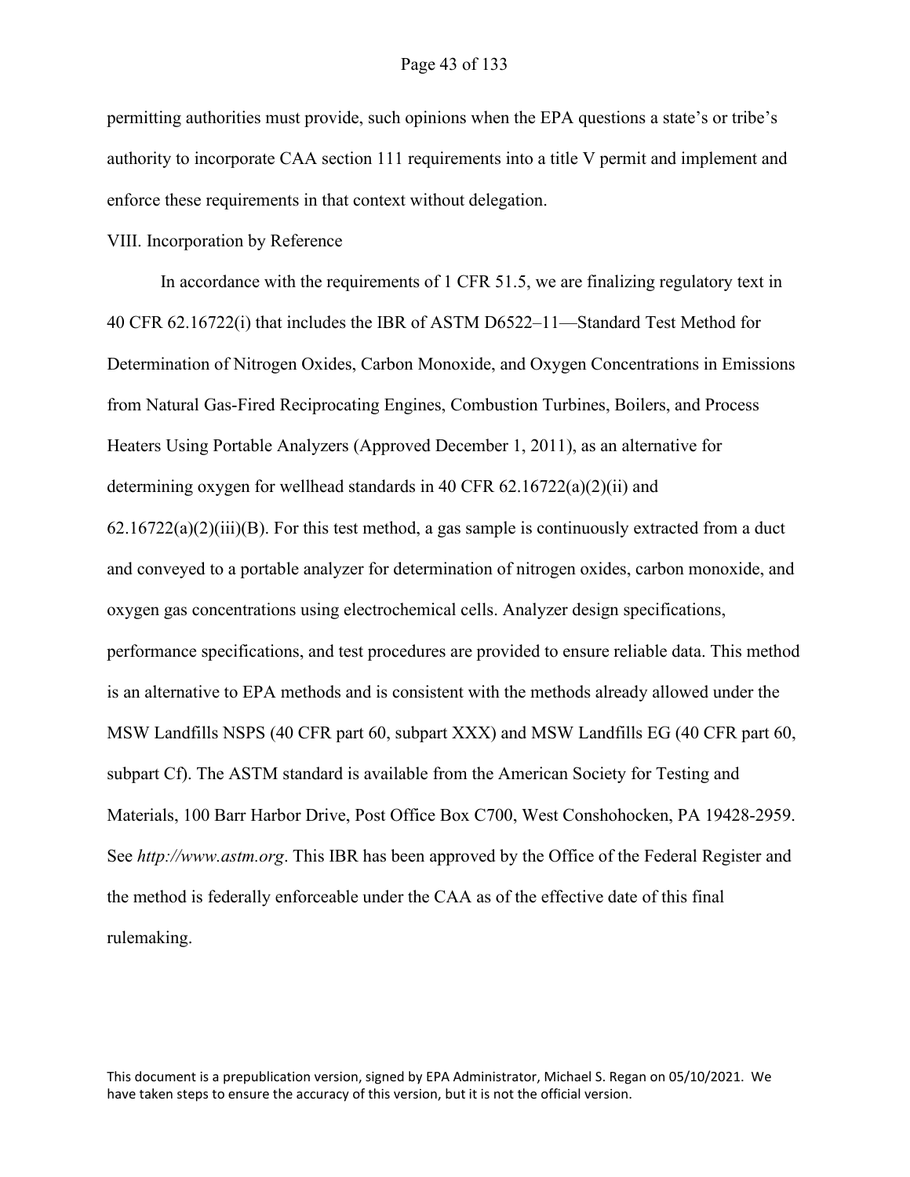permitting authorities must provide, such opinions when the EPA questions a state's or tribe's authority to incorporate CAA section 111 requirements into a title V permit and implement and enforce these requirements in that context without delegation.

## VIII. Incorporation by Reference

In accordance with the requirements of 1 CFR 51.5, we are finalizing regulatory text in 40 CFR 62.16722(i) that includes the IBR of ASTM D6522–11—Standard Test Method for Determination of Nitrogen Oxides, Carbon Monoxide, and Oxygen Concentrations in Emissions from Natural Gas-Fired Reciprocating Engines, Combustion Turbines, Boilers, and Process Heaters Using Portable Analyzers (Approved December 1, 2011), as an alternative for determining oxygen for wellhead standards in 40 CFR 62.16722(a)(2)(ii) and 62.16722(a)(2)(iii)(B). For this test method, a gas sample is continuously extracted from a duct and conveyed to a portable analyzer for determination of nitrogen oxides, carbon monoxide, and oxygen gas concentrations using electrochemical cells. Analyzer design specifications, performance specifications, and test procedures are provided to ensure reliable data. This method is an alternative to EPA methods and is consistent with the methods already allowed under the MSW Landfills NSPS (40 CFR part 60, subpart XXX) and MSW Landfills EG (40 CFR part 60, subpart Cf). The ASTM standard is available from the American Society for Testing and Materials, 100 Barr Harbor Drive, Post Office Box C700, West Conshohocken, PA 19428-2959. See *http://www.astm.org*. This IBR has been approved by the Office of the Federal Register and the method is federally enforceable under the CAA as of the effective date of this final rulemaking.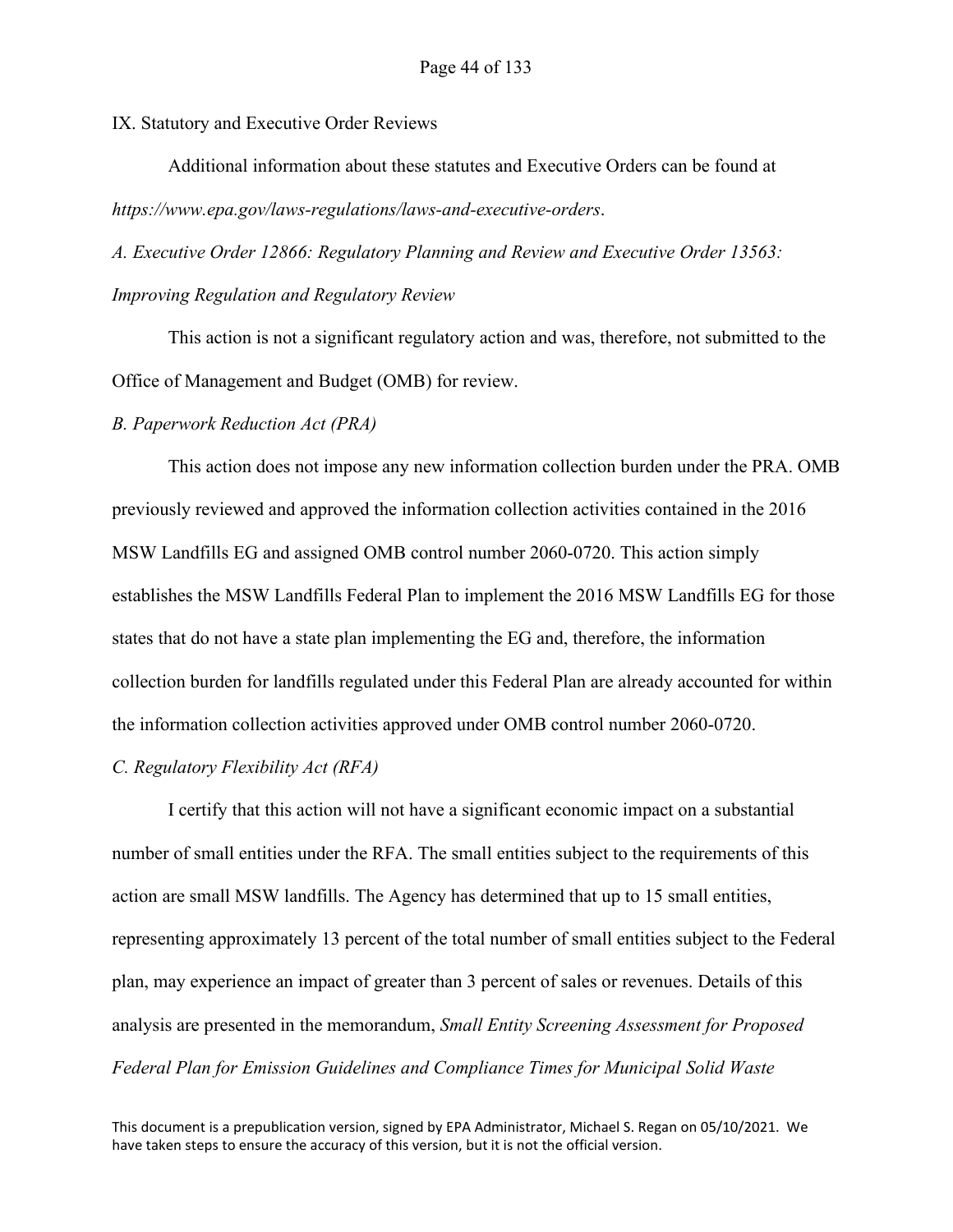IX. Statutory and Executive Order Reviews

Additional information about these statutes and Executive Orders can be found at *https://www.epa.gov/laws-regulations/laws-and-executive-orders*.

*A. Executive Order 12866: Regulatory Planning and Review and Executive Order 13563: Improving Regulation and Regulatory Review*

This action is not a significant regulatory action and was, therefore, not submitted to the Office of Management and Budget (OMB) for review.

*B. Paperwork Reduction Act (PRA)*

This action does not impose any new information collection burden under the PRA. OMB previously reviewed and approved the information collection activities contained in the 2016 MSW Landfills EG and assigned OMB control number 2060-0720. This action simply establishes the MSW Landfills Federal Plan to implement the 2016 MSW Landfills EG for those states that do not have a state plan implementing the EG and, therefore, the information collection burden for landfills regulated under this Federal Plan are already accounted for within the information collection activities approved under OMB control number 2060-0720.

*C. Regulatory Flexibility Act (RFA)*

I certify that this action will not have a significant economic impact on a substantial number of small entities under the RFA. The small entities subject to the requirements of this action are small MSW landfills. The Agency has determined that up to 15 small entities, representing approximately 13 percent of the total number of small entities subject to the Federal plan, may experience an impact of greater than 3 percent of sales or revenues. Details of this analysis are presented in the memorandum, *Small Entity Screening Assessment for Proposed Federal Plan for Emission Guidelines and Compliance Times for Municipal Solid Waste*

This document is a prepublication version, signed by EPA Administrator, Michael S. Regan on 05/10/2021. We have taken steps to ensure the accuracy of this version, but it is not the official version.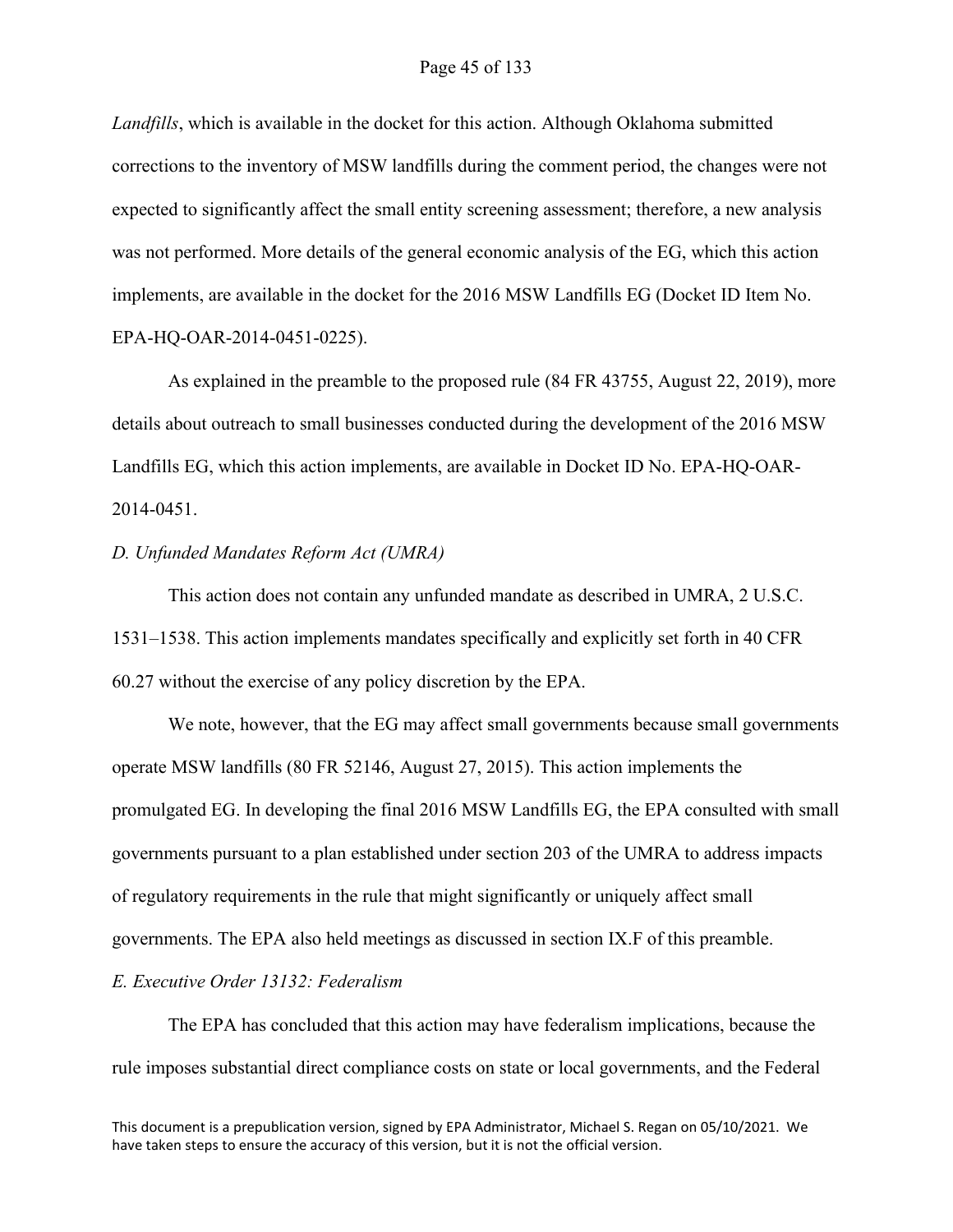*Landfills*, which is available in the docket for this action. Although Oklahoma submitted corrections to the inventory of MSW landfills during the comment period, the changes were not expected to significantly affect the small entity screening assessment; therefore, a new analysis was not performed. More details of the general economic analysis of the EG, which this action implements, are available in the docket for the 2016 MSW Landfills EG (Docket ID Item No. EPA-HQ-OAR-2014-0451-0225).

As explained in the preamble to the proposed rule (84 FR 43755, August 22, 2019), more details about outreach to small businesses conducted during the development of the 2016 MSW Landfills EG, which this action implements, are available in Docket ID No. EPA-HQ-OAR-2014-0451.

*D. Unfunded Mandates Reform Act (UMRA)*

This action does not contain any unfunded mandate as described in UMRA, 2 U.S.C. 1531–1538. This action implements mandates specifically and explicitly set forth in 40 CFR 60.27 without the exercise of any policy discretion by the EPA.

We note, however, that the EG may affect small governments because small governments operate MSW landfills (80 FR 52146, August 27, 2015). This action implements the promulgated EG. In developing the final 2016 MSW Landfills EG, the EPA consulted with small governments pursuant to a plan established under section 203 of the UMRA to address impacts of regulatory requirements in the rule that might significantly or uniquely affect small governments. The EPA also held meetings as discussed in section IX.F of this preamble.

*E. Executive Order 13132: Federalism*

The EPA has concluded that this action may have federalism implications, because the rule imposes substantial direct compliance costs on state or local governments, and the Federal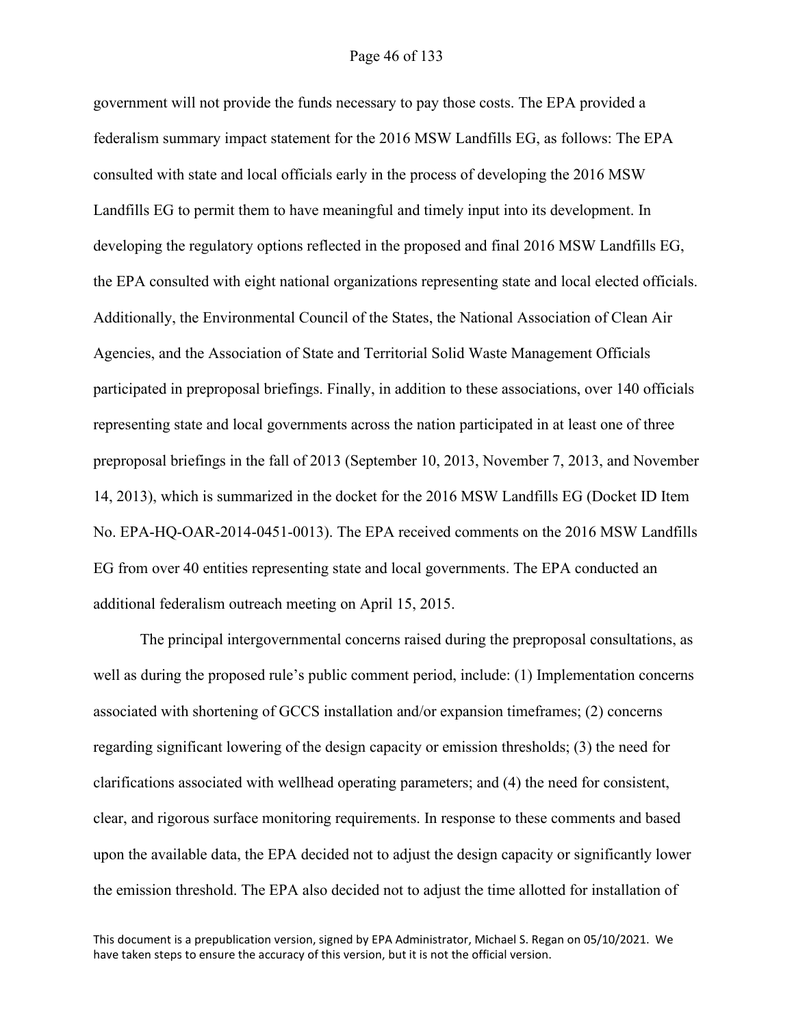government will not provide the funds necessary to pay those costs. The EPA provided a federalism summary impact statement for the 2016 MSW Landfills EG, as follows: The EPA consulted with state and local officials early in the process of developing the 2016 MSW Landfills EG to permit them to have meaningful and timely input into its development. In developing the regulatory options reflected in the proposed and final 2016 MSW Landfills EG, the EPA consulted with eight national organizations representing state and local elected officials. Additionally, the Environmental Council of the States, the National Association of Clean Air Agencies, and the Association of State and Territorial Solid Waste Management Officials participated in preproposal briefings. Finally, in addition to these associations, over 140 officials representing state and local governments across the nation participated in at least one of three preproposal briefings in the fall of 2013 (September 10, 2013, November 7, 2013, and November 14, 2013), which is summarized in the docket for the 2016 MSW Landfills EG (Docket ID Item No. EPA-HQ-OAR-2014-0451-0013). The EPA received comments on the 2016 MSW Landfills EG from over 40 entities representing state and local governments. The EPA conducted an additional federalism outreach meeting on April 15, 2015.

The principal intergovernmental concerns raised during the preproposal consultations, as well as during the proposed rule's public comment period, include: (1) Implementation concerns associated with shortening of GCCS installation and/or expansion timeframes; (2) concerns regarding significant lowering of the design capacity or emission thresholds; (3) the need for clarifications associated with wellhead operating parameters; and (4) the need for consistent, clear, and rigorous surface monitoring requirements. In response to these comments and based upon the available data, the EPA decided not to adjust the design capacity or significantly lower the emission threshold. The EPA also decided not to adjust the time allotted for installation of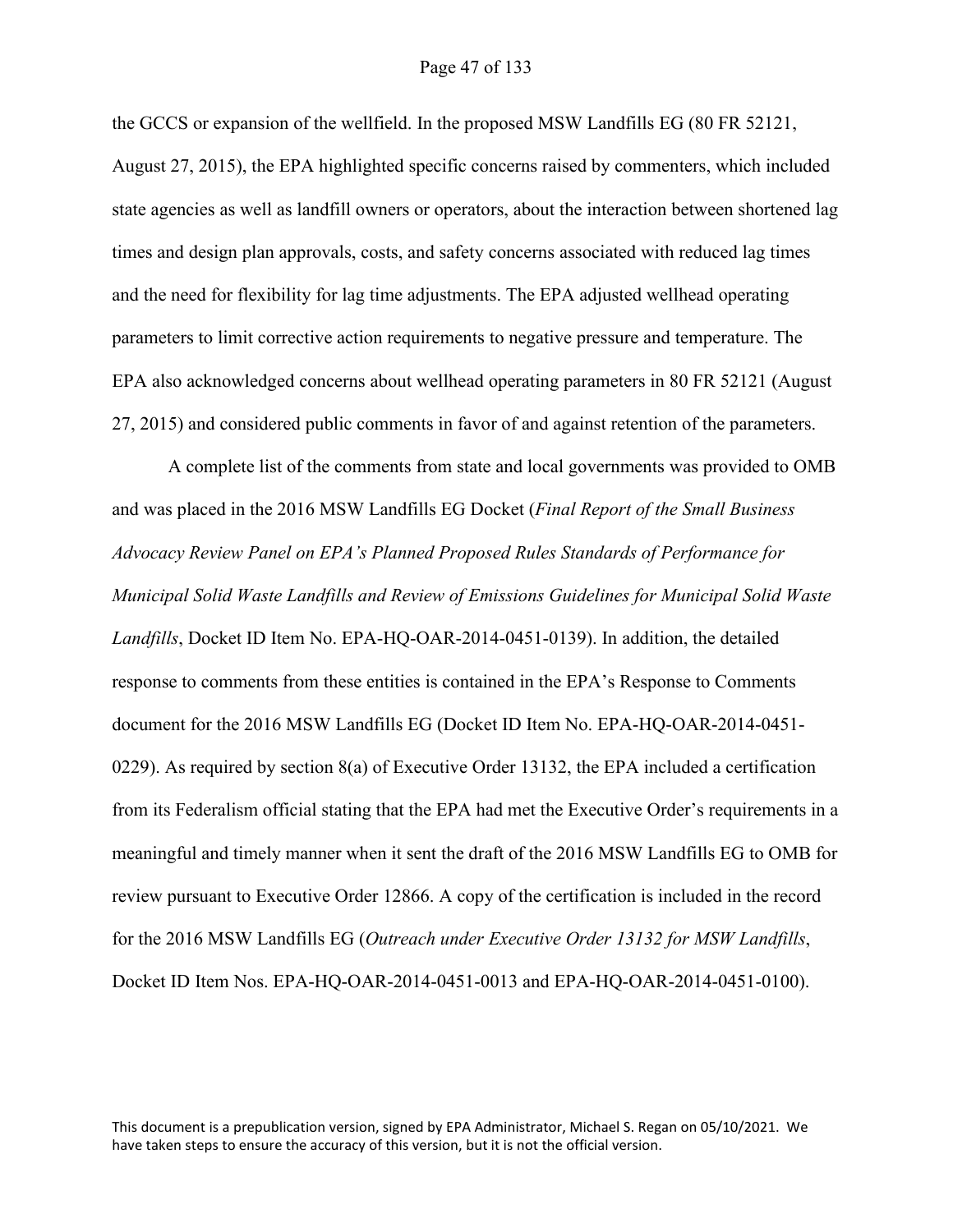the GCCS or expansion of the wellfield. In the proposed MSW Landfills EG (80 FR 52121, August 27, 2015), the EPA highlighted specific concerns raised by commenters, which included state agencies as well as landfill owners or operators, about the interaction between shortened lag times and design plan approvals, costs, and safety concerns associated with reduced lag times and the need for flexibility for lag time adjustments. The EPA adjusted wellhead operating parameters to limit corrective action requirements to negative pressure and temperature. The EPA also acknowledged concerns about wellhead operating parameters in 80 FR 52121 (August 27, 2015) and considered public comments in favor of and against retention of the parameters.

A complete list of the comments from state and local governments was provided to OMB and was placed in the 2016 MSW Landfills EG Docket (*Final Report of the Small Business Advocacy Review Panel on EPA's Planned Proposed Rules Standards of Performance for Municipal Solid Waste Landfills and Review of Emissions Guidelines for Municipal Solid Waste Landfills*, Docket ID Item No. EPA-HQ-OAR-2014-0451-0139). In addition, the detailed response to comments from these entities is contained in the EPA's Response to Comments document for the 2016 MSW Landfills EG (Docket ID Item No. EPA-HQ-OAR-2014-0451-0229). As required by section 8(a) of Executive Order 13132, the EPA included a certification from its Federalism official stating that the EPA had met the Executive Order's requirements in a meaningful and timely manner when it sent the draft of the 2016 MSW Landfills EG to OMB for review pursuant to Executive Order 12866. A copy of the certification is included in the record for the 2016 MSW Landfills EG (*Outreach under Executive Order 13132 for MSW Landfills*, Docket ID Item Nos. EPA-HQ-OAR-2014-0451-0013 and EPA-HQ-OAR-2014-0451-0100).

This document is a prepublication version, signed by EPA Administrator, Michael S. Regan on 05/10/2021. We have taken steps to ensure the accuracy of this version, but it is not the official version.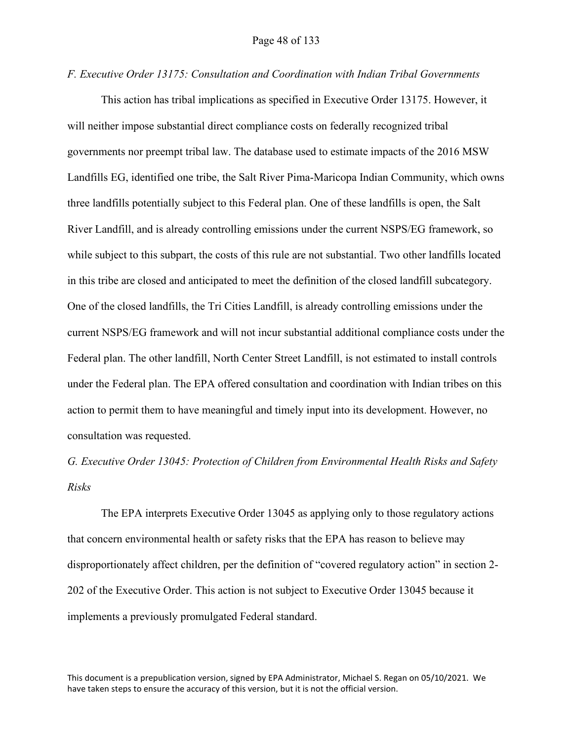*F. Executive Order 13175: Consultation and Coordination with Indian Tribal Governments*

This action has tribal implications as specified in Executive Order 13175. However, it will neither impose substantial direct compliance costs on federally recognized tribal governments nor preempt tribal law. The database used to estimate impacts of the 2016 MSW Landfills EG, identified one tribe, the Salt River Pima-Maricopa Indian Community, which owns three landfills potentially subject to this Federal plan. One of these landfills is open, the Salt River Landfill, and is already controlling emissions under the current NSPS/EG framework, so while subject to this subpart, the costs of this rule are not substantial. Two other landfills located in this tribe are closed and anticipated to meet the definition of the closed landfill subcategory. One of the closed landfills, the Tri Cities Landfill, is already controlling emissions under the current NSPS/EG framework and will not incur substantial additional compliance costs under the Federal plan. The other landfill, North Center Street Landfill, is not estimated to install controls under the Federal plan. The EPA offered consultation and coordination with Indian tribes on this action to permit them to have meaningful and timely input into its development. However, no consultation was requested.

*G. Executive Order 13045: Protection of Children from Environmental Health Risks and Safety Risks*

The EPA interprets Executive Order 13045 as applying only to those regulatory actions that concern environmental health or safety risks that the EPA has reason to believe may disproportionately affect children, per the definition of "covered regulatory action" in section 2-202 of the Executive Order. This action is not subject to Executive Order 13045 because it implements a previously promulgated Federal standard.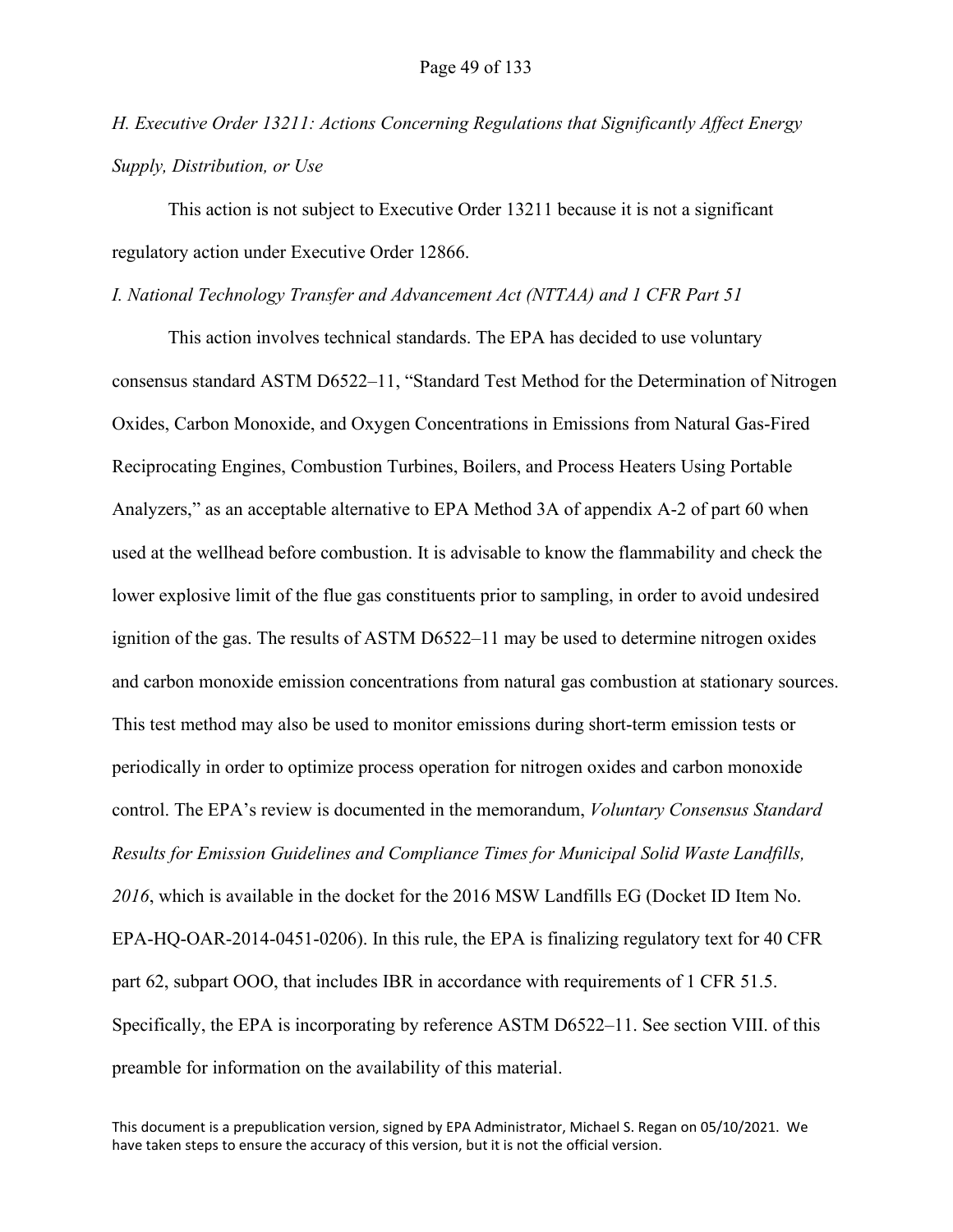*H. Executive Order 13211: Actions Concerning Regulations that Significantly Affect Energy Supply, Distribution, or Use*

This action is not subject to Executive Order 13211 because it is not a significant regulatory action under Executive Order 12866.

*I. National Technology Transfer and Advancement Act (NTTAA) and 1 CFR Part 51*

This action involves technical standards. The EPA has decided to use voluntary consensus standard ASTM D6522–11, "Standard Test Method for the Determination of Nitrogen Oxides, Carbon Monoxide, and Oxygen Concentrations in Emissions from Natural Gas-Fired Reciprocating Engines, Combustion Turbines, Boilers, and Process Heaters Using Portable Analyzers," as an acceptable alternative to EPA Method 3A of appendix A-2 of part 60 when used at the wellhead before combustion. It is advisable to know the flammability and check the lower explosive limit of the flue gas constituents prior to sampling, in order to avoid undesired ignition of the gas. The results of ASTM D6522–11 may be used to determine nitrogen oxides and carbon monoxide emission concentrations from natural gas combustion at stationary sources. This test method may also be used to monitor emissions during short-term emission tests or periodically in order to optimize process operation for nitrogen oxides and carbon monoxide control. The EPA's review is documented in the memorandum, *Voluntary Consensus Standard Results for Emission Guidelines and Compliance Times for Municipal Solid Waste Landfills, 2016*, which is available in the docket for the 2016 MSW Landfills EG (Docket ID Item No. EPA-HQ-OAR-2014-0451-0206). In this rule, the EPA is finalizing regulatory text for 40 CFR part 62, subpart OOO, that includes IBR in accordance with requirements of 1 CFR 51.5. Specifically, the EPA is incorporating by reference ASTM D6522–11. See section VIII. of this preamble for information on the availability of this material.

This document is a prepublication version, signed by EPA Administrator, Michael S. Regan on 05/10/2021. We have taken steps to ensure the accuracy of this version, but it is not the official version.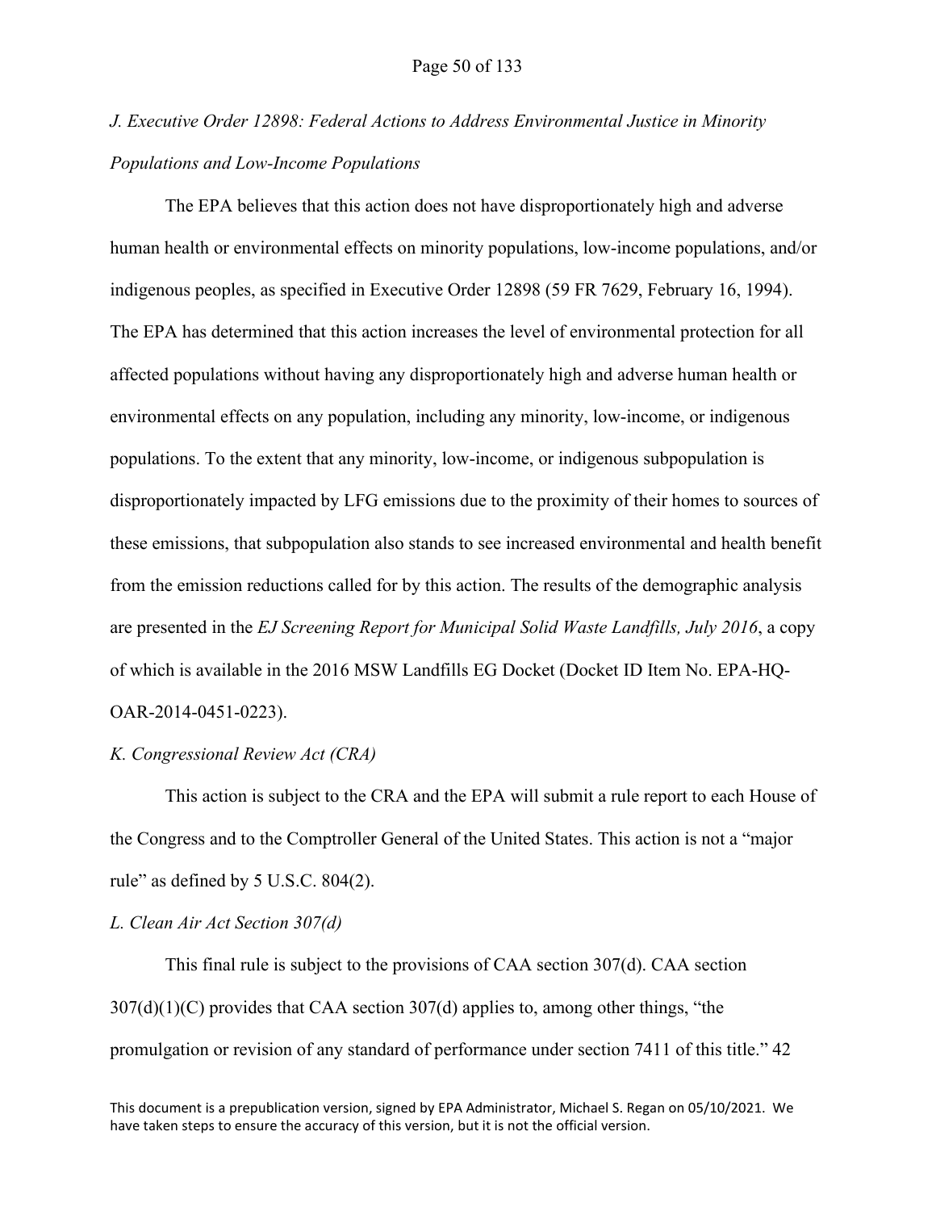*J. Executive Order 12898: Federal Actions to Address Environmental Justice in Minority Populations and Low-Income Populations*

The EPA believes that this action does not have disproportionately high and adverse human health or environmental effects on minority populations, low-income populations, and/or indigenous peoples, as specified in Executive Order 12898 (59 FR 7629, February 16, 1994). The EPA has determined that this action increases the level of environmental protection for all affected populations without having any disproportionately high and adverse human health or environmental effects on any population, including any minority, low-income, or indigenous populations. To the extent that any minority, low-income, or indigenous subpopulation is disproportionately impacted by LFG emissions due to the proximity of their homes to sources of these emissions, that subpopulation also stands to see increased environmental and health benefit from the emission reductions called for by this action. The results of the demographic analysis are presented in the *EJ Screening Report for Municipal Solid Waste Landfills, July 2016*, a copy of which is available in the 2016 MSW Landfills EG Docket (Docket ID Item No. EPA-HQ-OAR-2014-0451-0223).

*K. Congressional Review Act (CRA)*

This action is subject to the CRA and the EPA will submit a rule report to each House of the Congress and to the Comptroller General of the United States. This action is not a "major rule" as defined by 5 U.S.C. 804(2).

*L. Clean Air Act Section 307(d)*

This final rule is subject to the provisions of CAA section 307(d). CAA section 307(d)(1)(C) provides that CAA section 307(d) applies to, among other things, "the promulgation or revision of any standard of performance under section 7411 of this title." 42

This document is a prepublication version, signed by EPA Administrator, Michael S. Regan on 05/10/2021. We have taken steps to ensure the accuracy of this version, but it is not the official version.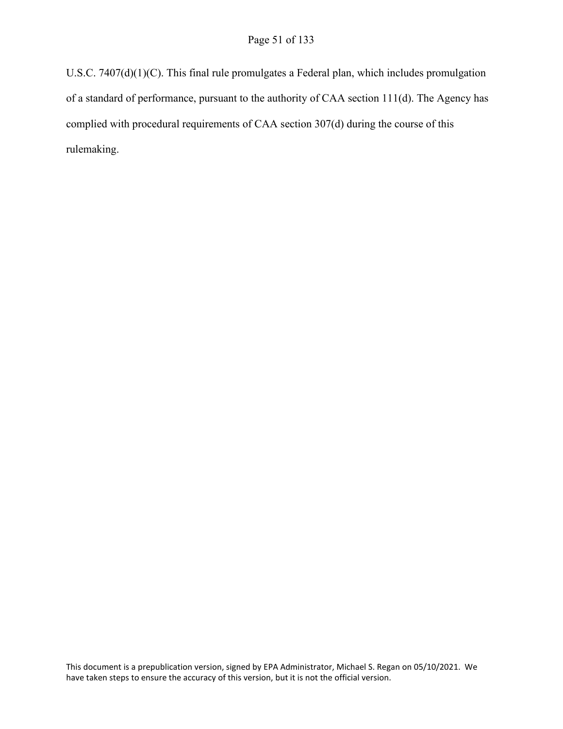U.S.C. 7407(d)(1)(C). This final rule promulgates a Federal plan, which includes promulgation of a standard of performance, pursuant to the authority of CAA section 111(d). The Agency has complied with procedural requirements of CAA section 307(d) during the course of this rulemaking.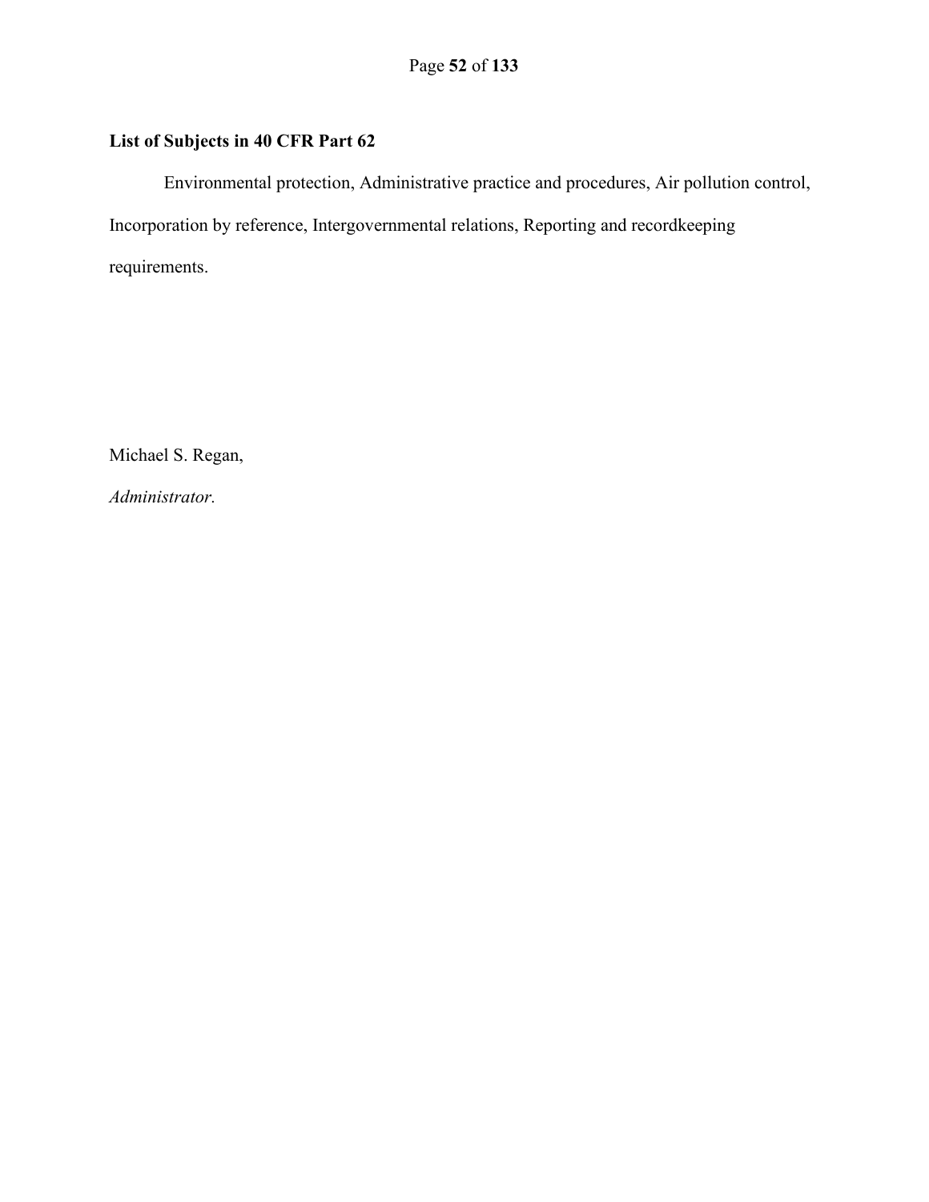**List of Subjects in 40 CFR Part 62**

Environmental protection, Administrative practice and procedures, Air pollution control, Incorporation by reference, Intergovernmental relations, Reporting and recordkeeping requirements.

Michael S. Regan,

*Administrator.*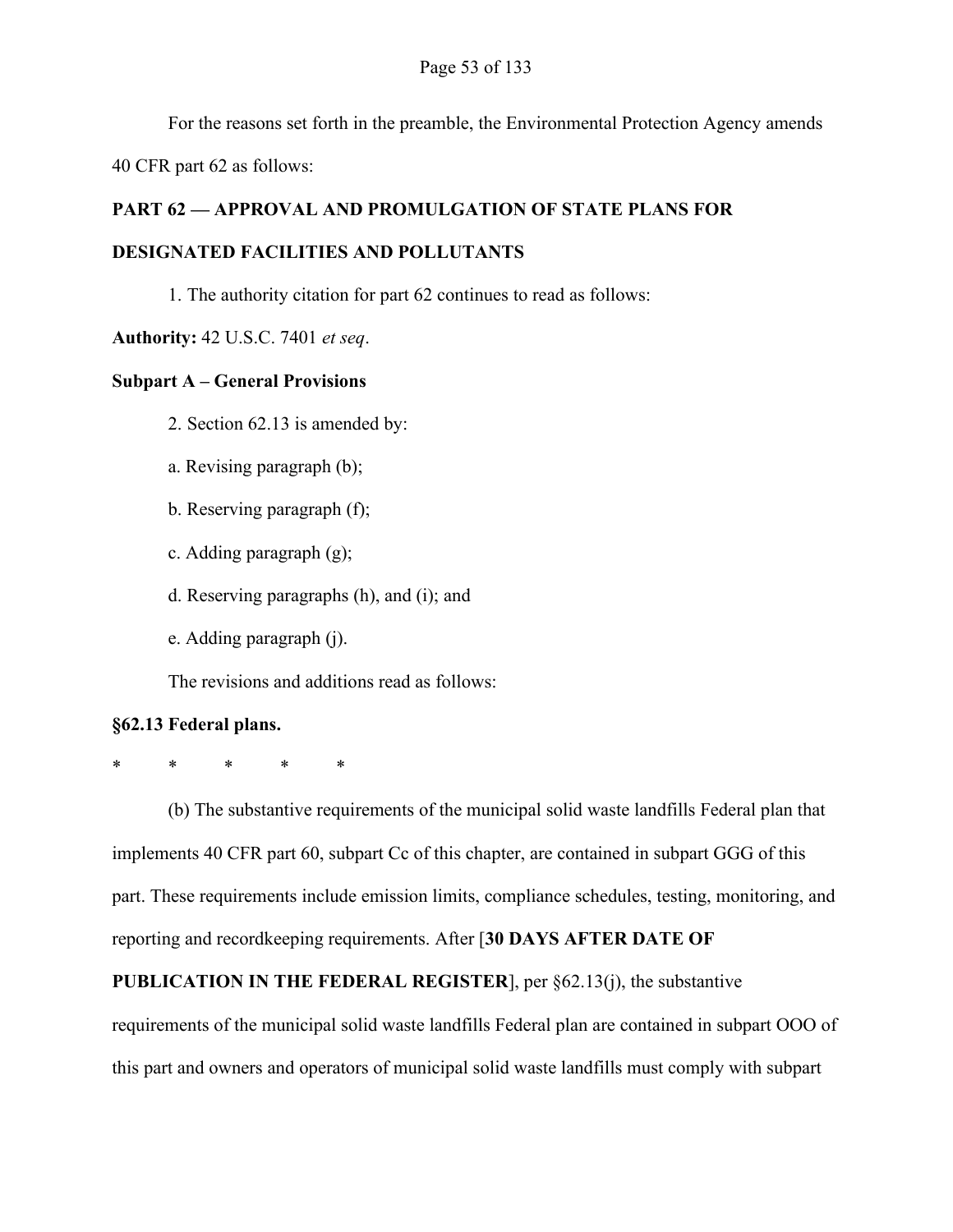For the reasons set forth in the preamble, the Environmental Protection Agency amends 40 CFR part 62 as follows:

**PART 62 — APPROVAL AND PROMULGATION OF STATE PLANS FOR DESIGNATED FACILITIES AND POLLUTANTS**

1. The authority citation for part 62 continues to read as follows:

**Authority:** 42 U.S.C. 7401 *et seq*.

**Subpart A – General Provisions**

2. Section 62.13 is amended by:

a. Revising paragraph (b);

b. Reserving paragraph (f);

c. Adding paragraph (g);

d. Reserving paragraphs (h), and (i); and

e. Adding paragraph (j).

The revisions and additions read as follows:

**§62.13 Federal plans.**

\*     \*     \*     \*     \*

(b) The substantive requirements of the municipal solid waste landfills Federal plan that implements 40 CFR part 60, subpart Cc of this chapter, are contained in subpart GGG of this part. These requirements include emission limits, compliance schedules, testing, monitoring, and reporting and recordkeeping requirements. After [**30 DAYS AFTER DATE OF PUBLICATION IN THE FEDERAL REGISTER**], per §62.13(j), the substantive requirements of the municipal solid waste landfills Federal plan are contained in subpart OOO of this part and owners and operators of municipal solid waste landfills must comply with subpart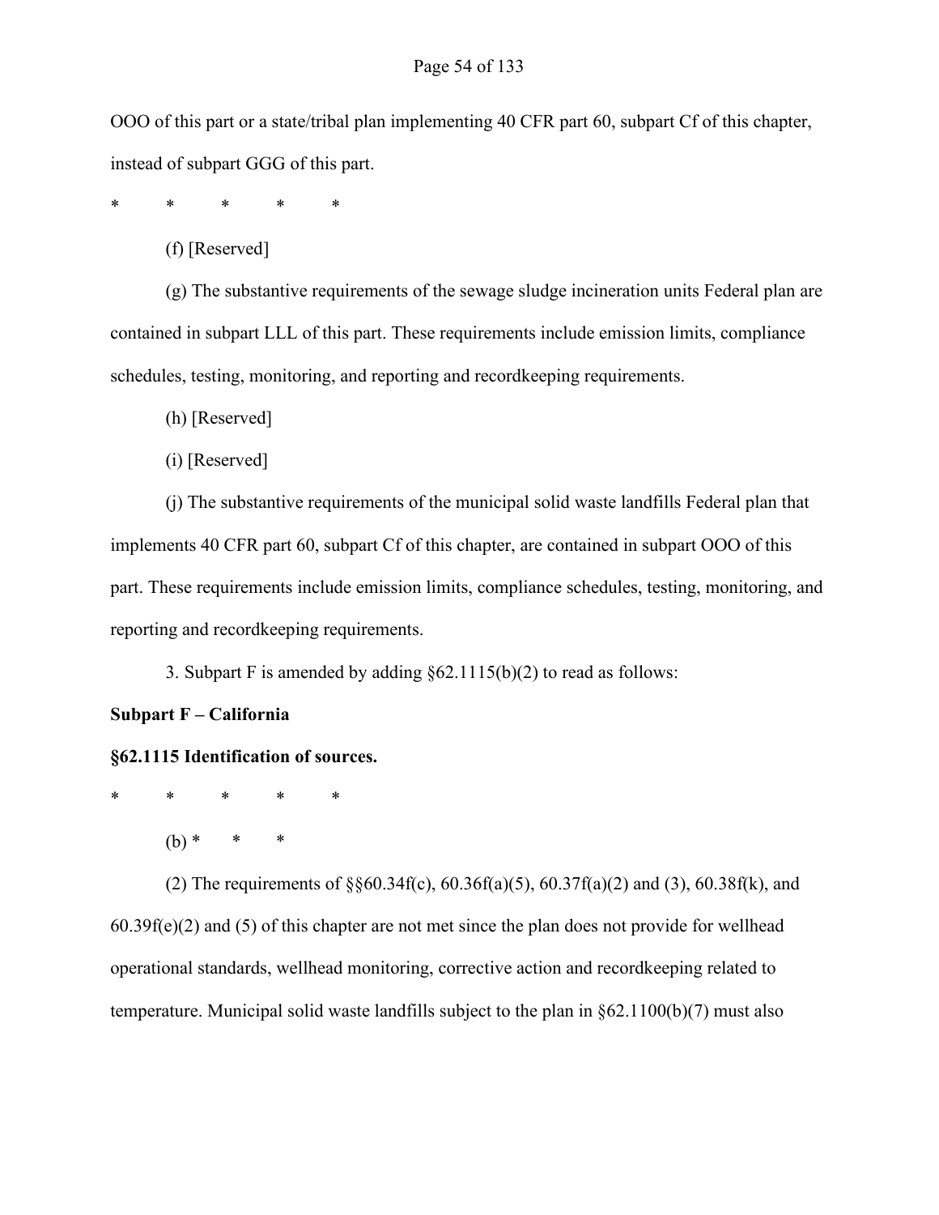OOO of this part or a state/tribal plan implementing 40 CFR part 60, subpart Cf of this chapter, instead of subpart GGG of this part.

\* \* \* \* \*

(f) [Reserved]

(g) The substantive requirements of the sewage sludge incineration units Federal plan are contained in subpart LLL of this part. These requirements include emission limits, compliance schedules, testing, monitoring, and reporting and recordkeeping requirements.

(h) [Reserved]

(i) [Reserved]

(j) The substantive requirements of the municipal solid waste landfills Federal plan that implements 40 CFR part 60, subpart Cf of this chapter, are contained in subpart OOO of this part. These requirements include emission limits, compliance schedules, testing, monitoring, and reporting and recordkeeping requirements.

3. Subpart F is amended by adding §62.1115(b)(2) to read as follows:

**Subpart F – California**

**§62.1115 Identification of sources.**

\* \* \* \* \*

(b) \* \* \*

(2) The requirements of §§60.34f(c), 60.36f(a)(5), 60.37f(a)(2) and (3), 60.38f(k), and 60.39f(e)(2) and (5) of this chapter are not met since the plan does not provide for wellhead operational standards, wellhead monitoring, corrective action and recordkeeping related to temperature. Municipal solid waste landfills subject to the plan in §62.1100(b)(7) must also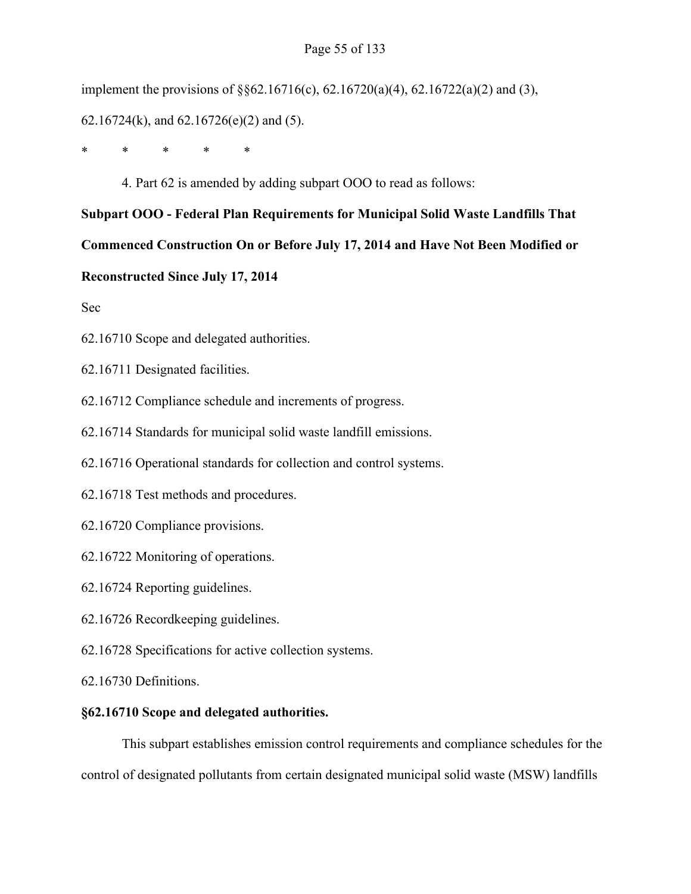implement the provisions of §§62.16716(c), 62.16720(a)(4), 62.16722(a)(2) and (3), 62.16724(k), and 62.16726(e)(2) and (5).

\* \* \* \* \*

4. Part 62 is amended by adding subpart OOO to read as follows:

**Subpart OOO - Federal Plan Requirements for Municipal Solid Waste Landfills That Commenced Construction On or Before July 17, 2014 and Have Not Been Modified or Reconstructed Since July 17, 2014**

Sec

62.16710 Scope and delegated authorities.

62.16711 Designated facilities.

62.16712 Compliance schedule and increments of progress.

62.16714 Standards for municipal solid waste landfill emissions.

62.16716 Operational standards for collection and control systems.

62.16718 Test methods and procedures.

62.16720 Compliance provisions.

62.16722 Monitoring of operations.

62.16724 Reporting guidelines.

62.16726 Recordkeeping guidelines.

62.16728 Specifications for active collection systems.

62.16730 Definitions.

**§62.16710 Scope and delegated authorities.**

This subpart establishes emission control requirements and compliance schedules for the control of designated pollutants from certain designated municipal solid waste (MSW) landfills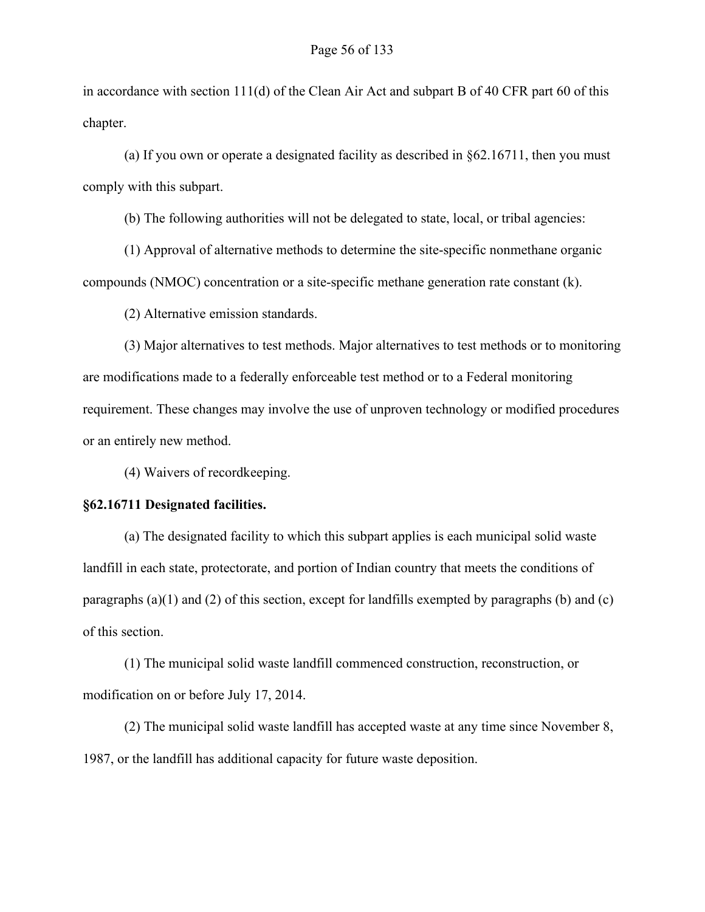in accordance with section 111(d) of the Clean Air Act and subpart B of 40 CFR part 60 of this chapter.

(a) If you own or operate a designated facility as described in §62.16711, then you must comply with this subpart.

(b) The following authorities will not be delegated to state, local, or tribal agencies:

(1) Approval of alternative methods to determine the site-specific nonmethane organic compounds (NMOC) concentration or a site-specific methane generation rate constant (k).

(2) Alternative emission standards.

(3) Major alternatives to test methods. Major alternatives to test methods or to monitoring are modifications made to a federally enforceable test method or to a Federal monitoring requirement. These changes may involve the use of unproven technology or modified procedures or an entirely new method.

(4) Waivers of recordkeeping.

**§62.16711 Designated facilities.**

(a) The designated facility to which this subpart applies is each municipal solid waste landfill in each state, protectorate, and portion of Indian country that meets the conditions of paragraphs (a)(1) and (2) of this section, except for landfills exempted by paragraphs (b) and (c) of this section.

(1) The municipal solid waste landfill commenced construction, reconstruction, or modification on or before July 17, 2014.

(2) The municipal solid waste landfill has accepted waste at any time since November 8, 1987, or the landfill has additional capacity for future waste deposition.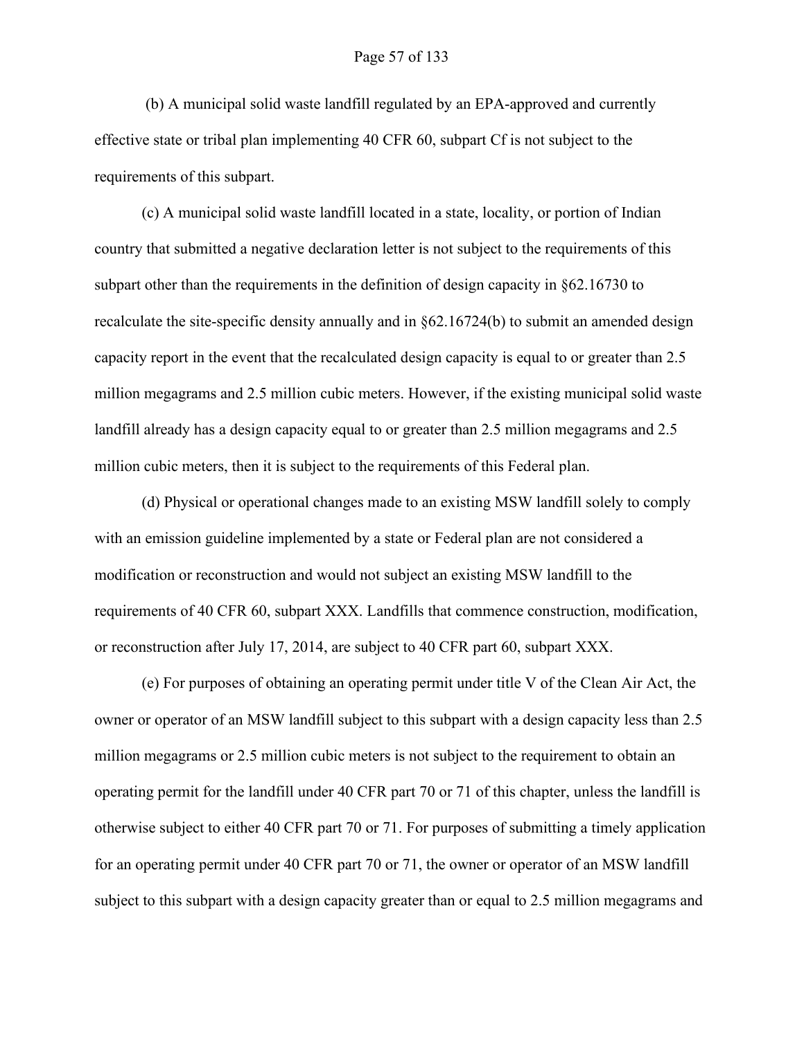(b) A municipal solid waste landfill regulated by an EPA-approved and currently effective state or tribal plan implementing 40 CFR 60, subpart Cf is not subject to the requirements of this subpart.

(c) A municipal solid waste landfill located in a state, locality, or portion of Indian country that submitted a negative declaration letter is not subject to the requirements of this subpart other than the requirements in the definition of design capacity in §62.16730 to recalculate the site-specific density annually and in §62.16724(b) to submit an amended design capacity report in the event that the recalculated design capacity is equal to or greater than 2.5 million megagrams and 2.5 million cubic meters. However, if the existing municipal solid waste landfill already has a design capacity equal to or greater than 2.5 million megagrams and 2.5 million cubic meters, then it is subject to the requirements of this Federal plan.

(d) Physical or operational changes made to an existing MSW landfill solely to comply with an emission guideline implemented by a state or Federal plan are not considered a modification or reconstruction and would not subject an existing MSW landfill to the requirements of 40 CFR 60, subpart XXX. Landfills that commence construction, modification, or reconstruction after July 17, 2014, are subject to 40 CFR part 60, subpart XXX.

(e) For purposes of obtaining an operating permit under title V of the Clean Air Act, the owner or operator of an MSW landfill subject to this subpart with a design capacity less than 2.5 million megagrams or 2.5 million cubic meters is not subject to the requirement to obtain an operating permit for the landfill under 40 CFR part 70 or 71 of this chapter, unless the landfill is otherwise subject to either 40 CFR part 70 or 71. For purposes of submitting a timely application for an operating permit under 40 CFR part 70 or 71, the owner or operator of an MSW landfill subject to this subpart with a design capacity greater than or equal to 2.5 million megagrams and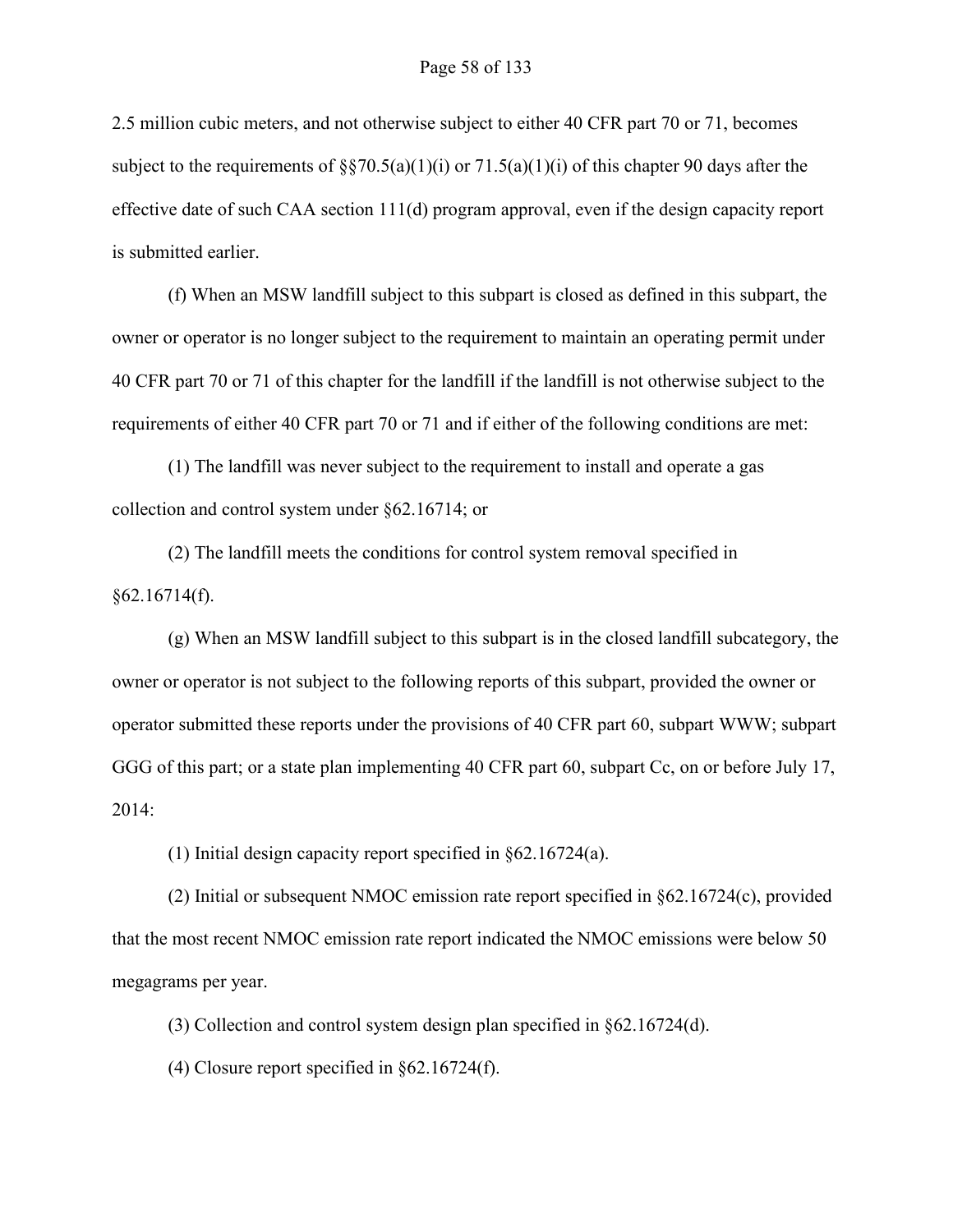2.5 million cubic meters, and not otherwise subject to either 40 CFR part 70 or 71, becomes subject to the requirements of §§70.5(a)(1)(i) or 71.5(a)(1)(i) of this chapter 90 days after the effective date of such CAA section 111(d) program approval, even if the design capacity report is submitted earlier.

(f) When an MSW landfill subject to this subpart is closed as defined in this subpart, the owner or operator is no longer subject to the requirement to maintain an operating permit under 40 CFR part 70 or 71 of this chapter for the landfill if the landfill is not otherwise subject to the requirements of either 40 CFR part 70 or 71 and if either of the following conditions are met:

(1) The landfill was never subject to the requirement to install and operate a gas collection and control system under §62.16714; or

(2) The landfill meets the conditions for control system removal specified in §62.16714(f).

(g) When an MSW landfill subject to this subpart is in the closed landfill subcategory, the owner or operator is not subject to the following reports of this subpart, provided the owner or operator submitted these reports under the provisions of 40 CFR part 60, subpart WWW; subpart GGG of this part; or a state plan implementing 40 CFR part 60, subpart Cc, on or before July 17, 2014:

(1) Initial design capacity report specified in §62.16724(a).

(2) Initial or subsequent NMOC emission rate report specified in §62.16724(c), provided that the most recent NMOC emission rate report indicated the NMOC emissions were below 50 megagrams per year.

(3) Collection and control system design plan specified in §62.16724(d).

(4) Closure report specified in §62.16724(f).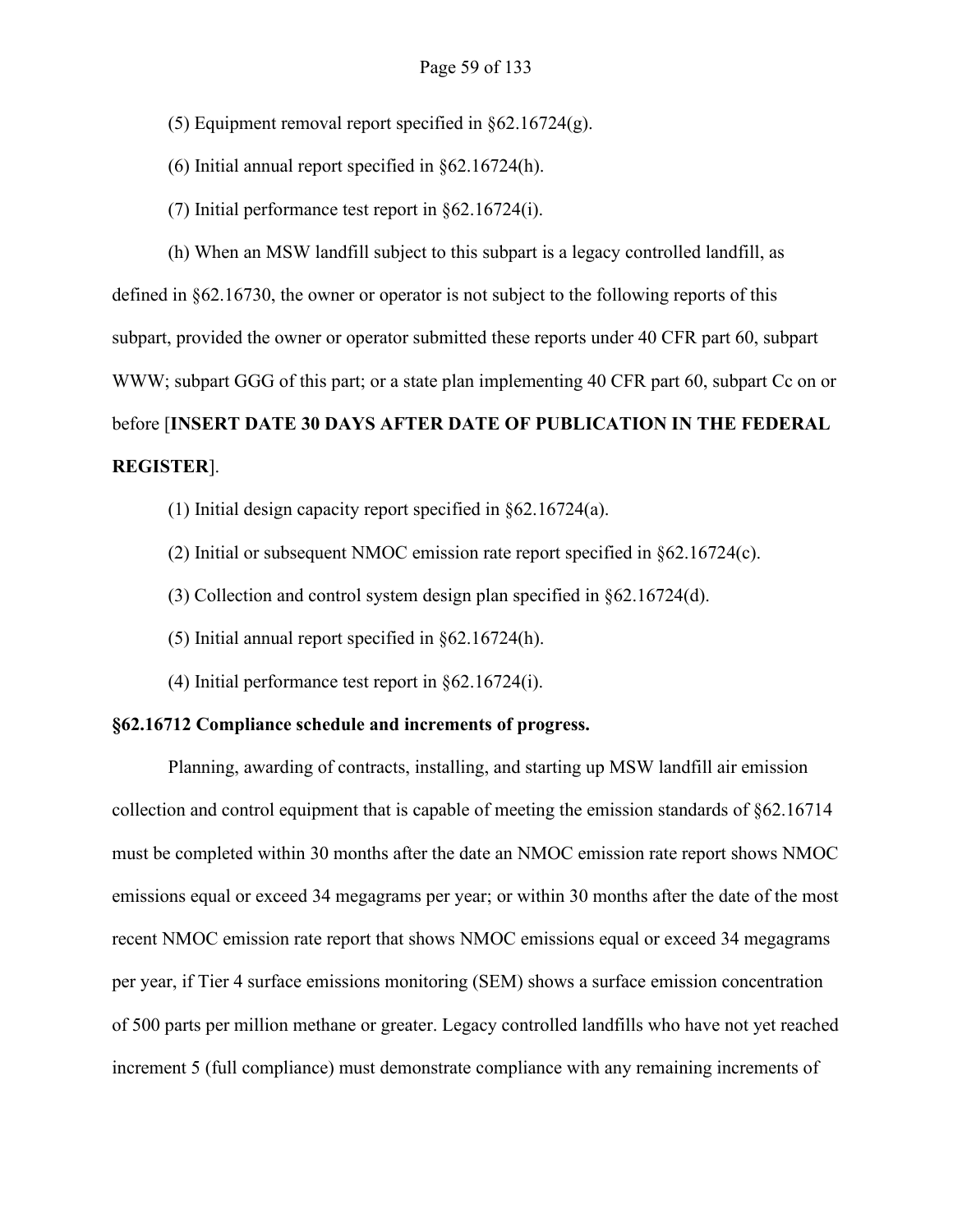(5) Equipment removal report specified in §62.16724(g).

(6) Initial annual report specified in §62.16724(h).

(7) Initial performance test report in §62.16724(i).

(h) When an MSW landfill subject to this subpart is a legacy controlled landfill, as defined in §62.16730, the owner or operator is not subject to the following reports of this subpart, provided the owner or operator submitted these reports under 40 CFR part 60, subpart WWW; subpart GGG of this part; or a state plan implementing 40 CFR part 60, subpart Cc on or before [**INSERT DATE 30 DAYS AFTER DATE OF PUBLICATION IN THE FEDERAL REGISTER**].

(1) Initial design capacity report specified in §62.16724(a).

(2) Initial or subsequent NMOC emission rate report specified in §62.16724(c).

(3) Collection and control system design plan specified in §62.16724(d).

(5) Initial annual report specified in §62.16724(h).

(4) Initial performance test report in §62.16724(i).

**§62.16712 Compliance schedule and increments of progress.**

Planning, awarding of contracts, installing, and starting up MSW landfill air emission collection and control equipment that is capable of meeting the emission standards of §62.16714 must be completed within 30 months after the date an NMOC emission rate report shows NMOC emissions equal or exceed 34 megagrams per year; or within 30 months after the date of the most recent NMOC emission rate report that shows NMOC emissions equal or exceed 34 megagrams per year, if Tier 4 surface emissions monitoring (SEM) shows a surface emission concentration of 500 parts per million methane or greater. Legacy controlled landfills who have not yet reached increment 5 (full compliance) must demonstrate compliance with any remaining increments of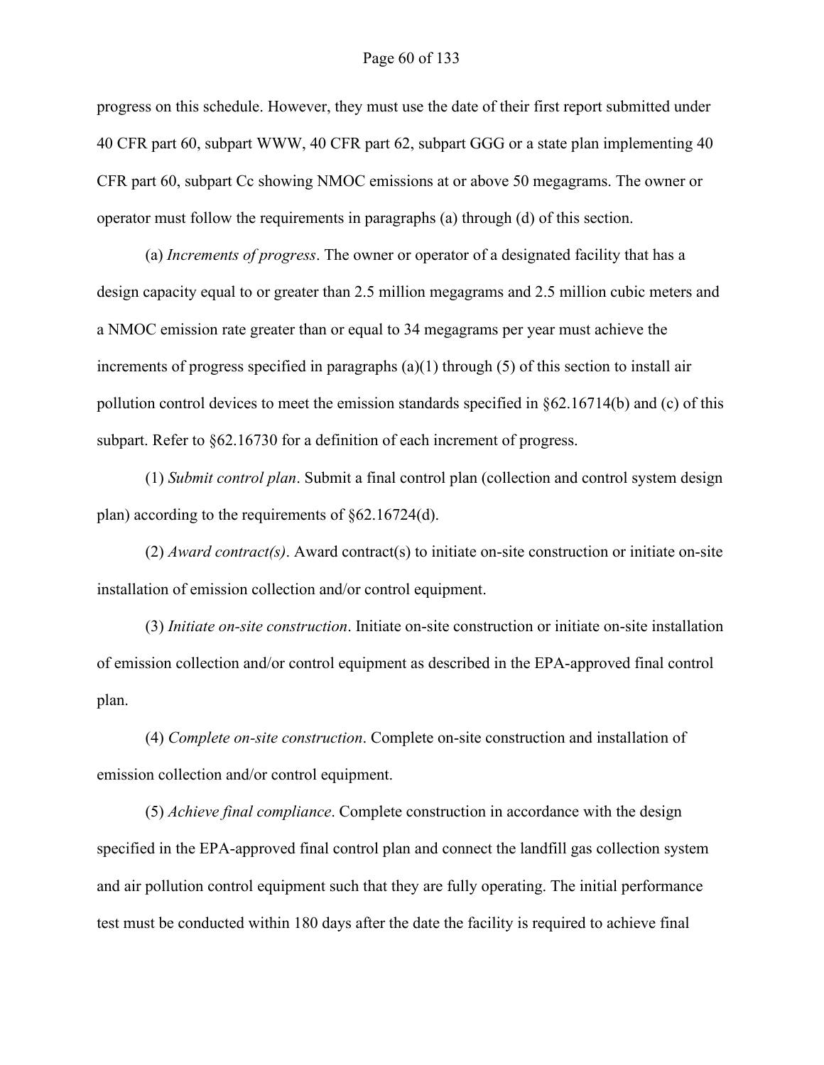progress on this schedule. However, they must use the date of their first report submitted under 40 CFR part 60, subpart WWW, 40 CFR part 62, subpart GGG or a state plan implementing 40 CFR part 60, subpart Cc showing NMOC emissions at or above 50 megagrams. The owner or operator must follow the requirements in paragraphs (a) through (d) of this section.

(a) *Increments of progress*. The owner or operator of a designated facility that has a design capacity equal to or greater than 2.5 million megagrams and 2.5 million cubic meters and a NMOC emission rate greater than or equal to 34 megagrams per year must achieve the increments of progress specified in paragraphs (a)(1) through (5) of this section to install air pollution control devices to meet the emission standards specified in §62.16714(b) and (c) of this subpart. Refer to §62.16730 for a definition of each increment of progress.

(1) *Submit control plan*. Submit a final control plan (collection and control system design plan) according to the requirements of §62.16724(d).

(2) *Award contract(s)*. Award contract(s) to initiate on-site construction or initiate on-site installation of emission collection and/or control equipment.

(3) *Initiate on-site construction*. Initiate on-site construction or initiate on-site installation of emission collection and/or control equipment as described in the EPA-approved final control plan.

(4) *Complete on-site construction*. Complete on-site construction and installation of emission collection and/or control equipment.

(5) *Achieve final compliance*. Complete construction in accordance with the design specified in the EPA-approved final control plan and connect the landfill gas collection system and air pollution control equipment such that they are fully operating. The initial performance test must be conducted within 180 days after the date the facility is required to achieve final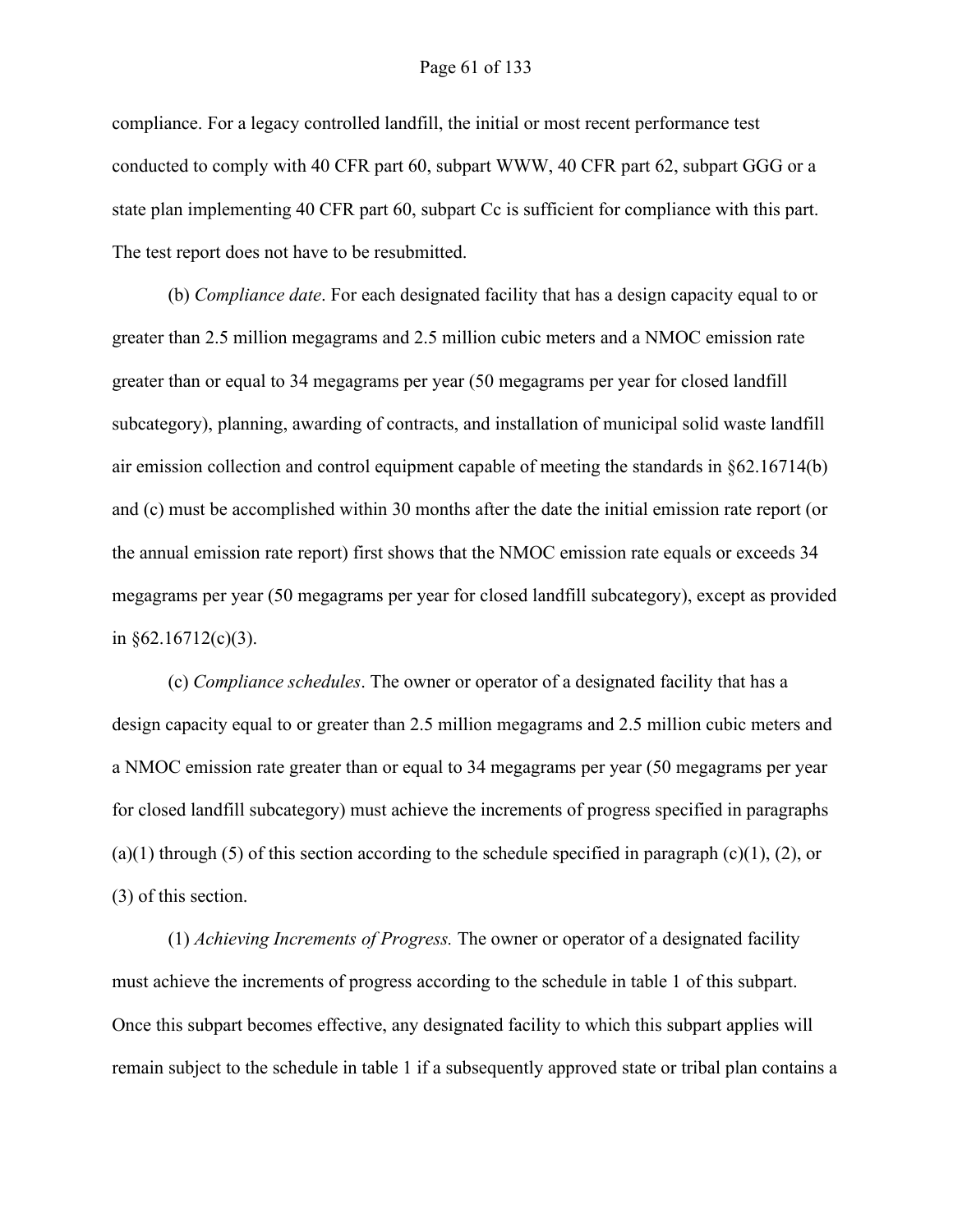compliance. For a legacy controlled landfill, the initial or most recent performance test conducted to comply with 40 CFR part 60, subpart WWW, 40 CFR part 62, subpart GGG or a state plan implementing 40 CFR part 60, subpart Cc is sufficient for compliance with this part. The test report does not have to be resubmitted.

(b) *Compliance date*. For each designated facility that has a design capacity equal to or greater than 2.5 million megagrams and 2.5 million cubic meters and a NMOC emission rate greater than or equal to 34 megagrams per year (50 megagrams per year for closed landfill subcategory), planning, awarding of contracts, and installation of municipal solid waste landfill air emission collection and control equipment capable of meeting the standards in §62.16714(b) and (c) must be accomplished within 30 months after the date the initial emission rate report (or the annual emission rate report) first shows that the NMOC emission rate equals or exceeds 34 megagrams per year (50 megagrams per year for closed landfill subcategory), except as provided in §62.16712(c)(3).

(c) *Compliance schedules*. The owner or operator of a designated facility that has a design capacity equal to or greater than 2.5 million megagrams and 2.5 million cubic meters and a NMOC emission rate greater than or equal to 34 megagrams per year (50 megagrams per year for closed landfill subcategory) must achieve the increments of progress specified in paragraphs (a)(1) through (5) of this section according to the schedule specified in paragraph (c)(1), (2), or (3) of this section.

(1) *Achieving Increments of Progress.* The owner or operator of a designated facility must achieve the increments of progress according to the schedule in table 1 of this subpart. Once this subpart becomes effective, any designated facility to which this subpart applies will remain subject to the schedule in table 1 if a subsequently approved state or tribal plan contains a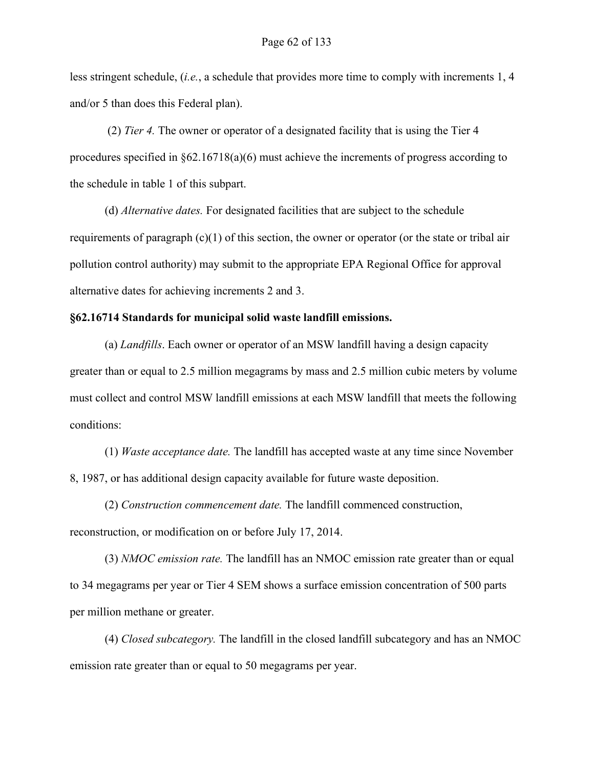less stringent schedule, (*i.e.*, a schedule that provides more time to comply with increments 1, 4 and/or 5 than does this Federal plan).

(2) *Tier 4.* The owner or operator of a designated facility that is using the Tier 4 procedures specified in §62.16718(a)(6) must achieve the increments of progress according to the schedule in table 1 of this subpart.

(d) *Alternative dates.* For designated facilities that are subject to the schedule requirements of paragraph (c)(1) of this section, the owner or operator (or the state or tribal air pollution control authority) may submit to the appropriate EPA Regional Office for approval alternative dates for achieving increments 2 and 3.

**§62.16714 Standards for municipal solid waste landfill emissions.**

(a) *Landfills*. Each owner or operator of an MSW landfill having a design capacity greater than or equal to 2.5 million megagrams by mass and 2.5 million cubic meters by volume must collect and control MSW landfill emissions at each MSW landfill that meets the following conditions:

(1) *Waste acceptance date.* The landfill has accepted waste at any time since November 8, 1987, or has additional design capacity available for future waste deposition.

(2) *Construction commencement date.* The landfill commenced construction, reconstruction, or modification on or before July 17, 2014.

(3) *NMOC emission rate.* The landfill has an NMOC emission rate greater than or equal to 34 megagrams per year or Tier 4 SEM shows a surface emission concentration of 500 parts per million methane or greater.

(4) *Closed subcategory.* The landfill in the closed landfill subcategory and has an NMOC emission rate greater than or equal to 50 megagrams per year.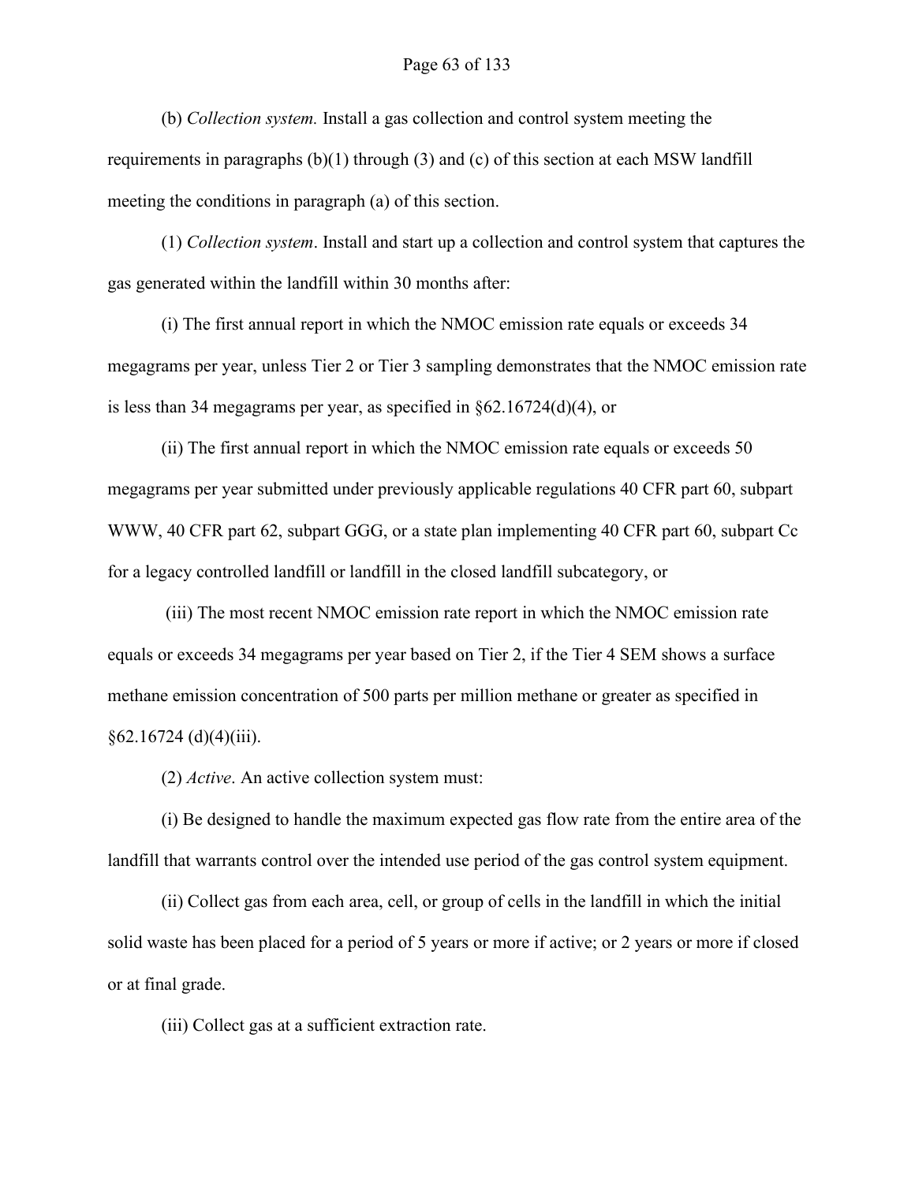(b) *Collection system.* Install a gas collection and control system meeting the requirements in paragraphs (b)(1) through (3) and (c) of this section at each MSW landfill meeting the conditions in paragraph (a) of this section.

(1) *Collection system*. Install and start up a collection and control system that captures the gas generated within the landfill within 30 months after:

(i) The first annual report in which the NMOC emission rate equals or exceeds 34 megagrams per year, unless Tier 2 or Tier 3 sampling demonstrates that the NMOC emission rate is less than 34 megagrams per year, as specified in §62.16724(d)(4), or

(ii) The first annual report in which the NMOC emission rate equals or exceeds 50 megagrams per year submitted under previously applicable regulations 40 CFR part 60, subpart WWW, 40 CFR part 62, subpart GGG, or a state plan implementing 40 CFR part 60, subpart Cc for a legacy controlled landfill or landfill in the closed landfill subcategory, or

(iii) The most recent NMOC emission rate report in which the NMOC emission rate equals or exceeds 34 megagrams per year based on Tier 2, if the Tier 4 SEM shows a surface methane emission concentration of 500 parts per million methane or greater as specified in §62.16724 (d)(4)(iii).

(2) *Active*. An active collection system must:

(i) Be designed to handle the maximum expected gas flow rate from the entire area of the landfill that warrants control over the intended use period of the gas control system equipment.

(ii) Collect gas from each area, cell, or group of cells in the landfill in which the initial solid waste has been placed for a period of 5 years or more if active; or 2 years or more if closed or at final grade.

(iii) Collect gas at a sufficient extraction rate.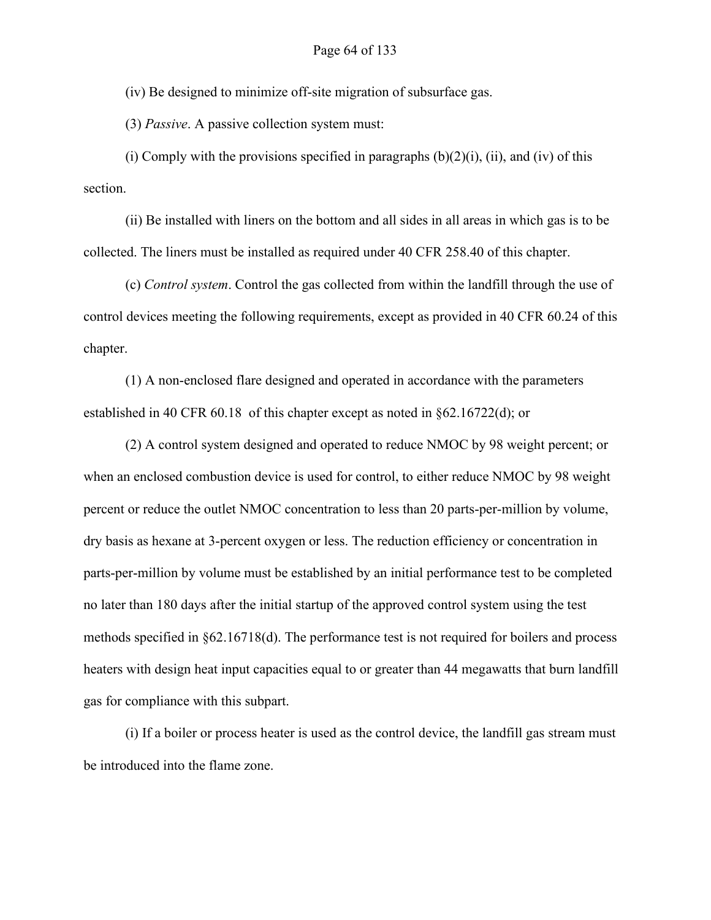(iv) Be designed to minimize off-site migration of subsurface gas.

(3) *Passive*. A passive collection system must:

(i) Comply with the provisions specified in paragraphs (b)(2)(i), (ii), and (iv) of this section.

(ii) Be installed with liners on the bottom and all sides in all areas in which gas is to be collected. The liners must be installed as required under 40 CFR 258.40 of this chapter.

(c) *Control system*. Control the gas collected from within the landfill through the use of control devices meeting the following requirements, except as provided in 40 CFR 60.24 of this chapter.

(1) A non-enclosed flare designed and operated in accordance with the parameters established in 40 CFR 60.18 of this chapter except as noted in §62.16722(d); or

(2) A control system designed and operated to reduce NMOC by 98 weight percent; or when an enclosed combustion device is used for control, to either reduce NMOC by 98 weight percent or reduce the outlet NMOC concentration to less than 20 parts-per-million by volume, dry basis as hexane at 3-percent oxygen or less. The reduction efficiency or concentration in parts-per-million by volume must be established by an initial performance test to be completed no later than 180 days after the initial startup of the approved control system using the test methods specified in §62.16718(d). The performance test is not required for boilers and process heaters with design heat input capacities equal to or greater than 44 megawatts that burn landfill gas for compliance with this subpart.

(i) If a boiler or process heater is used as the control device, the landfill gas stream must be introduced into the flame zone.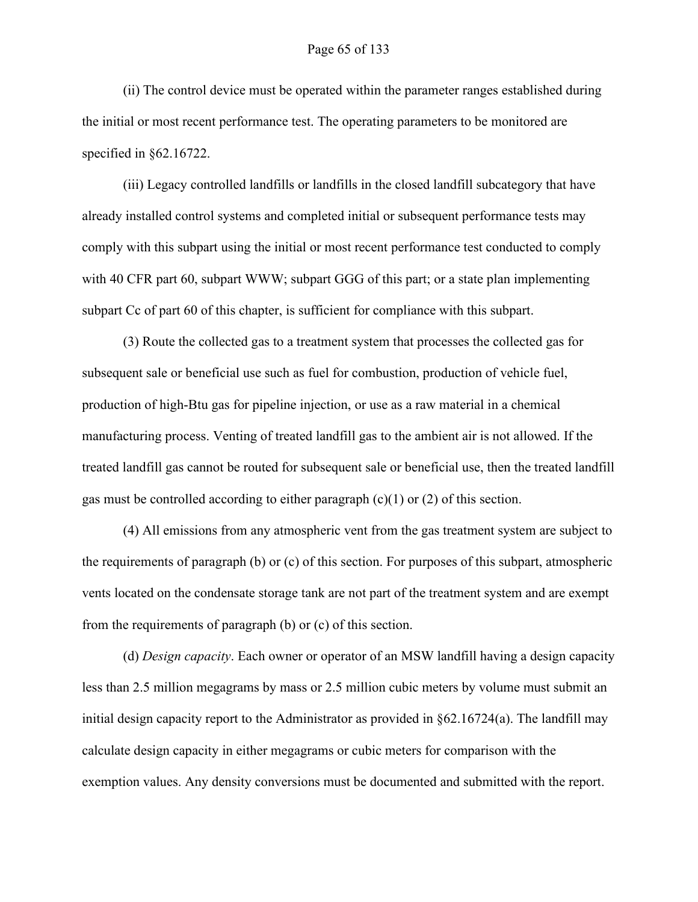(ii) The control device must be operated within the parameter ranges established during the initial or most recent performance test. The operating parameters to be monitored are specified in §62.16722.

(iii) Legacy controlled landfills or landfills in the closed landfill subcategory that have already installed control systems and completed initial or subsequent performance tests may comply with this subpart using the initial or most recent performance test conducted to comply with 40 CFR part 60, subpart WWW; subpart GGG of this part; or a state plan implementing subpart Cc of part 60 of this chapter, is sufficient for compliance with this subpart.

(3) Route the collected gas to a treatment system that processes the collected gas for subsequent sale or beneficial use such as fuel for combustion, production of vehicle fuel, production of high-Btu gas for pipeline injection, or use as a raw material in a chemical manufacturing process. Venting of treated landfill gas to the ambient air is not allowed. If the treated landfill gas cannot be routed for subsequent sale or beneficial use, then the treated landfill gas must be controlled according to either paragraph (c)(1) or (2) of this section.

(4) All emissions from any atmospheric vent from the gas treatment system are subject to the requirements of paragraph (b) or (c) of this section. For purposes of this subpart, atmospheric vents located on the condensate storage tank are not part of the treatment system and are exempt from the requirements of paragraph (b) or (c) of this section.

(d) *Design capacity*. Each owner or operator of an MSW landfill having a design capacity less than 2.5 million megagrams by mass or 2.5 million cubic meters by volume must submit an initial design capacity report to the Administrator as provided in §62.16724(a). The landfill may calculate design capacity in either megagrams or cubic meters for comparison with the exemption values. Any density conversions must be documented and submitted with the report.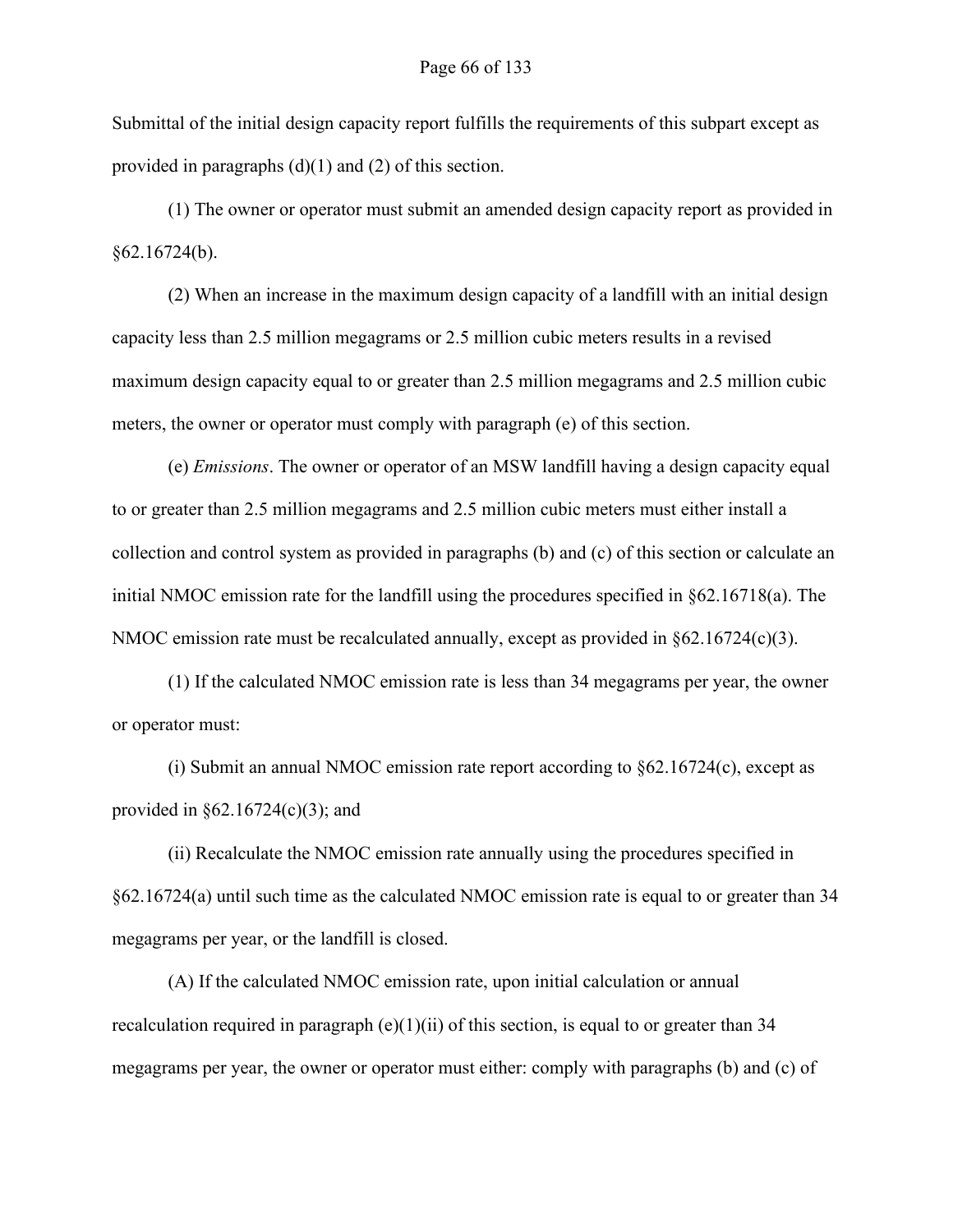Submittal of the initial design capacity report fulfills the requirements of this subpart except as provided in paragraphs (d)(1) and (2) of this section.

(1) The owner or operator must submit an amended design capacity report as provided in §62.16724(b).

(2) When an increase in the maximum design capacity of a landfill with an initial design capacity less than 2.5 million megagrams or 2.5 million cubic meters results in a revised maximum design capacity equal to or greater than 2.5 million megagrams and 2.5 million cubic meters, the owner or operator must comply with paragraph (e) of this section.

(e) *Emissions*. The owner or operator of an MSW landfill having a design capacity equal to or greater than 2.5 million megagrams and 2.5 million cubic meters must either install a collection and control system as provided in paragraphs (b) and (c) of this section or calculate an initial NMOC emission rate for the landfill using the procedures specified in §62.16718(a). The NMOC emission rate must be recalculated annually, except as provided in §62.16724(c)(3).

(1) If the calculated NMOC emission rate is less than 34 megagrams per year, the owner or operator must:

(i) Submit an annual NMOC emission rate report according to §62.16724(c), except as provided in §62.16724(c)(3); and

(ii) Recalculate the NMOC emission rate annually using the procedures specified in §62.16724(a) until such time as the calculated NMOC emission rate is equal to or greater than 34 megagrams per year, or the landfill is closed.

(A) If the calculated NMOC emission rate, upon initial calculation or annual recalculation required in paragraph (e)(1)(ii) of this section, is equal to or greater than 34 megagrams per year, the owner or operator must either: comply with paragraphs (b) and (c) of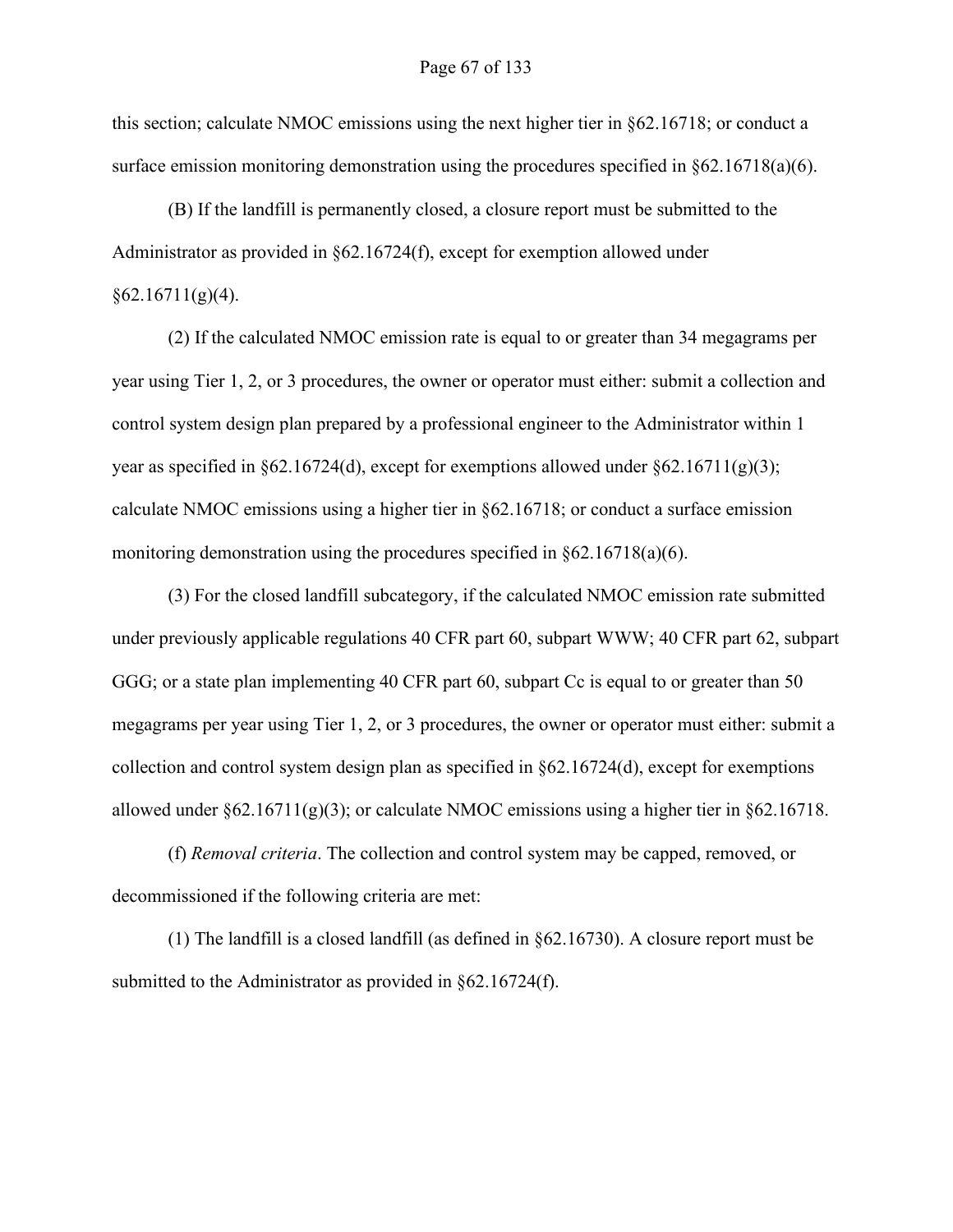this section; calculate NMOC emissions using the next higher tier in §62.16718; or conduct a surface emission monitoring demonstration using the procedures specified in §62.16718(a)(6).

(B) If the landfill is permanently closed, a closure report must be submitted to the Administrator as provided in §62.16724(f), except for exemption allowed under §62.16711(g)(4).

(2) If the calculated NMOC emission rate is equal to or greater than 34 megagrams per year using Tier 1, 2, or 3 procedures, the owner or operator must either: submit a collection and control system design plan prepared by a professional engineer to the Administrator within 1 year as specified in §62.16724(d), except for exemptions allowed under §62.16711(g)(3); calculate NMOC emissions using a higher tier in §62.16718; or conduct a surface emission monitoring demonstration using the procedures specified in §62.16718(a)(6).

(3) For the closed landfill subcategory, if the calculated NMOC emission rate submitted under previously applicable regulations 40 CFR part 60, subpart WWW; 40 CFR part 62, subpart GGG; or a state plan implementing 40 CFR part 60, subpart Cc is equal to or greater than 50 megagrams per year using Tier 1, 2, or 3 procedures, the owner or operator must either: submit a collection and control system design plan as specified in §62.16724(d), except for exemptions allowed under §62.16711(g)(3); or calculate NMOC emissions using a higher tier in §62.16718.

(f) *Removal criteria*. The collection and control system may be capped, removed, or decommissioned if the following criteria are met:

(1) The landfill is a closed landfill (as defined in §62.16730). A closure report must be submitted to the Administrator as provided in §62.16724(f).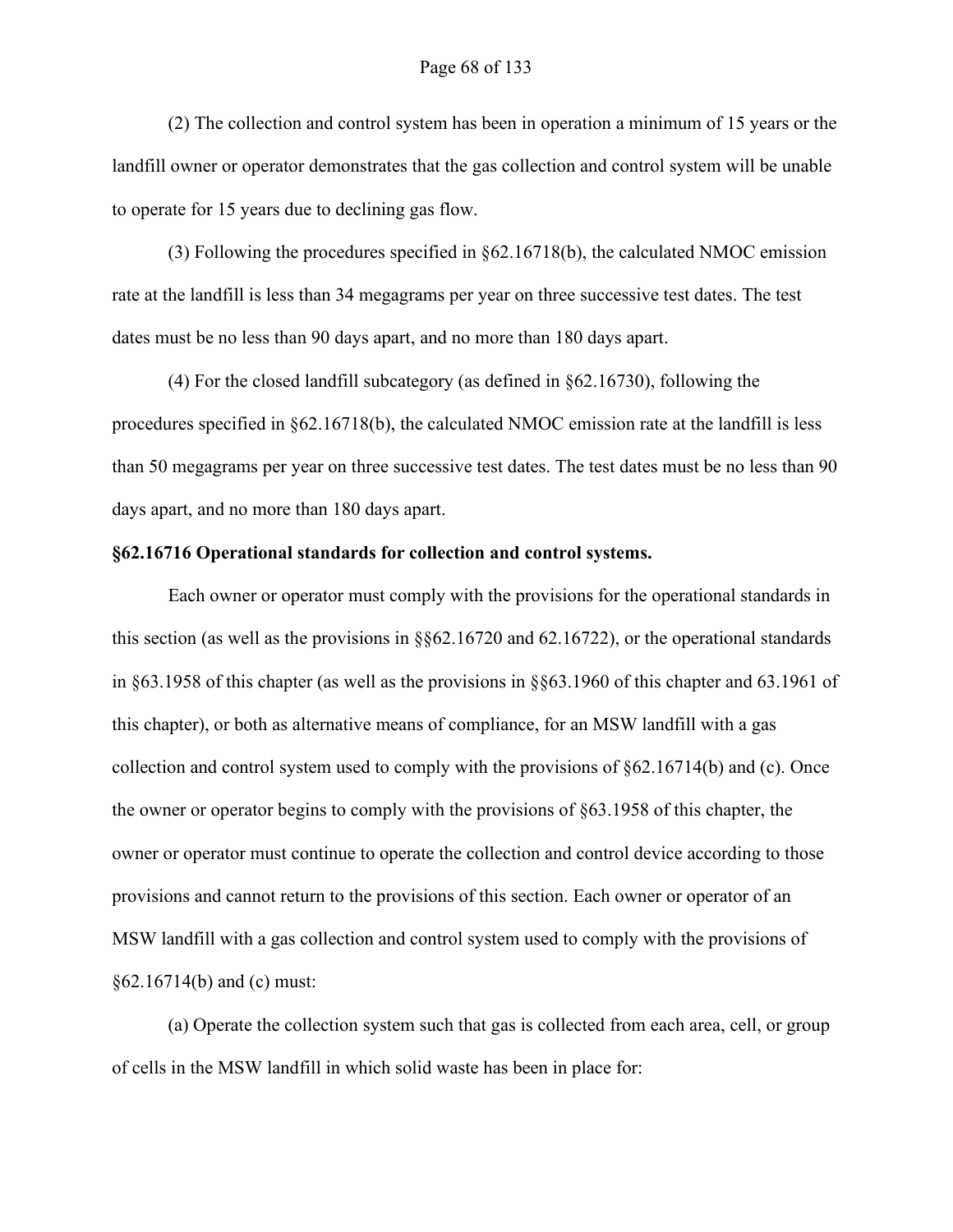(2) The collection and control system has been in operation a minimum of 15 years or the landfill owner or operator demonstrates that the gas collection and control system will be unable to operate for 15 years due to declining gas flow.

(3) Following the procedures specified in §62.16718(b), the calculated NMOC emission rate at the landfill is less than 34 megagrams per year on three successive test dates. The test dates must be no less than 90 days apart, and no more than 180 days apart.

(4) For the closed landfill subcategory (as defined in §62.16730), following the procedures specified in §62.16718(b), the calculated NMOC emission rate at the landfill is less than 50 megagrams per year on three successive test dates. The test dates must be no less than 90 days apart, and no more than 180 days apart.

**§62.16716 Operational standards for collection and control systems.**

Each owner or operator must comply with the provisions for the operational standards in this section (as well as the provisions in §§62.16720 and 62.16722), or the operational standards in §63.1958 of this chapter (as well as the provisions in §§63.1960 of this chapter and 63.1961 of this chapter), or both as alternative means of compliance, for an MSW landfill with a gas collection and control system used to comply with the provisions of §62.16714(b) and (c). Once the owner or operator begins to comply with the provisions of §63.1958 of this chapter, the owner or operator must continue to operate the collection and control device according to those provisions and cannot return to the provisions of this section. Each owner or operator of an MSW landfill with a gas collection and control system used to comply with the provisions of §62.16714(b) and (c) must:

(a) Operate the collection system such that gas is collected from each area, cell, or group of cells in the MSW landfill in which solid waste has been in place for: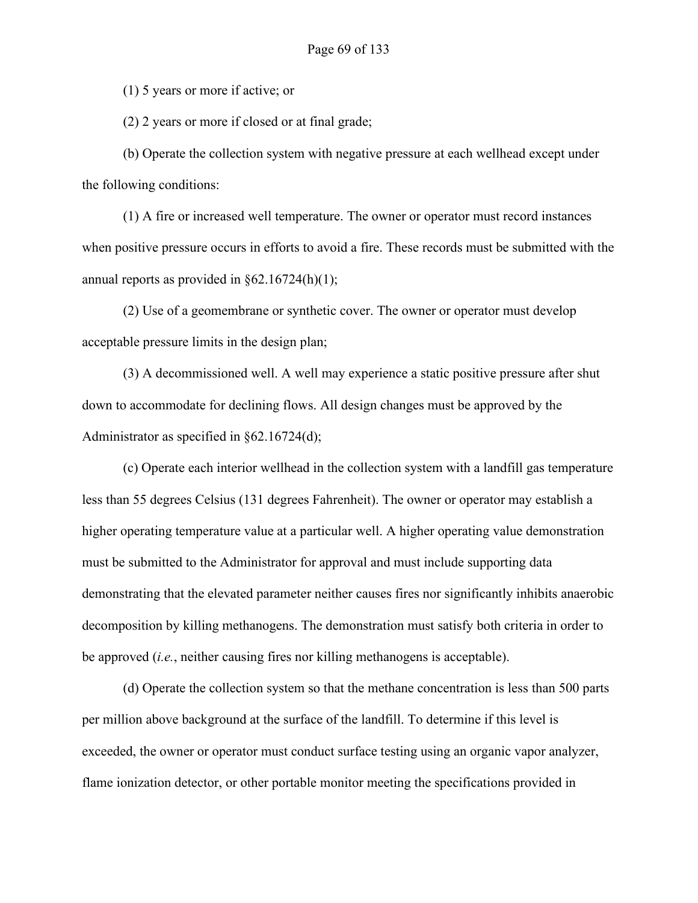(1) 5 years or more if active; or

(2) 2 years or more if closed or at final grade;

(b) Operate the collection system with negative pressure at each wellhead except under the following conditions:

(1) A fire or increased well temperature. The owner or operator must record instances when positive pressure occurs in efforts to avoid a fire. These records must be submitted with the annual reports as provided in §62.16724(h)(1);

(2) Use of a geomembrane or synthetic cover. The owner or operator must develop acceptable pressure limits in the design plan;

(3) A decommissioned well. A well may experience a static positive pressure after shut down to accommodate for declining flows. All design changes must be approved by the Administrator as specified in §62.16724(d);

(c) Operate each interior wellhead in the collection system with a landfill gas temperature less than 55 degrees Celsius (131 degrees Fahrenheit). The owner or operator may establish a higher operating temperature value at a particular well. A higher operating value demonstration must be submitted to the Administrator for approval and must include supporting data demonstrating that the elevated parameter neither causes fires nor significantly inhibits anaerobic decomposition by killing methanogens. The demonstration must satisfy both criteria in order to be approved (*i.e.*, neither causing fires nor killing methanogens is acceptable).

(d) Operate the collection system so that the methane concentration is less than 500 parts per million above background at the surface of the landfill. To determine if this level is exceeded, the owner or operator must conduct surface testing using an organic vapor analyzer, flame ionization detector, or other portable monitor meeting the specifications provided in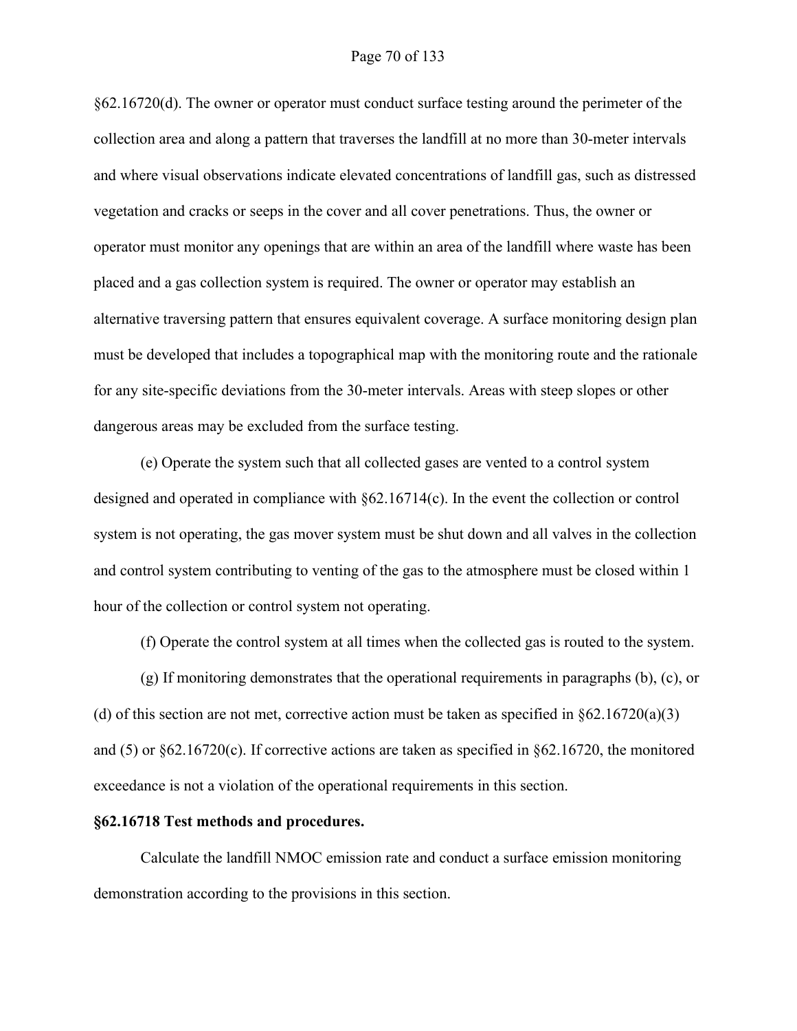§62.16720(d). The owner or operator must conduct surface testing around the perimeter of the collection area and along a pattern that traverses the landfill at no more than 30-meter intervals and where visual observations indicate elevated concentrations of landfill gas, such as distressed vegetation and cracks or seeps in the cover and all cover penetrations. Thus, the owner or operator must monitor any openings that are within an area of the landfill where waste has been placed and a gas collection system is required. The owner or operator may establish an alternative traversing pattern that ensures equivalent coverage. A surface monitoring design plan must be developed that includes a topographical map with the monitoring route and the rationale for any site-specific deviations from the 30-meter intervals. Areas with steep slopes or other dangerous areas may be excluded from the surface testing.

(e) Operate the system such that all collected gases are vented to a control system designed and operated in compliance with §62.16714(c). In the event the collection or control system is not operating, the gas mover system must be shut down and all valves in the collection and control system contributing to venting of the gas to the atmosphere must be closed within 1 hour of the collection or control system not operating.

(f) Operate the control system at all times when the collected gas is routed to the system.

(g) If monitoring demonstrates that the operational requirements in paragraphs (b), (c), or (d) of this section are not met, corrective action must be taken as specified in §62.16720(a)(3) and (5) or §62.16720(c). If corrective actions are taken as specified in §62.16720, the monitored exceedance is not a violation of the operational requirements in this section.

**§62.16718 Test methods and procedures.**

Calculate the landfill NMOC emission rate and conduct a surface emission monitoring demonstration according to the provisions in this section.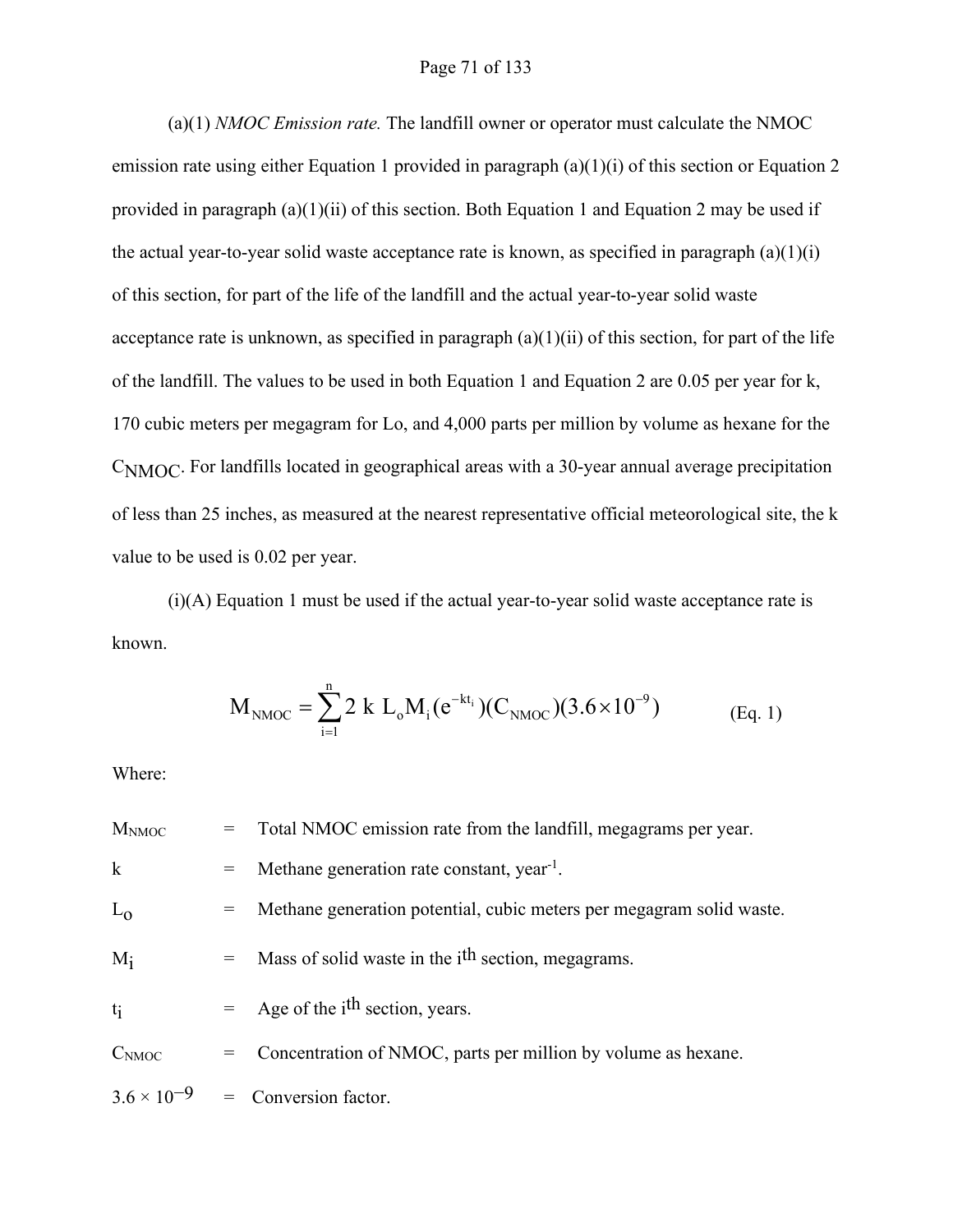(a)(1) *NMOC Emission rate.* The landfill owner or operator must calculate the NMOC emission rate using either Equation 1 provided in paragraph (a)(1)(i) of this section or Equation 2 provided in paragraph (a)(1)(ii) of this section. Both Equation 1 and Equation 2 may be used if the actual year-to-year solid waste acceptance rate is known, as specified in paragraph (a)(1)(i) of this section, for part of the life of the landfill and the actual year-to-year solid waste acceptance rate is unknown, as specified in paragraph (a)(1)(ii) of this section, for part of the life of the landfill. The values to be used in both Equation 1 and Equation 2 are 0.05 per year for k, 170 cubic meters per megagram for Lo, and 4,000 parts per million by volume as hexane for the $C_{NMOC}$. For landfills located in geographical areas with a 30-year annual average precipitation of less than 25 inches, as measured at the nearest representative official meteorological site, the k value to be used is 0.02 per year.

(i)(A) Equation 1 must be used if the actual year-to-year solid waste acceptance rate is known.

$$M_{NMOC} = \sum_{i=1}^{n} 2\ k\ L_o M_i (e^{-kt_i})(C_{NMOC})(3.6 \times 10^{-9}) \qquad \text{(Eq. 1)}$$

Where:

$M_{NMOC}$ = Total NMOC emission rate from the landfill, megagrams per year.

$k$ = Methane generation rate constant, year$^{-1}$.

$L_o$ = Methane generation potential, cubic meters per megagram solid waste.

$M_i$ = Mass of solid waste in the $i^{th}$ section, megagrams.

$t_i$ = Age of the $i^{th}$ section, years.

$C_{NMOC}$ = Concentration of NMOC, parts per million by volume as hexane.

$3.6 \times 10^{-9}$ = Conversion factor.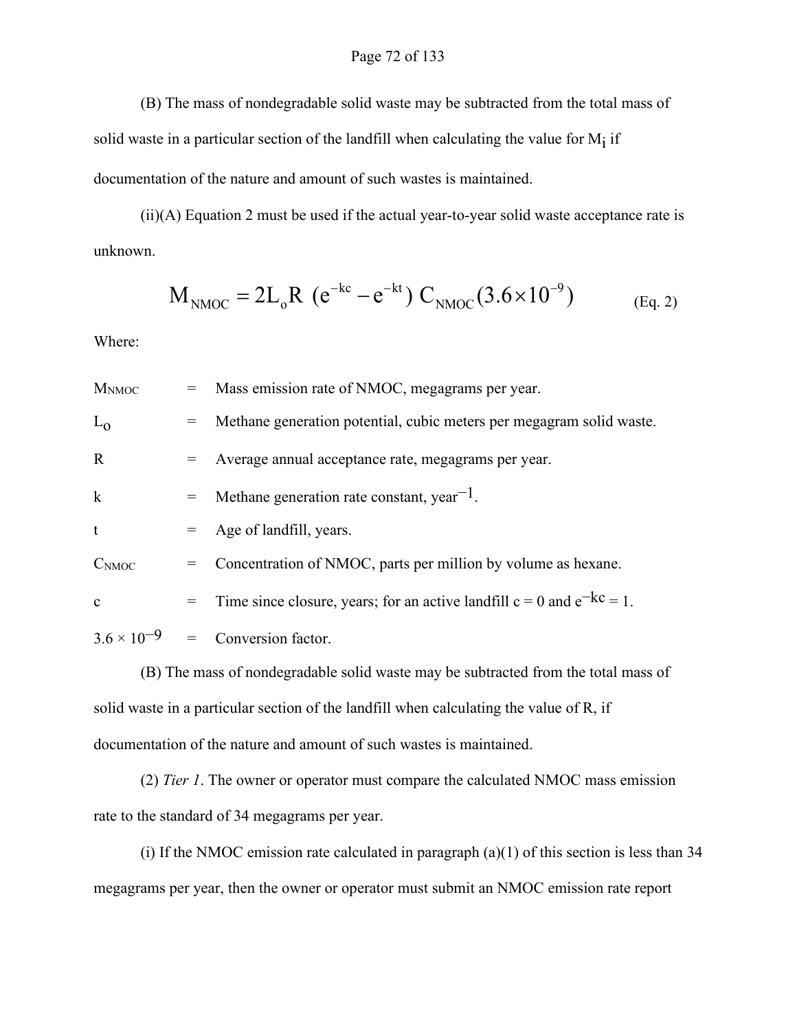(B) The mass of nondegradable solid waste may be subtracted from the total mass of solid waste in a particular section of the landfill when calculating the value for $M_i$ if documentation of the nature and amount of such wastes is maintained.

(ii)(A) Equation 2 must be used if the actual year-to-year solid waste acceptance rate is unknown.

$$M_{NMOC} = 2L_o R \left(e^{-kc} - e^{-kt}\right) C_{NMOC} (3.6 \times 10^{-9}) \qquad \text{(Eq. 2)}$$

Where:

$M_{NMOC}$ = Mass emission rate of NMOC, megagrams per year.

$L_o$ = Methane generation potential, cubic meters per megagram solid waste.

R = Average annual acceptance rate, megagrams per year.

k = Methane generation rate constant, $year^{-1}$.

t = Age of landfill, years.

$C_{NMOC}$ = Concentration of NMOC, parts per million by volume as hexane.

c = Time since closure, years; for an active landfill c = 0 and $e^{-kc} = 1$.

$3.6 \times 10^{-9}$ = Conversion factor.

(B) The mass of nondegradable solid waste may be subtracted from the total mass of solid waste in a particular section of the landfill when calculating the value of R, if documentation of the nature and amount of such wastes is maintained.

(2) *Tier 1*. The owner or operator must compare the calculated NMOC mass emission rate to the standard of 34 megagrams per year.

(i) If the NMOC emission rate calculated in paragraph (a)(1) of this section is less than 34 megagrams per year, then the owner or operator must submit an NMOC emission rate report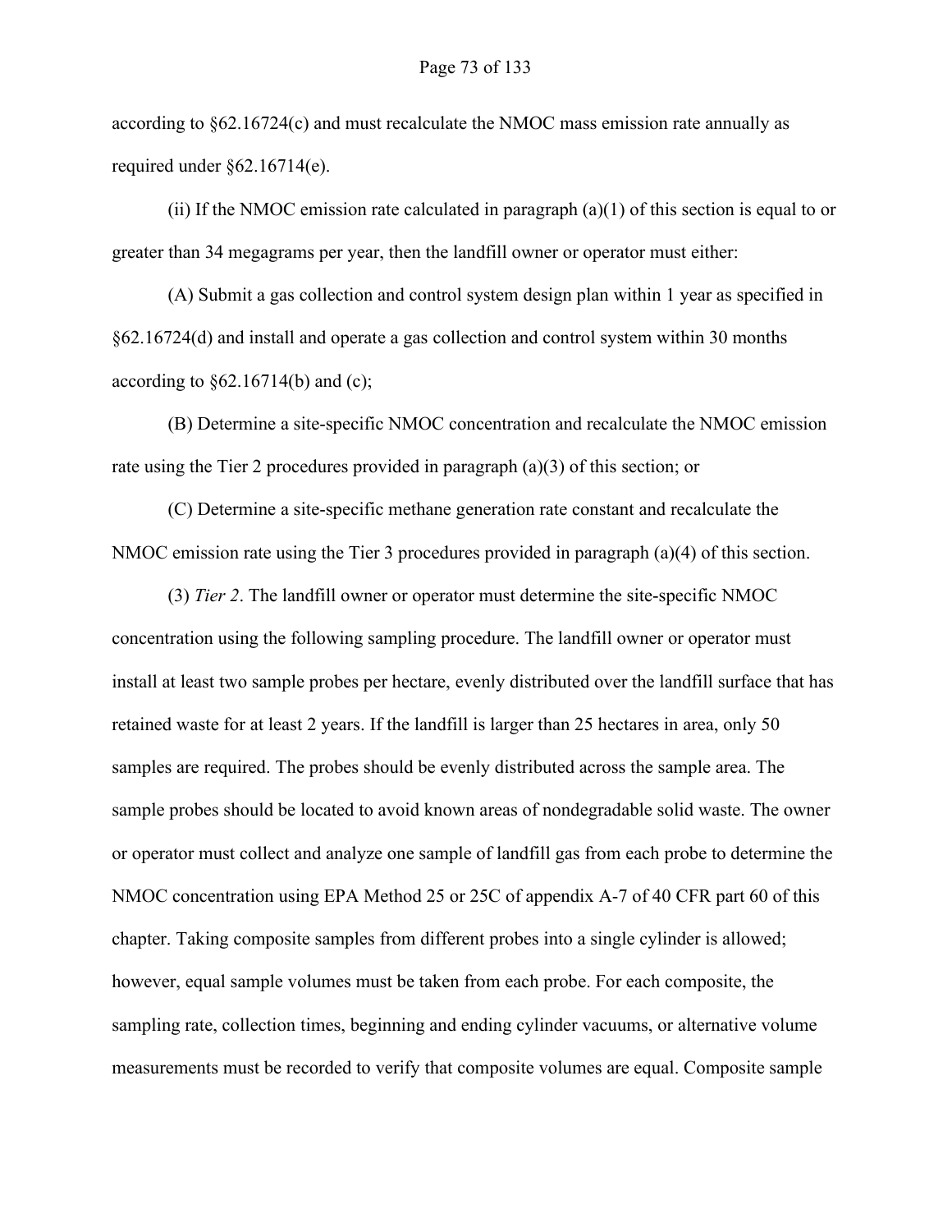according to §62.16724(c) and must recalculate the NMOC mass emission rate annually as required under §62.16714(e).

(ii) If the NMOC emission rate calculated in paragraph (a)(1) of this section is equal to or greater than 34 megagrams per year, then the landfill owner or operator must either:

(A) Submit a gas collection and control system design plan within 1 year as specified in §62.16724(d) and install and operate a gas collection and control system within 30 months according to §62.16714(b) and (c);

(B) Determine a site-specific NMOC concentration and recalculate the NMOC emission rate using the Tier 2 procedures provided in paragraph (a)(3) of this section; or

(C) Determine a site-specific methane generation rate constant and recalculate the NMOC emission rate using the Tier 3 procedures provided in paragraph (a)(4) of this section.

(3) *Tier 2*. The landfill owner or operator must determine the site-specific NMOC concentration using the following sampling procedure. The landfill owner or operator must install at least two sample probes per hectare, evenly distributed over the landfill surface that has retained waste for at least 2 years. If the landfill is larger than 25 hectares in area, only 50 samples are required. The probes should be evenly distributed across the sample area. The sample probes should be located to avoid known areas of nondegradable solid waste. The owner or operator must collect and analyze one sample of landfill gas from each probe to determine the NMOC concentration using EPA Method 25 or 25C of appendix A-7 of 40 CFR part 60 of this chapter. Taking composite samples from different probes into a single cylinder is allowed; however, equal sample volumes must be taken from each probe. For each composite, the sampling rate, collection times, beginning and ending cylinder vacuums, or alternative volume measurements must be recorded to verify that composite volumes are equal. Composite sample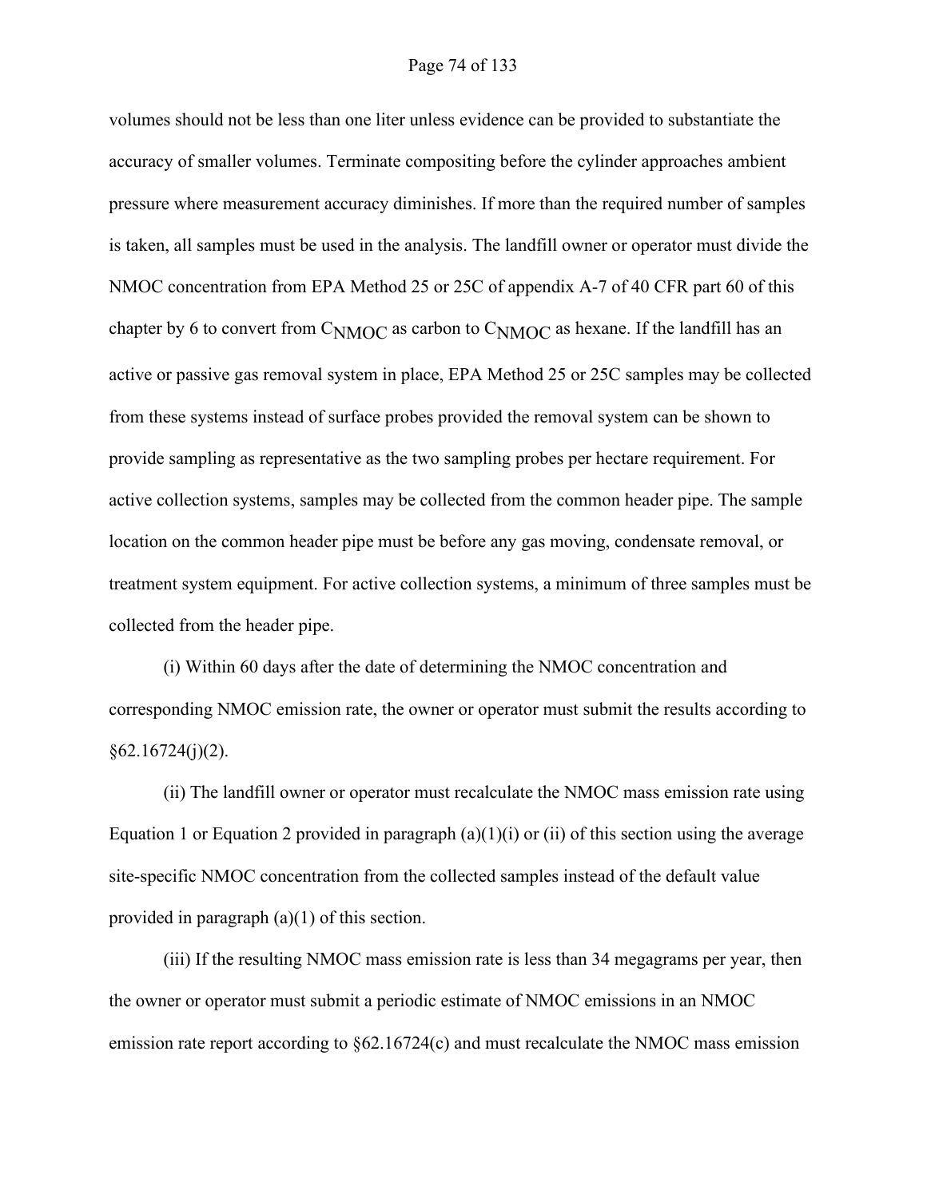volumes should not be less than one liter unless evidence can be provided to substantiate the accuracy of smaller volumes. Terminate compositing before the cylinder approaches ambient pressure where measurement accuracy diminishes. If more than the required number of samples is taken, all samples must be used in the analysis. The landfill owner or operator must divide the NMOC concentration from EPA Method 25 or 25C of appendix A-7 of 40 CFR part 60 of this chapter by 6 to convert from $C_{NMOC}$ as carbon to $C_{NMOC}$ as hexane. If the landfill has an active or passive gas removal system in place, EPA Method 25 or 25C samples may be collected from these systems instead of surface probes provided the removal system can be shown to provide sampling as representative as the two sampling probes per hectare requirement. For active collection systems, samples may be collected from the common header pipe. The sample location on the common header pipe must be before any gas moving, condensate removal, or treatment system equipment. For active collection systems, a minimum of three samples must be collected from the header pipe.

(i) Within 60 days after the date of determining the NMOC concentration and corresponding NMOC emission rate, the owner or operator must submit the results according to §62.16724(j)(2).

(ii) The landfill owner or operator must recalculate the NMOC mass emission rate using Equation 1 or Equation 2 provided in paragraph (a)(1)(i) or (ii) of this section using the average site-specific NMOC concentration from the collected samples instead of the default value provided in paragraph (a)(1) of this section.

(iii) If the resulting NMOC mass emission rate is less than 34 megagrams per year, then the owner or operator must submit a periodic estimate of NMOC emissions in an NMOC emission rate report according to §62.16724(c) and must recalculate the NMOC mass emission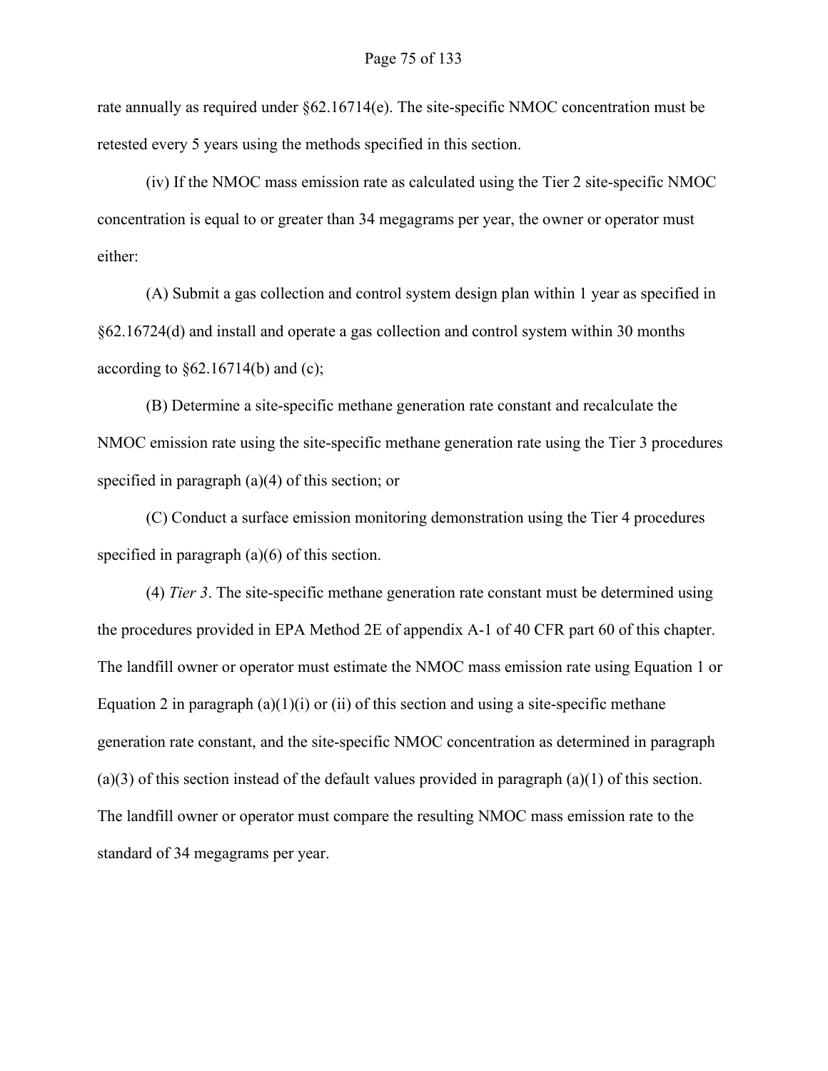rate annually as required under §62.16714(e). The site-specific NMOC concentration must be retested every 5 years using the methods specified in this section.

(iv) If the NMOC mass emission rate as calculated using the Tier 2 site-specific NMOC concentration is equal to or greater than 34 megagrams per year, the owner or operator must either:

(A) Submit a gas collection and control system design plan within 1 year as specified in §62.16724(d) and install and operate a gas collection and control system within 30 months according to §62.16714(b) and (c);

(B) Determine a site-specific methane generation rate constant and recalculate the NMOC emission rate using the site-specific methane generation rate using the Tier 3 procedures specified in paragraph (a)(4) of this section; or

(C) Conduct a surface emission monitoring demonstration using the Tier 4 procedures specified in paragraph (a)(6) of this section.

(4) *Tier 3*. The site-specific methane generation rate constant must be determined using the procedures provided in EPA Method 2E of appendix A-1 of 40 CFR part 60 of this chapter. The landfill owner or operator must estimate the NMOC mass emission rate using Equation 1 or Equation 2 in paragraph (a)(1)(i) or (ii) of this section and using a site-specific methane generation rate constant, and the site-specific NMOC concentration as determined in paragraph (a)(3) of this section instead of the default values provided in paragraph (a)(1) of this section. The landfill owner or operator must compare the resulting NMOC mass emission rate to the standard of 34 megagrams per year.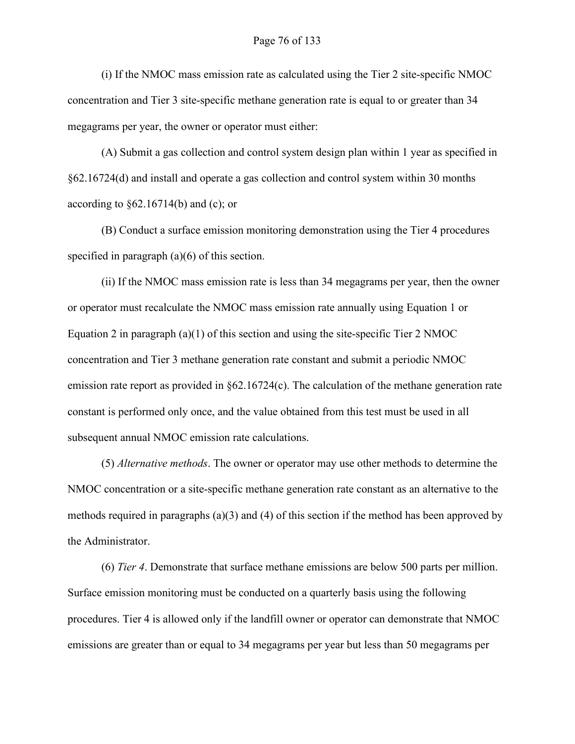(i) If the NMOC mass emission rate as calculated using the Tier 2 site-specific NMOC concentration and Tier 3 site-specific methane generation rate is equal to or greater than 34 megagrams per year, the owner or operator must either:

(A) Submit a gas collection and control system design plan within 1 year as specified in §62.16724(d) and install and operate a gas collection and control system within 30 months according to §62.16714(b) and (c); or

(B) Conduct a surface emission monitoring demonstration using the Tier 4 procedures specified in paragraph (a)(6) of this section.

(ii) If the NMOC mass emission rate is less than 34 megagrams per year, then the owner or operator must recalculate the NMOC mass emission rate annually using Equation 1 or Equation 2 in paragraph (a)(1) of this section and using the site-specific Tier 2 NMOC concentration and Tier 3 methane generation rate constant and submit a periodic NMOC emission rate report as provided in §62.16724(c). The calculation of the methane generation rate constant is performed only once, and the value obtained from this test must be used in all subsequent annual NMOC emission rate calculations.

(5) *Alternative methods*. The owner or operator may use other methods to determine the NMOC concentration or a site-specific methane generation rate constant as an alternative to the methods required in paragraphs (a)(3) and (4) of this section if the method has been approved by the Administrator.

(6) *Tier 4*. Demonstrate that surface methane emissions are below 500 parts per million. Surface emission monitoring must be conducted on a quarterly basis using the following procedures. Tier 4 is allowed only if the landfill owner or operator can demonstrate that NMOC emissions are greater than or equal to 34 megagrams per year but less than 50 megagrams per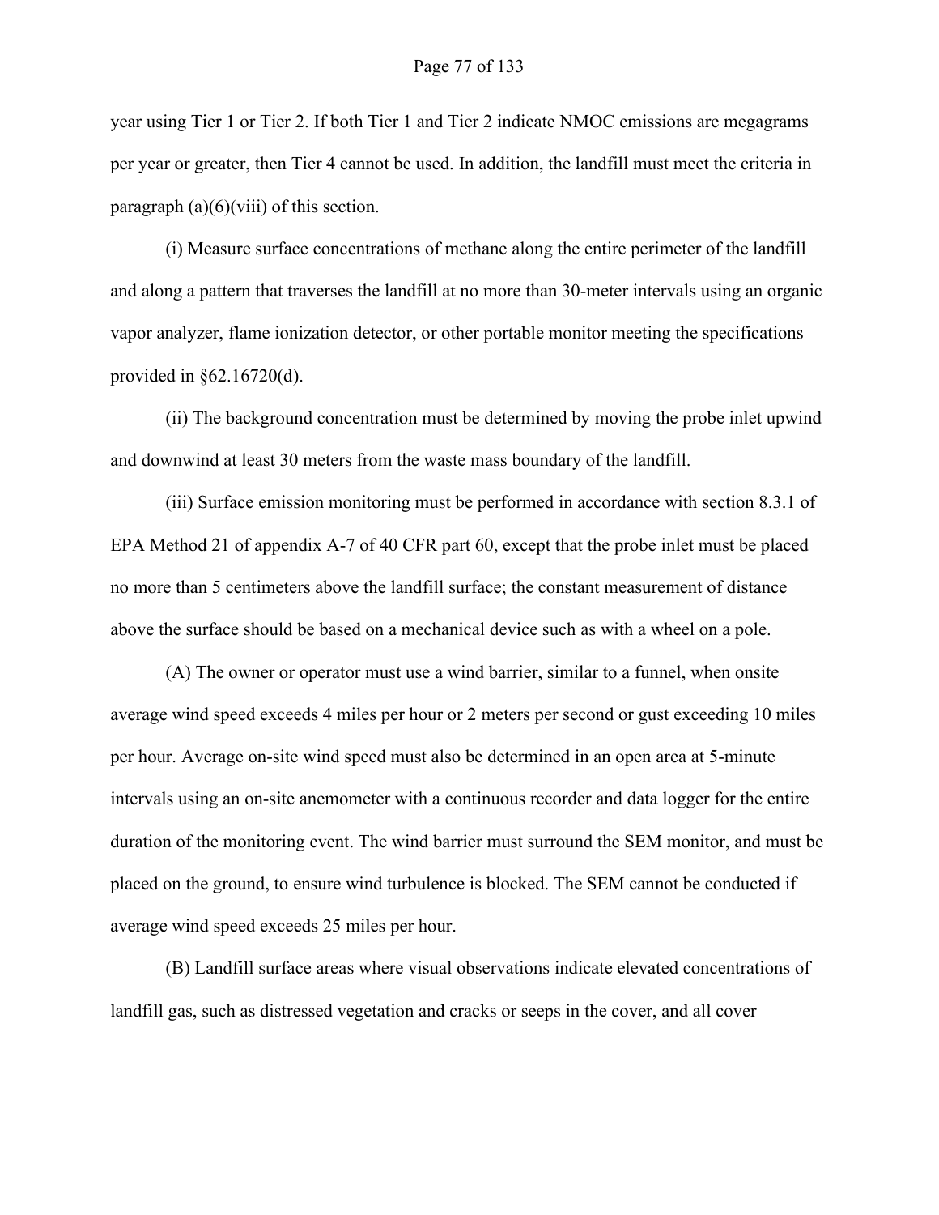year using Tier 1 or Tier 2. If both Tier 1 and Tier 2 indicate NMOC emissions are megagrams per year or greater, then Tier 4 cannot be used. In addition, the landfill must meet the criteria in paragraph (a)(6)(viii) of this section.

(i) Measure surface concentrations of methane along the entire perimeter of the landfill and along a pattern that traverses the landfill at no more than 30-meter intervals using an organic vapor analyzer, flame ionization detector, or other portable monitor meeting the specifications provided in §62.16720(d).

(ii) The background concentration must be determined by moving the probe inlet upwind and downwind at least 30 meters from the waste mass boundary of the landfill.

(iii) Surface emission monitoring must be performed in accordance with section 8.3.1 of EPA Method 21 of appendix A-7 of 40 CFR part 60, except that the probe inlet must be placed no more than 5 centimeters above the landfill surface; the constant measurement of distance above the surface should be based on a mechanical device such as with a wheel on a pole.

(A) The owner or operator must use a wind barrier, similar to a funnel, when onsite average wind speed exceeds 4 miles per hour or 2 meters per second or gust exceeding 10 miles per hour. Average on-site wind speed must also be determined in an open area at 5-minute intervals using an on-site anemometer with a continuous recorder and data logger for the entire duration of the monitoring event. The wind barrier must surround the SEM monitor, and must be placed on the ground, to ensure wind turbulence is blocked. The SEM cannot be conducted if average wind speed exceeds 25 miles per hour.

(B) Landfill surface areas where visual observations indicate elevated concentrations of landfill gas, such as distressed vegetation and cracks or seeps in the cover, and all cover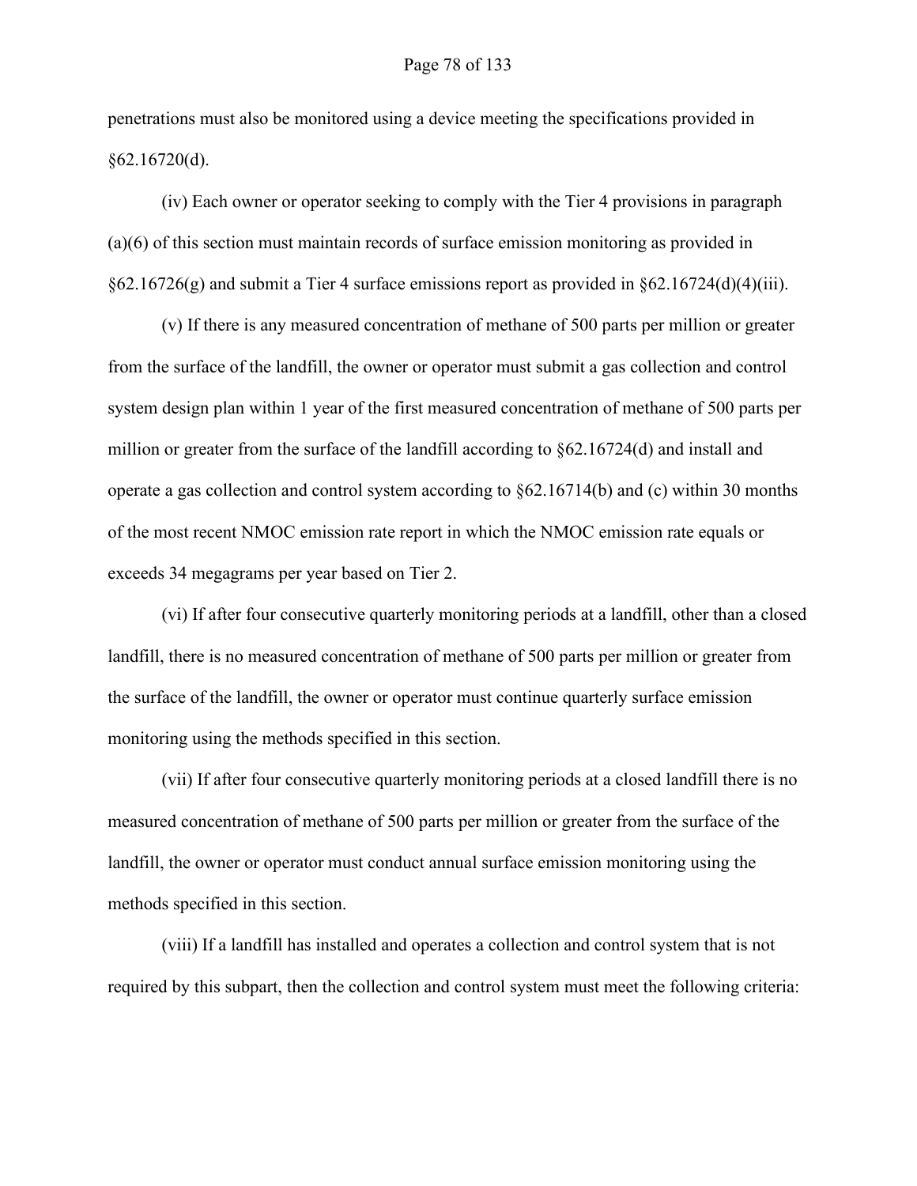penetrations must also be monitored using a device meeting the specifications provided in §62.16720(d).

(iv) Each owner or operator seeking to comply with the Tier 4 provisions in paragraph (a)(6) of this section must maintain records of surface emission monitoring as provided in §62.16726(g) and submit a Tier 4 surface emissions report as provided in §62.16724(d)(4)(iii).

(v) If there is any measured concentration of methane of 500 parts per million or greater from the surface of the landfill, the owner or operator must submit a gas collection and control system design plan within 1 year of the first measured concentration of methane of 500 parts per million or greater from the surface of the landfill according to §62.16724(d) and install and operate a gas collection and control system according to §62.16714(b) and (c) within 30 months of the most recent NMOC emission rate report in which the NMOC emission rate equals or exceeds 34 megagrams per year based on Tier 2.

(vi) If after four consecutive quarterly monitoring periods at a landfill, other than a closed landfill, there is no measured concentration of methane of 500 parts per million or greater from the surface of the landfill, the owner or operator must continue quarterly surface emission monitoring using the methods specified in this section.

(vii) If after four consecutive quarterly monitoring periods at a closed landfill there is no measured concentration of methane of 500 parts per million or greater from the surface of the landfill, the owner or operator must conduct annual surface emission monitoring using the methods specified in this section.

(viii) If a landfill has installed and operates a collection and control system that is not required by this subpart, then the collection and control system must meet the following criteria: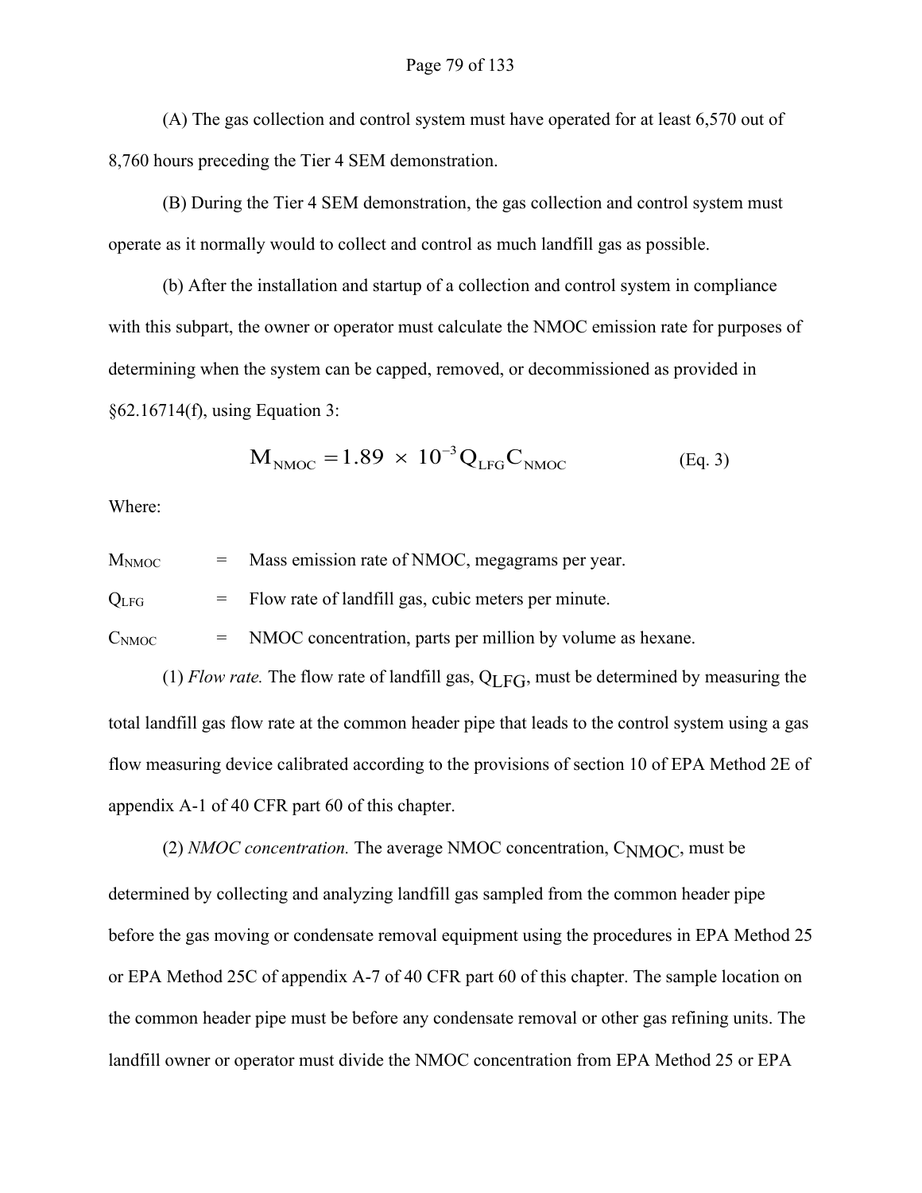(A) The gas collection and control system must have operated for at least 6,570 out of 8,760 hours preceding the Tier 4 SEM demonstration.

(B) During the Tier 4 SEM demonstration, the gas collection and control system must operate as it normally would to collect and control as much landfill gas as possible.

(b) After the installation and startup of a collection and control system in compliance with this subpart, the owner or operator must calculate the NMOC emission rate for purposes of determining when the system can be capped, removed, or decommissioned as provided in §62.16714(f), using Equation 3:

$$M_{NMOC} = 1.89 \times 10^{-3} Q_{LFG} C_{NMOC} \qquad \text{(Eq. 3)}$$

Where:

$M_{NMOC}$ = Mass emission rate of NMOC, megagrams per year.

$Q_{LFG}$ = Flow rate of landfill gas, cubic meters per minute.

$C_{NMOC}$ = NMOC concentration, parts per million by volume as hexane.

(1) *Flow rate.* The flow rate of landfill gas, $Q_{LFG}$, must be determined by measuring the total landfill gas flow rate at the common header pipe that leads to the control system using a gas flow measuring device calibrated according to the provisions of section 10 of EPA Method 2E of appendix A-1 of 40 CFR part 60 of this chapter.

(2) *NMOC concentration.* The average NMOC concentration, $C_{NMOC}$, must be determined by collecting and analyzing landfill gas sampled from the common header pipe before the gas moving or condensate removal equipment using the procedures in EPA Method 25 or EPA Method 25C of appendix A-7 of 40 CFR part 60 of this chapter. The sample location on the common header pipe must be before any condensate removal or other gas refining units. The landfill owner or operator must divide the NMOC concentration from EPA Method 25 or EPA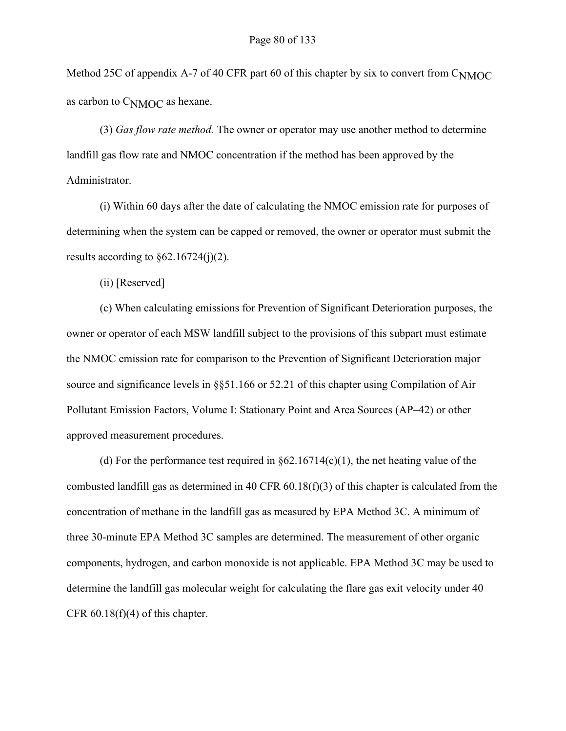Method 25C of appendix A-7 of 40 CFR part 60 of this chapter by six to convert from $C_{NMOC}$ as carbon to $C_{NMOC}$ as hexane.

(3) *Gas flow rate method.* The owner or operator may use another method to determine landfill gas flow rate and NMOC concentration if the method has been approved by the Administrator.

(i) Within 60 days after the date of calculating the NMOC emission rate for purposes of determining when the system can be capped or removed, the owner or operator must submit the results according to §62.16724(j)(2).

(ii) [Reserved]

(c) When calculating emissions for Prevention of Significant Deterioration purposes, the owner or operator of each MSW landfill subject to the provisions of this subpart must estimate the NMOC emission rate for comparison to the Prevention of Significant Deterioration major source and significance levels in §§51.166 or 52.21 of this chapter using Compilation of Air Pollutant Emission Factors, Volume I: Stationary Point and Area Sources (AP–42) or other approved measurement procedures.

(d) For the performance test required in §62.16714(c)(1), the net heating value of the combusted landfill gas as determined in 40 CFR 60.18(f)(3) of this chapter is calculated from the concentration of methane in the landfill gas as measured by EPA Method 3C. A minimum of three 30-minute EPA Method 3C samples are determined. The measurement of other organic components, hydrogen, and carbon monoxide is not applicable. EPA Method 3C may be used to determine the landfill gas molecular weight for calculating the flare gas exit velocity under 40 CFR 60.18(f)(4) of this chapter.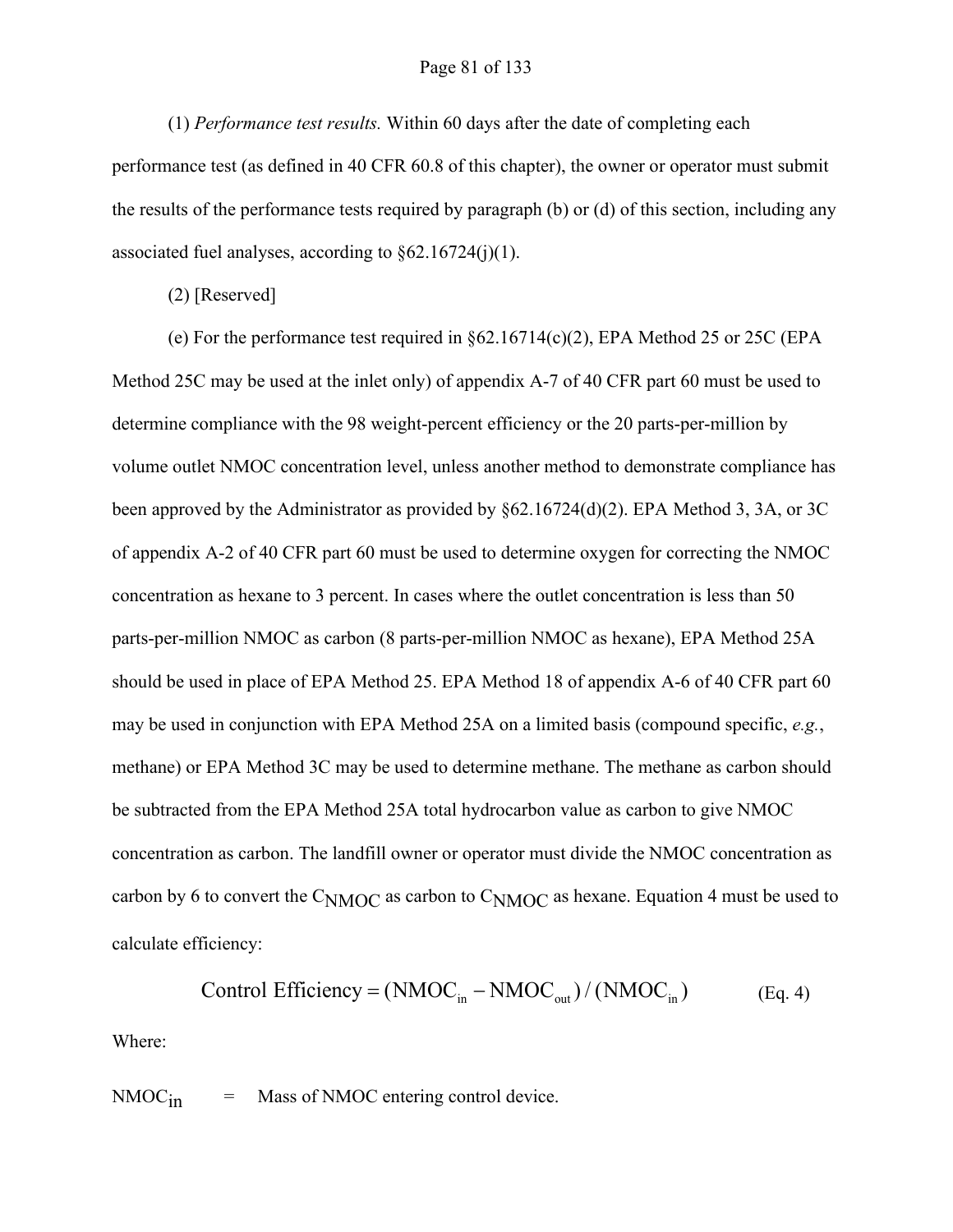(1) *Performance test results.* Within 60 days after the date of completing each performance test (as defined in 40 CFR 60.8 of this chapter), the owner or operator must submit the results of the performance tests required by paragraph (b) or (d) of this section, including any associated fuel analyses, according to §62.16724(j)(1).

(2) [Reserved]

(e) For the performance test required in §62.16714(c)(2), EPA Method 25 or 25C (EPA Method 25C may be used at the inlet only) of appendix A-7 of 40 CFR part 60 must be used to determine compliance with the 98 weight-percent efficiency or the 20 parts-per-million by volume outlet NMOC concentration level, unless another method to demonstrate compliance has been approved by the Administrator as provided by §62.16724(d)(2). EPA Method 3, 3A, or 3C of appendix A-2 of 40 CFR part 60 must be used to determine oxygen for correcting the NMOC concentration as hexane to 3 percent. In cases where the outlet concentration is less than 50 parts-per-million NMOC as carbon (8 parts-per-million NMOC as hexane), EPA Method 25A should be used in place of EPA Method 25. EPA Method 18 of appendix A-6 of 40 CFR part 60 may be used in conjunction with EPA Method 25A on a limited basis (compound specific, *e.g.*, methane) or EPA Method 3C may be used to determine methane. The methane as carbon should be subtracted from the EPA Method 25A total hydrocarbon value as carbon to give NMOC concentration as carbon. The landfill owner or operator must divide the NMOC concentration as carbon by 6 to convert the $C_{NMOC}$ as carbon to $C_{NMOC}$ as hexane. Equation 4 must be used to calculate efficiency:

$$\text{Control Efficiency} = (\text{NMOC}_{in} - \text{NMOC}_{out}) / (\text{NMOC}_{in}) \qquad \text{(Eq. 4)}$$

Where:

$\text{NMOC}_{in}$ = Mass of NMOC entering control device.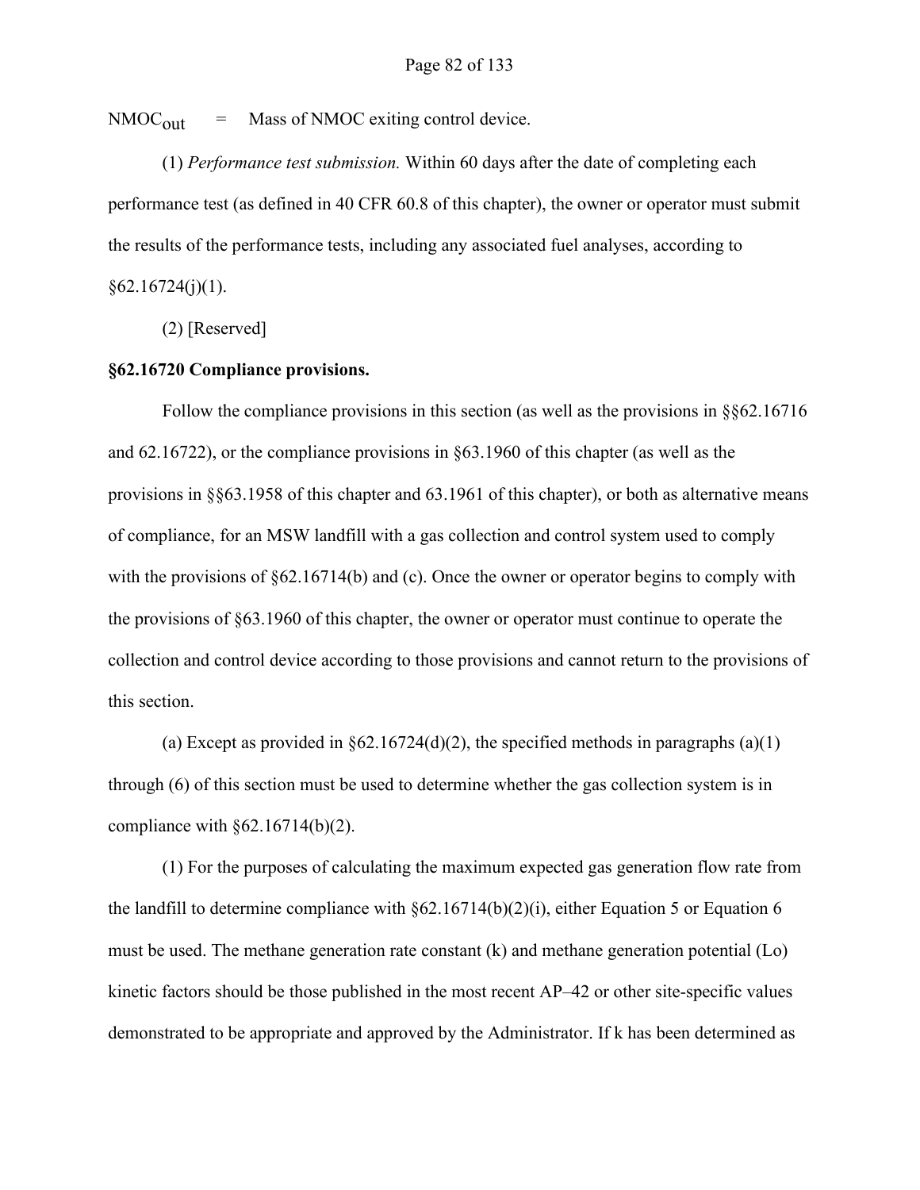$NMOC_{out}$ = Mass of NMOC exiting control device.

(1) *Performance test submission.* Within 60 days after the date of completing each performance test (as defined in 40 CFR 60.8 of this chapter), the owner or operator must submit the results of the performance tests, including any associated fuel analyses, according to §62.16724(j)(1).

(2) [Reserved]

**§62.16720 Compliance provisions.**

Follow the compliance provisions in this section (as well as the provisions in §§62.16716 and 62.16722), or the compliance provisions in §63.1960 of this chapter (as well as the provisions in §§63.1958 of this chapter and 63.1961 of this chapter), or both as alternative means of compliance, for an MSW landfill with a gas collection and control system used to comply with the provisions of §62.16714(b) and (c). Once the owner or operator begins to comply with the provisions of §63.1960 of this chapter, the owner or operator must continue to operate the collection and control device according to those provisions and cannot return to the provisions of this section.

(a) Except as provided in §62.16724(d)(2), the specified methods in paragraphs (a)(1) through (6) of this section must be used to determine whether the gas collection system is in compliance with §62.16714(b)(2).

(1) For the purposes of calculating the maximum expected gas generation flow rate from the landfill to determine compliance with §62.16714(b)(2)(i), either Equation 5 or Equation 6 must be used. The methane generation rate constant (k) and methane generation potential (Lo) kinetic factors should be those published in the most recent AP–42 or other site-specific values demonstrated to be appropriate and approved by the Administrator. If k has been determined as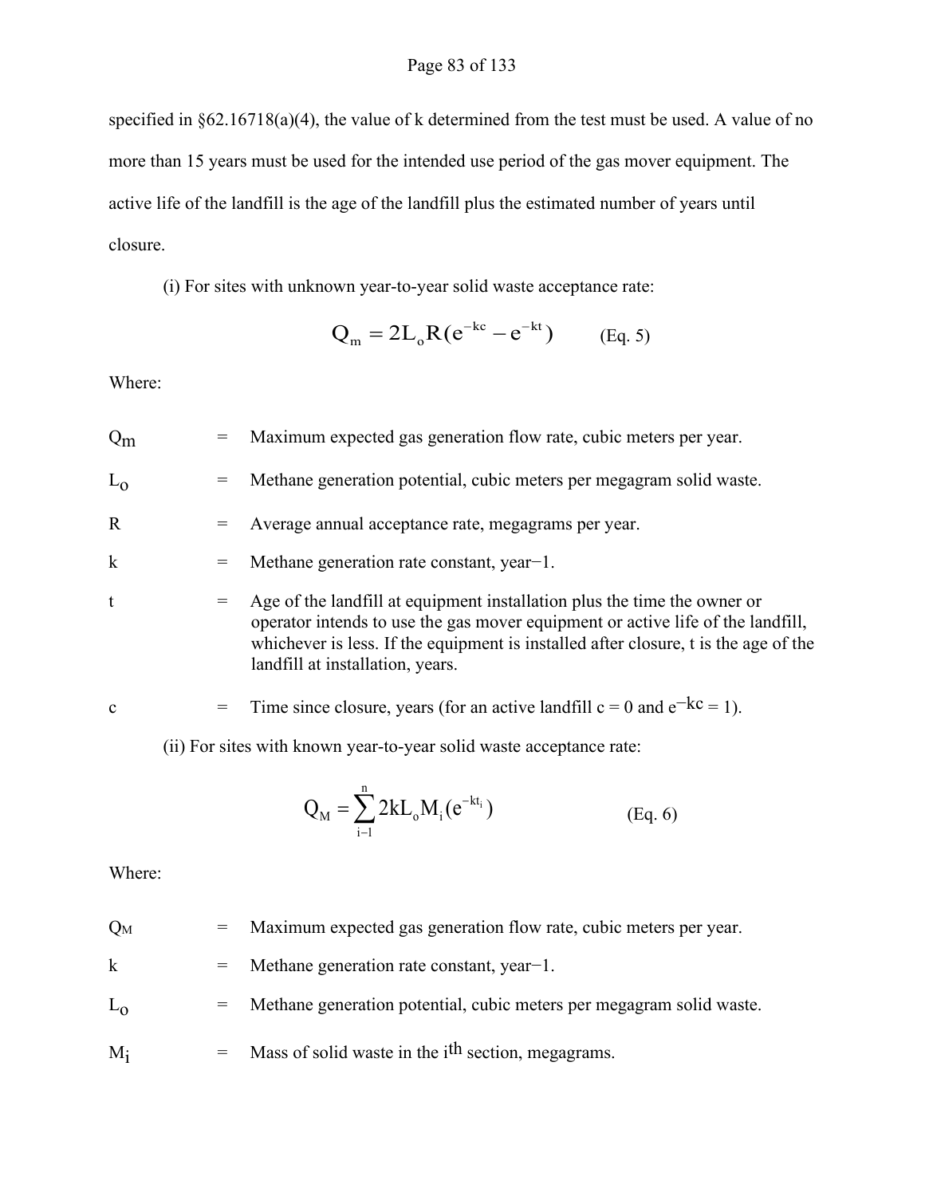specified in §62.16718(a)(4), the value of k determined from the test must be used. A value of no more than 15 years must be used for the intended use period of the gas mover equipment. The active life of the landfill is the age of the landfill plus the estimated number of years until closure.

(i) For sites with unknown year-to-year solid waste acceptance rate:

$$Q_m = 2L_oR(e^{-kc} - e^{-kt}) \qquad \text{(Eq. 5)}$$

Where:

| | | |
|---|---|---|
| $Q_m$ | = | Maximum expected gas generation flow rate, cubic meters per year. |
| $L_o$ | = | Methane generation potential, cubic meters per megagram solid waste. |
| R | = | Average annual acceptance rate, megagrams per year. |
| k | = | Methane generation rate constant, year−1. |
| t | = | Age of the landfill at equipment installation plus the time the owner or operator intends to use the gas mover equipment or active life of the landfill, whichever is less. If the equipment is installed after closure, t is the age of the landfill at installation, years. |
| c | = | Time since closure, years (for an active landfill c = 0 and $e^{-kc} = 1$). |

(ii) For sites with known year-to-year solid waste acceptance rate:

$$Q_M = \sum_{i-1}^{n} 2kL_oM_i(e^{-kt_i}) \qquad \text{(Eq. 6)}$$

Where:

| | | |
|---|---|---|
| $Q_M$ | = | Maximum expected gas generation flow rate, cubic meters per year. |
| k | = | Methane generation rate constant, year−1. |
| $L_o$ | = | Methane generation potential, cubic meters per megagram solid waste. |
| $M_i$ | = | Mass of solid waste in the $i^{th}$ section, megagrams. |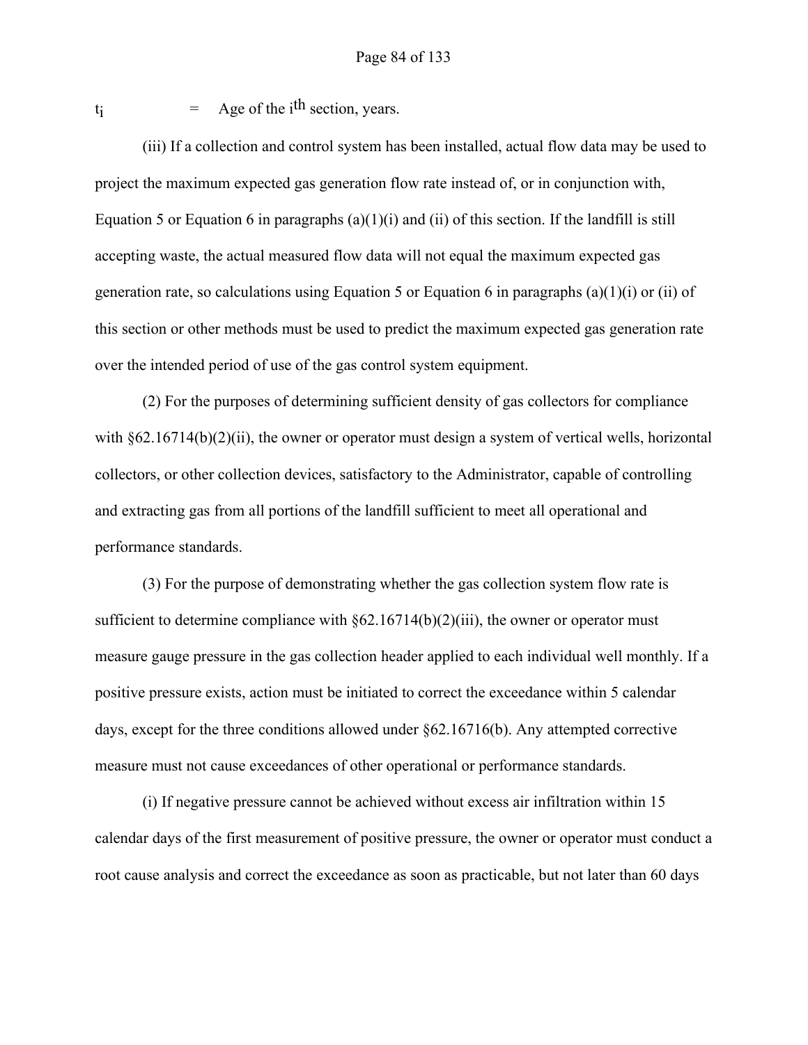$t_i$ = Age of the $i^{th}$ section, years.

(iii) If a collection and control system has been installed, actual flow data may be used to project the maximum expected gas generation flow rate instead of, or in conjunction with, Equation 5 or Equation 6 in paragraphs (a)(1)(i) and (ii) of this section. If the landfill is still accepting waste, the actual measured flow data will not equal the maximum expected gas generation rate, so calculations using Equation 5 or Equation 6 in paragraphs (a)(1)(i) or (ii) of this section or other methods must be used to predict the maximum expected gas generation rate over the intended period of use of the gas control system equipment.

(2) For the purposes of determining sufficient density of gas collectors for compliance with §62.16714(b)(2)(ii), the owner or operator must design a system of vertical wells, horizontal collectors, or other collection devices, satisfactory to the Administrator, capable of controlling and extracting gas from all portions of the landfill sufficient to meet all operational and performance standards.

(3) For the purpose of demonstrating whether the gas collection system flow rate is sufficient to determine compliance with §62.16714(b)(2)(iii), the owner or operator must measure gauge pressure in the gas collection header applied to each individual well monthly. If a positive pressure exists, action must be initiated to correct the exceedance within 5 calendar days, except for the three conditions allowed under §62.16716(b). Any attempted corrective measure must not cause exceedances of other operational or performance standards.

(i) If negative pressure cannot be achieved without excess air infiltration within 15 calendar days of the first measurement of positive pressure, the owner or operator must conduct a root cause analysis and correct the exceedance as soon as practicable, but not later than 60 days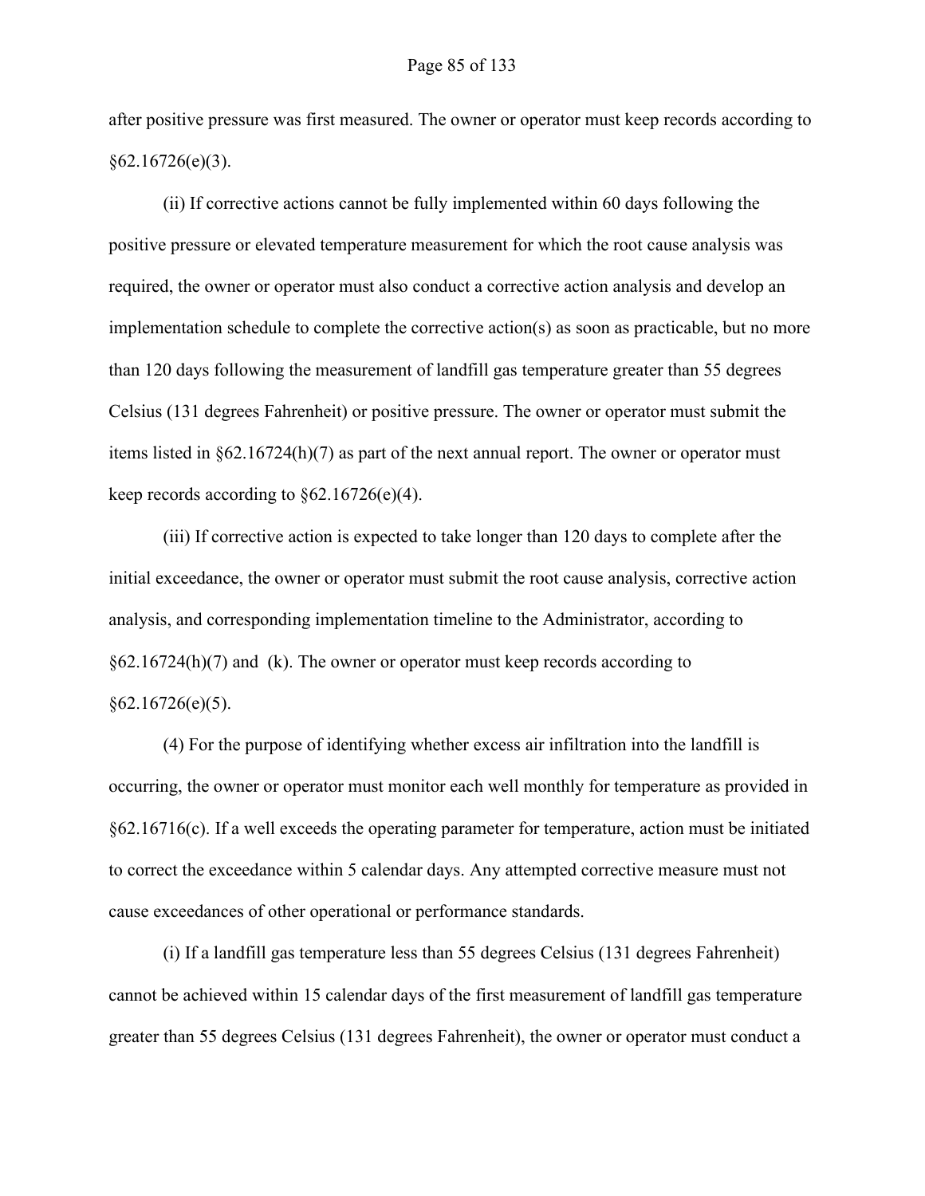after positive pressure was first measured. The owner or operator must keep records according to §62.16726(e)(3).

(ii) If corrective actions cannot be fully implemented within 60 days following the positive pressure or elevated temperature measurement for which the root cause analysis was required, the owner or operator must also conduct a corrective action analysis and develop an implementation schedule to complete the corrective action(s) as soon as practicable, but no more than 120 days following the measurement of landfill gas temperature greater than 55 degrees Celsius (131 degrees Fahrenheit) or positive pressure. The owner or operator must submit the items listed in §62.16724(h)(7) as part of the next annual report. The owner or operator must keep records according to §62.16726(e)(4).

(iii) If corrective action is expected to take longer than 120 days to complete after the initial exceedance, the owner or operator must submit the root cause analysis, corrective action analysis, and corresponding implementation timeline to the Administrator, according to §62.16724(h)(7) and (k). The owner or operator must keep records according to §62.16726(e)(5).

(4) For the purpose of identifying whether excess air infiltration into the landfill is occurring, the owner or operator must monitor each well monthly for temperature as provided in §62.16716(c). If a well exceeds the operating parameter for temperature, action must be initiated to correct the exceedance within 5 calendar days. Any attempted corrective measure must not cause exceedances of other operational or performance standards.

(i) If a landfill gas temperature less than 55 degrees Celsius (131 degrees Fahrenheit) cannot be achieved within 15 calendar days of the first measurement of landfill gas temperature greater than 55 degrees Celsius (131 degrees Fahrenheit), the owner or operator must conduct a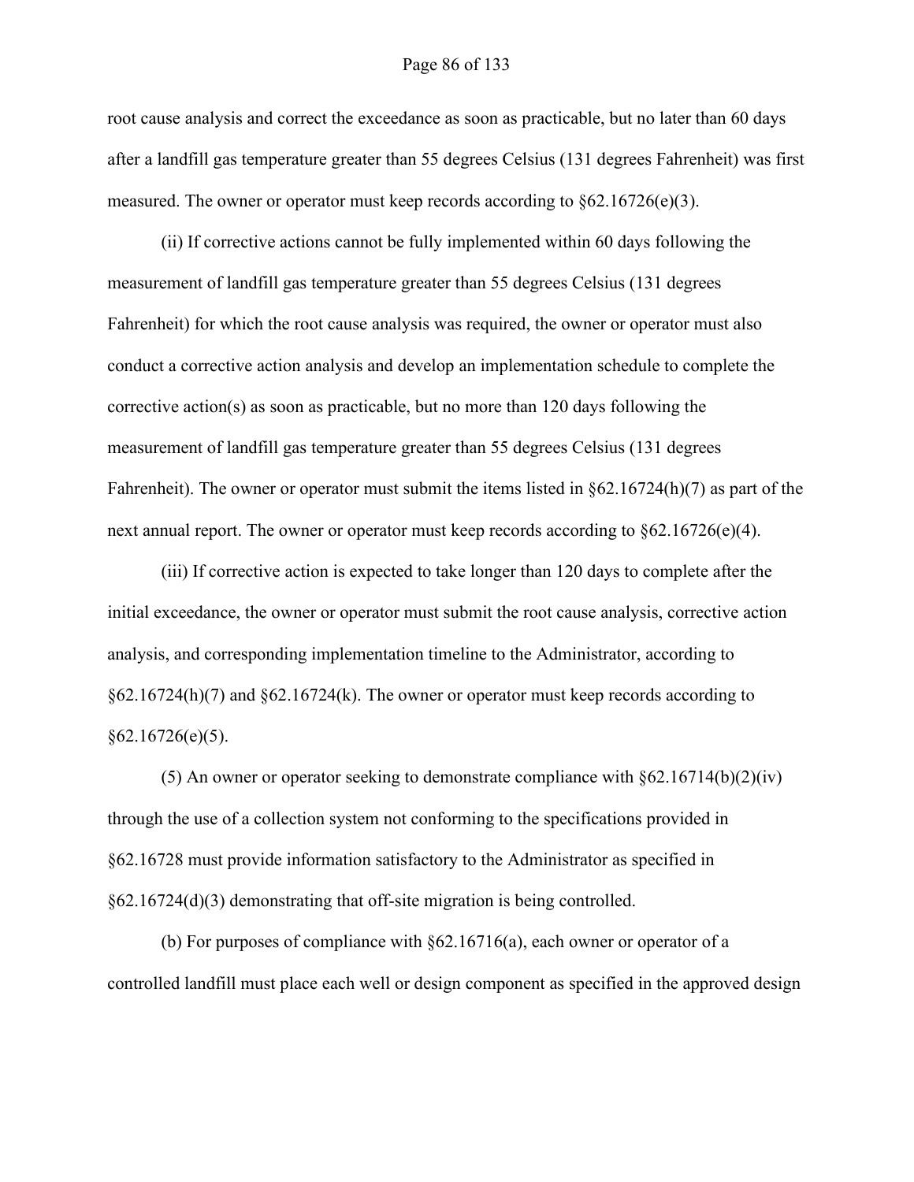root cause analysis and correct the exceedance as soon as practicable, but no later than 60 days after a landfill gas temperature greater than 55 degrees Celsius (131 degrees Fahrenheit) was first measured. The owner or operator must keep records according to §62.16726(e)(3).

(ii) If corrective actions cannot be fully implemented within 60 days following the measurement of landfill gas temperature greater than 55 degrees Celsius (131 degrees Fahrenheit) for which the root cause analysis was required, the owner or operator must also conduct a corrective action analysis and develop an implementation schedule to complete the corrective action(s) as soon as practicable, but no more than 120 days following the measurement of landfill gas temperature greater than 55 degrees Celsius (131 degrees Fahrenheit). The owner or operator must submit the items listed in §62.16724(h)(7) as part of the next annual report. The owner or operator must keep records according to §62.16726(e)(4).

(iii) If corrective action is expected to take longer than 120 days to complete after the initial exceedance, the owner or operator must submit the root cause analysis, corrective action analysis, and corresponding implementation timeline to the Administrator, according to §62.16724(h)(7) and §62.16724(k). The owner or operator must keep records according to §62.16726(e)(5).

(5) An owner or operator seeking to demonstrate compliance with §62.16714(b)(2)(iv) through the use of a collection system not conforming to the specifications provided in §62.16728 must provide information satisfactory to the Administrator as specified in §62.16724(d)(3) demonstrating that off-site migration is being controlled.

(b) For purposes of compliance with §62.16716(a), each owner or operator of a controlled landfill must place each well or design component as specified in the approved design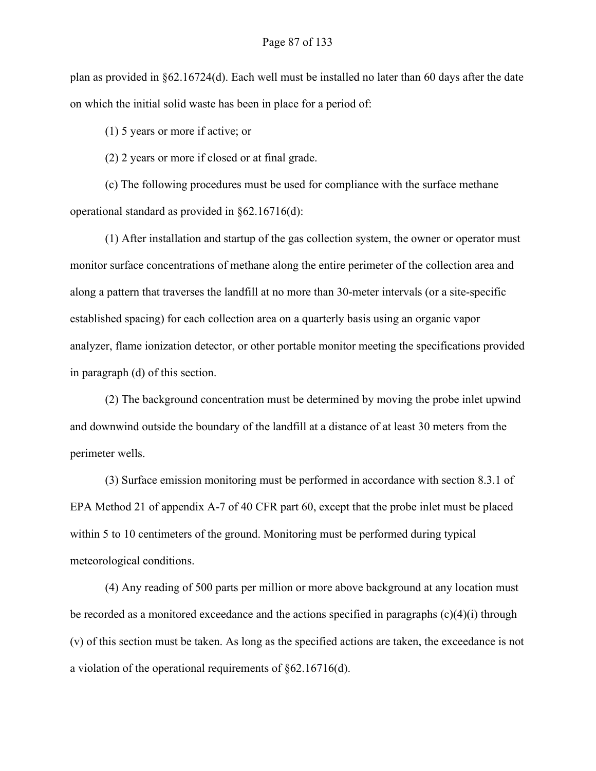plan as provided in §62.16724(d). Each well must be installed no later than 60 days after the date on which the initial solid waste has been in place for a period of:

(1) 5 years or more if active; or

(2) 2 years or more if closed or at final grade.

(c) The following procedures must be used for compliance with the surface methane operational standard as provided in §62.16716(d):

(1) After installation and startup of the gas collection system, the owner or operator must monitor surface concentrations of methane along the entire perimeter of the collection area and along a pattern that traverses the landfill at no more than 30-meter intervals (or a site-specific established spacing) for each collection area on a quarterly basis using an organic vapor analyzer, flame ionization detector, or other portable monitor meeting the specifications provided in paragraph (d) of this section.

(2) The background concentration must be determined by moving the probe inlet upwind and downwind outside the boundary of the landfill at a distance of at least 30 meters from the perimeter wells.

(3) Surface emission monitoring must be performed in accordance with section 8.3.1 of EPA Method 21 of appendix A-7 of 40 CFR part 60, except that the probe inlet must be placed within 5 to 10 centimeters of the ground. Monitoring must be performed during typical meteorological conditions.

(4) Any reading of 500 parts per million or more above background at any location must be recorded as a monitored exceedance and the actions specified in paragraphs (c)(4)(i) through (v) of this section must be taken. As long as the specified actions are taken, the exceedance is not a violation of the operational requirements of §62.16716(d).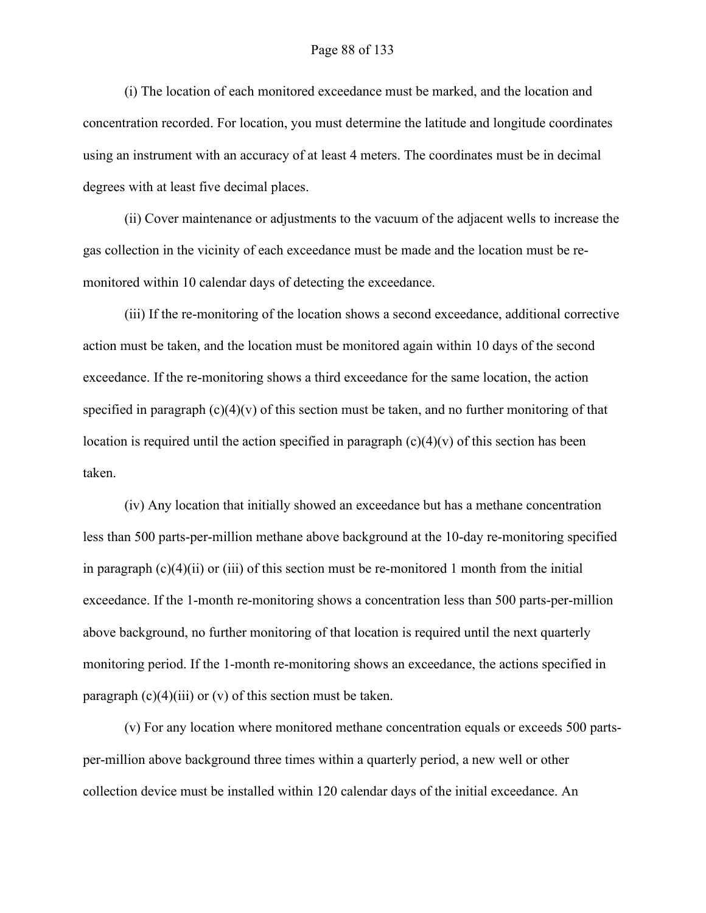(i) The location of each monitored exceedance must be marked, and the location and concentration recorded. For location, you must determine the latitude and longitude coordinates using an instrument with an accuracy of at least 4 meters. The coordinates must be in decimal degrees with at least five decimal places.

(ii) Cover maintenance or adjustments to the vacuum of the adjacent wells to increase the gas collection in the vicinity of each exceedance must be made and the location must be re-monitored within 10 calendar days of detecting the exceedance.

(iii) If the re-monitoring of the location shows a second exceedance, additional corrective action must be taken, and the location must be monitored again within 10 days of the second exceedance. If the re-monitoring shows a third exceedance for the same location, the action specified in paragraph (c)(4)(v) of this section must be taken, and no further monitoring of that location is required until the action specified in paragraph (c)(4)(v) of this section has been taken.

(iv) Any location that initially showed an exceedance but has a methane concentration less than 500 parts-per-million methane above background at the 10-day re-monitoring specified in paragraph (c)(4)(ii) or (iii) of this section must be re-monitored 1 month from the initial exceedance. If the 1-month re-monitoring shows a concentration less than 500 parts-per-million above background, no further monitoring of that location is required until the next quarterly monitoring period. If the 1-month re-monitoring shows an exceedance, the actions specified in paragraph (c)(4)(iii) or (v) of this section must be taken.

(v) For any location where monitored methane concentration equals or exceeds 500 parts-per-million above background three times within a quarterly period, a new well or other collection device must be installed within 120 calendar days of the initial exceedance. An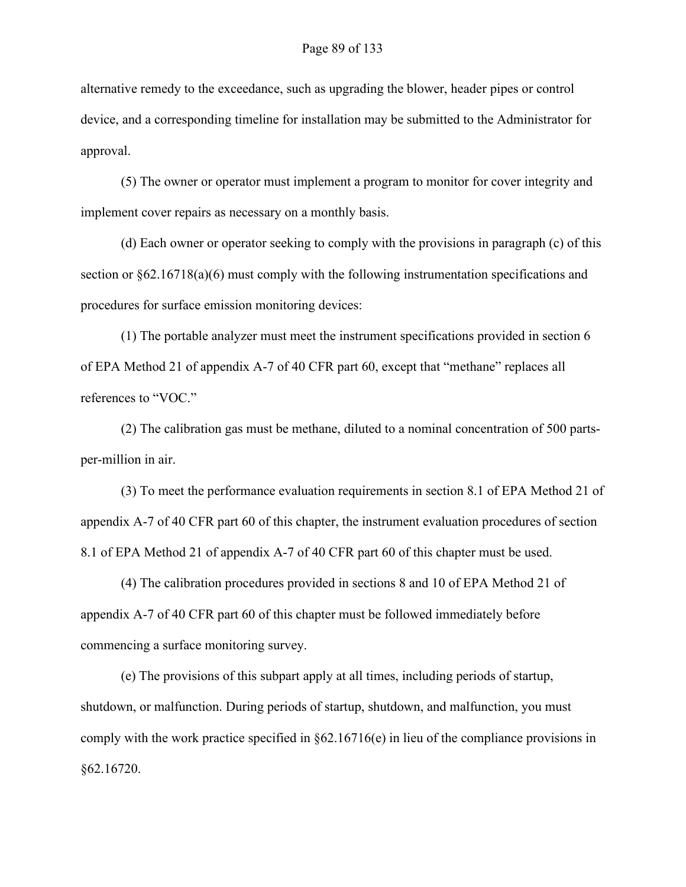alternative remedy to the exceedance, such as upgrading the blower, header pipes or control device, and a corresponding timeline for installation may be submitted to the Administrator for approval.

(5) The owner or operator must implement a program to monitor for cover integrity and implement cover repairs as necessary on a monthly basis.

(d) Each owner or operator seeking to comply with the provisions in paragraph (c) of this section or §62.16718(a)(6) must comply with the following instrumentation specifications and procedures for surface emission monitoring devices:

(1) The portable analyzer must meet the instrument specifications provided in section 6 of EPA Method 21 of appendix A-7 of 40 CFR part 60, except that "methane" replaces all references to "VOC."

(2) The calibration gas must be methane, diluted to a nominal concentration of 500 parts-per-million in air.

(3) To meet the performance evaluation requirements in section 8.1 of EPA Method 21 of appendix A-7 of 40 CFR part 60 of this chapter, the instrument evaluation procedures of section 8.1 of EPA Method 21 of appendix A-7 of 40 CFR part 60 of this chapter must be used.

(4) The calibration procedures provided in sections 8 and 10 of EPA Method 21 of appendix A-7 of 40 CFR part 60 of this chapter must be followed immediately before commencing a surface monitoring survey.

(e) The provisions of this subpart apply at all times, including periods of startup, shutdown, or malfunction. During periods of startup, shutdown, and malfunction, you must comply with the work practice specified in §62.16716(e) in lieu of the compliance provisions in §62.16720.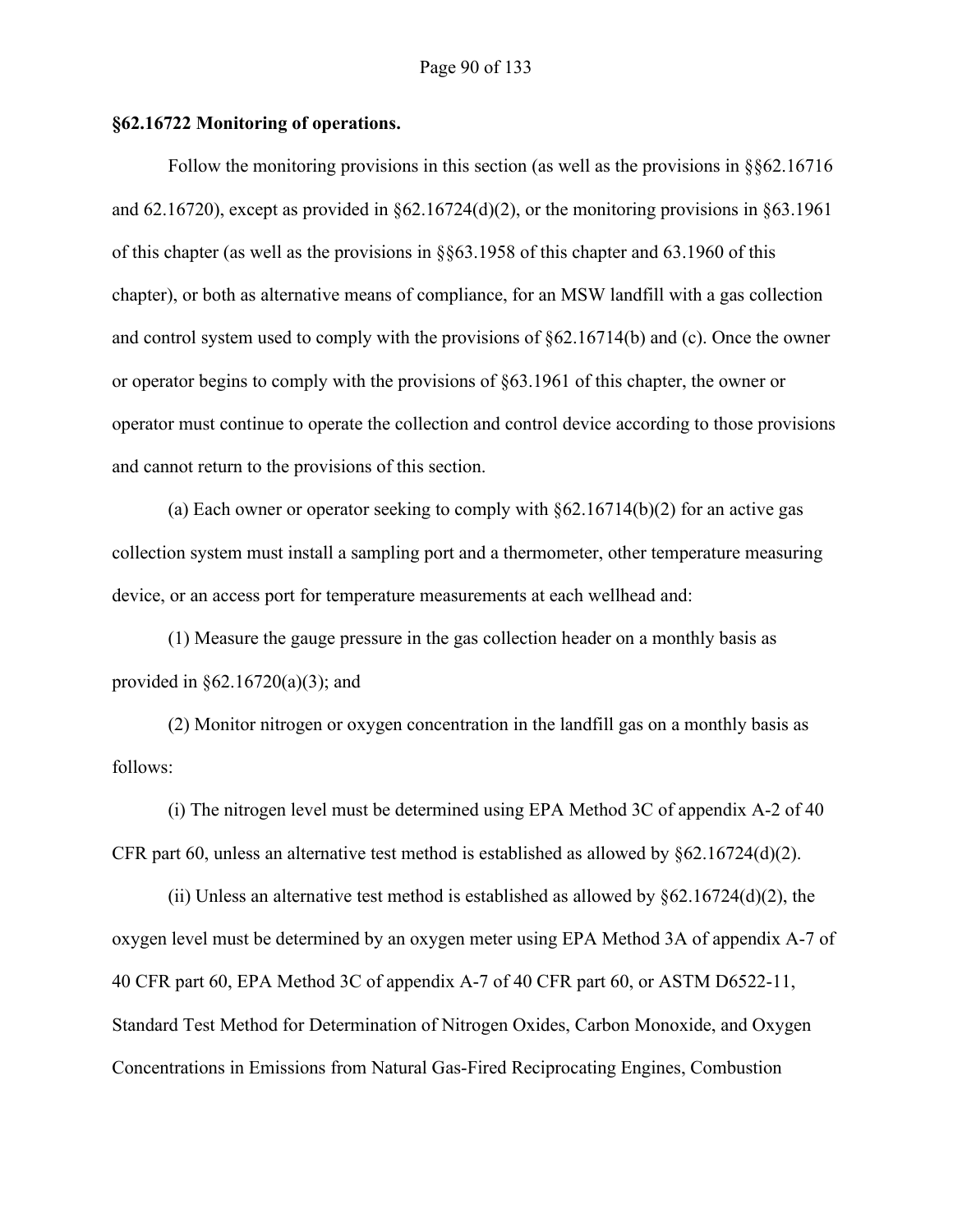**§62.16722 Monitoring of operations.**

Follow the monitoring provisions in this section (as well as the provisions in §§62.16716 and 62.16720), except as provided in §62.16724(d)(2), or the monitoring provisions in §63.1961 of this chapter (as well as the provisions in §§63.1958 of this chapter and 63.1960 of this chapter), or both as alternative means of compliance, for an MSW landfill with a gas collection and control system used to comply with the provisions of §62.16714(b) and (c). Once the owner or operator begins to comply with the provisions of §63.1961 of this chapter, the owner or operator must continue to operate the collection and control device according to those provisions and cannot return to the provisions of this section.

(a) Each owner or operator seeking to comply with §62.16714(b)(2) for an active gas collection system must install a sampling port and a thermometer, other temperature measuring device, or an access port for temperature measurements at each wellhead and:

(1) Measure the gauge pressure in the gas collection header on a monthly basis as provided in §62.16720(a)(3); and

(2) Monitor nitrogen or oxygen concentration in the landfill gas on a monthly basis as follows:

(i) The nitrogen level must be determined using EPA Method 3C of appendix A-2 of 40 CFR part 60, unless an alternative test method is established as allowed by §62.16724(d)(2).

(ii) Unless an alternative test method is established as allowed by §62.16724(d)(2), the oxygen level must be determined by an oxygen meter using EPA Method 3A of appendix A-7 of 40 CFR part 60, EPA Method 3C of appendix A-7 of 40 CFR part 60, or ASTM D6522-11, Standard Test Method for Determination of Nitrogen Oxides, Carbon Monoxide, and Oxygen Concentrations in Emissions from Natural Gas-Fired Reciprocating Engines, Combustion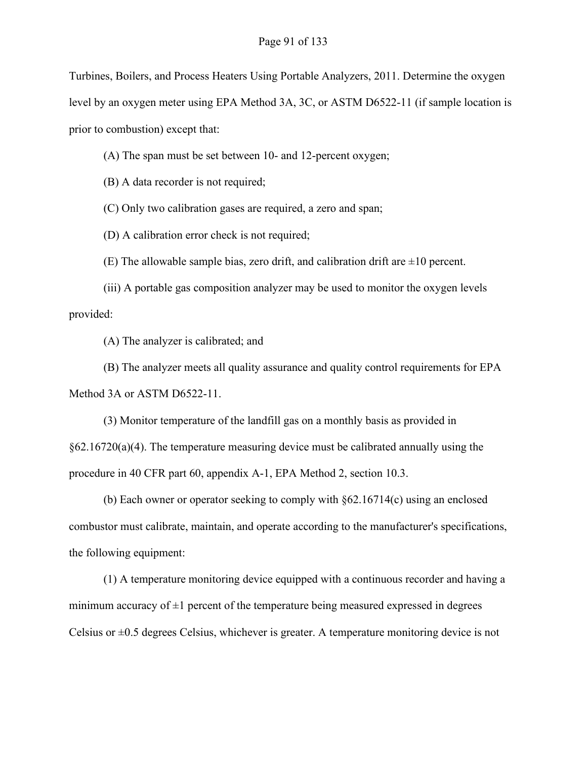Turbines, Boilers, and Process Heaters Using Portable Analyzers, 2011. Determine the oxygen level by an oxygen meter using EPA Method 3A, 3C, or ASTM D6522-11 (if sample location is prior to combustion) except that:

(A) The span must be set between 10- and 12-percent oxygen;

(B) A data recorder is not required;

(C) Only two calibration gases are required, a zero and span;

(D) A calibration error check is not required;

(E) The allowable sample bias, zero drift, and calibration drift are ±10 percent.

(iii) A portable gas composition analyzer may be used to monitor the oxygen levels provided:

(A) The analyzer is calibrated; and

(B) The analyzer meets all quality assurance and quality control requirements for EPA Method 3A or ASTM D6522-11.

(3) Monitor temperature of the landfill gas on a monthly basis as provided in §62.16720(a)(4). The temperature measuring device must be calibrated annually using the procedure in 40 CFR part 60, appendix A-1, EPA Method 2, section 10.3.

(b) Each owner or operator seeking to comply with §62.16714(c) using an enclosed combustor must calibrate, maintain, and operate according to the manufacturer's specifications, the following equipment:

(1) A temperature monitoring device equipped with a continuous recorder and having a minimum accuracy of ±1 percent of the temperature being measured expressed in degrees Celsius or ±0.5 degrees Celsius, whichever is greater. A temperature monitoring device is not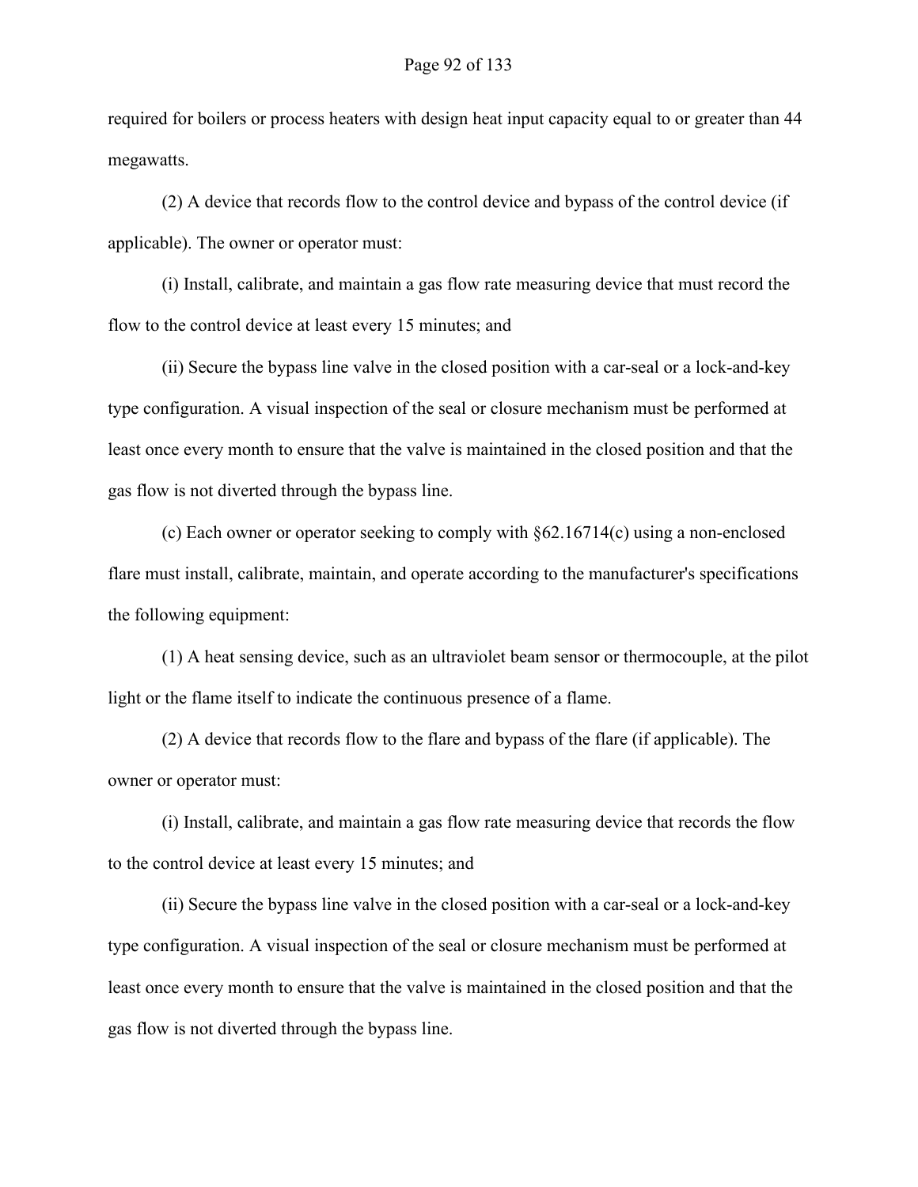required for boilers or process heaters with design heat input capacity equal to or greater than 44 megawatts.

(2) A device that records flow to the control device and bypass of the control device (if applicable). The owner or operator must:

(i) Install, calibrate, and maintain a gas flow rate measuring device that must record the flow to the control device at least every 15 minutes; and

(ii) Secure the bypass line valve in the closed position with a car-seal or a lock-and-key type configuration. A visual inspection of the seal or closure mechanism must be performed at least once every month to ensure that the valve is maintained in the closed position and that the gas flow is not diverted through the bypass line.

(c) Each owner or operator seeking to comply with §62.16714(c) using a non-enclosed flare must install, calibrate, maintain, and operate according to the manufacturer's specifications the following equipment:

(1) A heat sensing device, such as an ultraviolet beam sensor or thermocouple, at the pilot light or the flame itself to indicate the continuous presence of a flame.

(2) A device that records flow to the flare and bypass of the flare (if applicable). The owner or operator must:

(i) Install, calibrate, and maintain a gas flow rate measuring device that records the flow to the control device at least every 15 minutes; and

(ii) Secure the bypass line valve in the closed position with a car-seal or a lock-and-key type configuration. A visual inspection of the seal or closure mechanism must be performed at least once every month to ensure that the valve is maintained in the closed position and that the gas flow is not diverted through the bypass line.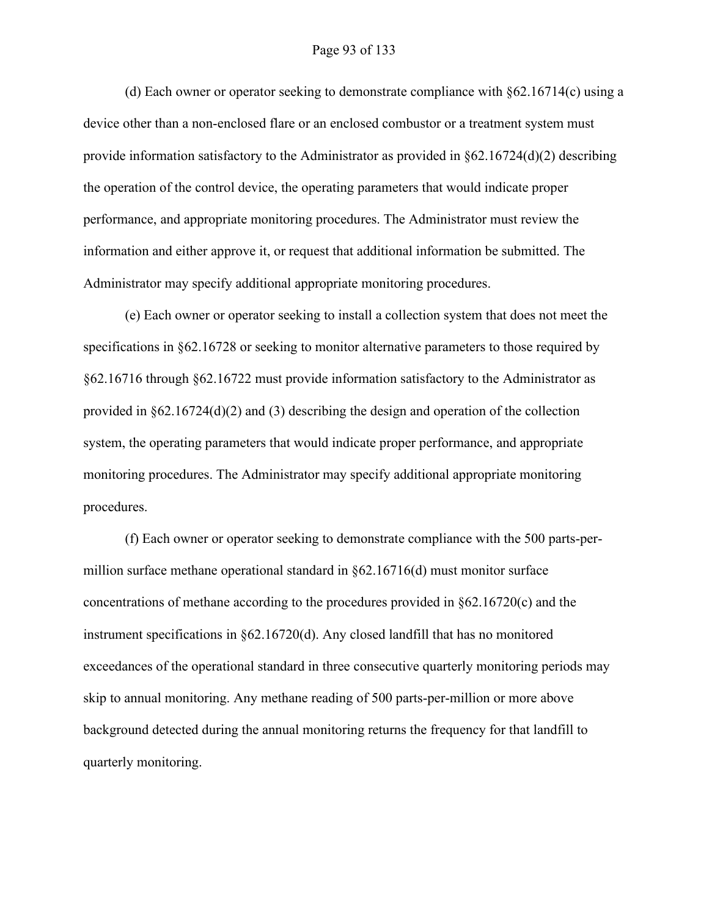(d) Each owner or operator seeking to demonstrate compliance with §62.16714(c) using a device other than a non-enclosed flare or an enclosed combustor or a treatment system must provide information satisfactory to the Administrator as provided in §62.16724(d)(2) describing the operation of the control device, the operating parameters that would indicate proper performance, and appropriate monitoring procedures. The Administrator must review the information and either approve it, or request that additional information be submitted. The Administrator may specify additional appropriate monitoring procedures.

(e) Each owner or operator seeking to install a collection system that does not meet the specifications in §62.16728 or seeking to monitor alternative parameters to those required by §62.16716 through §62.16722 must provide information satisfactory to the Administrator as provided in §62.16724(d)(2) and (3) describing the design and operation of the collection system, the operating parameters that would indicate proper performance, and appropriate monitoring procedures. The Administrator may specify additional appropriate monitoring procedures.

(f) Each owner or operator seeking to demonstrate compliance with the 500 parts-per-million surface methane operational standard in §62.16716(d) must monitor surface concentrations of methane according to the procedures provided in §62.16720(c) and the instrument specifications in §62.16720(d). Any closed landfill that has no monitored exceedances of the operational standard in three consecutive quarterly monitoring periods may skip to annual monitoring. Any methane reading of 500 parts-per-million or more above background detected during the annual monitoring returns the frequency for that landfill to quarterly monitoring.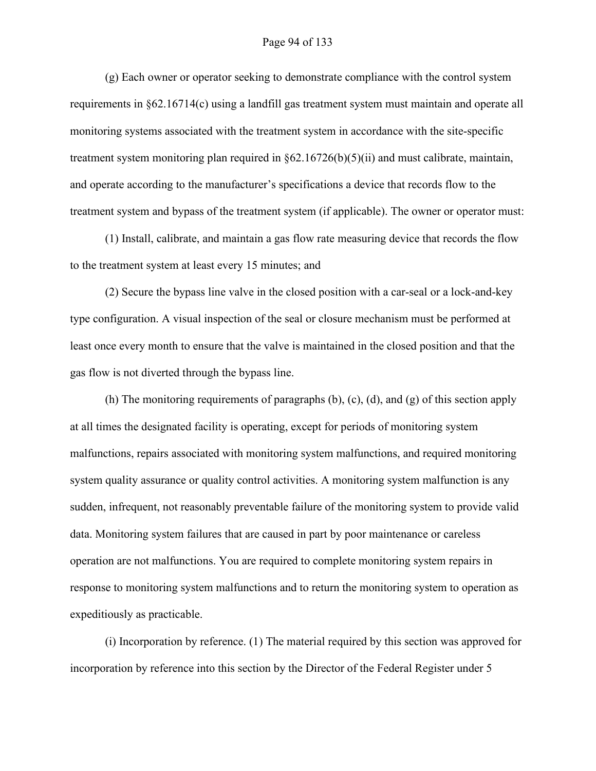(g) Each owner or operator seeking to demonstrate compliance with the control system requirements in §62.16714(c) using a landfill gas treatment system must maintain and operate all monitoring systems associated with the treatment system in accordance with the site-specific treatment system monitoring plan required in §62.16726(b)(5)(ii) and must calibrate, maintain, and operate according to the manufacturer's specifications a device that records flow to the treatment system and bypass of the treatment system (if applicable). The owner or operator must:

(1) Install, calibrate, and maintain a gas flow rate measuring device that records the flow to the treatment system at least every 15 minutes; and

(2) Secure the bypass line valve in the closed position with a car-seal or a lock-and-key type configuration. A visual inspection of the seal or closure mechanism must be performed at least once every month to ensure that the valve is maintained in the closed position and that the gas flow is not diverted through the bypass line.

(h) The monitoring requirements of paragraphs (b), (c), (d), and (g) of this section apply at all times the designated facility is operating, except for periods of monitoring system malfunctions, repairs associated with monitoring system malfunctions, and required monitoring system quality assurance or quality control activities. A monitoring system malfunction is any sudden, infrequent, not reasonably preventable failure of the monitoring system to provide valid data. Monitoring system failures that are caused in part by poor maintenance or careless operation are not malfunctions. You are required to complete monitoring system repairs in response to monitoring system malfunctions and to return the monitoring system to operation as expeditiously as practicable.

(i) Incorporation by reference. (1) The material required by this section was approved for incorporation by reference into this section by the Director of the Federal Register under 5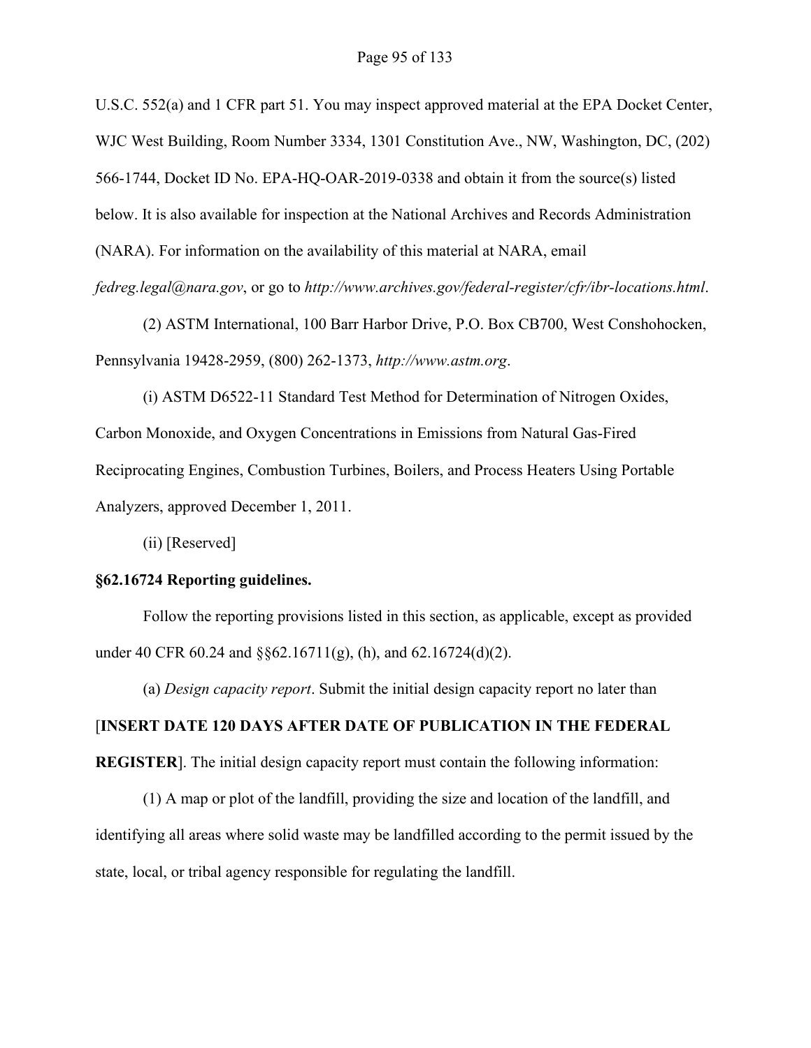U.S.C. 552(a) and 1 CFR part 51. You may inspect approved material at the EPA Docket Center, WJC West Building, Room Number 3334, 1301 Constitution Ave., NW, Washington, DC, (202) 566-1744, Docket ID No. EPA-HQ-OAR-2019-0338 and obtain it from the source(s) listed below. It is also available for inspection at the National Archives and Records Administration (NARA). For information on the availability of this material at NARA, email *fedreg.legal@nara.gov*, or go to *http://www.archives.gov/federal-register/cfr/ibr-locations.html*.

(2) ASTM International, 100 Barr Harbor Drive, P.O. Box CB700, West Conshohocken, Pennsylvania 19428-2959, (800) 262-1373, *http://www.astm.org*.

(i) ASTM D6522-11 Standard Test Method for Determination of Nitrogen Oxides, Carbon Monoxide, and Oxygen Concentrations in Emissions from Natural Gas-Fired Reciprocating Engines, Combustion Turbines, Boilers, and Process Heaters Using Portable Analyzers, approved December 1, 2011.

(ii) [Reserved]

**§62.16724 Reporting guidelines.**

Follow the reporting provisions listed in this section, as applicable, except as provided under 40 CFR 60.24 and §§62.16711(g), (h), and 62.16724(d)(2).

(a) *Design capacity report*. Submit the initial design capacity report no later than [**INSERT DATE 120 DAYS AFTER DATE OF PUBLICATION IN THE FEDERAL REGISTER**]. The initial design capacity report must contain the following information:

(1) A map or plot of the landfill, providing the size and location of the landfill, and identifying all areas where solid waste may be landfilled according to the permit issued by the state, local, or tribal agency responsible for regulating the landfill.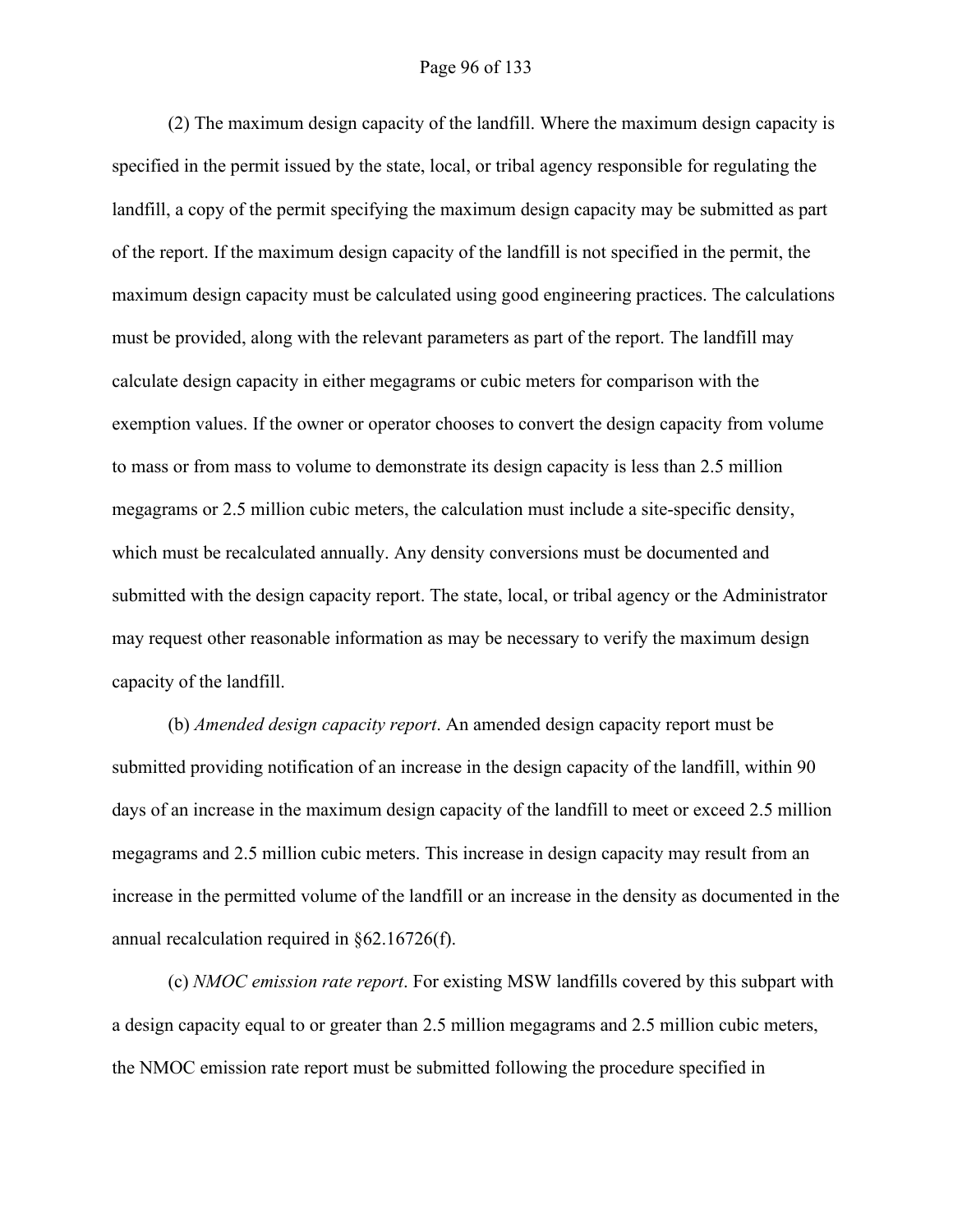(2) The maximum design capacity of the landfill. Where the maximum design capacity is specified in the permit issued by the state, local, or tribal agency responsible for regulating the landfill, a copy of the permit specifying the maximum design capacity may be submitted as part of the report. If the maximum design capacity of the landfill is not specified in the permit, the maximum design capacity must be calculated using good engineering practices. The calculations must be provided, along with the relevant parameters as part of the report. The landfill may calculate design capacity in either megagrams or cubic meters for comparison with the exemption values. If the owner or operator chooses to convert the design capacity from volume to mass or from mass to volume to demonstrate its design capacity is less than 2.5 million megagrams or 2.5 million cubic meters, the calculation must include a site-specific density, which must be recalculated annually. Any density conversions must be documented and submitted with the design capacity report. The state, local, or tribal agency or the Administrator may request other reasonable information as may be necessary to verify the maximum design capacity of the landfill.

(b) *Amended design capacity report*. An amended design capacity report must be submitted providing notification of an increase in the design capacity of the landfill, within 90 days of an increase in the maximum design capacity of the landfill to meet or exceed 2.5 million megagrams and 2.5 million cubic meters. This increase in design capacity may result from an increase in the permitted volume of the landfill or an increase in the density as documented in the annual recalculation required in §62.16726(f).

(c) *NMOC emission rate report*. For existing MSW landfills covered by this subpart with a design capacity equal to or greater than 2.5 million megagrams and 2.5 million cubic meters, the NMOC emission rate report must be submitted following the procedure specified in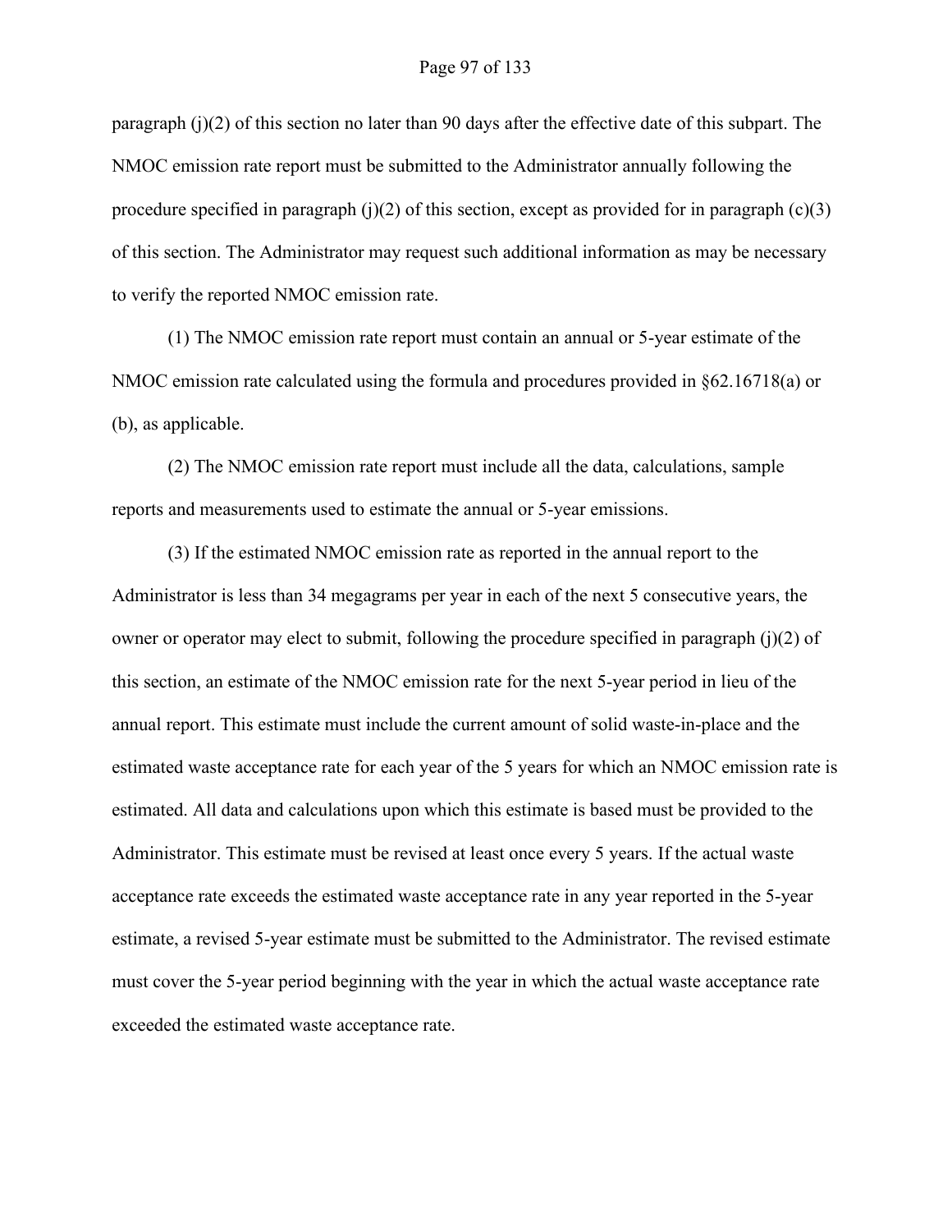paragraph (j)(2) of this section no later than 90 days after the effective date of this subpart. The NMOC emission rate report must be submitted to the Administrator annually following the procedure specified in paragraph (j)(2) of this section, except as provided for in paragraph (c)(3) of this section. The Administrator may request such additional information as may be necessary to verify the reported NMOC emission rate.

(1) The NMOC emission rate report must contain an annual or 5-year estimate of the NMOC emission rate calculated using the formula and procedures provided in §62.16718(a) or (b), as applicable.

(2) The NMOC emission rate report must include all the data, calculations, sample reports and measurements used to estimate the annual or 5-year emissions.

(3) If the estimated NMOC emission rate as reported in the annual report to the Administrator is less than 34 megagrams per year in each of the next 5 consecutive years, the owner or operator may elect to submit, following the procedure specified in paragraph (j)(2) of this section, an estimate of the NMOC emission rate for the next 5-year period in lieu of the annual report. This estimate must include the current amount of solid waste-in-place and the estimated waste acceptance rate for each year of the 5 years for which an NMOC emission rate is estimated. All data and calculations upon which this estimate is based must be provided to the Administrator. This estimate must be revised at least once every 5 years. If the actual waste acceptance rate exceeds the estimated waste acceptance rate in any year reported in the 5-year estimate, a revised 5-year estimate must be submitted to the Administrator. The revised estimate must cover the 5-year period beginning with the year in which the actual waste acceptance rate exceeded the estimated waste acceptance rate.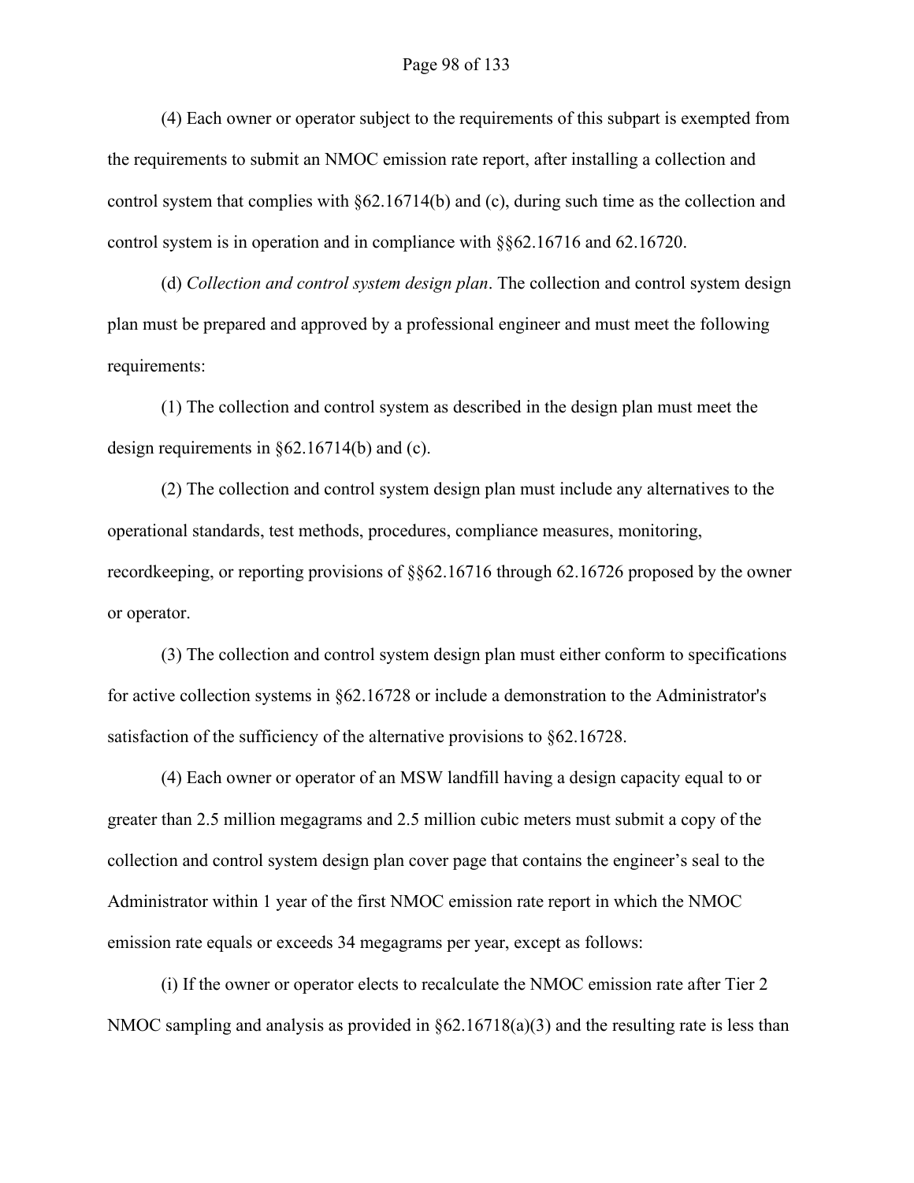(4) Each owner or operator subject to the requirements of this subpart is exempted from the requirements to submit an NMOC emission rate report, after installing a collection and control system that complies with §62.16714(b) and (c), during such time as the collection and control system is in operation and in compliance with §§62.16716 and 62.16720.

(d) *Collection and control system design plan*. The collection and control system design plan must be prepared and approved by a professional engineer and must meet the following requirements:

(1) The collection and control system as described in the design plan must meet the design requirements in §62.16714(b) and (c).

(2) The collection and control system design plan must include any alternatives to the operational standards, test methods, procedures, compliance measures, monitoring, recordkeeping, or reporting provisions of §§62.16716 through 62.16726 proposed by the owner or operator.

(3) The collection and control system design plan must either conform to specifications for active collection systems in §62.16728 or include a demonstration to the Administrator's satisfaction of the sufficiency of the alternative provisions to §62.16728.

(4) Each owner or operator of an MSW landfill having a design capacity equal to or greater than 2.5 million megagrams and 2.5 million cubic meters must submit a copy of the collection and control system design plan cover page that contains the engineer's seal to the Administrator within 1 year of the first NMOC emission rate report in which the NMOC emission rate equals or exceeds 34 megagrams per year, except as follows:

(i) If the owner or operator elects to recalculate the NMOC emission rate after Tier 2 NMOC sampling and analysis as provided in §62.16718(a)(3) and the resulting rate is less than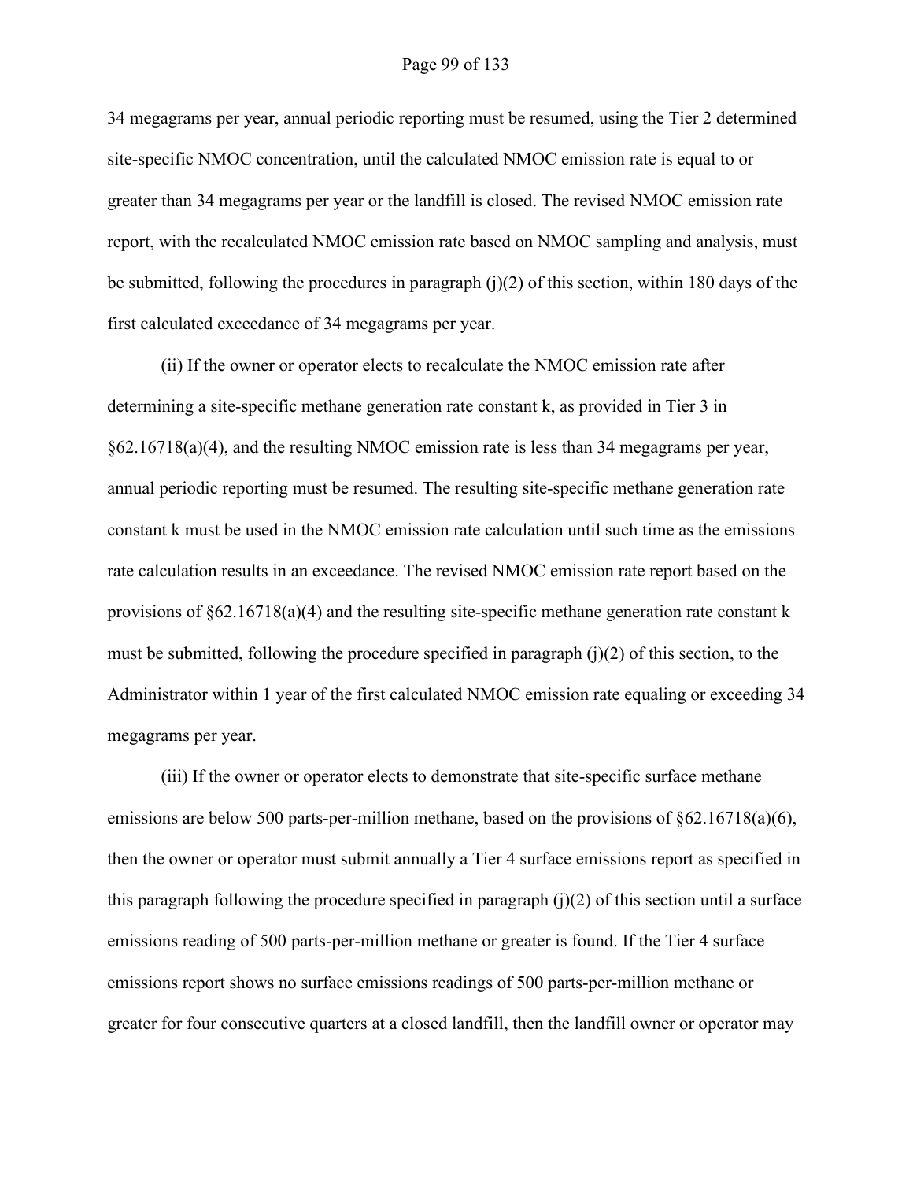34 megagrams per year, annual periodic reporting must be resumed, using the Tier 2 determined site-specific NMOC concentration, until the calculated NMOC emission rate is equal to or greater than 34 megagrams per year or the landfill is closed. The revised NMOC emission rate report, with the recalculated NMOC emission rate based on NMOC sampling and analysis, must be submitted, following the procedures in paragraph (j)(2) of this section, within 180 days of the first calculated exceedance of 34 megagrams per year.

(ii) If the owner or operator elects to recalculate the NMOC emission rate after determining a site-specific methane generation rate constant k, as provided in Tier 3 in §62.16718(a)(4), and the resulting NMOC emission rate is less than 34 megagrams per year, annual periodic reporting must be resumed. The resulting site-specific methane generation rate constant k must be used in the NMOC emission rate calculation until such time as the emissions rate calculation results in an exceedance. The revised NMOC emission rate report based on the provisions of §62.16718(a)(4) and the resulting site-specific methane generation rate constant k must be submitted, following the procedure specified in paragraph (j)(2) of this section, to the Administrator within 1 year of the first calculated NMOC emission rate equaling or exceeding 34 megagrams per year.

(iii) If the owner or operator elects to demonstrate that site-specific surface methane emissions are below 500 parts-per-million methane, based on the provisions of §62.16718(a)(6), then the owner or operator must submit annually a Tier 4 surface emissions report as specified in this paragraph following the procedure specified in paragraph (j)(2) of this section until a surface emissions reading of 500 parts-per-million methane or greater is found. If the Tier 4 surface emissions report shows no surface emissions readings of 500 parts-per-million methane or greater for four consecutive quarters at a closed landfill, then the landfill owner or operator may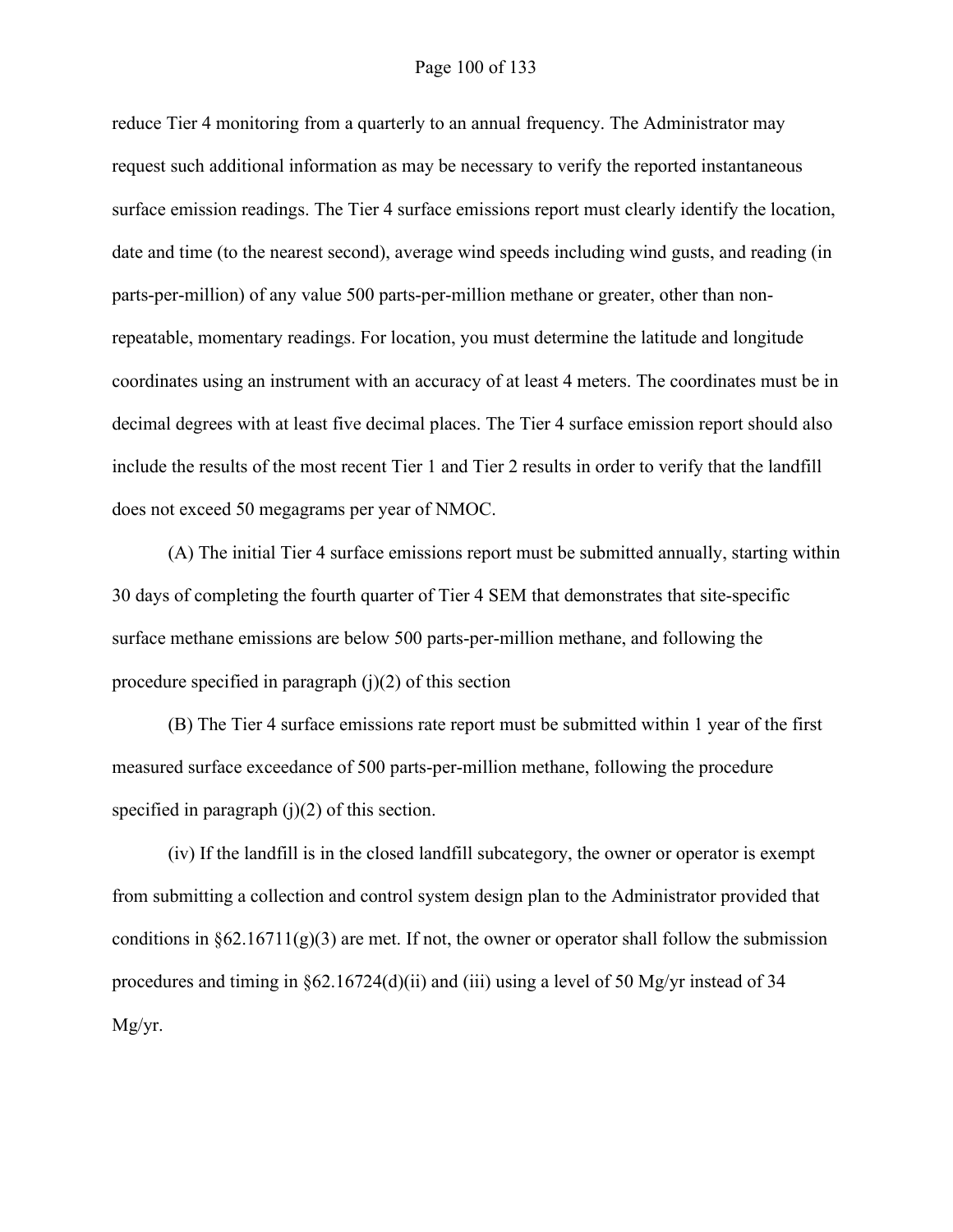reduce Tier 4 monitoring from a quarterly to an annual frequency. The Administrator may request such additional information as may be necessary to verify the reported instantaneous surface emission readings. The Tier 4 surface emissions report must clearly identify the location, date and time (to the nearest second), average wind speeds including wind gusts, and reading (in parts-per-million) of any value 500 parts-per-million methane or greater, other than non-repeatable, momentary readings. For location, you must determine the latitude and longitude coordinates using an instrument with an accuracy of at least 4 meters. The coordinates must be in decimal degrees with at least five decimal places. The Tier 4 surface emission report should also include the results of the most recent Tier 1 and Tier 2 results in order to verify that the landfill does not exceed 50 megagrams per year of NMOC.

(A) The initial Tier 4 surface emissions report must be submitted annually, starting within 30 days of completing the fourth quarter of Tier 4 SEM that demonstrates that site-specific surface methane emissions are below 500 parts-per-million methane, and following the procedure specified in paragraph (j)(2) of this section

(B) The Tier 4 surface emissions rate report must be submitted within 1 year of the first measured surface exceedance of 500 parts-per-million methane, following the procedure specified in paragraph (j)(2) of this section.

(iv) If the landfill is in the closed landfill subcategory, the owner or operator is exempt from submitting a collection and control system design plan to the Administrator provided that conditions in §62.16711(g)(3) are met. If not, the owner or operator shall follow the submission procedures and timing in §62.16724(d)(ii) and (iii) using a level of 50 Mg/yr instead of 34 Mg/yr.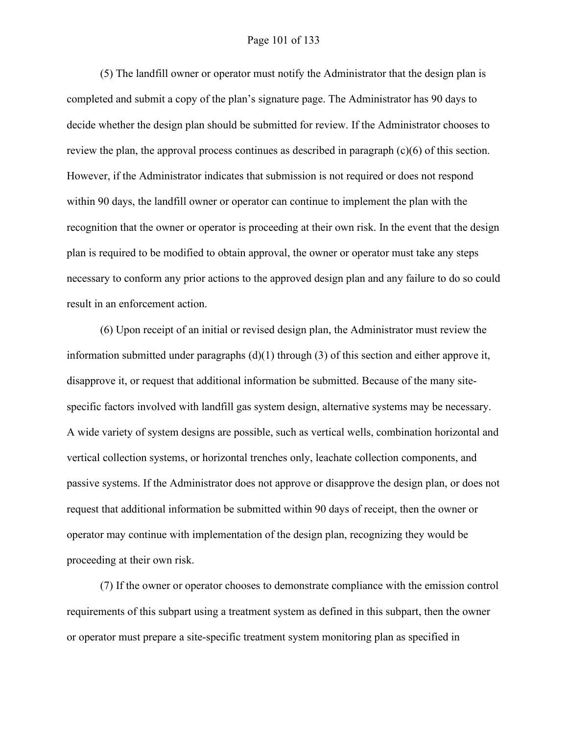(5) The landfill owner or operator must notify the Administrator that the design plan is completed and submit a copy of the plan's signature page. The Administrator has 90 days to decide whether the design plan should be submitted for review. If the Administrator chooses to review the plan, the approval process continues as described in paragraph (c)(6) of this section. However, if the Administrator indicates that submission is not required or does not respond within 90 days, the landfill owner or operator can continue to implement the plan with the recognition that the owner or operator is proceeding at their own risk. In the event that the design plan is required to be modified to obtain approval, the owner or operator must take any steps necessary to conform any prior actions to the approved design plan and any failure to do so could result in an enforcement action.

(6) Upon receipt of an initial or revised design plan, the Administrator must review the information submitted under paragraphs (d)(1) through (3) of this section and either approve it, disapprove it, or request that additional information be submitted. Because of the many site-specific factors involved with landfill gas system design, alternative systems may be necessary. A wide variety of system designs are possible, such as vertical wells, combination horizontal and vertical collection systems, or horizontal trenches only, leachate collection components, and passive systems. If the Administrator does not approve or disapprove the design plan, or does not request that additional information be submitted within 90 days of receipt, then the owner or operator may continue with implementation of the design plan, recognizing they would be proceeding at their own risk.

(7) If the owner or operator chooses to demonstrate compliance with the emission control requirements of this subpart using a treatment system as defined in this subpart, then the owner or operator must prepare a site-specific treatment system monitoring plan as specified in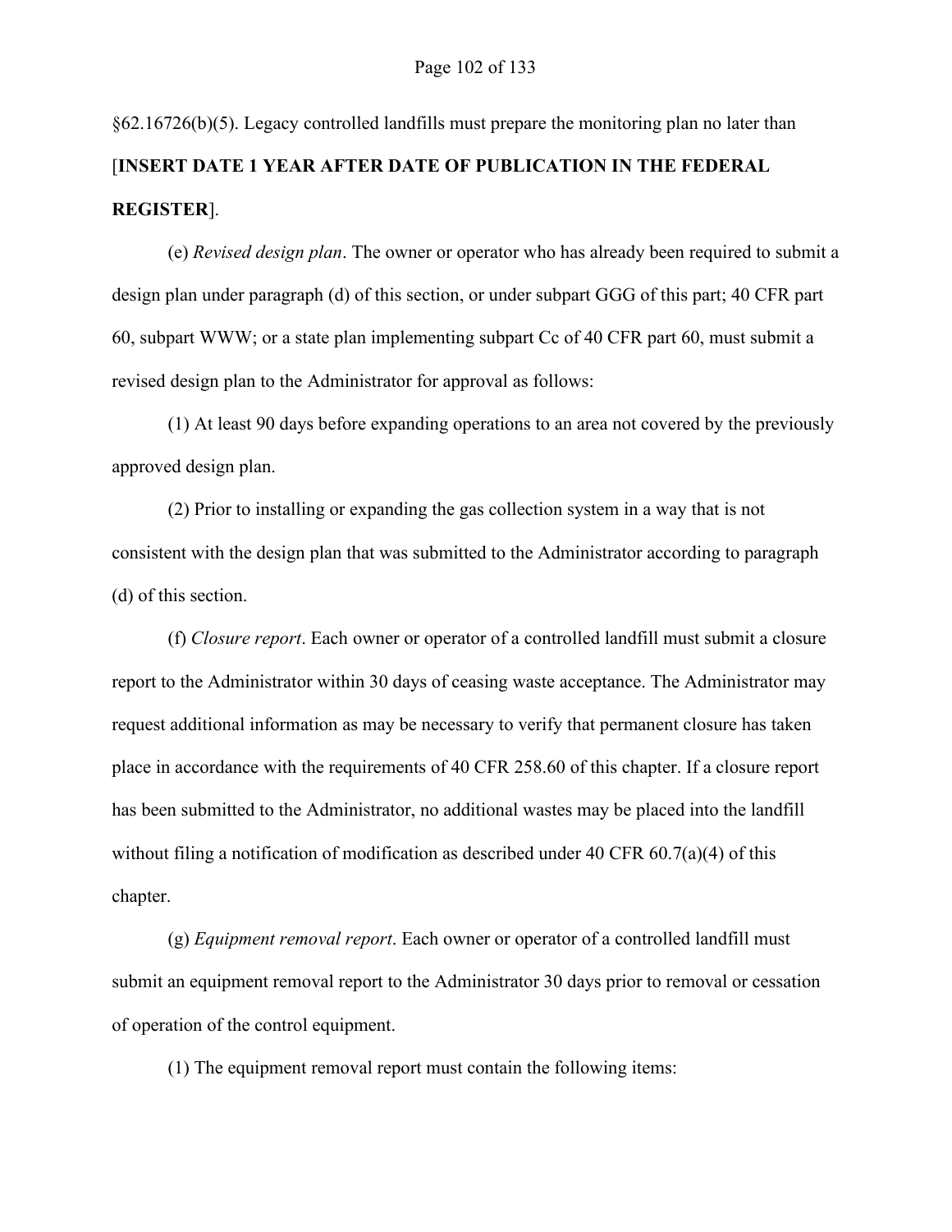§62.16726(b)(5). Legacy controlled landfills must prepare the monitoring plan no later than [**INSERT DATE 1 YEAR AFTER DATE OF PUBLICATION IN THE FEDERAL REGISTER**].

(e) *Revised design plan*. The owner or operator who has already been required to submit a design plan under paragraph (d) of this section, or under subpart GGG of this part; 40 CFR part 60, subpart WWW; or a state plan implementing subpart Cc of 40 CFR part 60, must submit a revised design plan to the Administrator for approval as follows:

(1) At least 90 days before expanding operations to an area not covered by the previously approved design plan.

(2) Prior to installing or expanding the gas collection system in a way that is not consistent with the design plan that was submitted to the Administrator according to paragraph (d) of this section.

(f) *Closure report*. Each owner or operator of a controlled landfill must submit a closure report to the Administrator within 30 days of ceasing waste acceptance. The Administrator may request additional information as may be necessary to verify that permanent closure has taken place in accordance with the requirements of 40 CFR 258.60 of this chapter. If a closure report has been submitted to the Administrator, no additional wastes may be placed into the landfill without filing a notification of modification as described under 40 CFR 60.7(a)(4) of this chapter.

(g) *Equipment removal report*. Each owner or operator of a controlled landfill must submit an equipment removal report to the Administrator 30 days prior to removal or cessation of operation of the control equipment.

(1) The equipment removal report must contain the following items: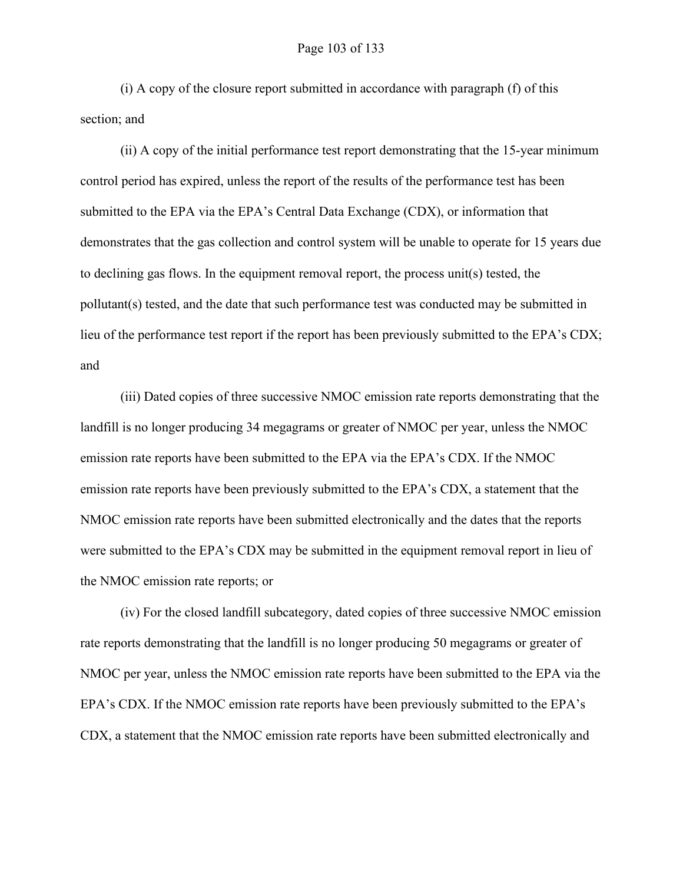(i) A copy of the closure report submitted in accordance with paragraph (f) of this section; and

(ii) A copy of the initial performance test report demonstrating that the 15-year minimum control period has expired, unless the report of the results of the performance test has been submitted to the EPA via the EPA's Central Data Exchange (CDX), or information that demonstrates that the gas collection and control system will be unable to operate for 15 years due to declining gas flows. In the equipment removal report, the process unit(s) tested, the pollutant(s) tested, and the date that such performance test was conducted may be submitted in lieu of the performance test report if the report has been previously submitted to the EPA's CDX; and

(iii) Dated copies of three successive NMOC emission rate reports demonstrating that the landfill is no longer producing 34 megagrams or greater of NMOC per year, unless the NMOC emission rate reports have been submitted to the EPA via the EPA's CDX. If the NMOC emission rate reports have been previously submitted to the EPA's CDX, a statement that the NMOC emission rate reports have been submitted electronically and the dates that the reports were submitted to the EPA's CDX may be submitted in the equipment removal report in lieu of the NMOC emission rate reports; or

(iv) For the closed landfill subcategory, dated copies of three successive NMOC emission rate reports demonstrating that the landfill is no longer producing 50 megagrams or greater of NMOC per year, unless the NMOC emission rate reports have been submitted to the EPA via the EPA's CDX. If the NMOC emission rate reports have been previously submitted to the EPA's CDX, a statement that the NMOC emission rate reports have been submitted electronically and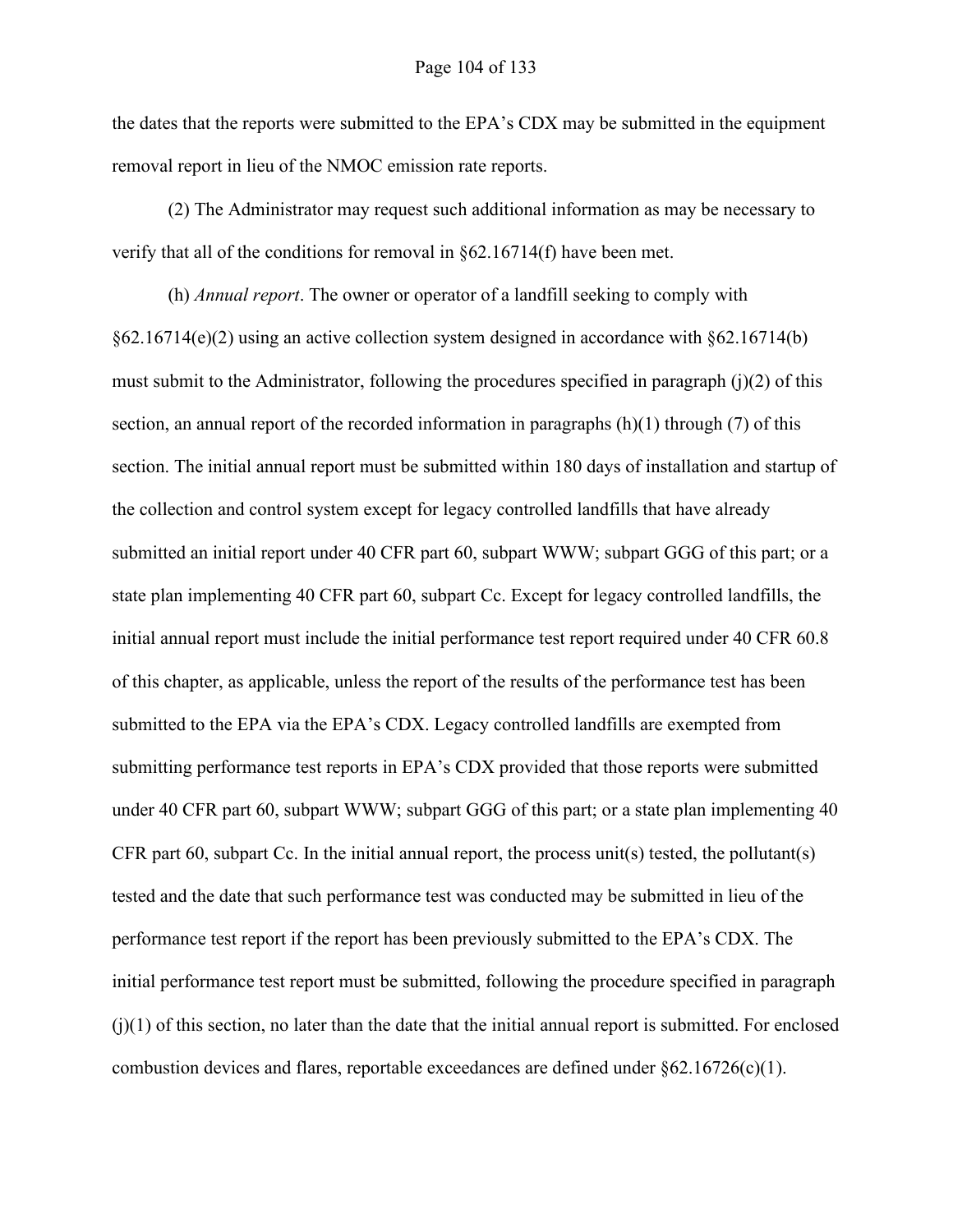the dates that the reports were submitted to the EPA's CDX may be submitted in the equipment removal report in lieu of the NMOC emission rate reports.

(2) The Administrator may request such additional information as may be necessary to verify that all of the conditions for removal in §62.16714(f) have been met.

(h) *Annual report*. The owner or operator of a landfill seeking to comply with §62.16714(e)(2) using an active collection system designed in accordance with §62.16714(b) must submit to the Administrator, following the procedures specified in paragraph (j)(2) of this section, an annual report of the recorded information in paragraphs (h)(1) through (7) of this section. The initial annual report must be submitted within 180 days of installation and startup of the collection and control system except for legacy controlled landfills that have already submitted an initial report under 40 CFR part 60, subpart WWW; subpart GGG of this part; or a state plan implementing 40 CFR part 60, subpart Cc. Except for legacy controlled landfills, the initial annual report must include the initial performance test report required under 40 CFR 60.8 of this chapter, as applicable, unless the report of the results of the performance test has been submitted to the EPA via the EPA's CDX. Legacy controlled landfills are exempted from submitting performance test reports in EPA's CDX provided that those reports were submitted under 40 CFR part 60, subpart WWW; subpart GGG of this part; or a state plan implementing 40 CFR part 60, subpart Cc. In the initial annual report, the process unit(s) tested, the pollutant(s) tested and the date that such performance test was conducted may be submitted in lieu of the performance test report if the report has been previously submitted to the EPA's CDX. The initial performance test report must be submitted, following the procedure specified in paragraph (j)(1) of this section, no later than the date that the initial annual report is submitted. For enclosed combustion devices and flares, reportable exceedances are defined under §62.16726(c)(1).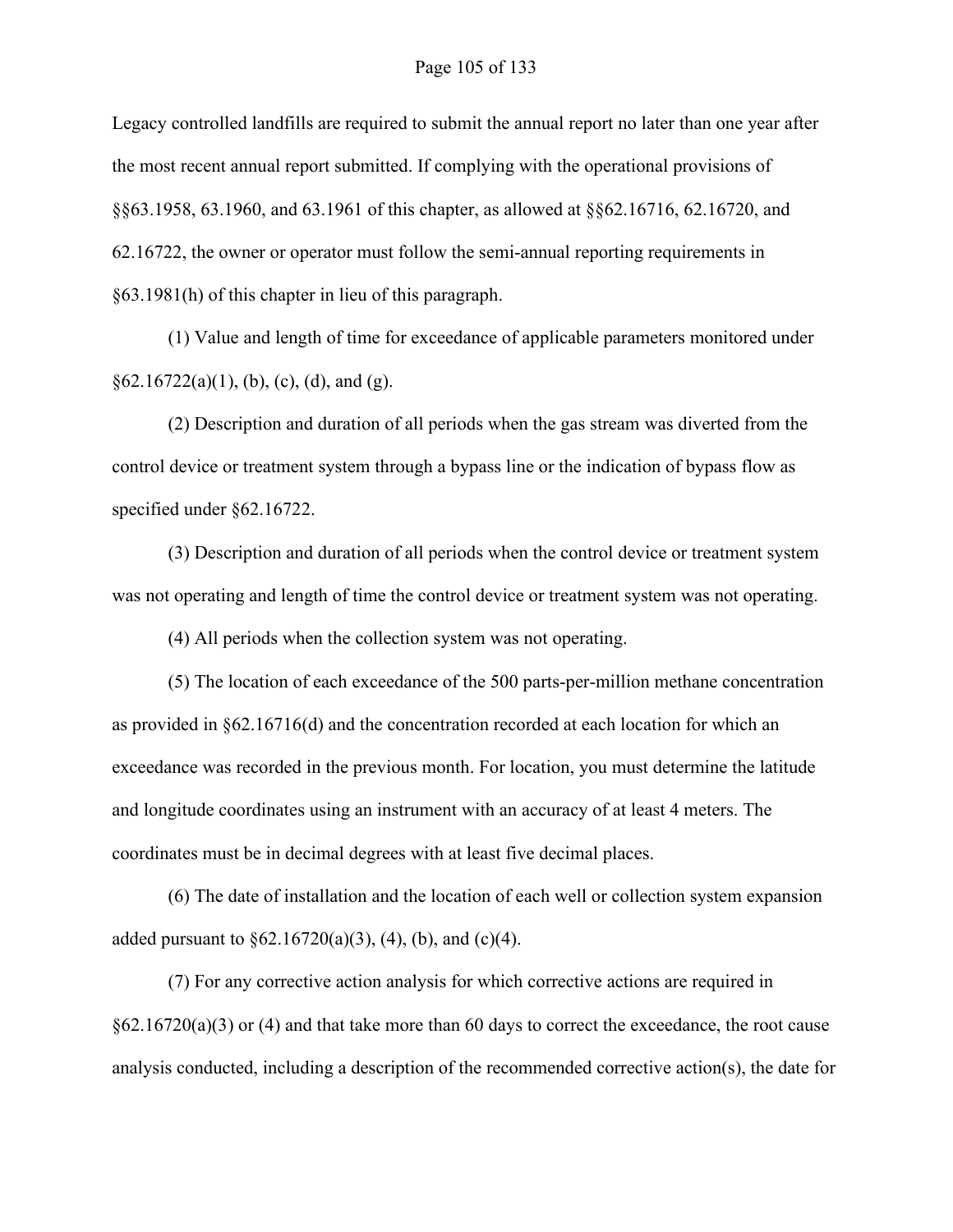Legacy controlled landfills are required to submit the annual report no later than one year after the most recent annual report submitted. If complying with the operational provisions of §§63.1958, 63.1960, and 63.1961 of this chapter, as allowed at §§62.16716, 62.16720, and 62.16722, the owner or operator must follow the semi-annual reporting requirements in §63.1981(h) of this chapter in lieu of this paragraph.

(1) Value and length of time for exceedance of applicable parameters monitored under §62.16722(a)(1), (b), (c), (d), and (g).

(2) Description and duration of all periods when the gas stream was diverted from the control device or treatment system through a bypass line or the indication of bypass flow as specified under §62.16722.

(3) Description and duration of all periods when the control device or treatment system was not operating and length of time the control device or treatment system was not operating.

(4) All periods when the collection system was not operating.

(5) The location of each exceedance of the 500 parts-per-million methane concentration as provided in §62.16716(d) and the concentration recorded at each location for which an exceedance was recorded in the previous month. For location, you must determine the latitude and longitude coordinates using an instrument with an accuracy of at least 4 meters. The coordinates must be in decimal degrees with at least five decimal places.

(6) The date of installation and the location of each well or collection system expansion added pursuant to §62.16720(a)(3), (4), (b), and (c)(4).

(7) For any corrective action analysis for which corrective actions are required in §62.16720(a)(3) or (4) and that take more than 60 days to correct the exceedance, the root cause analysis conducted, including a description of the recommended corrective action(s), the date for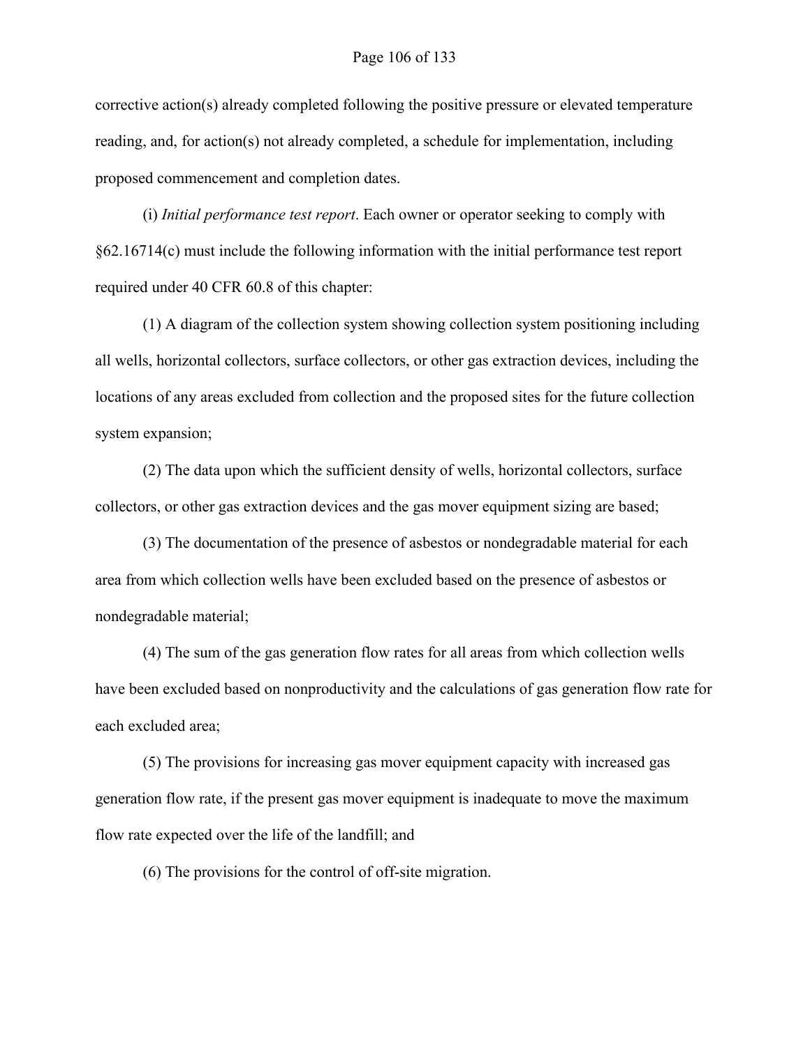corrective action(s) already completed following the positive pressure or elevated temperature reading, and, for action(s) not already completed, a schedule for implementation, including proposed commencement and completion dates.

(i) *Initial performance test report*. Each owner or operator seeking to comply with §62.16714(c) must include the following information with the initial performance test report required under 40 CFR 60.8 of this chapter:

(1) A diagram of the collection system showing collection system positioning including all wells, horizontal collectors, surface collectors, or other gas extraction devices, including the locations of any areas excluded from collection and the proposed sites for the future collection system expansion;

(2) The data upon which the sufficient density of wells, horizontal collectors, surface collectors, or other gas extraction devices and the gas mover equipment sizing are based;

(3) The documentation of the presence of asbestos or nondegradable material for each area from which collection wells have been excluded based on the presence of asbestos or nondegradable material;

(4) The sum of the gas generation flow rates for all areas from which collection wells have been excluded based on nonproductivity and the calculations of gas generation flow rate for each excluded area;

(5) The provisions for increasing gas mover equipment capacity with increased gas generation flow rate, if the present gas mover equipment is inadequate to move the maximum flow rate expected over the life of the landfill; and

(6) The provisions for the control of off-site migration.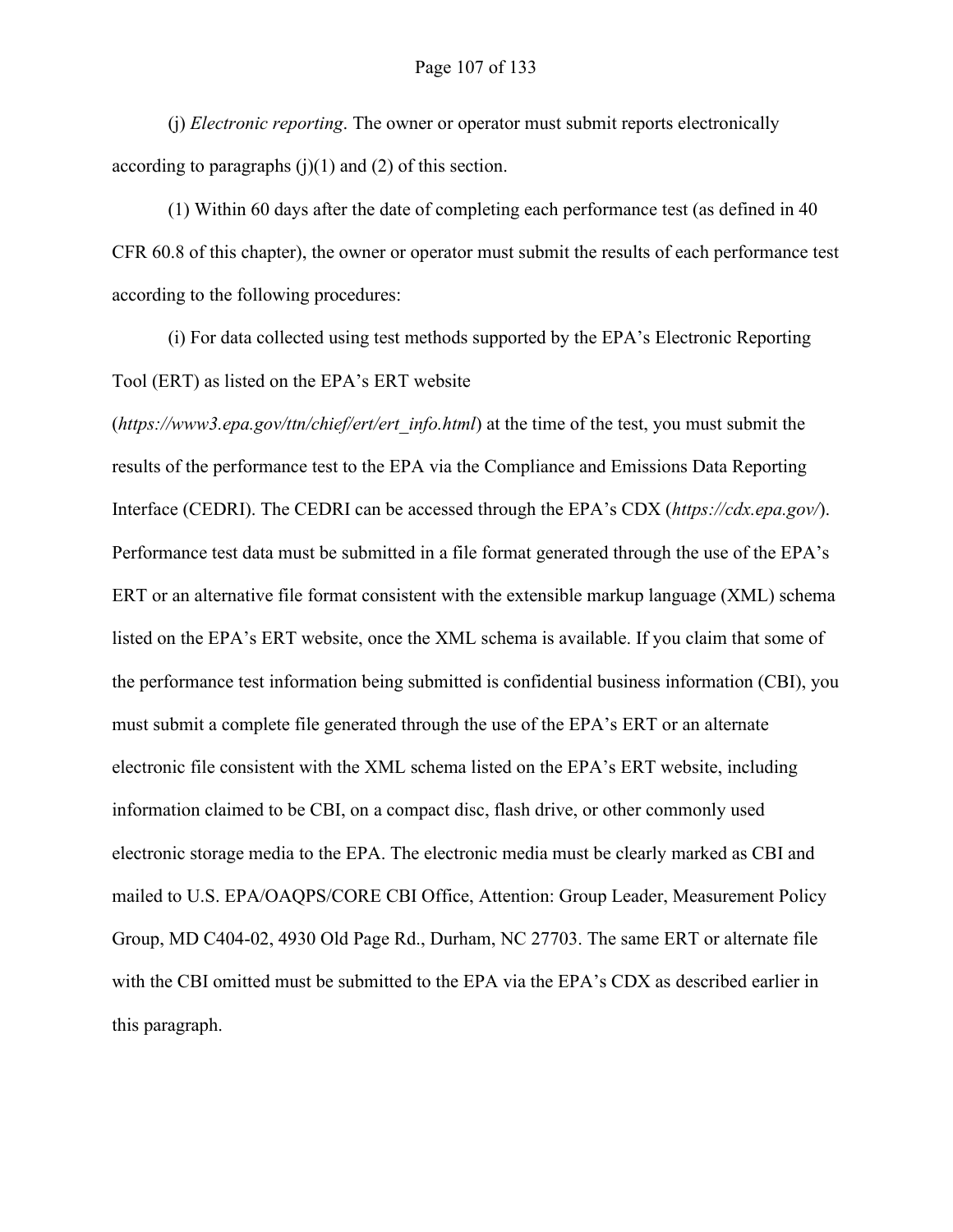(j) *Electronic reporting*. The owner or operator must submit reports electronically according to paragraphs (j)(1) and (2) of this section.

(1) Within 60 days after the date of completing each performance test (as defined in 40 CFR 60.8 of this chapter), the owner or operator must submit the results of each performance test according to the following procedures:

(i) For data collected using test methods supported by the EPA's Electronic Reporting Tool (ERT) as listed on the EPA's ERT website (*https://www3.epa.gov/ttn/chief/ert/ert_info.html*) at the time of the test, you must submit the results of the performance test to the EPA via the Compliance and Emissions Data Reporting Interface (CEDRI). The CEDRI can be accessed through the EPA's CDX (*https://cdx.epa.gov/*). Performance test data must be submitted in a file format generated through the use of the EPA's ERT or an alternative file format consistent with the extensible markup language (XML) schema listed on the EPA's ERT website, once the XML schema is available. If you claim that some of the performance test information being submitted is confidential business information (CBI), you must submit a complete file generated through the use of the EPA's ERT or an alternate electronic file consistent with the XML schema listed on the EPA's ERT website, including information claimed to be CBI, on a compact disc, flash drive, or other commonly used electronic storage media to the EPA. The electronic media must be clearly marked as CBI and mailed to U.S. EPA/OAQPS/CORE CBI Office, Attention: Group Leader, Measurement Policy Group, MD C404-02, 4930 Old Page Rd., Durham, NC 27703. The same ERT or alternate file with the CBI omitted must be submitted to the EPA via the EPA's CDX as described earlier in this paragraph.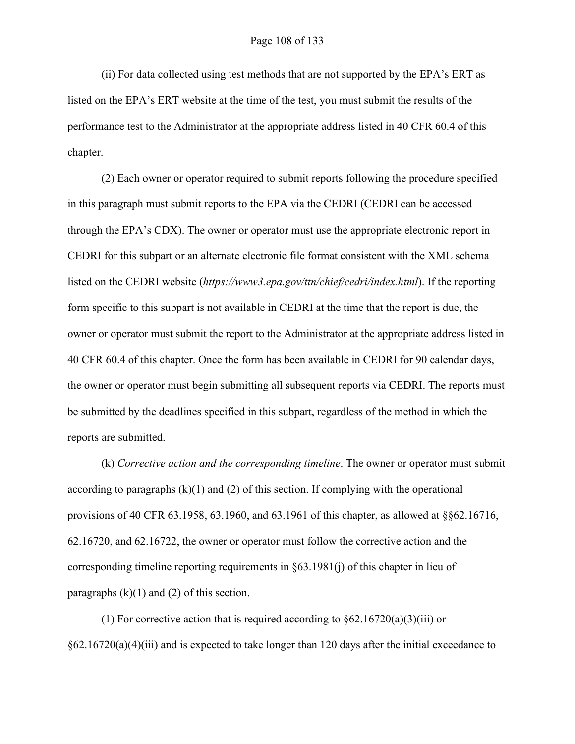(ii) For data collected using test methods that are not supported by the EPA's ERT as listed on the EPA's ERT website at the time of the test, you must submit the results of the performance test to the Administrator at the appropriate address listed in 40 CFR 60.4 of this chapter.

(2) Each owner or operator required to submit reports following the procedure specified in this paragraph must submit reports to the EPA via the CEDRI (CEDRI can be accessed through the EPA's CDX). The owner or operator must use the appropriate electronic report in CEDRI for this subpart or an alternate electronic file format consistent with the XML schema listed on the CEDRI website (*https://www3.epa.gov/ttn/chief/cedri/index.html*). If the reporting form specific to this subpart is not available in CEDRI at the time that the report is due, the owner or operator must submit the report to the Administrator at the appropriate address listed in 40 CFR 60.4 of this chapter. Once the form has been available in CEDRI for 90 calendar days, the owner or operator must begin submitting all subsequent reports via CEDRI. The reports must be submitted by the deadlines specified in this subpart, regardless of the method in which the reports are submitted.

(k) *Corrective action and the corresponding timeline*. The owner or operator must submit according to paragraphs (k)(1) and (2) of this section. If complying with the operational provisions of 40 CFR 63.1958, 63.1960, and 63.1961 of this chapter, as allowed at §§62.16716, 62.16720, and 62.16722, the owner or operator must follow the corrective action and the corresponding timeline reporting requirements in §63.1981(j) of this chapter in lieu of paragraphs (k)(1) and (2) of this section.

(1) For corrective action that is required according to §62.16720(a)(3)(iii) or §62.16720(a)(4)(iii) and is expected to take longer than 120 days after the initial exceedance to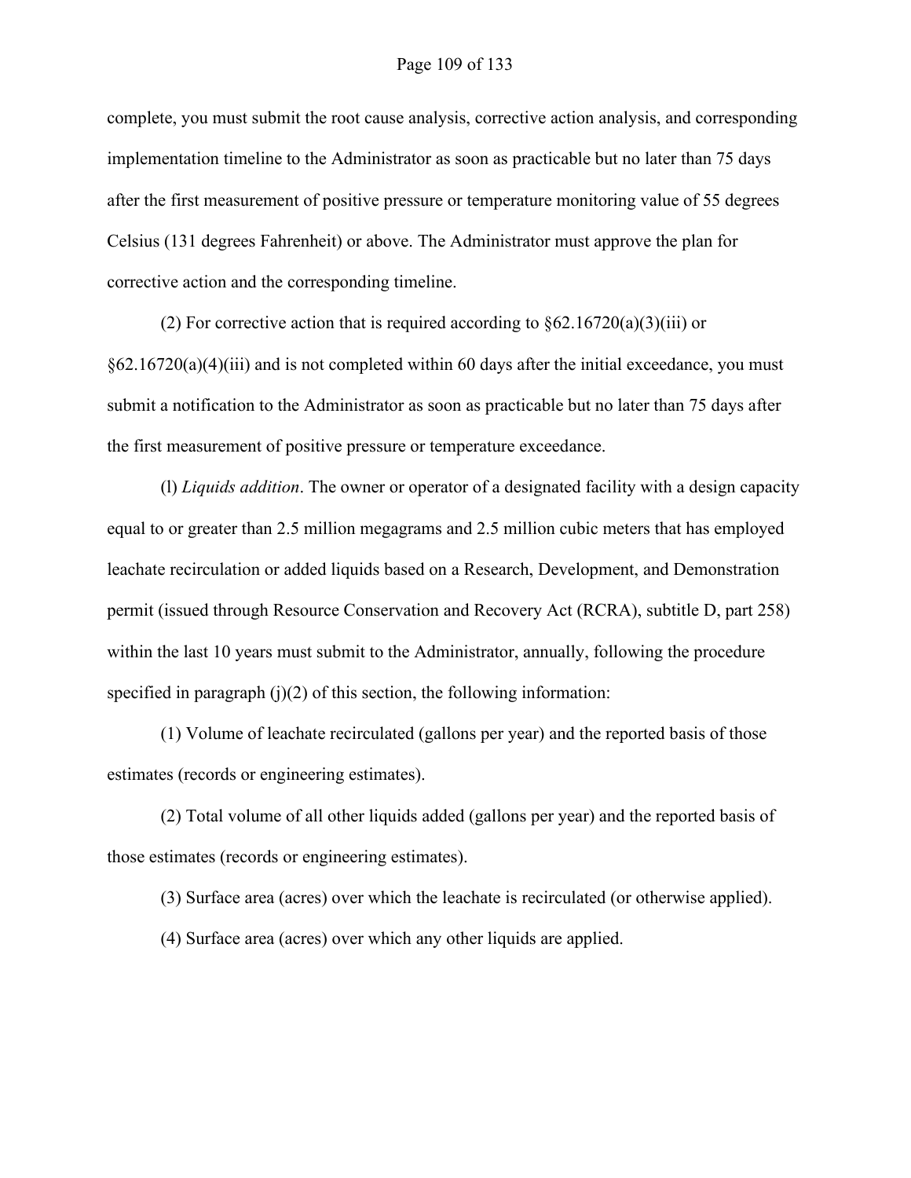complete, you must submit the root cause analysis, corrective action analysis, and corresponding implementation timeline to the Administrator as soon as practicable but no later than 75 days after the first measurement of positive pressure or temperature monitoring value of 55 degrees Celsius (131 degrees Fahrenheit) or above. The Administrator must approve the plan for corrective action and the corresponding timeline.

(2) For corrective action that is required according to §62.16720(a)(3)(iii) or §62.16720(a)(4)(iii) and is not completed within 60 days after the initial exceedance, you must submit a notification to the Administrator as soon as practicable but no later than 75 days after the first measurement of positive pressure or temperature exceedance.

(l) *Liquids addition*. The owner or operator of a designated facility with a design capacity equal to or greater than 2.5 million megagrams and 2.5 million cubic meters that has employed leachate recirculation or added liquids based on a Research, Development, and Demonstration permit (issued through Resource Conservation and Recovery Act (RCRA), subtitle D, part 258) within the last 10 years must submit to the Administrator, annually, following the procedure specified in paragraph (j)(2) of this section, the following information:

(1) Volume of leachate recirculated (gallons per year) and the reported basis of those estimates (records or engineering estimates).

(2) Total volume of all other liquids added (gallons per year) and the reported basis of those estimates (records or engineering estimates).

(3) Surface area (acres) over which the leachate is recirculated (or otherwise applied).

(4) Surface area (acres) over which any other liquids are applied.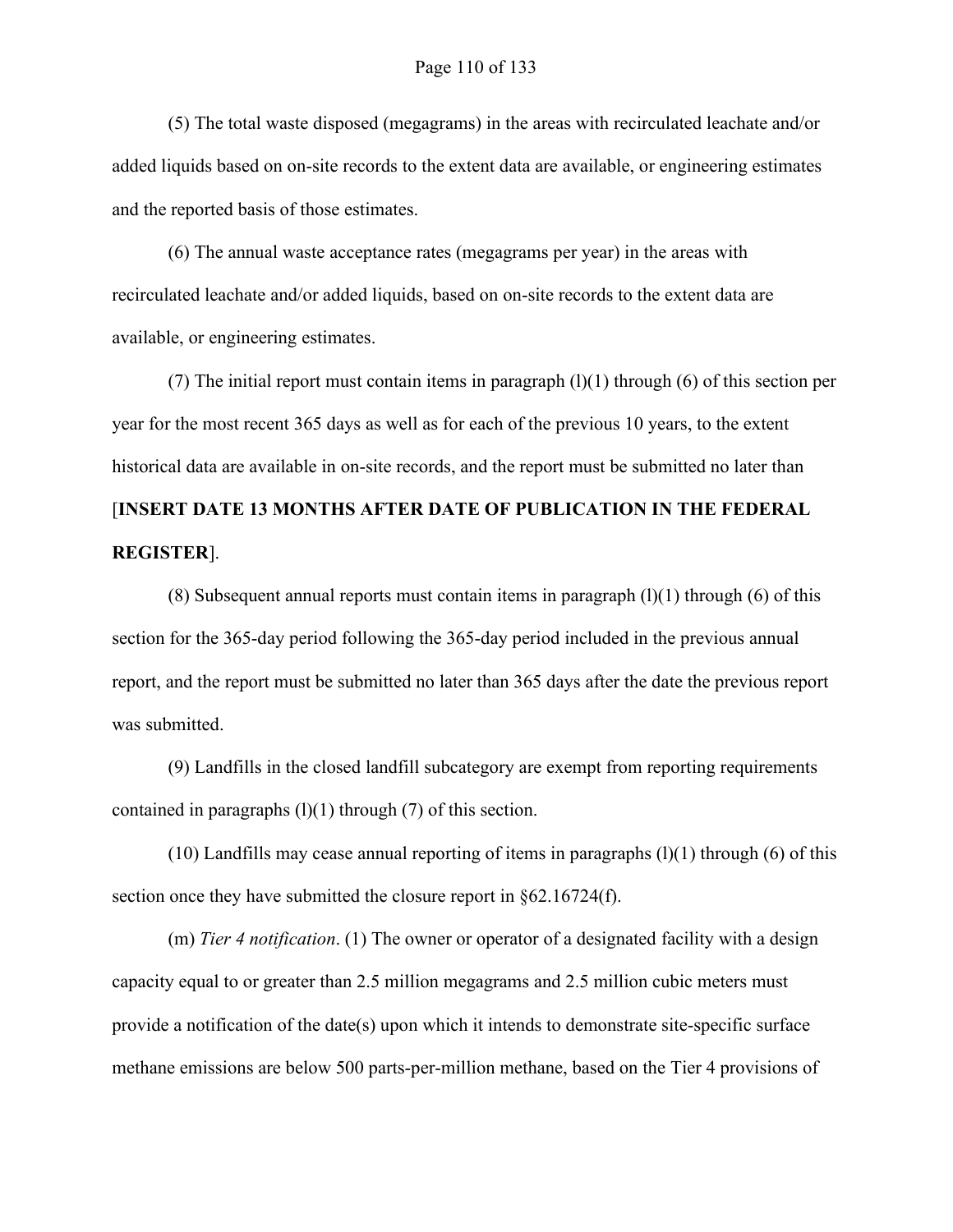(5) The total waste disposed (megagrams) in the areas with recirculated leachate and/or added liquids based on on-site records to the extent data are available, or engineering estimates and the reported basis of those estimates.

(6) The annual waste acceptance rates (megagrams per year) in the areas with recirculated leachate and/or added liquids, based on on-site records to the extent data are available, or engineering estimates.

(7) The initial report must contain items in paragraph (l)(1) through (6) of this section per year for the most recent 365 days as well as for each of the previous 10 years, to the extent historical data are available in on-site records, and the report must be submitted no later than [**INSERT DATE 13 MONTHS AFTER DATE OF PUBLICATION IN THE FEDERAL REGISTER**].

(8) Subsequent annual reports must contain items in paragraph (l)(1) through (6) of this section for the 365-day period following the 365-day period included in the previous annual report, and the report must be submitted no later than 365 days after the date the previous report was submitted.

(9) Landfills in the closed landfill subcategory are exempt from reporting requirements contained in paragraphs (l)(1) through (7) of this section.

(10) Landfills may cease annual reporting of items in paragraphs (l)(1) through (6) of this section once they have submitted the closure report in §62.16724(f).

(m) *Tier 4 notification*. (1) The owner or operator of a designated facility with a design capacity equal to or greater than 2.5 million megagrams and 2.5 million cubic meters must provide a notification of the date(s) upon which it intends to demonstrate site-specific surface methane emissions are below 500 parts-per-million methane, based on the Tier 4 provisions of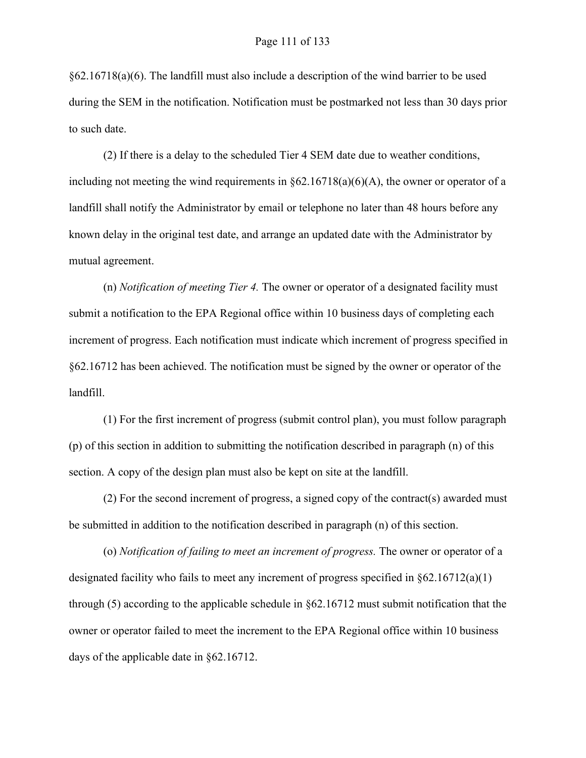§62.16718(a)(6). The landfill must also include a description of the wind barrier to be used during the SEM in the notification. Notification must be postmarked not less than 30 days prior to such date.

(2) If there is a delay to the scheduled Tier 4 SEM date due to weather conditions, including not meeting the wind requirements in §62.16718(a)(6)(A), the owner or operator of a landfill shall notify the Administrator by email or telephone no later than 48 hours before any known delay in the original test date, and arrange an updated date with the Administrator by mutual agreement.

(n) *Notification of meeting Tier 4.* The owner or operator of a designated facility must submit a notification to the EPA Regional office within 10 business days of completing each increment of progress. Each notification must indicate which increment of progress specified in §62.16712 has been achieved. The notification must be signed by the owner or operator of the landfill.

(1) For the first increment of progress (submit control plan), you must follow paragraph (p) of this section in addition to submitting the notification described in paragraph (n) of this section. A copy of the design plan must also be kept on site at the landfill.

(2) For the second increment of progress, a signed copy of the contract(s) awarded must be submitted in addition to the notification described in paragraph (n) of this section.

(o) *Notification of failing to meet an increment of progress.* The owner or operator of a designated facility who fails to meet any increment of progress specified in §62.16712(a)(1) through (5) according to the applicable schedule in §62.16712 must submit notification that the owner or operator failed to meet the increment to the EPA Regional office within 10 business days of the applicable date in §62.16712.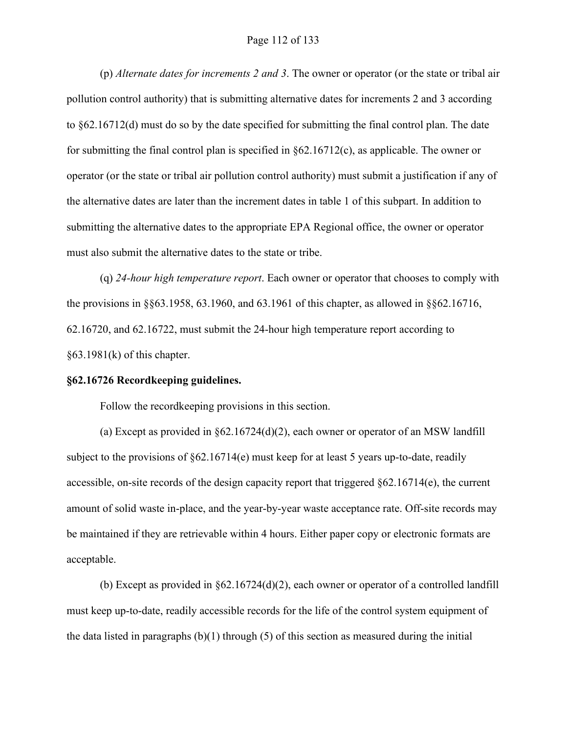(p) *Alternate dates for increments 2 and 3*. The owner or operator (or the state or tribal air pollution control authority) that is submitting alternative dates for increments 2 and 3 according to §62.16712(d) must do so by the date specified for submitting the final control plan. The date for submitting the final control plan is specified in §62.16712(c), as applicable. The owner or operator (or the state or tribal air pollution control authority) must submit a justification if any of the alternative dates are later than the increment dates in table 1 of this subpart. In addition to submitting the alternative dates to the appropriate EPA Regional office, the owner or operator must also submit the alternative dates to the state or tribe.

(q) *24-hour high temperature report*. Each owner or operator that chooses to comply with the provisions in §§63.1958, 63.1960, and 63.1961 of this chapter, as allowed in §§62.16716, 62.16720, and 62.16722, must submit the 24-hour high temperature report according to §63.1981(k) of this chapter.

**§62.16726 Recordkeeping guidelines.**

Follow the recordkeeping provisions in this section.

(a) Except as provided in §62.16724(d)(2), each owner or operator of an MSW landfill subject to the provisions of §62.16714(e) must keep for at least 5 years up-to-date, readily accessible, on-site records of the design capacity report that triggered §62.16714(e), the current amount of solid waste in-place, and the year-by-year waste acceptance rate. Off-site records may be maintained if they are retrievable within 4 hours. Either paper copy or electronic formats are acceptable.

(b) Except as provided in §62.16724(d)(2), each owner or operator of a controlled landfill must keep up-to-date, readily accessible records for the life of the control system equipment of the data listed in paragraphs (b)(1) through (5) of this section as measured during the initial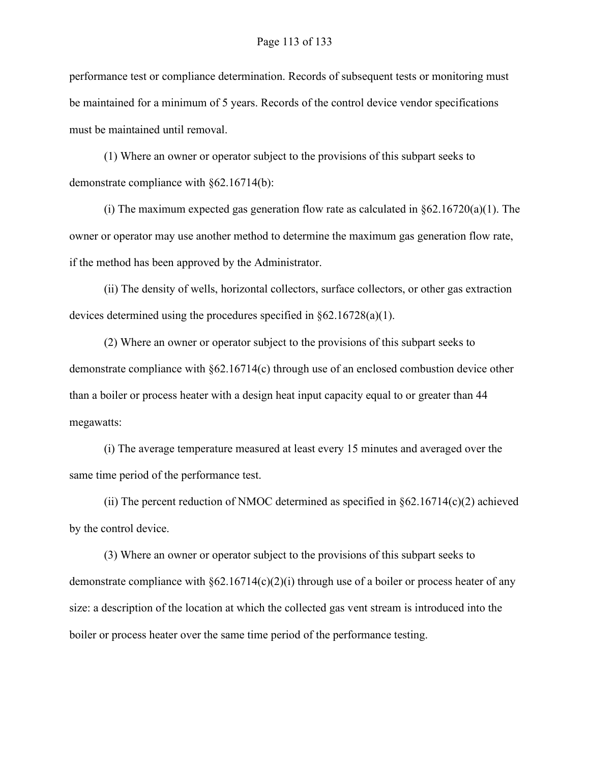performance test or compliance determination. Records of subsequent tests or monitoring must be maintained for a minimum of 5 years. Records of the control device vendor specifications must be maintained until removal.

(1) Where an owner or operator subject to the provisions of this subpart seeks to demonstrate compliance with §62.16714(b):

(i) The maximum expected gas generation flow rate as calculated in §62.16720(a)(1). The owner or operator may use another method to determine the maximum gas generation flow rate, if the method has been approved by the Administrator.

(ii) The density of wells, horizontal collectors, surface collectors, or other gas extraction devices determined using the procedures specified in §62.16728(a)(1).

(2) Where an owner or operator subject to the provisions of this subpart seeks to demonstrate compliance with §62.16714(c) through use of an enclosed combustion device other than a boiler or process heater with a design heat input capacity equal to or greater than 44 megawatts:

(i) The average temperature measured at least every 15 minutes and averaged over the same time period of the performance test.

(ii) The percent reduction of NMOC determined as specified in §62.16714(c)(2) achieved by the control device.

(3) Where an owner or operator subject to the provisions of this subpart seeks to demonstrate compliance with §62.16714(c)(2)(i) through use of a boiler or process heater of any size: a description of the location at which the collected gas vent stream is introduced into the boiler or process heater over the same time period of the performance testing.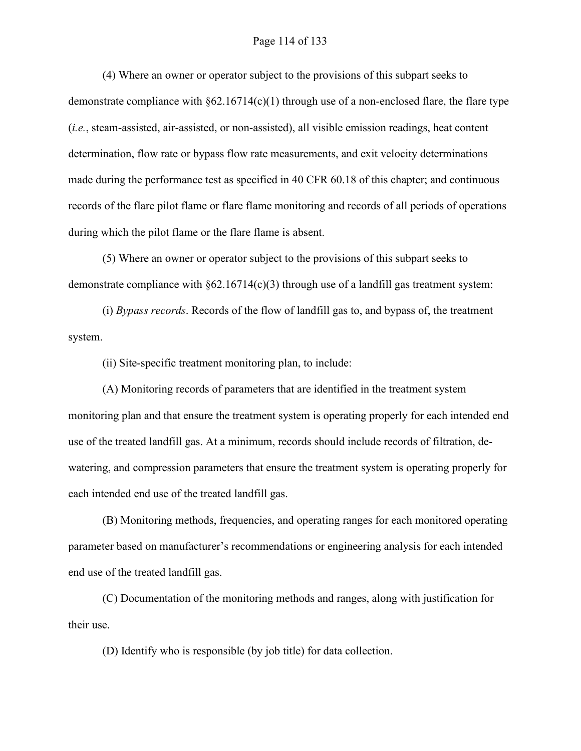(4) Where an owner or operator subject to the provisions of this subpart seeks to demonstrate compliance with §62.16714(c)(1) through use of a non-enclosed flare, the flare type (*i.e.*, steam-assisted, air-assisted, or non-assisted), all visible emission readings, heat content determination, flow rate or bypass flow rate measurements, and exit velocity determinations made during the performance test as specified in 40 CFR 60.18 of this chapter; and continuous records of the flare pilot flame or flare flame monitoring and records of all periods of operations during which the pilot flame or the flare flame is absent.

(5) Where an owner or operator subject to the provisions of this subpart seeks to demonstrate compliance with §62.16714(c)(3) through use of a landfill gas treatment system:

(i) *Bypass records*. Records of the flow of landfill gas to, and bypass of, the treatment system.

(ii) Site-specific treatment monitoring plan, to include:

(A) Monitoring records of parameters that are identified in the treatment system monitoring plan and that ensure the treatment system is operating properly for each intended end use of the treated landfill gas. At a minimum, records should include records of filtration, de-watering, and compression parameters that ensure the treatment system is operating properly for each intended end use of the treated landfill gas.

(B) Monitoring methods, frequencies, and operating ranges for each monitored operating parameter based on manufacturer's recommendations or engineering analysis for each intended end use of the treated landfill gas.

(C) Documentation of the monitoring methods and ranges, along with justification for their use.

(D) Identify who is responsible (by job title) for data collection.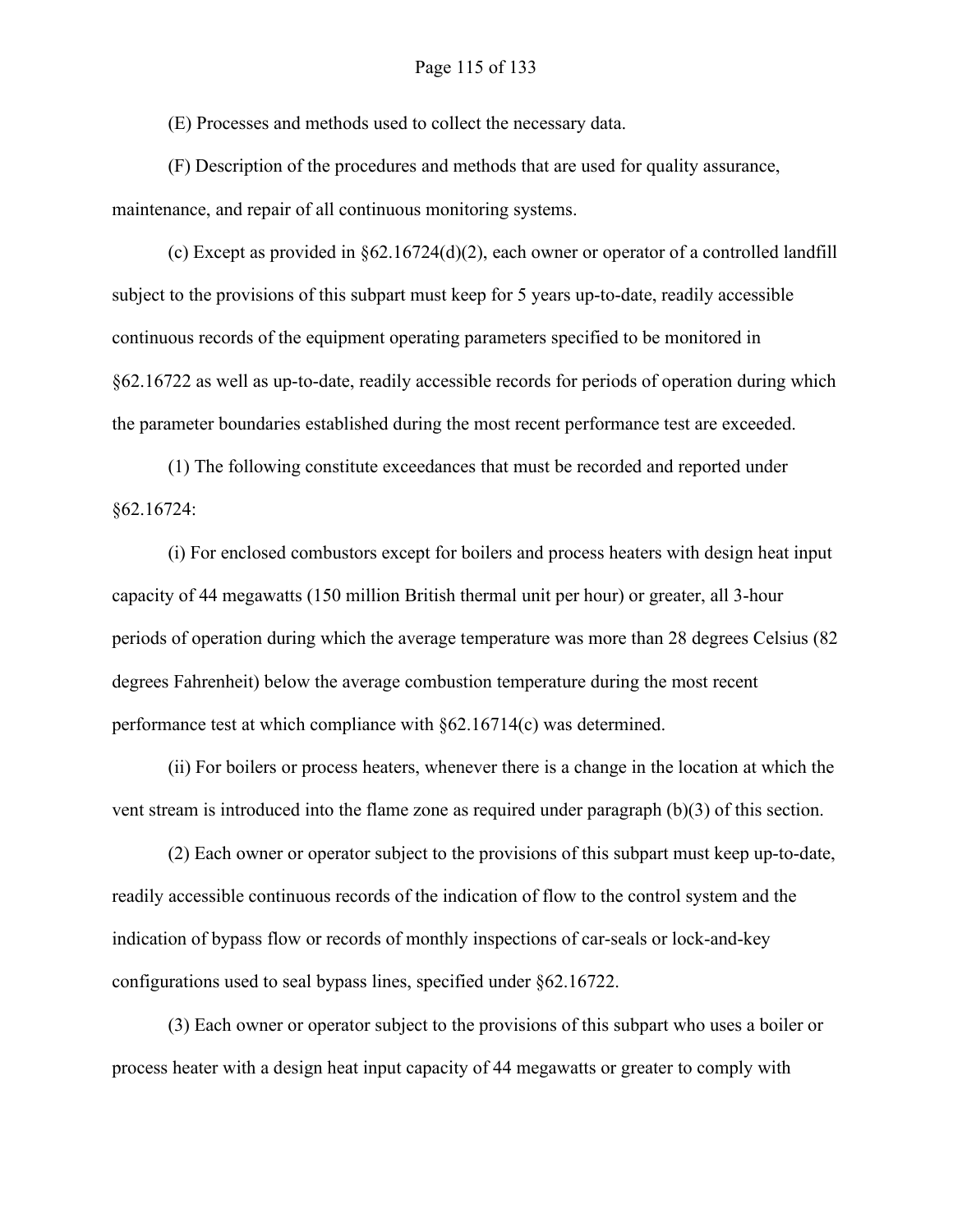(E) Processes and methods used to collect the necessary data.

(F) Description of the procedures and methods that are used for quality assurance, maintenance, and repair of all continuous monitoring systems.

(c) Except as provided in §62.16724(d)(2), each owner or operator of a controlled landfill subject to the provisions of this subpart must keep for 5 years up-to-date, readily accessible continuous records of the equipment operating parameters specified to be monitored in §62.16722 as well as up-to-date, readily accessible records for periods of operation during which the parameter boundaries established during the most recent performance test are exceeded.

(1) The following constitute exceedances that must be recorded and reported under §62.16724:

(i) For enclosed combustors except for boilers and process heaters with design heat input capacity of 44 megawatts (150 million British thermal unit per hour) or greater, all 3-hour periods of operation during which the average temperature was more than 28 degrees Celsius (82 degrees Fahrenheit) below the average combustion temperature during the most recent performance test at which compliance with §62.16714(c) was determined.

(ii) For boilers or process heaters, whenever there is a change in the location at which the vent stream is introduced into the flame zone as required under paragraph (b)(3) of this section.

(2) Each owner or operator subject to the provisions of this subpart must keep up-to-date, readily accessible continuous records of the indication of flow to the control system and the indication of bypass flow or records of monthly inspections of car-seals or lock-and-key configurations used to seal bypass lines, specified under §62.16722.

(3) Each owner or operator subject to the provisions of this subpart who uses a boiler or process heater with a design heat input capacity of 44 megawatts or greater to comply with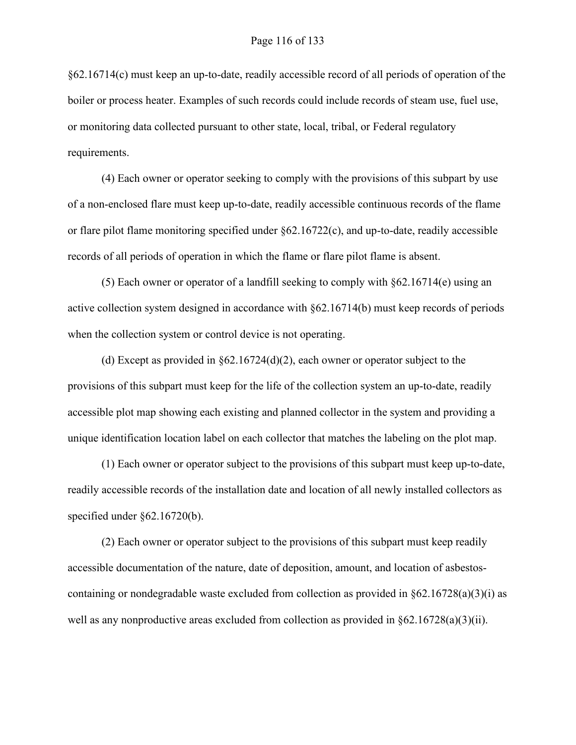§62.16714(c) must keep an up-to-date, readily accessible record of all periods of operation of the boiler or process heater. Examples of such records could include records of steam use, fuel use, or monitoring data collected pursuant to other state, local, tribal, or Federal regulatory requirements.

(4) Each owner or operator seeking to comply with the provisions of this subpart by use of a non-enclosed flare must keep up-to-date, readily accessible continuous records of the flame or flare pilot flame monitoring specified under §62.16722(c), and up-to-date, readily accessible records of all periods of operation in which the flame or flare pilot flame is absent.

(5) Each owner or operator of a landfill seeking to comply with §62.16714(e) using an active collection system designed in accordance with §62.16714(b) must keep records of periods when the collection system or control device is not operating.

(d) Except as provided in §62.16724(d)(2), each owner or operator subject to the provisions of this subpart must keep for the life of the collection system an up-to-date, readily accessible plot map showing each existing and planned collector in the system and providing a unique identification location label on each collector that matches the labeling on the plot map.

(1) Each owner or operator subject to the provisions of this subpart must keep up-to-date, readily accessible records of the installation date and location of all newly installed collectors as specified under §62.16720(b).

(2) Each owner or operator subject to the provisions of this subpart must keep readily accessible documentation of the nature, date of deposition, amount, and location of asbestos-containing or nondegradable waste excluded from collection as provided in §62.16728(a)(3)(i) as well as any nonproductive areas excluded from collection as provided in §62.16728(a)(3)(ii).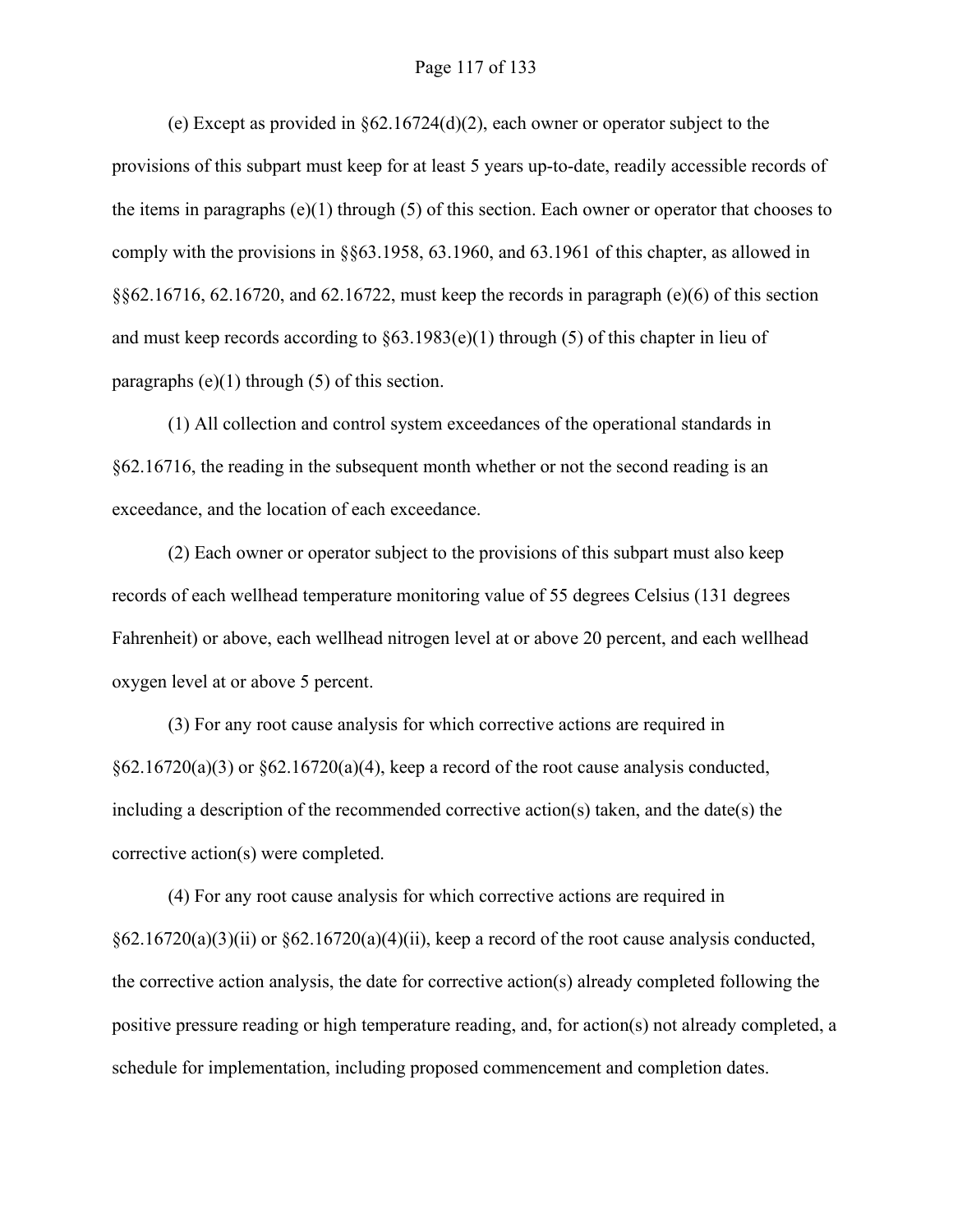(e) Except as provided in §62.16724(d)(2), each owner or operator subject to the provisions of this subpart must keep for at least 5 years up-to-date, readily accessible records of the items in paragraphs (e)(1) through (5) of this section. Each owner or operator that chooses to comply with the provisions in §§63.1958, 63.1960, and 63.1961 of this chapter, as allowed in §§62.16716, 62.16720, and 62.16722, must keep the records in paragraph (e)(6) of this section and must keep records according to §63.1983(e)(1) through (5) of this chapter in lieu of paragraphs (e)(1) through (5) of this section.

(1) All collection and control system exceedances of the operational standards in §62.16716, the reading in the subsequent month whether or not the second reading is an exceedance, and the location of each exceedance.

(2) Each owner or operator subject to the provisions of this subpart must also keep records of each wellhead temperature monitoring value of 55 degrees Celsius (131 degrees Fahrenheit) or above, each wellhead nitrogen level at or above 20 percent, and each wellhead oxygen level at or above 5 percent.

(3) For any root cause analysis for which corrective actions are required in §62.16720(a)(3) or §62.16720(a)(4), keep a record of the root cause analysis conducted, including a description of the recommended corrective action(s) taken, and the date(s) the corrective action(s) were completed.

(4) For any root cause analysis for which corrective actions are required in §62.16720(a)(3)(ii) or §62.16720(a)(4)(ii), keep a record of the root cause analysis conducted, the corrective action analysis, the date for corrective action(s) already completed following the positive pressure reading or high temperature reading, and, for action(s) not already completed, a schedule for implementation, including proposed commencement and completion dates.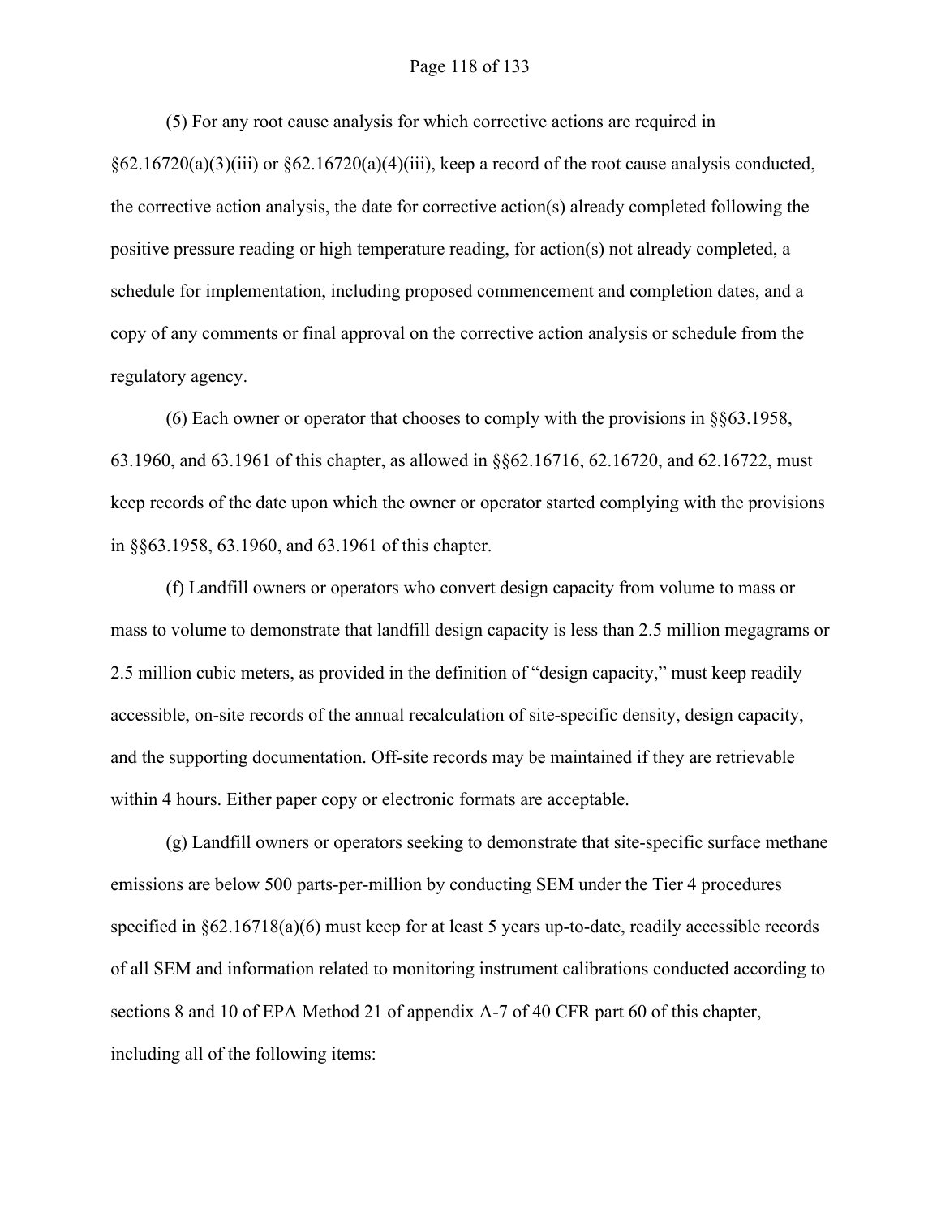(5) For any root cause analysis for which corrective actions are required in §62.16720(a)(3)(iii) or §62.16720(a)(4)(iii), keep a record of the root cause analysis conducted, the corrective action analysis, the date for corrective action(s) already completed following the positive pressure reading or high temperature reading, for action(s) not already completed, a schedule for implementation, including proposed commencement and completion dates, and a copy of any comments or final approval on the corrective action analysis or schedule from the regulatory agency.

(6) Each owner or operator that chooses to comply with the provisions in §§63.1958, 63.1960, and 63.1961 of this chapter, as allowed in §§62.16716, 62.16720, and 62.16722, must keep records of the date upon which the owner or operator started complying with the provisions in §§63.1958, 63.1960, and 63.1961 of this chapter.

(f) Landfill owners or operators who convert design capacity from volume to mass or mass to volume to demonstrate that landfill design capacity is less than 2.5 million megagrams or 2.5 million cubic meters, as provided in the definition of "design capacity," must keep readily accessible, on-site records of the annual recalculation of site-specific density, design capacity, and the supporting documentation. Off-site records may be maintained if they are retrievable within 4 hours. Either paper copy or electronic formats are acceptable.

(g) Landfill owners or operators seeking to demonstrate that site-specific surface methane emissions are below 500 parts-per-million by conducting SEM under the Tier 4 procedures specified in §62.16718(a)(6) must keep for at least 5 years up-to-date, readily accessible records of all SEM and information related to monitoring instrument calibrations conducted according to sections 8 and 10 of EPA Method 21 of appendix A-7 of 40 CFR part 60 of this chapter, including all of the following items: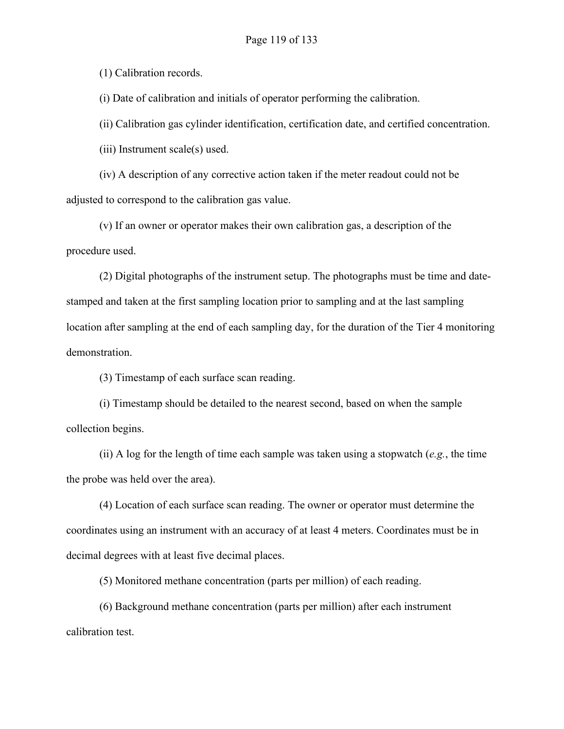(1) Calibration records.

(i) Date of calibration and initials of operator performing the calibration.

(ii) Calibration gas cylinder identification, certification date, and certified concentration.

(iii) Instrument scale(s) used.

(iv) A description of any corrective action taken if the meter readout could not be adjusted to correspond to the calibration gas value.

(v) If an owner or operator makes their own calibration gas, a description of the procedure used.

(2) Digital photographs of the instrument setup. The photographs must be time and date-stamped and taken at the first sampling location prior to sampling and at the last sampling location after sampling at the end of each sampling day, for the duration of the Tier 4 monitoring demonstration.

(3) Timestamp of each surface scan reading.

(i) Timestamp should be detailed to the nearest second, based on when the sample collection begins.

(ii) A log for the length of time each sample was taken using a stopwatch (*e.g.*, the time the probe was held over the area).

(4) Location of each surface scan reading. The owner or operator must determine the coordinates using an instrument with an accuracy of at least 4 meters. Coordinates must be in decimal degrees with at least five decimal places.

(5) Monitored methane concentration (parts per million) of each reading.

(6) Background methane concentration (parts per million) after each instrument calibration test.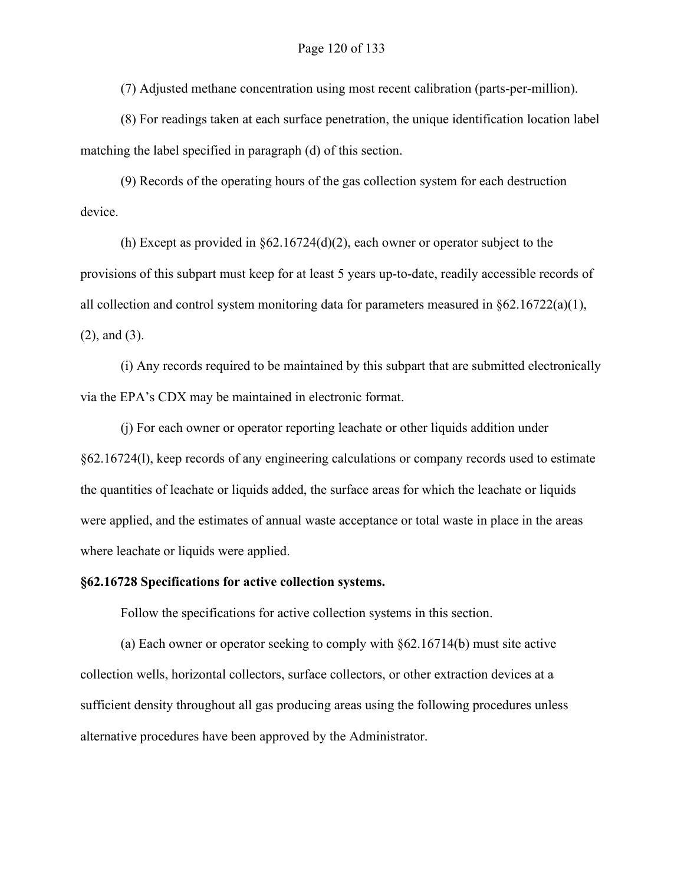(7) Adjusted methane concentration using most recent calibration (parts-per-million).

(8) For readings taken at each surface penetration, the unique identification location label matching the label specified in paragraph (d) of this section.

(9) Records of the operating hours of the gas collection system for each destruction device.

(h) Except as provided in §62.16724(d)(2), each owner or operator subject to the provisions of this subpart must keep for at least 5 years up-to-date, readily accessible records of all collection and control system monitoring data for parameters measured in §62.16722(a)(1), (2), and (3).

(i) Any records required to be maintained by this subpart that are submitted electronically via the EPA's CDX may be maintained in electronic format.

(j) For each owner or operator reporting leachate or other liquids addition under §62.16724(l), keep records of any engineering calculations or company records used to estimate the quantities of leachate or liquids added, the surface areas for which the leachate or liquids were applied, and the estimates of annual waste acceptance or total waste in place in the areas where leachate or liquids were applied.

**§62.16728 Specifications for active collection systems.**

Follow the specifications for active collection systems in this section.

(a) Each owner or operator seeking to comply with §62.16714(b) must site active collection wells, horizontal collectors, surface collectors, or other extraction devices at a sufficient density throughout all gas producing areas using the following procedures unless alternative procedures have been approved by the Administrator.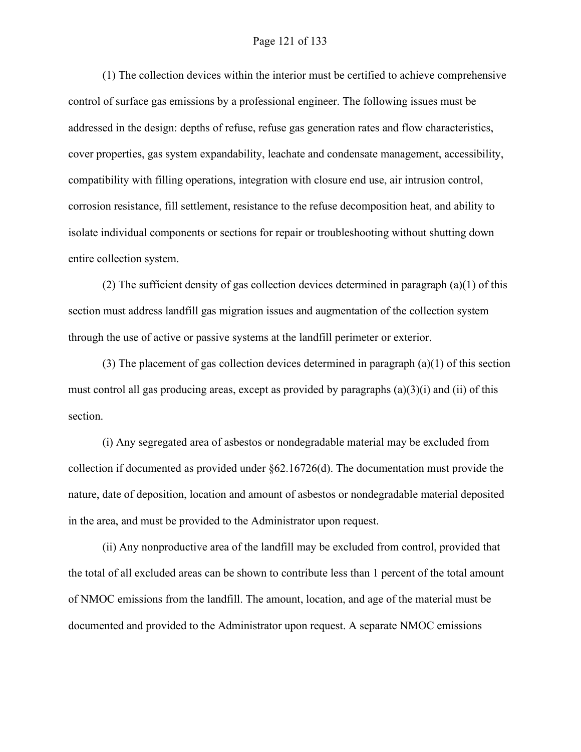(1) The collection devices within the interior must be certified to achieve comprehensive control of surface gas emissions by a professional engineer. The following issues must be addressed in the design: depths of refuse, refuse gas generation rates and flow characteristics, cover properties, gas system expandability, leachate and condensate management, accessibility, compatibility with filling operations, integration with closure end use, air intrusion control, corrosion resistance, fill settlement, resistance to the refuse decomposition heat, and ability to isolate individual components or sections for repair or troubleshooting without shutting down entire collection system.

(2) The sufficient density of gas collection devices determined in paragraph (a)(1) of this section must address landfill gas migration issues and augmentation of the collection system through the use of active or passive systems at the landfill perimeter or exterior.

(3) The placement of gas collection devices determined in paragraph (a)(1) of this section must control all gas producing areas, except as provided by paragraphs (a)(3)(i) and (ii) of this section.

(i) Any segregated area of asbestos or nondegradable material may be excluded from collection if documented as provided under §62.16726(d). The documentation must provide the nature, date of deposition, location and amount of asbestos or nondegradable material deposited in the area, and must be provided to the Administrator upon request.

(ii) Any nonproductive area of the landfill may be excluded from control, provided that the total of all excluded areas can be shown to contribute less than 1 percent of the total amount of NMOC emissions from the landfill. The amount, location, and age of the material must be documented and provided to the Administrator upon request. A separate NMOC emissions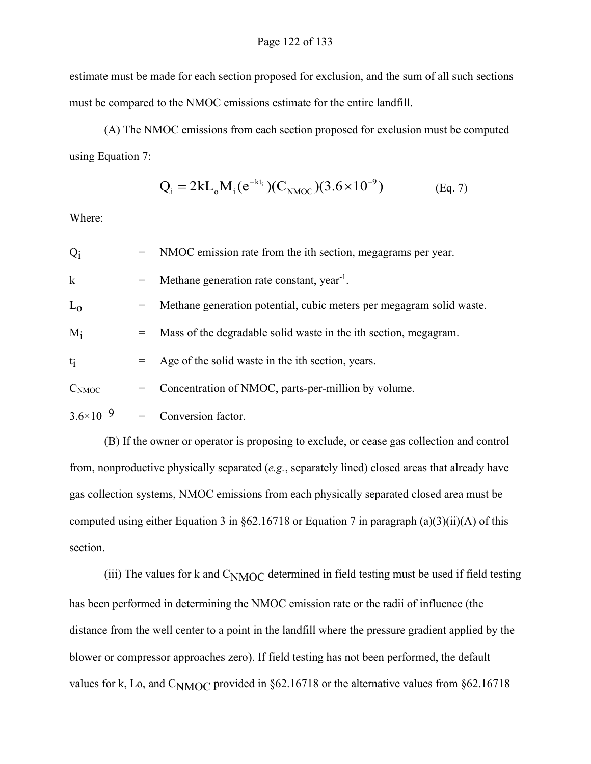estimate must be made for each section proposed for exclusion, and the sum of all such sections must be compared to the NMOC emissions estimate for the entire landfill.

(A) The NMOC emissions from each section proposed for exclusion must be computed using Equation 7:

$$Q_i = 2kL_oM_i(e^{-kt_i})(C_{NMOC})(3.6\times10^{-9}) \qquad \text{(Eq. 7)}$$

Where:

$Q_i$ = NMOC emission rate from the ith section, megagrams per year.

$k$ = Methane generation rate constant, $year^{-1}$.

$L_o$ = Methane generation potential, cubic meters per megagram solid waste.

$M_i$ = Mass of the degradable solid waste in the ith section, megagram.

$t_i$ = Age of the solid waste in the ith section, years.

$C_{NMOC}$ = Concentration of NMOC, parts-per-million by volume.

$3.6\times10^{-9}$ = Conversion factor.

(B) If the owner or operator is proposing to exclude, or cease gas collection and control from, nonproductive physically separated (*e.g.*, separately lined) closed areas that already have gas collection systems, NMOC emissions from each physically separated closed area must be computed using either Equation 3 in §62.16718 or Equation 7 in paragraph (a)(3)(ii)(A) of this section.

(iii) The values for k and $C_{NMOC}$ determined in field testing must be used if field testing has been performed in determining the NMOC emission rate or the radii of influence (the distance from the well center to a point in the landfill where the pressure gradient applied by the blower or compressor approaches zero). If field testing has not been performed, the default values for k, Lo, and $C_{NMOC}$ provided in §62.16718 or the alternative values from §62.16718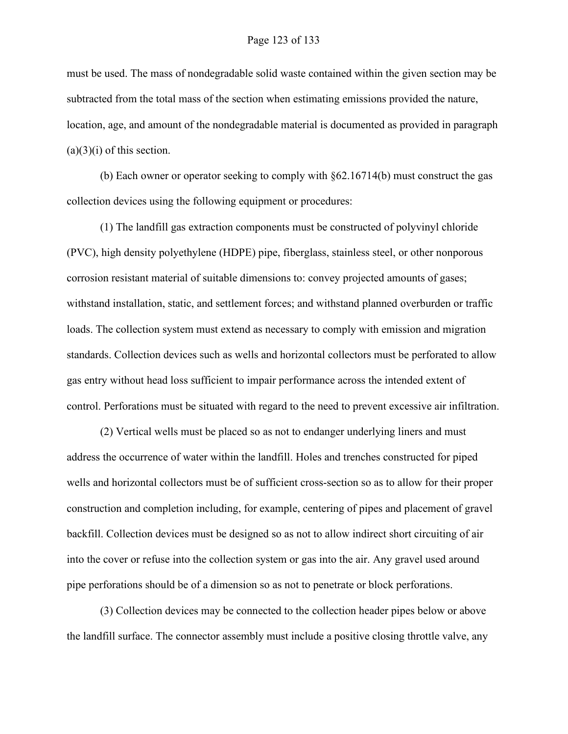must be used. The mass of nondegradable solid waste contained within the given section may be subtracted from the total mass of the section when estimating emissions provided the nature, location, age, and amount of the nondegradable material is documented as provided in paragraph (a)(3)(i) of this section.

(b) Each owner or operator seeking to comply with §62.16714(b) must construct the gas collection devices using the following equipment or procedures:

(1) The landfill gas extraction components must be constructed of polyvinyl chloride (PVC), high density polyethylene (HDPE) pipe, fiberglass, stainless steel, or other nonporous corrosion resistant material of suitable dimensions to: convey projected amounts of gases; withstand installation, static, and settlement forces; and withstand planned overburden or traffic loads. The collection system must extend as necessary to comply with emission and migration standards. Collection devices such as wells and horizontal collectors must be perforated to allow gas entry without head loss sufficient to impair performance across the intended extent of control. Perforations must be situated with regard to the need to prevent excessive air infiltration.

(2) Vertical wells must be placed so as not to endanger underlying liners and must address the occurrence of water within the landfill. Holes and trenches constructed for piped wells and horizontal collectors must be of sufficient cross-section so as to allow for their proper construction and completion including, for example, centering of pipes and placement of gravel backfill. Collection devices must be designed so as not to allow indirect short circuiting of air into the cover or refuse into the collection system or gas into the air. Any gravel used around pipe perforations should be of a dimension so as not to penetrate or block perforations.

(3) Collection devices may be connected to the collection header pipes below or above the landfill surface. The connector assembly must include a positive closing throttle valve, any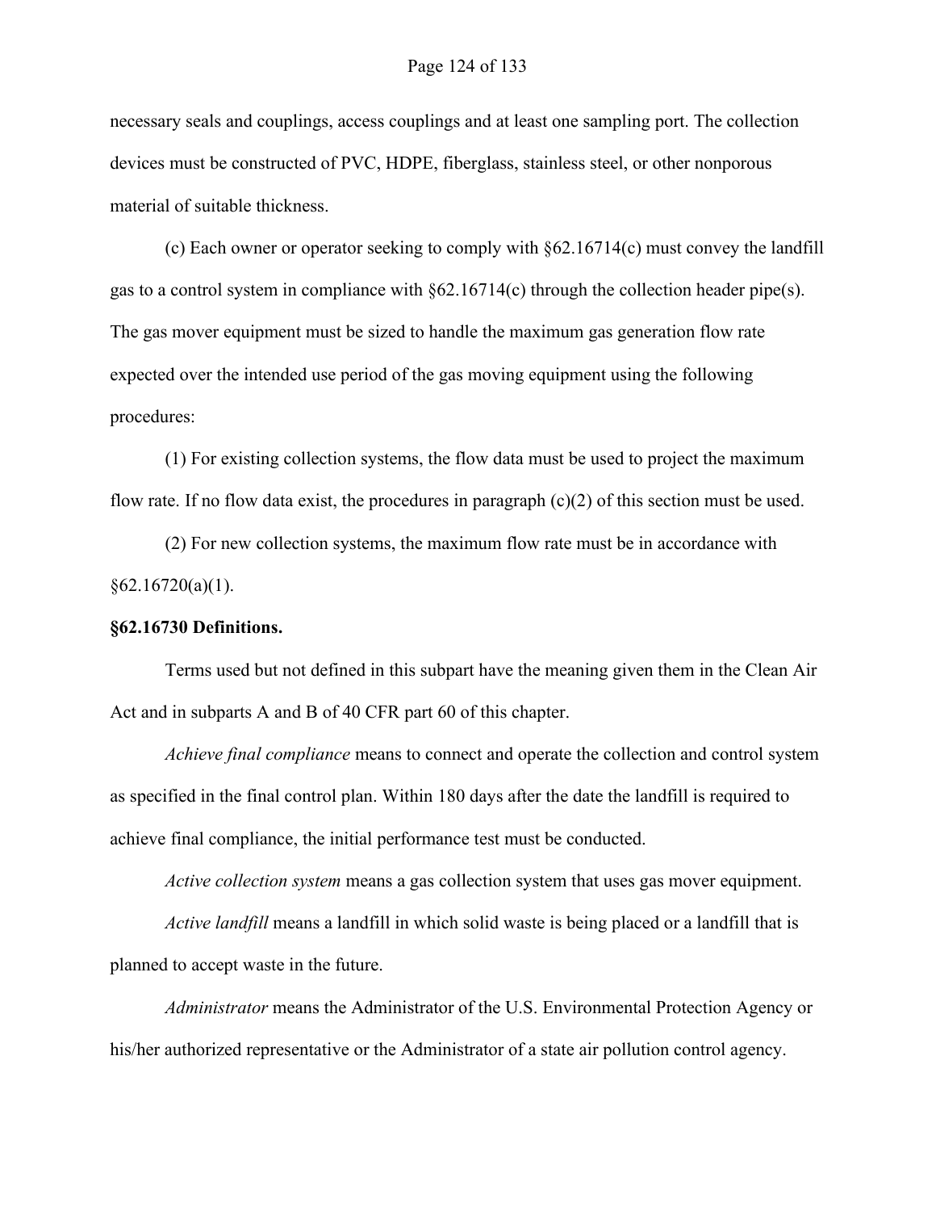necessary seals and couplings, access couplings and at least one sampling port. The collection devices must be constructed of PVC, HDPE, fiberglass, stainless steel, or other nonporous material of suitable thickness.

(c) Each owner or operator seeking to comply with §62.16714(c) must convey the landfill gas to a control system in compliance with §62.16714(c) through the collection header pipe(s). The gas mover equipment must be sized to handle the maximum gas generation flow rate expected over the intended use period of the gas moving equipment using the following procedures:

(1) For existing collection systems, the flow data must be used to project the maximum flow rate. If no flow data exist, the procedures in paragraph (c)(2) of this section must be used.

(2) For new collection systems, the maximum flow rate must be in accordance with §62.16720(a)(1).

**§62.16730 Definitions.**

Terms used but not defined in this subpart have the meaning given them in the Clean Air Act and in subparts A and B of 40 CFR part 60 of this chapter.

*Achieve final compliance* means to connect and operate the collection and control system as specified in the final control plan. Within 180 days after the date the landfill is required to achieve final compliance, the initial performance test must be conducted.

*Active collection system* means a gas collection system that uses gas mover equipment.

*Active landfill* means a landfill in which solid waste is being placed or a landfill that is planned to accept waste in the future.

*Administrator* means the Administrator of the U.S. Environmental Protection Agency or his/her authorized representative or the Administrator of a state air pollution control agency.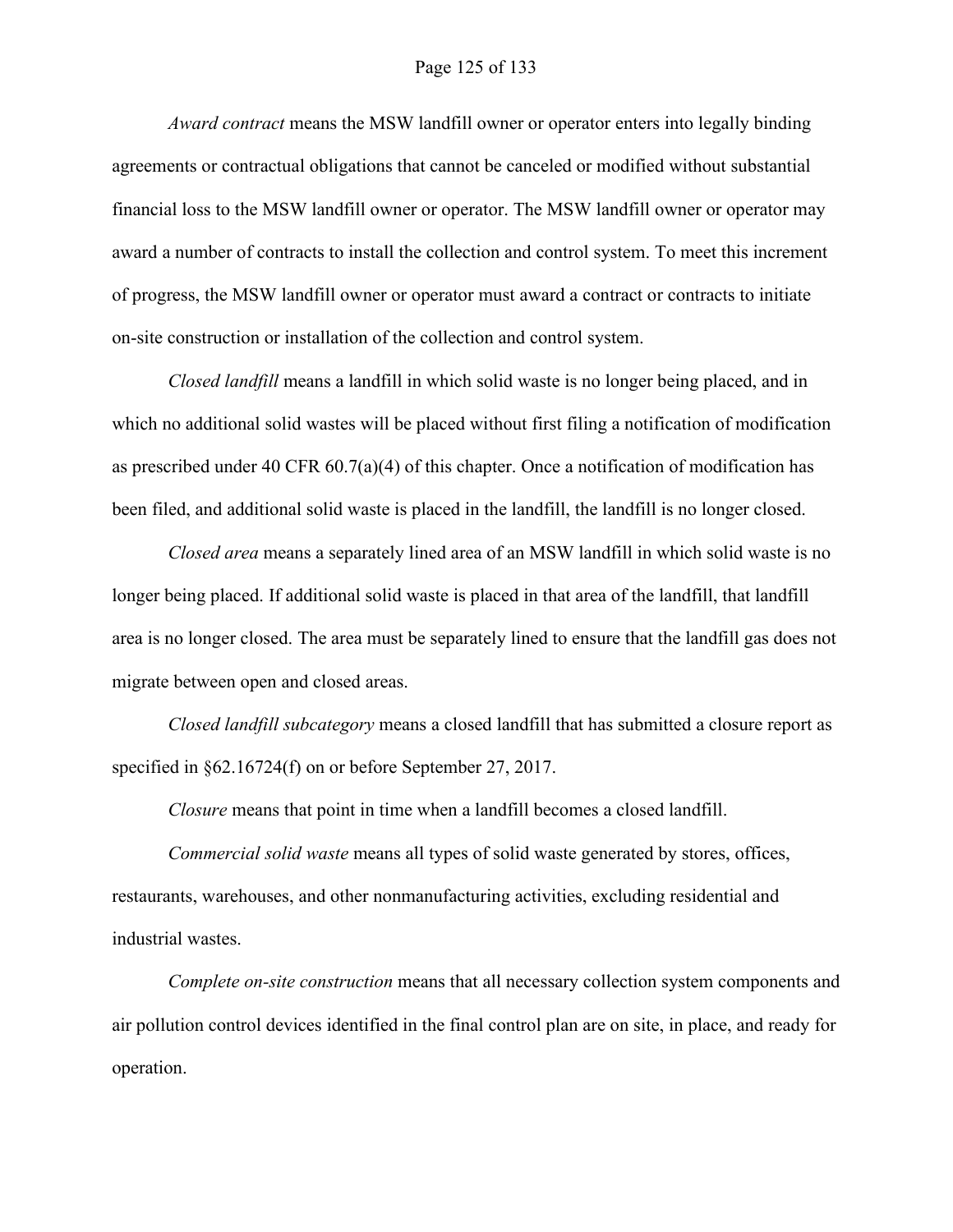*Award contract* means the MSW landfill owner or operator enters into legally binding agreements or contractual obligations that cannot be canceled or modified without substantial financial loss to the MSW landfill owner or operator. The MSW landfill owner or operator may award a number of contracts to install the collection and control system. To meet this increment of progress, the MSW landfill owner or operator must award a contract or contracts to initiate on-site construction or installation of the collection and control system.

*Closed landfill* means a landfill in which solid waste is no longer being placed, and in which no additional solid wastes will be placed without first filing a notification of modification as prescribed under 40 CFR 60.7(a)(4) of this chapter. Once a notification of modification has been filed, and additional solid waste is placed in the landfill, the landfill is no longer closed.

*Closed area* means a separately lined area of an MSW landfill in which solid waste is no longer being placed. If additional solid waste is placed in that area of the landfill, that landfill area is no longer closed. The area must be separately lined to ensure that the landfill gas does not migrate between open and closed areas.

*Closed landfill subcategory* means a closed landfill that has submitted a closure report as specified in §62.16724(f) on or before September 27, 2017.

*Closure* means that point in time when a landfill becomes a closed landfill.

*Commercial solid waste* means all types of solid waste generated by stores, offices, restaurants, warehouses, and other nonmanufacturing activities, excluding residential and industrial wastes.

*Complete on-site construction* means that all necessary collection system components and air pollution control devices identified in the final control plan are on site, in place, and ready for operation.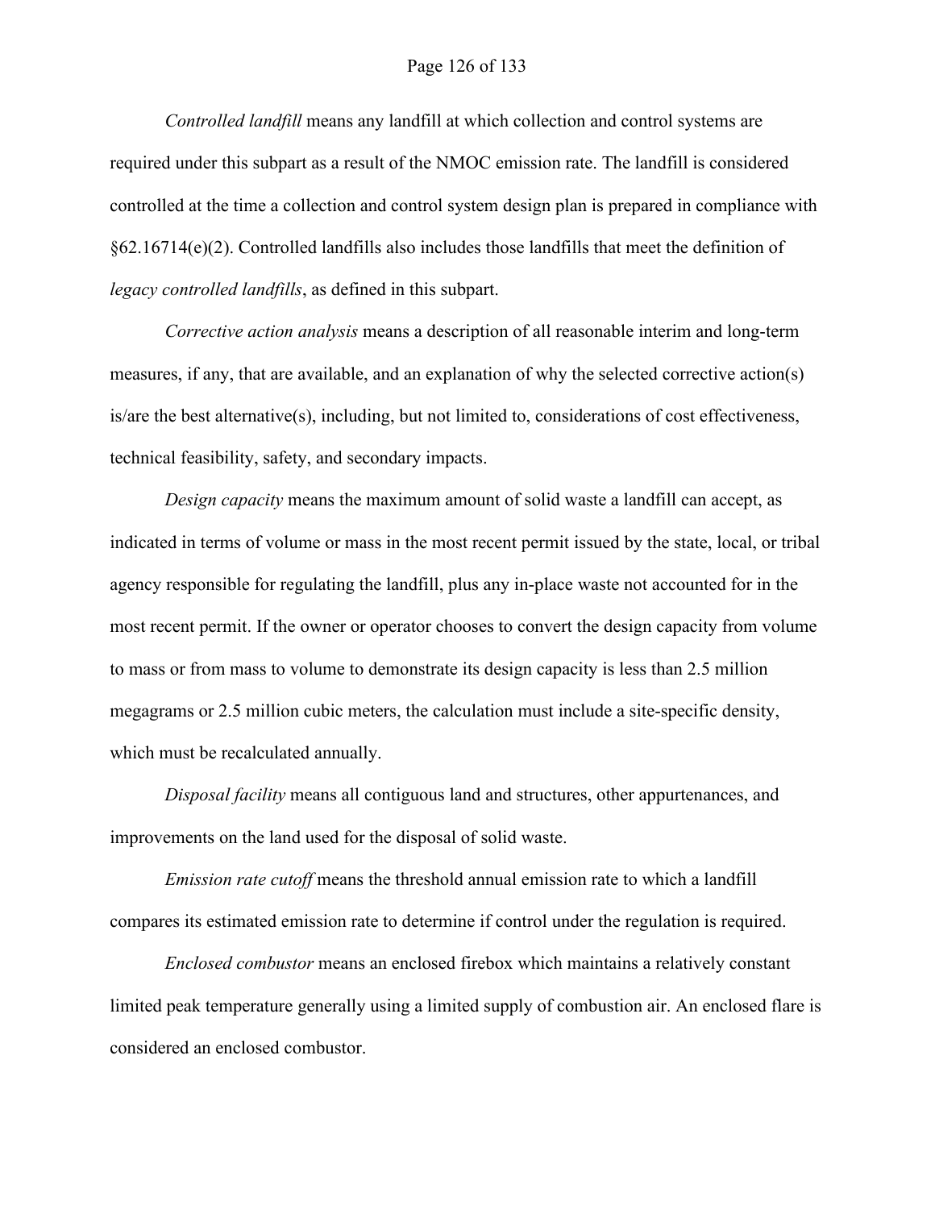*Controlled landfill* means any landfill at which collection and control systems are required under this subpart as a result of the NMOC emission rate. The landfill is considered controlled at the time a collection and control system design plan is prepared in compliance with §62.16714(e)(2). Controlled landfills also includes those landfills that meet the definition of *legacy controlled landfills*, as defined in this subpart.

*Corrective action analysis* means a description of all reasonable interim and long-term measures, if any, that are available, and an explanation of why the selected corrective action(s) is/are the best alternative(s), including, but not limited to, considerations of cost effectiveness, technical feasibility, safety, and secondary impacts.

*Design capacity* means the maximum amount of solid waste a landfill can accept, as indicated in terms of volume or mass in the most recent permit issued by the state, local, or tribal agency responsible for regulating the landfill, plus any in-place waste not accounted for in the most recent permit. If the owner or operator chooses to convert the design capacity from volume to mass or from mass to volume to demonstrate its design capacity is less than 2.5 million megagrams or 2.5 million cubic meters, the calculation must include a site-specific density, which must be recalculated annually.

*Disposal facility* means all contiguous land and structures, other appurtenances, and improvements on the land used for the disposal of solid waste.

*Emission rate cutoff* means the threshold annual emission rate to which a landfill compares its estimated emission rate to determine if control under the regulation is required.

*Enclosed combustor* means an enclosed firebox which maintains a relatively constant limited peak temperature generally using a limited supply of combustion air. An enclosed flare is considered an enclosed combustor.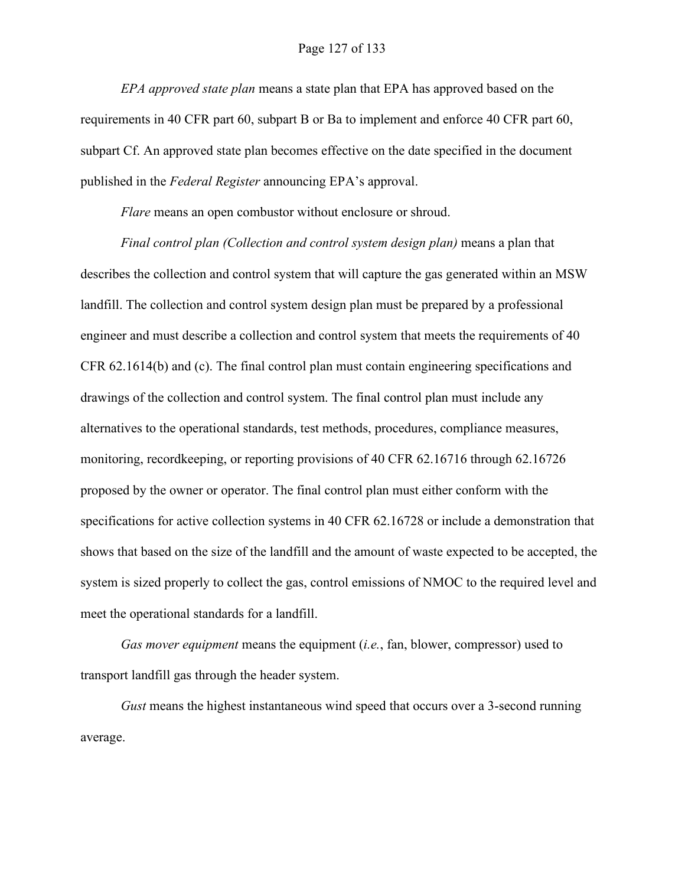*EPA approved state plan* means a state plan that EPA has approved based on the requirements in 40 CFR part 60, subpart B or Ba to implement and enforce 40 CFR part 60, subpart Cf. An approved state plan becomes effective on the date specified in the document published in the *Federal Register* announcing EPA's approval.

*Flare* means an open combustor without enclosure or shroud.

*Final control plan (Collection and control system design plan)* means a plan that describes the collection and control system that will capture the gas generated within an MSW landfill. The collection and control system design plan must be prepared by a professional engineer and must describe a collection and control system that meets the requirements of 40 CFR 62.1614(b) and (c). The final control plan must contain engineering specifications and drawings of the collection and control system. The final control plan must include any alternatives to the operational standards, test methods, procedures, compliance measures, monitoring, recordkeeping, or reporting provisions of 40 CFR 62.16716 through 62.16726 proposed by the owner or operator. The final control plan must either conform with the specifications for active collection systems in 40 CFR 62.16728 or include a demonstration that shows that based on the size of the landfill and the amount of waste expected to be accepted, the system is sized properly to collect the gas, control emissions of NMOC to the required level and meet the operational standards for a landfill.

*Gas mover equipment* means the equipment (*i.e.*, fan, blower, compressor) used to transport landfill gas through the header system.

*Gust* means the highest instantaneous wind speed that occurs over a 3-second running average.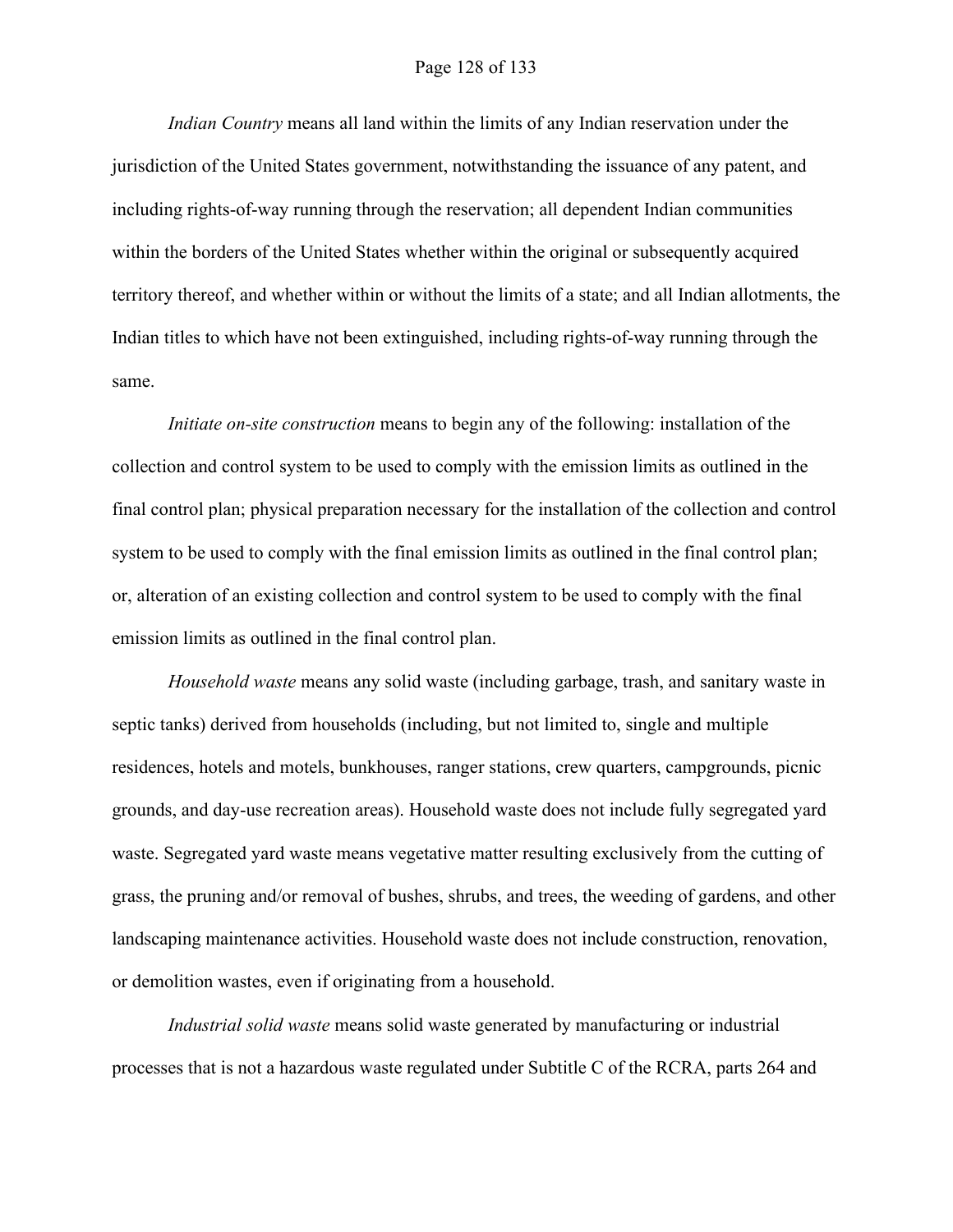*Indian Country* means all land within the limits of any Indian reservation under the jurisdiction of the United States government, notwithstanding the issuance of any patent, and including rights-of-way running through the reservation; all dependent Indian communities within the borders of the United States whether within the original or subsequently acquired territory thereof, and whether within or without the limits of a state; and all Indian allotments, the Indian titles to which have not been extinguished, including rights-of-way running through the same.

*Initiate on-site construction* means to begin any of the following: installation of the collection and control system to be used to comply with the emission limits as outlined in the final control plan; physical preparation necessary for the installation of the collection and control system to be used to comply with the final emission limits as outlined in the final control plan; or, alteration of an existing collection and control system to be used to comply with the final emission limits as outlined in the final control plan.

*Household waste* means any solid waste (including garbage, trash, and sanitary waste in septic tanks) derived from households (including, but not limited to, single and multiple residences, hotels and motels, bunkhouses, ranger stations, crew quarters, campgrounds, picnic grounds, and day-use recreation areas). Household waste does not include fully segregated yard waste. Segregated yard waste means vegetative matter resulting exclusively from the cutting of grass, the pruning and/or removal of bushes, shrubs, and trees, the weeding of gardens, and other landscaping maintenance activities. Household waste does not include construction, renovation, or demolition wastes, even if originating from a household.

*Industrial solid waste* means solid waste generated by manufacturing or industrial processes that is not a hazardous waste regulated under Subtitle C of the RCRA, parts 264 and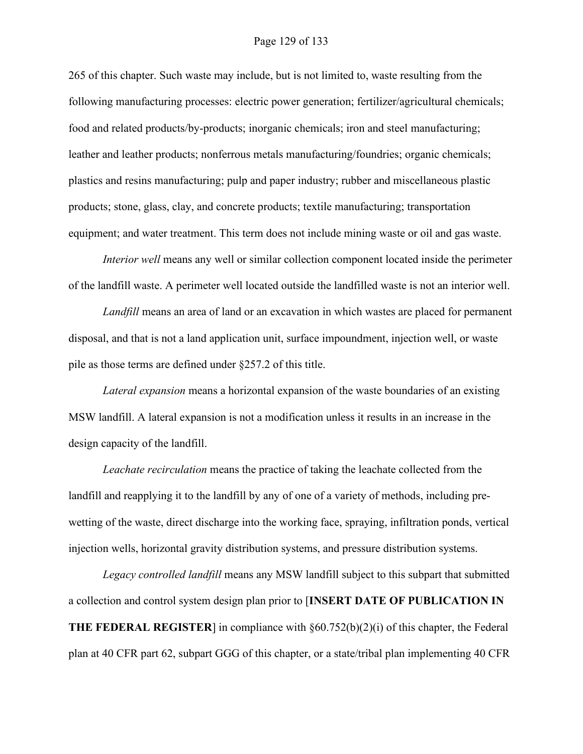265 of this chapter. Such waste may include, but is not limited to, waste resulting from the following manufacturing processes: electric power generation; fertilizer/agricultural chemicals; food and related products/by-products; inorganic chemicals; iron and steel manufacturing; leather and leather products; nonferrous metals manufacturing/foundries; organic chemicals; plastics and resins manufacturing; pulp and paper industry; rubber and miscellaneous plastic products; stone, glass, clay, and concrete products; textile manufacturing; transportation equipment; and water treatment. This term does not include mining waste or oil and gas waste.

*Interior well* means any well or similar collection component located inside the perimeter of the landfill waste. A perimeter well located outside the landfilled waste is not an interior well.

*Landfill* means an area of land or an excavation in which wastes are placed for permanent disposal, and that is not a land application unit, surface impoundment, injection well, or waste pile as those terms are defined under §257.2 of this title.

*Lateral expansion* means a horizontal expansion of the waste boundaries of an existing MSW landfill. A lateral expansion is not a modification unless it results in an increase in the design capacity of the landfill.

*Leachate recirculation* means the practice of taking the leachate collected from the landfill and reapplying it to the landfill by any of one of a variety of methods, including pre-wetting of the waste, direct discharge into the working face, spraying, infiltration ponds, vertical injection wells, horizontal gravity distribution systems, and pressure distribution systems.

*Legacy controlled landfill* means any MSW landfill subject to this subpart that submitted a collection and control system design plan prior to [**INSERT DATE OF PUBLICATION IN THE FEDERAL REGISTER**] in compliance with §60.752(b)(2)(i) of this chapter, the Federal plan at 40 CFR part 62, subpart GGG of this chapter, or a state/tribal plan implementing 40 CFR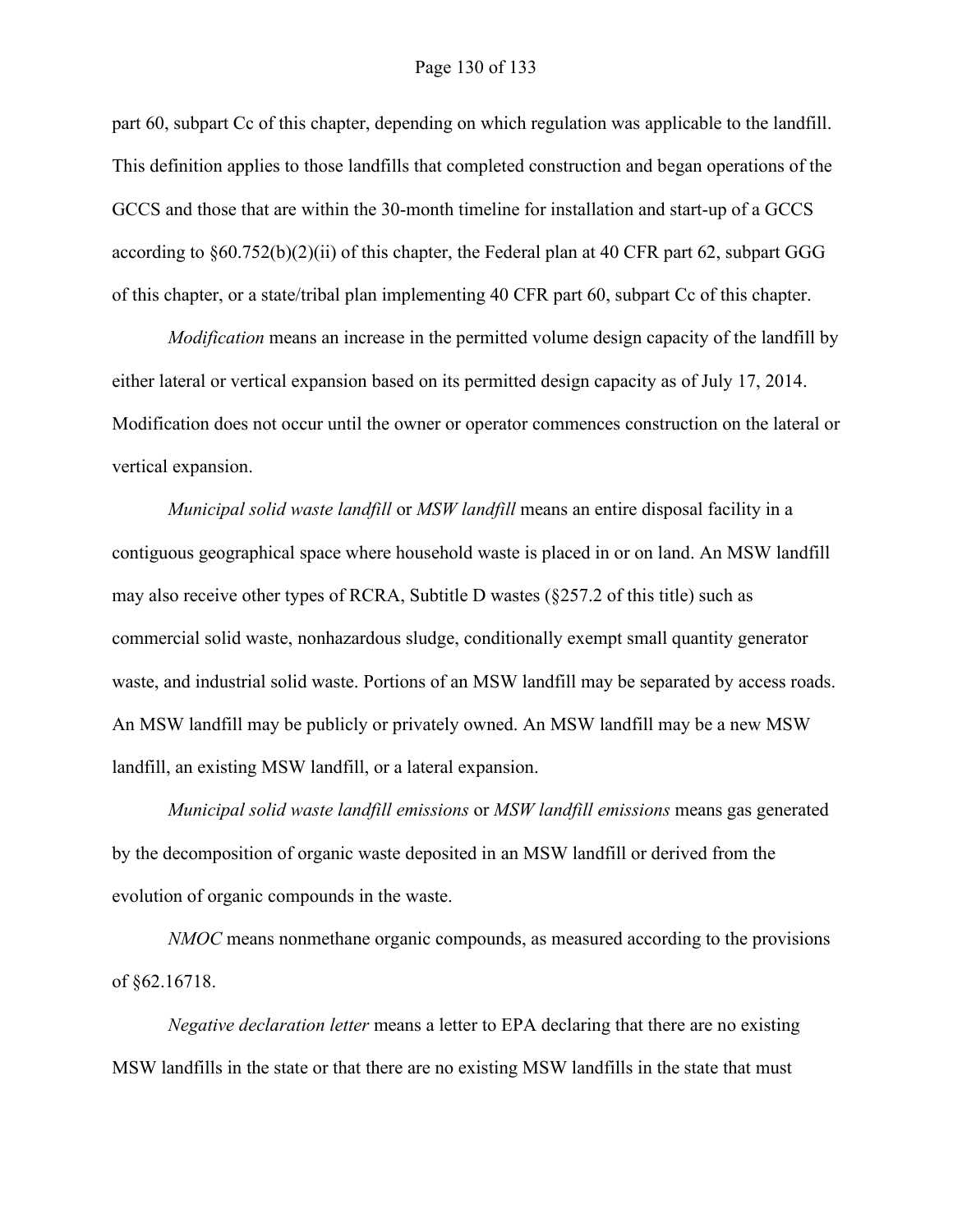part 60, subpart Cc of this chapter, depending on which regulation was applicable to the landfill. This definition applies to those landfills that completed construction and began operations of the GCCS and those that are within the 30-month timeline for installation and start-up of a GCCS according to §60.752(b)(2)(ii) of this chapter, the Federal plan at 40 CFR part 62, subpart GGG of this chapter, or a state/tribal plan implementing 40 CFR part 60, subpart Cc of this chapter.

*Modification* means an increase in the permitted volume design capacity of the landfill by either lateral or vertical expansion based on its permitted design capacity as of July 17, 2014. Modification does not occur until the owner or operator commences construction on the lateral or vertical expansion.

*Municipal solid waste landfill* or *MSW landfill* means an entire disposal facility in a contiguous geographical space where household waste is placed in or on land. An MSW landfill may also receive other types of RCRA, Subtitle D wastes (§257.2 of this title) such as commercial solid waste, nonhazardous sludge, conditionally exempt small quantity generator waste, and industrial solid waste. Portions of an MSW landfill may be separated by access roads. An MSW landfill may be publicly or privately owned. An MSW landfill may be a new MSW landfill, an existing MSW landfill, or a lateral expansion.

*Municipal solid waste landfill emissions* or *MSW landfill emissions* means gas generated by the decomposition of organic waste deposited in an MSW landfill or derived from the evolution of organic compounds in the waste.

*NMOC* means nonmethane organic compounds, as measured according to the provisions of §62.16718.

*Negative declaration letter* means a letter to EPA declaring that there are no existing MSW landfills in the state or that there are no existing MSW landfills in the state that must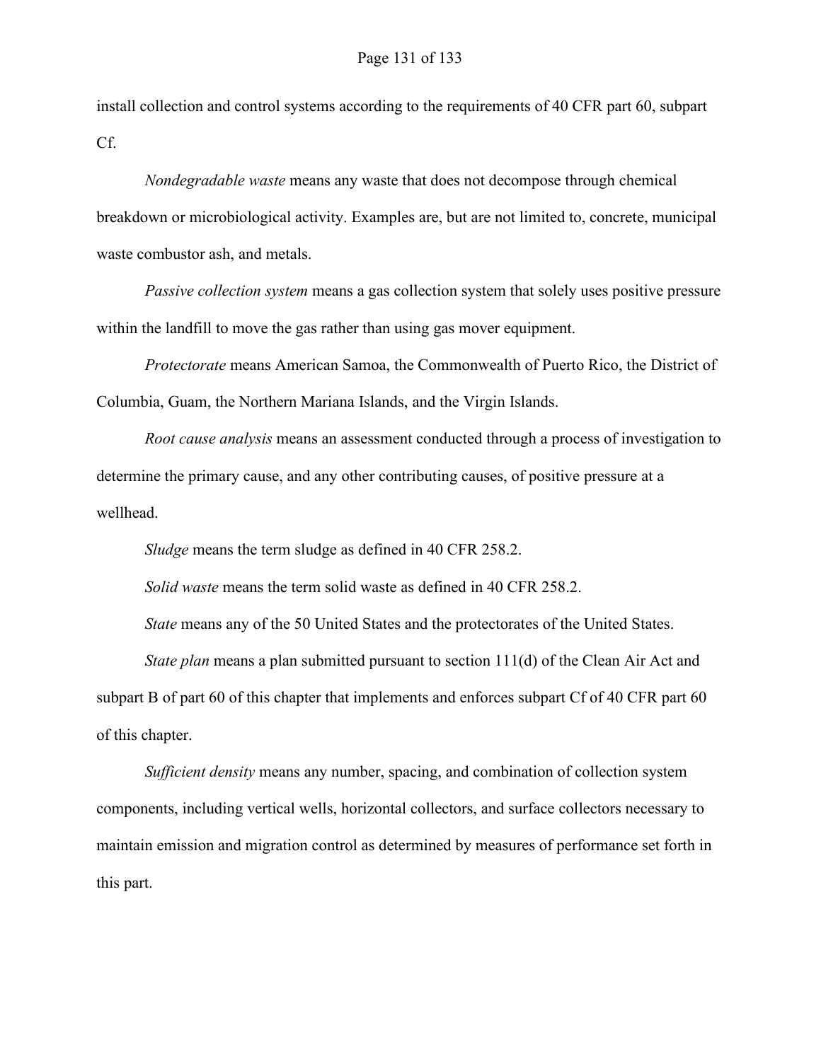install collection and control systems according to the requirements of 40 CFR part 60, subpart Cf.

*Nondegradable waste* means any waste that does not decompose through chemical breakdown or microbiological activity. Examples are, but are not limited to, concrete, municipal waste combustor ash, and metals.

*Passive collection system* means a gas collection system that solely uses positive pressure within the landfill to move the gas rather than using gas mover equipment.

*Protectorate* means American Samoa, the Commonwealth of Puerto Rico, the District of Columbia, Guam, the Northern Mariana Islands, and the Virgin Islands.

*Root cause analysis* means an assessment conducted through a process of investigation to determine the primary cause, and any other contributing causes, of positive pressure at a wellhead.

*Sludge* means the term sludge as defined in 40 CFR 258.2.

*Solid waste* means the term solid waste as defined in 40 CFR 258.2.

*State* means any of the 50 United States and the protectorates of the United States.

*State plan* means a plan submitted pursuant to section 111(d) of the Clean Air Act and subpart B of part 60 of this chapter that implements and enforces subpart Cf of 40 CFR part 60 of this chapter.

*Sufficient density* means any number, spacing, and combination of collection system components, including vertical wells, horizontal collectors, and surface collectors necessary to maintain emission and migration control as determined by measures of performance set forth in this part.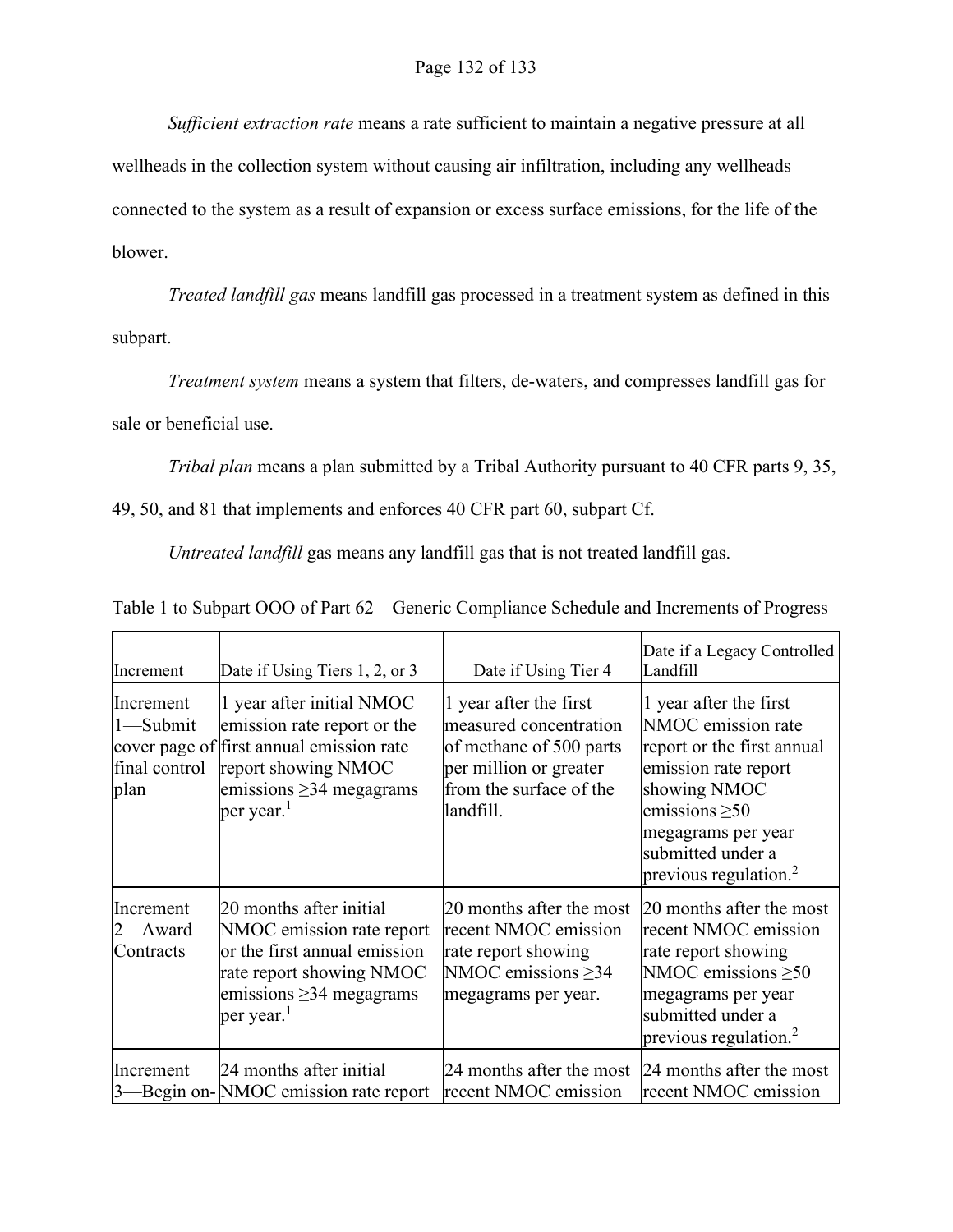*Sufficient extraction rate* means a rate sufficient to maintain a negative pressure at all wellheads in the collection system without causing air infiltration, including any wellheads connected to the system as a result of expansion or excess surface emissions, for the life of the blower.

*Treated landfill gas* means landfill gas processed in a treatment system as defined in this subpart.

*Treatment system* means a system that filters, de-waters, and compresses landfill gas for sale or beneficial use.

*Tribal plan* means a plan submitted by a Tribal Authority pursuant to 40 CFR parts 9, 35, 49, 50, and 81 that implements and enforces 40 CFR part 60, subpart Cf.

*Untreated landfill* gas means any landfill gas that is not treated landfill gas.

Table 1 to Subpart OOO of Part 62—Generic Compliance Schedule and Increments of Progress

| Increment | Date if Using Tiers 1, 2, or 3 | Date if Using Tier 4 | Date if a Legacy Controlled Landfill |
|---|---|---|---|
| Increment 1—Submit cover page of final control plan | 1 year after initial NMOC emission rate report or the first annual emission rate report showing NMOC emissions ≥34 megagrams per year.[1] | 1 year after the first measured concentration of methane of 500 parts per million or greater from the surface of the landfill. | 1 year after the first NMOC emission rate report or the first annual emission rate report showing NMOC emissions ≥50 megagrams per year submitted under a previous regulation.[2] |
| Increment 2—Award Contracts | 20 months after initial NMOC emission rate report or the first annual emission rate report showing NMOC emissions ≥34 megagrams per year.[1] | 20 months after the most recent NMOC emission rate report showing NMOC emissions ≥34 megagrams per year. | 20 months after the most recent NMOC emission rate report showing NMOC emissions ≥50 megagrams per year submitted under a previous regulation.[2] |
| Increment 3—Begin on- | 24 months after initial NMOC emission rate report | 24 months after the most recent NMOC emission | 24 months after the most recent NMOC emission |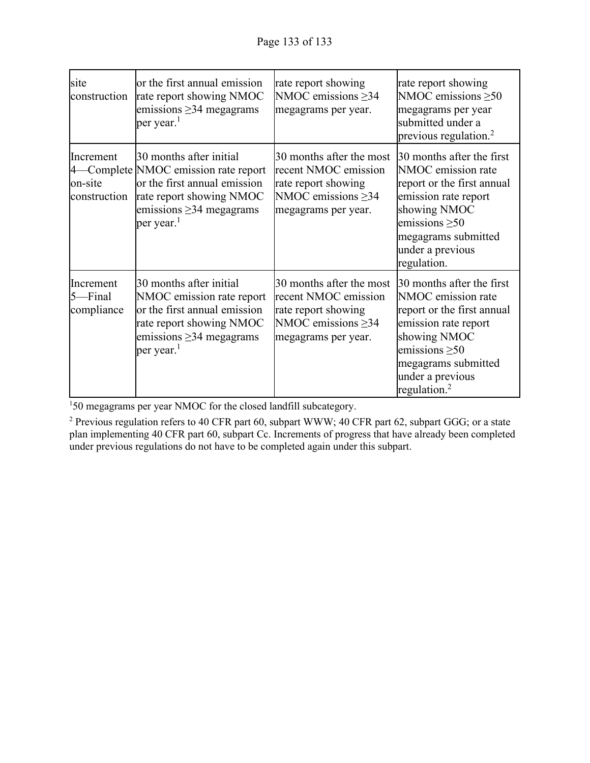| | | | |
|---|---|---|---|
| site construction | or the first annual emission rate report showing NMOC emissions ≥34 megagrams per year.[1] | rate report showing NMOC emissions ≥34 megagrams per year. | rate report showing NMOC emissions ≥50 megagrams per year submitted under a previous regulation.[2] |
| Increment 4—Complete on-site construction | 30 months after initial NMOC emission rate report or the first annual emission rate report showing NMOC emissions ≥34 megagrams per year.[1] | 30 months after the most recent NMOC emission rate report showing NMOC emissions ≥34 megagrams per year. | 30 months after the first NMOC emission rate report or the first annual emission rate report showing NMOC emissions ≥50 megagrams submitted under a previous regulation. |
| Increment 5—Final compliance | 30 months after initial NMOC emission rate report or the first annual emission rate report showing NMOC emissions ≥34 megagrams per year.[1] | 30 months after the most recent NMOC emission rate report showing NMOC emissions ≥34 megagrams per year. | 30 months after the first NMOC emission rate report or the first annual emission rate report showing NMOC emissions ≥50 megagrams submitted under a previous regulation.[2] |

[1] 50 megagrams per year NMOC for the closed landfill subcategory.

[2] Previous regulation refers to 40 CFR part 60, subpart WWW; 40 CFR part 62, subpart GGG; or a state plan implementing 40 CFR part 60, subpart Cc. Increments of progress that have already been completed under previous regulations do not have to be completed again under this subpart.